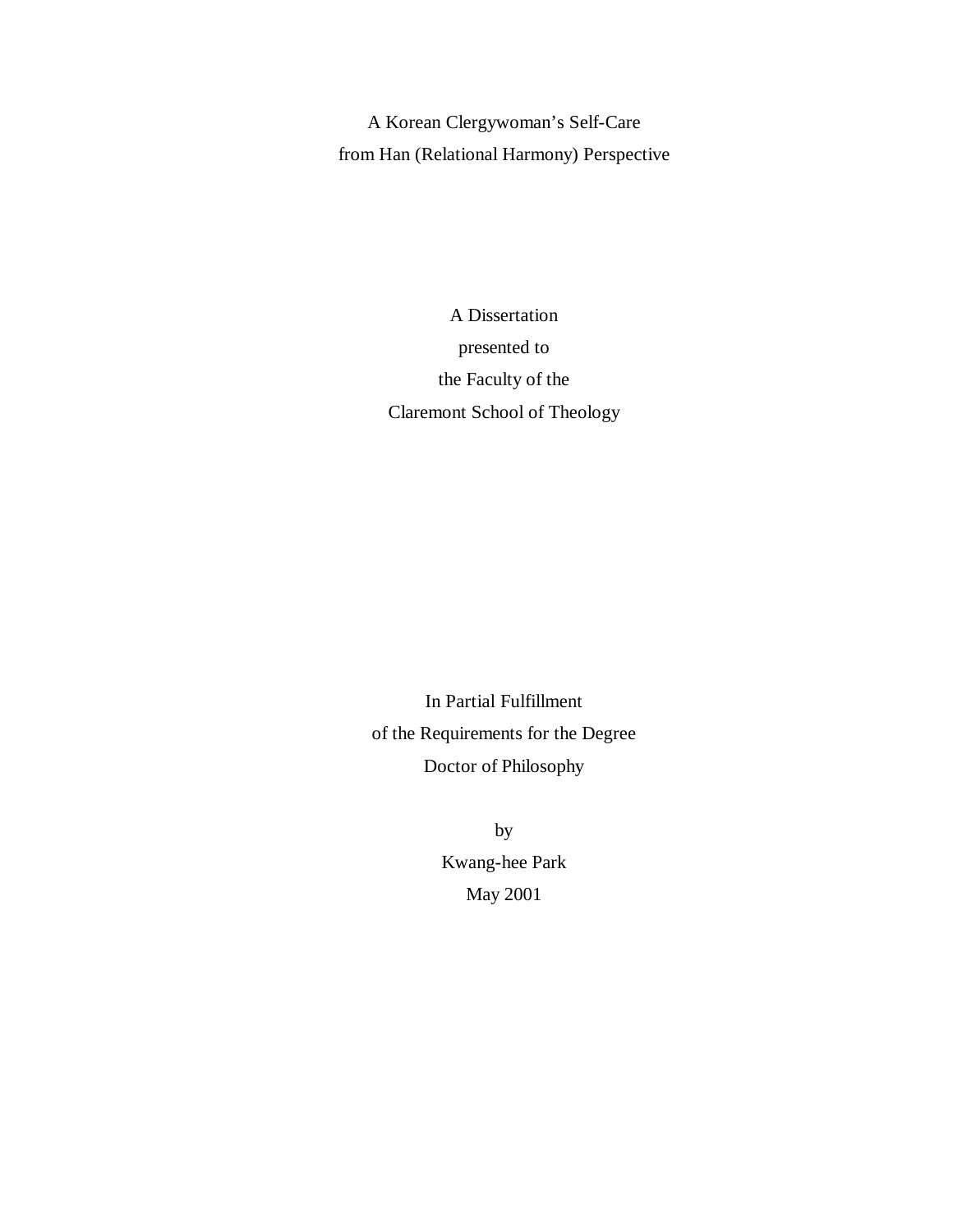# A Korean Clergywoman's Self-Care from Han (Relational Harmony) Perspective

A Dissertation
presented to
the Faculty of the
Claremont School of Theology

In Partial Fulfillment
of the Requirements for the Degree
Doctor of Philosophy

by
Kwang-hee Park
May 2001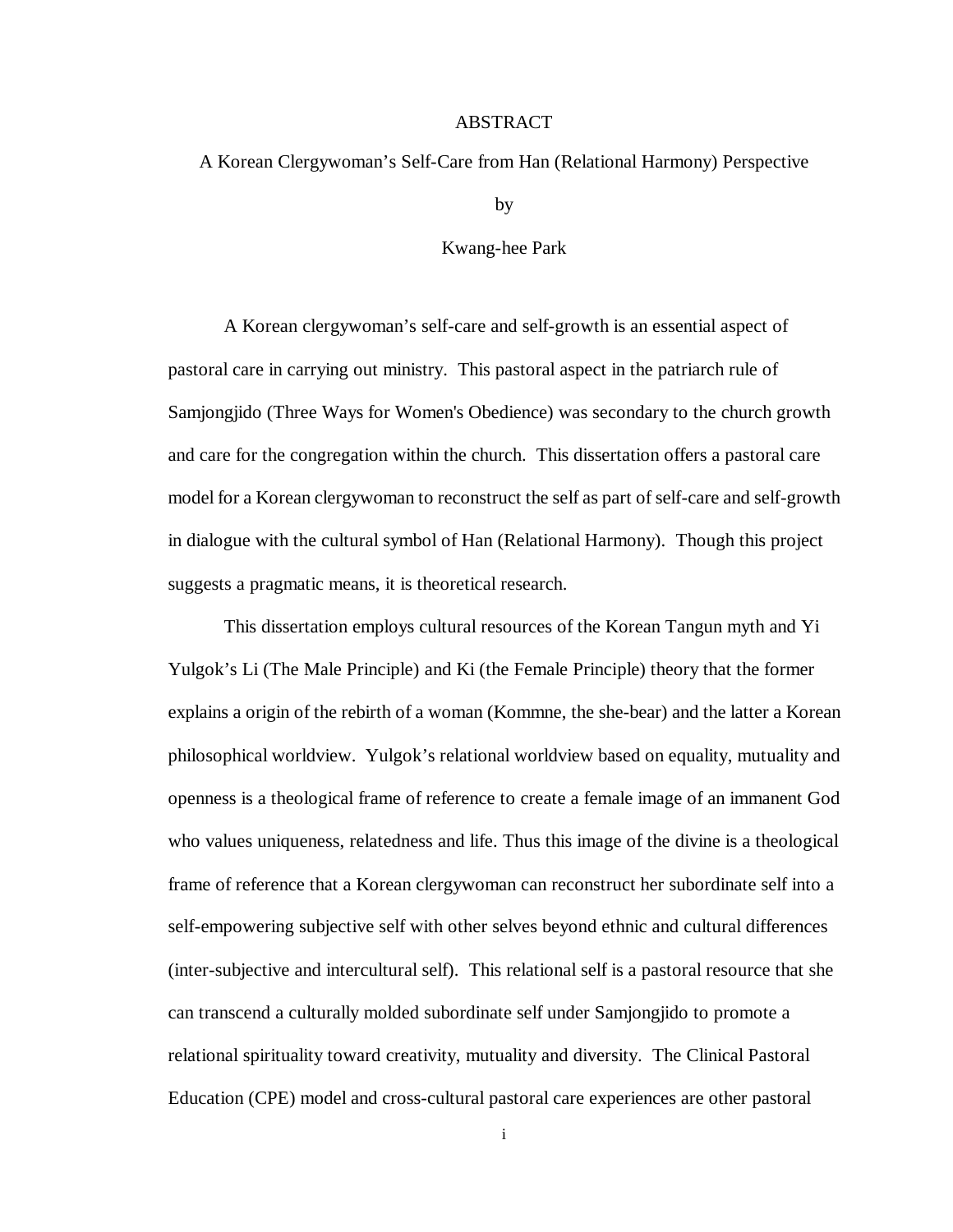# ABSTRACT

A Korean Clergywoman's Self-Care from Han (Relational Harmony) Perspective

by

Kwang-hee Park

A Korean clergywoman's self-care and self-growth is an essential aspect of pastoral care in carrying out ministry. This pastoral aspect in the patriarch rule of Samjongjido (Three Ways for Women's Obedience) was secondary to the church growth and care for the congregation within the church. This dissertation offers a pastoral care model for a Korean clergywoman to reconstruct the self as part of self-care and self-growth in dialogue with the cultural symbol of Han (Relational Harmony). Though this project suggests a pragmatic means, it is theoretical research.

This dissertation employs cultural resources of the Korean Tangun myth and Yi Yulgok's Li (The Male Principle) and Ki (the Female Principle) theory that the former explains a origin of the rebirth of a woman (Kommne, the she-bear) and the latter a Korean philosophical worldview. Yulgok's relational worldview based on equality, mutuality and openness is a theological frame of reference to create a female image of an immanent God who values uniqueness, relatedness and life. Thus this image of the divine is a theological frame of reference that a Korean clergywoman can reconstruct her subordinate self into a self-empowering subjective self with other selves beyond ethnic and cultural differences (inter-subjective and intercultural self). This relational self is a pastoral resource that she can transcend a culturally molded subordinate self under Samjongjido to promote a relational spirituality toward creativity, mutuality and diversity. The Clinical Pastoral Education (CPE) model and cross-cultural pastoral care experiences are other pastoral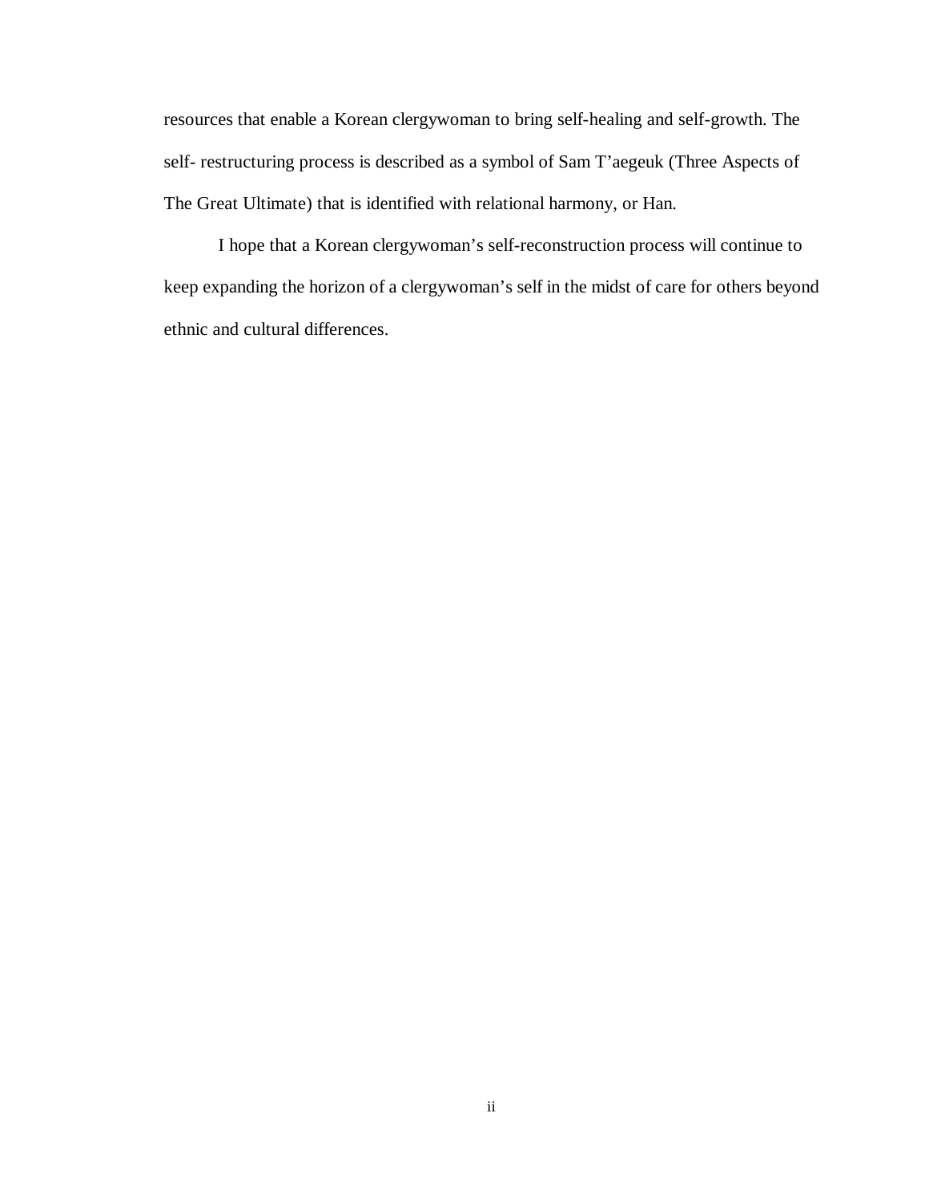resources that enable a Korean clergywoman to bring self-healing and self-growth. The self- restructuring process is described as a symbol of Sam T'aegeuk (Three Aspects of The Great Ultimate) that is identified with relational harmony, or Han.

I hope that a Korean clergywoman's self-reconstruction process will continue to keep expanding the horizon of a clergywoman's self in the midst of care for others beyond ethnic and cultural differences.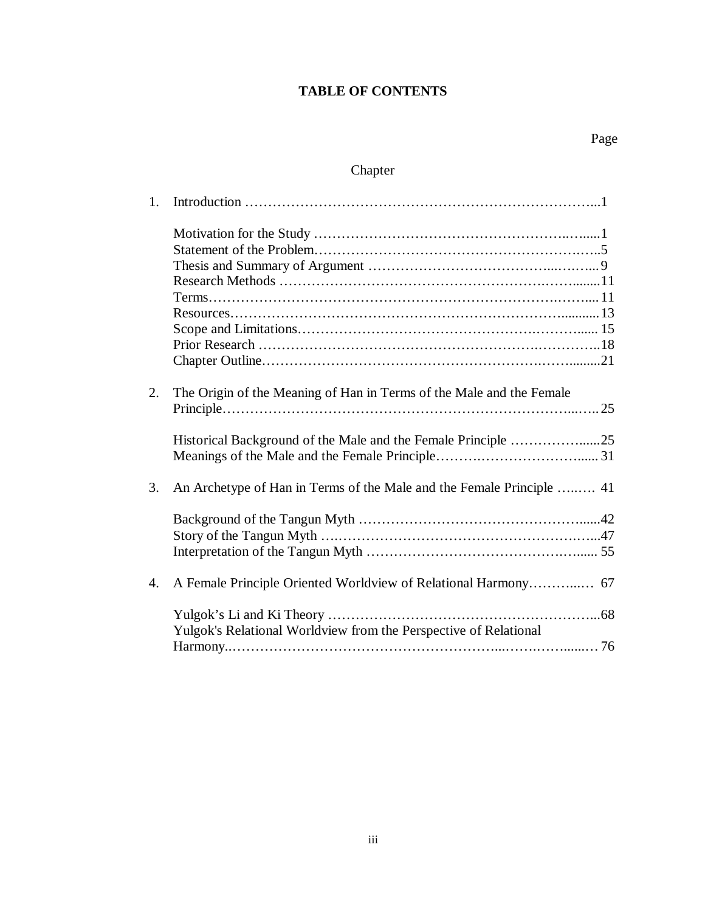# TABLE OF CONTENTS

Page

Chapter

1. Introduction ……………………………………………………………………...1

    Motivation for the Study …………………………………………………..…......1
    Statement of the Problem……………………………………………………..…..5
    Thesis and Summary of Argument ………………………………………...……... 9
    Research Methods ………………………………………………………..……........11
    Terms……………………………………………………………………….……..... 11
    Resources………………………………………………………………….............13
    Scope and Limitations…………………………………………………….……...... 15
    Prior Research ……………………………………………………………….………..18
    Chapter Outline………………………………………………………….……….........21

2. The Origin of the Meaning of Han in Terms of the Male and the Female Principle………………………………………………………………………...….25

    Historical Background of the Male and the Female Principle ……………......25
    Meanings of the Male and the Female Principle……….……………………...... 31

3. An Archetype of Han in Terms of the Male and the Female Principle …..…. 41

    Background of the Tangun Myth ………………………………………….......42
    Story of the Tangun Myth ….……………………………………………….…...47
    Interpretation of the Tangun Myth …………………………………….……...... 55

4. A Female Principle Oriented Worldview of Relational Harmony………..… 67

    Yulgok's Li and Ki Theory …………………………………………………...68
    Yulgok's Relational Worldview from the Perspective of Relational Harmony..……………………………………………...…….……......… 76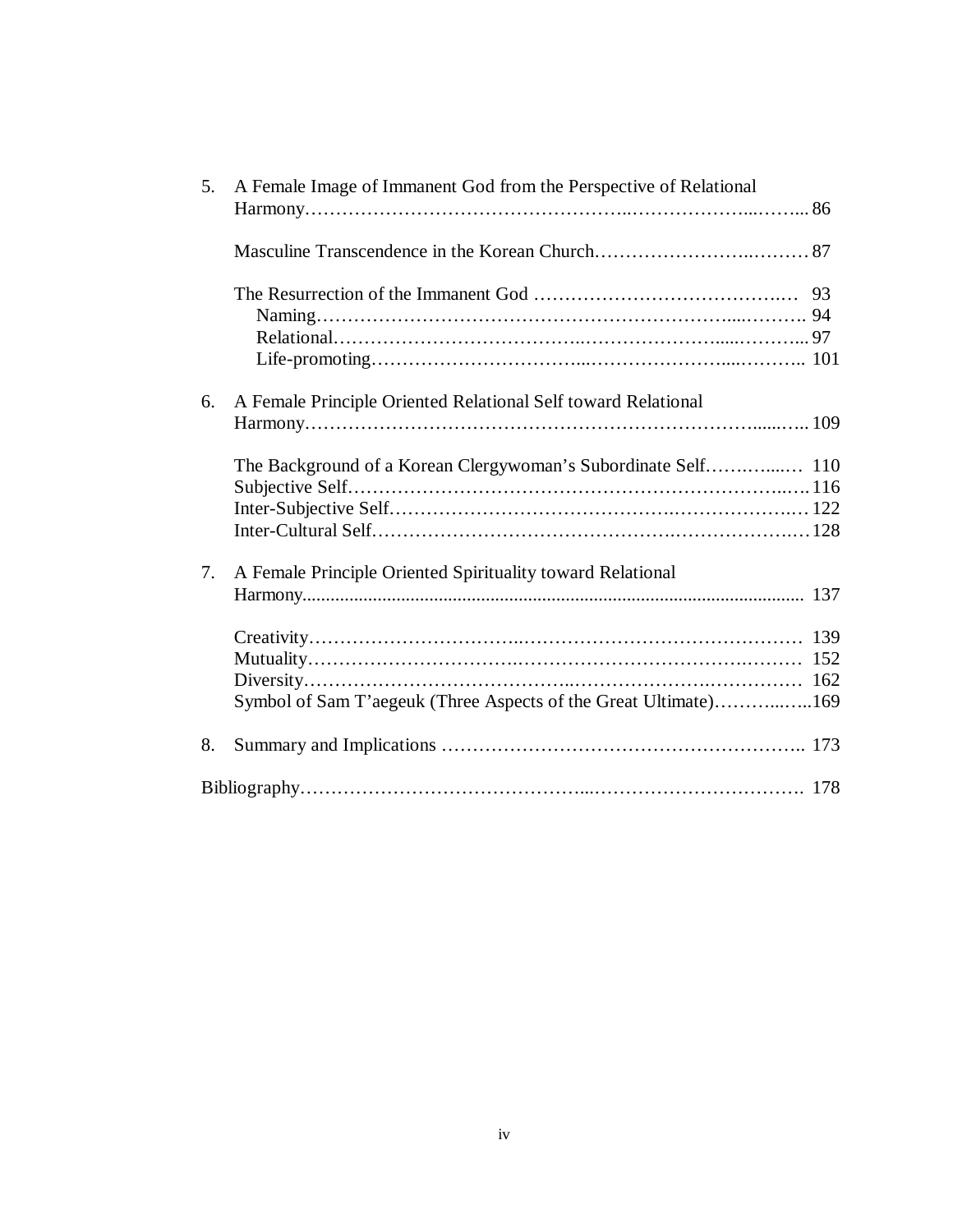5. A Female Image of Immanent God from the Perspective of Relational Harmony ... 86

   Masculine Transcendence in the Korean Church ... 87

   The Resurrection of the Immanent God ... 93
   - Naming ... 94
   - Relational ... 97
   - Life-promoting ... 101

6. A Female Principle Oriented Relational Self toward Relational Harmony ... 109

   The Background of a Korean Clergywoman's Subordinate Self ... 110
   Subjective Self ... 116
   Inter-Subjective Self ... 122
   Inter-Cultural Self ... 128

7. A Female Principle Oriented Spirituality toward Relational Harmony ... 137

   Creativity ... 139
   Mutuality ... 152
   Diversity ... 162
   Symbol of Sam T'aegeuk (Three Aspects of the Great Ultimate) ... 169

8. Summary and Implications ... 173

Bibliography ... 178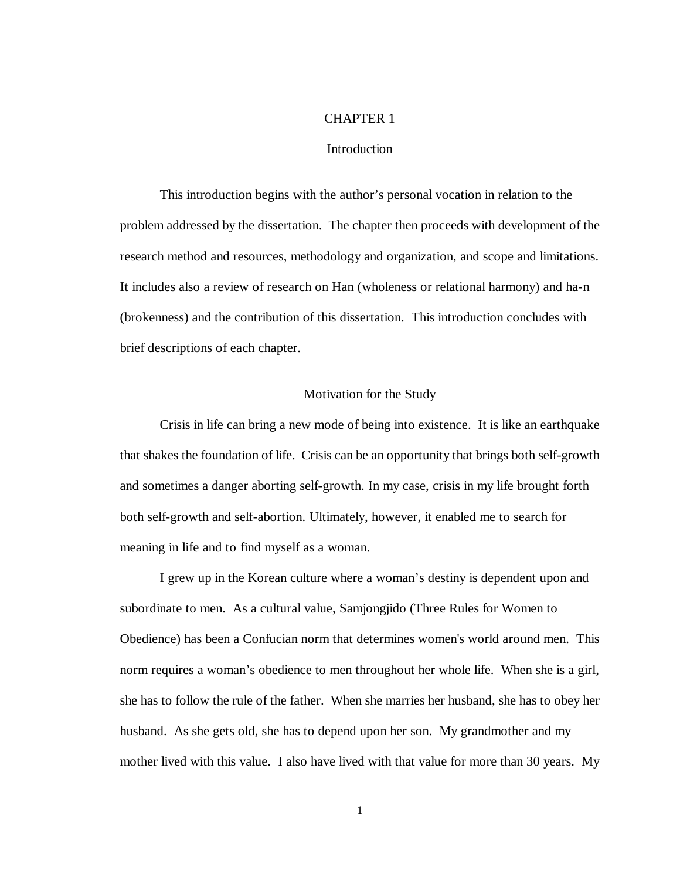# CHAPTER 1

## Introduction

This introduction begins with the author's personal vocation in relation to the problem addressed by the dissertation. The chapter then proceeds with development of the research method and resources, methodology and organization, and scope and limitations. It includes also a review of research on Han (wholeness or relational harmony) and ha-n (brokenness) and the contribution of this dissertation. This introduction concludes with brief descriptions of each chapter.

### Motivation for the Study

Crisis in life can bring a new mode of being into existence. It is like an earthquake that shakes the foundation of life. Crisis can be an opportunity that brings both self-growth and sometimes a danger aborting self-growth. In my case, crisis in my life brought forth both self-growth and self-abortion. Ultimately, however, it enabled me to search for meaning in life and to find myself as a woman.

I grew up in the Korean culture where a woman's destiny is dependent upon and subordinate to men. As a cultural value, Samjongjido (Three Rules for Women to Obedience) has been a Confucian norm that determines women's world around men. This norm requires a woman's obedience to men throughout her whole life. When she is a girl, she has to follow the rule of the father. When she marries her husband, she has to obey her husband. As she gets old, she has to depend upon her son. My grandmother and my mother lived with this value. I also have lived with that value for more than 30 years. My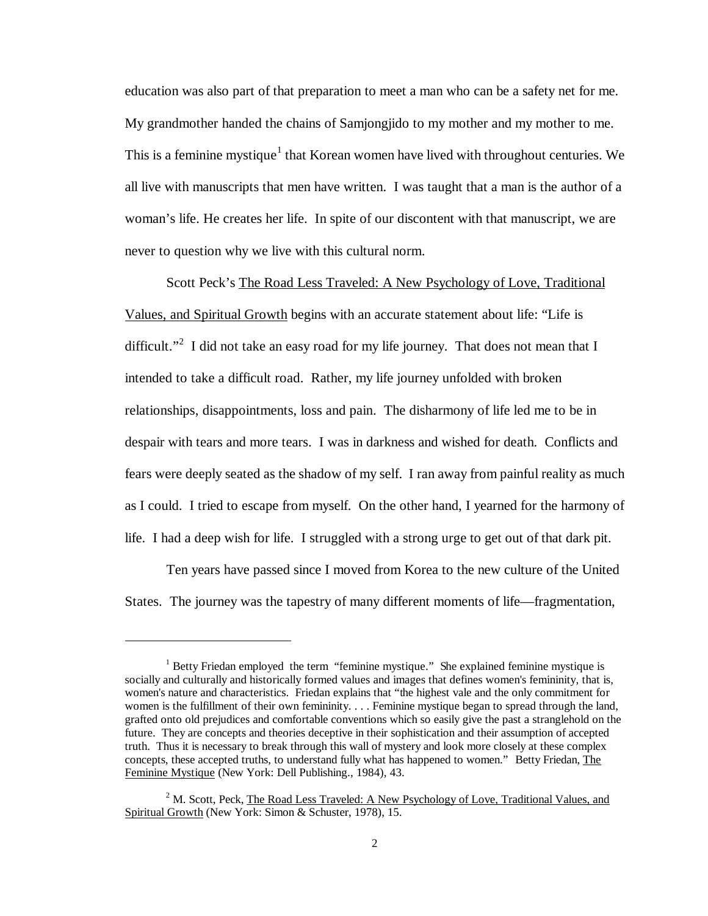education was also part of that preparation to meet a man who can be a safety net for me. My grandmother handed the chains of Samjongjido to my mother and my mother to me. This is a feminine mystique[1] that Korean women have lived with throughout centuries. We all live with manuscripts that men have written. I was taught that a man is the author of a woman's life. He creates her life. In spite of our discontent with that manuscript, we are never to question why we live with this cultural norm.

Scott Peck's The Road Less Traveled: A New Psychology of Love, Traditional Values, and Spiritual Growth begins with an accurate statement about life: "Life is difficult."[2] I did not take an easy road for my life journey. That does not mean that I intended to take a difficult road. Rather, my life journey unfolded with broken relationships, disappointments, loss and pain. The disharmony of life led me to be in despair with tears and more tears. I was in darkness and wished for death. Conflicts and fears were deeply seated as the shadow of my self. I ran away from painful reality as much as I could. I tried to escape from myself. On the other hand, I yearned for the harmony of life. I had a deep wish for life. I struggled with a strong urge to get out of that dark pit.

Ten years have passed since I moved from Korea to the new culture of the United States. The journey was the tapestry of many different moments of life—fragmentation,

---

[1] Betty Friedan employed the term "feminine mystique." She explained feminine mystique is socially and culturally and historically formed values and images that defines women's femininity, that is, women's nature and characteristics. Friedan explains that "the highest vale and the only commitment for women is the fulfillment of their own femininity. . . . Feminine mystique began to spread through the land, grafted onto old prejudices and comfortable conventions which so easily give the past a stranglehold on the future. They are concepts and theories deceptive in their sophistication and their assumption of accepted truth. Thus it is necessary to break through this wall of mystery and look more closely at these complex concepts, these accepted truths, to understand fully what has happened to women." Betty Friedan, The Feminine Mystique (New York: Dell Publishing., 1984), 43.

[2] M. Scott, Peck, The Road Less Traveled: A New Psychology of Love, Traditional Values, and Spiritual Growth (New York: Simon & Schuster, 1978), 15.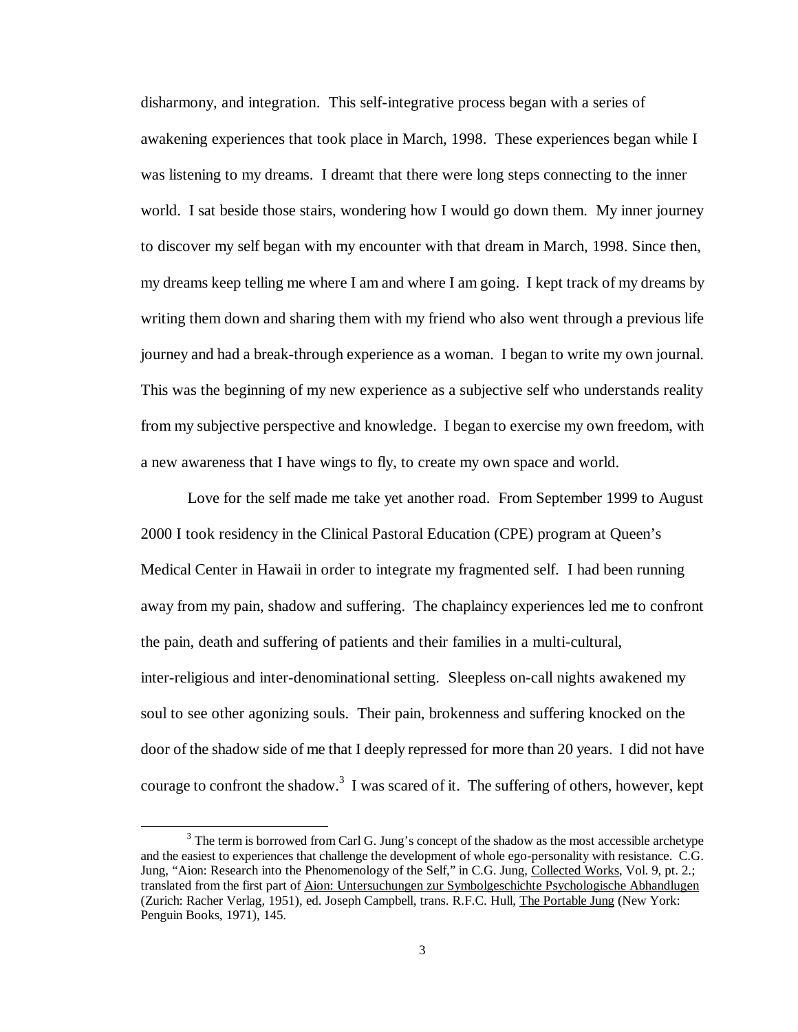disharmony, and integration. This self-integrative process began with a series of awakening experiences that took place in March, 1998. These experiences began while I was listening to my dreams. I dreamt that there were long steps connecting to the inner world. I sat beside those stairs, wondering how I would go down them. My inner journey to discover my self began with my encounter with that dream in March, 1998. Since then, my dreams keep telling me where I am and where I am going. I kept track of my dreams by writing them down and sharing them with my friend who also went through a previous life journey and had a break-through experience as a woman. I began to write my own journal. This was the beginning of my new experience as a subjective self who understands reality from my subjective perspective and knowledge. I began to exercise my own freedom, with a new awareness that I have wings to fly, to create my own space and world.

Love for the self made me take yet another road. From September 1999 to August 2000 I took residency in the Clinical Pastoral Education (CPE) program at Queen's Medical Center in Hawaii in order to integrate my fragmented self. I had been running away from my pain, shadow and suffering. The chaplaincy experiences led me to confront the pain, death and suffering of patients and their families in a multi-cultural, inter-religious and inter-denominational setting. Sleepless on-call nights awakened my soul to see other agonizing souls. Their pain, brokenness and suffering knocked on the door of the shadow side of me that I deeply repressed for more than 20 years. I did not have courage to confront the shadow.[3] I was scared of it. The suffering of others, however, kept

---

[3] The term is borrowed from Carl G. Jung's concept of the shadow as the most accessible archetype and the easiest to experiences that challenge the development of whole ego-personality with resistance. C.G. Jung, "Aion: Research into the Phenomenology of the Self," in C.G. Jung, Collected Works, Vol. 9, pt. 2.; translated from the first part of Aion: Untersuchungen zur Symbolgeschichte Psychologische Abhandlugen (Zurich: Racher Verlag, 1951), ed. Joseph Campbell, trans. R.F.C. Hull, The Portable Jung (New York: Penguin Books, 1971), 145.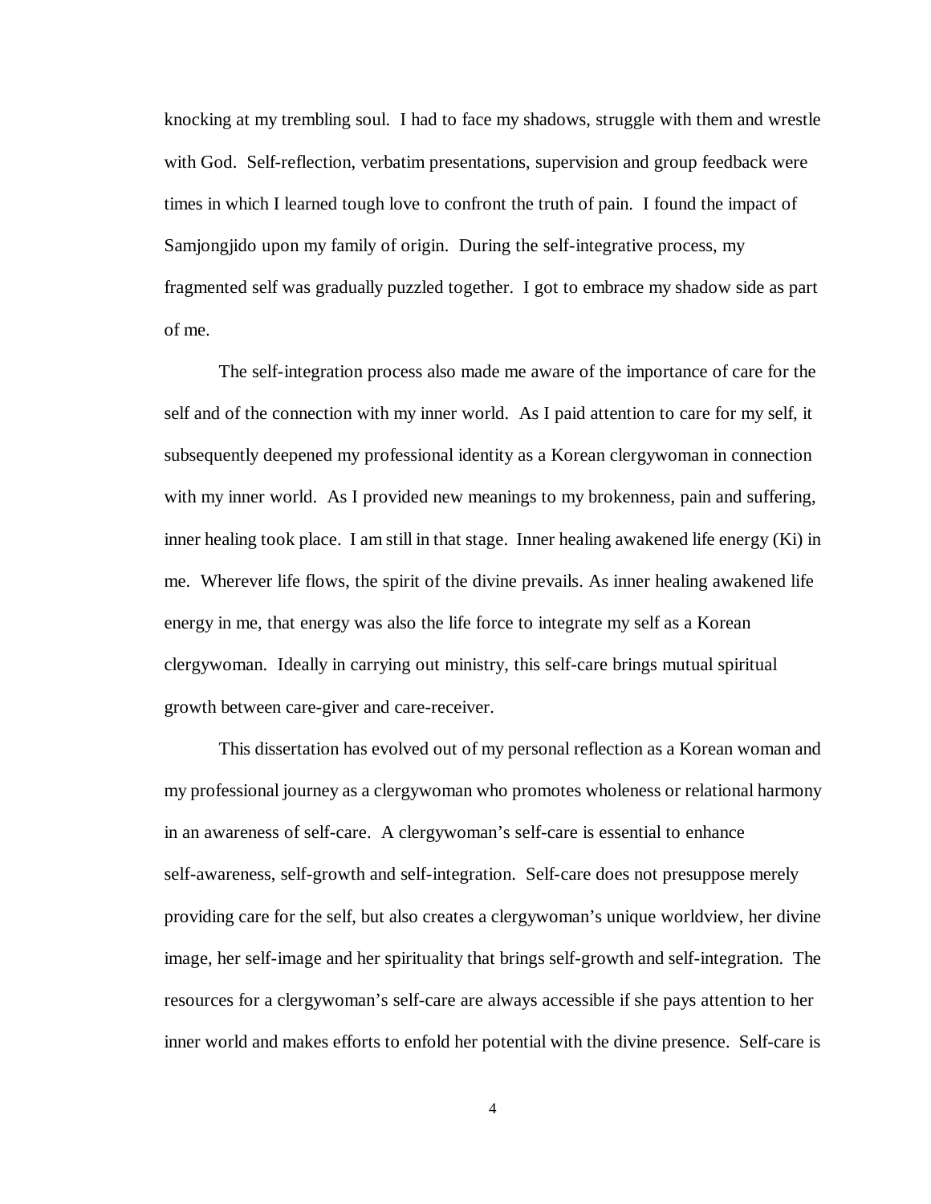knocking at my trembling soul. I had to face my shadows, struggle with them and wrestle with God. Self-reflection, verbatim presentations, supervision and group feedback were times in which I learned tough love to confront the truth of pain. I found the impact of Samjongjido upon my family of origin. During the self-integrative process, my fragmented self was gradually puzzled together. I got to embrace my shadow side as part of me.

The self-integration process also made me aware of the importance of care for the self and of the connection with my inner world. As I paid attention to care for my self, it subsequently deepened my professional identity as a Korean clergywoman in connection with my inner world. As I provided new meanings to my brokenness, pain and suffering, inner healing took place. I am still in that stage. Inner healing awakened life energy (Ki) in me. Wherever life flows, the spirit of the divine prevails. As inner healing awakened life energy in me, that energy was also the life force to integrate my self as a Korean clergywoman. Ideally in carrying out ministry, this self-care brings mutual spiritual growth between care-giver and care-receiver.

This dissertation has evolved out of my personal reflection as a Korean woman and my professional journey as a clergywoman who promotes wholeness or relational harmony in an awareness of self-care. A clergywoman's self-care is essential to enhance self-awareness, self-growth and self-integration. Self-care does not presuppose merely providing care for the self, but also creates a clergywoman's unique worldview, her divine image, her self-image and her spirituality that brings self-growth and self-integration. The resources for a clergywoman's self-care are always accessible if she pays attention to her inner world and makes efforts to enfold her potential with the divine presence. Self-care is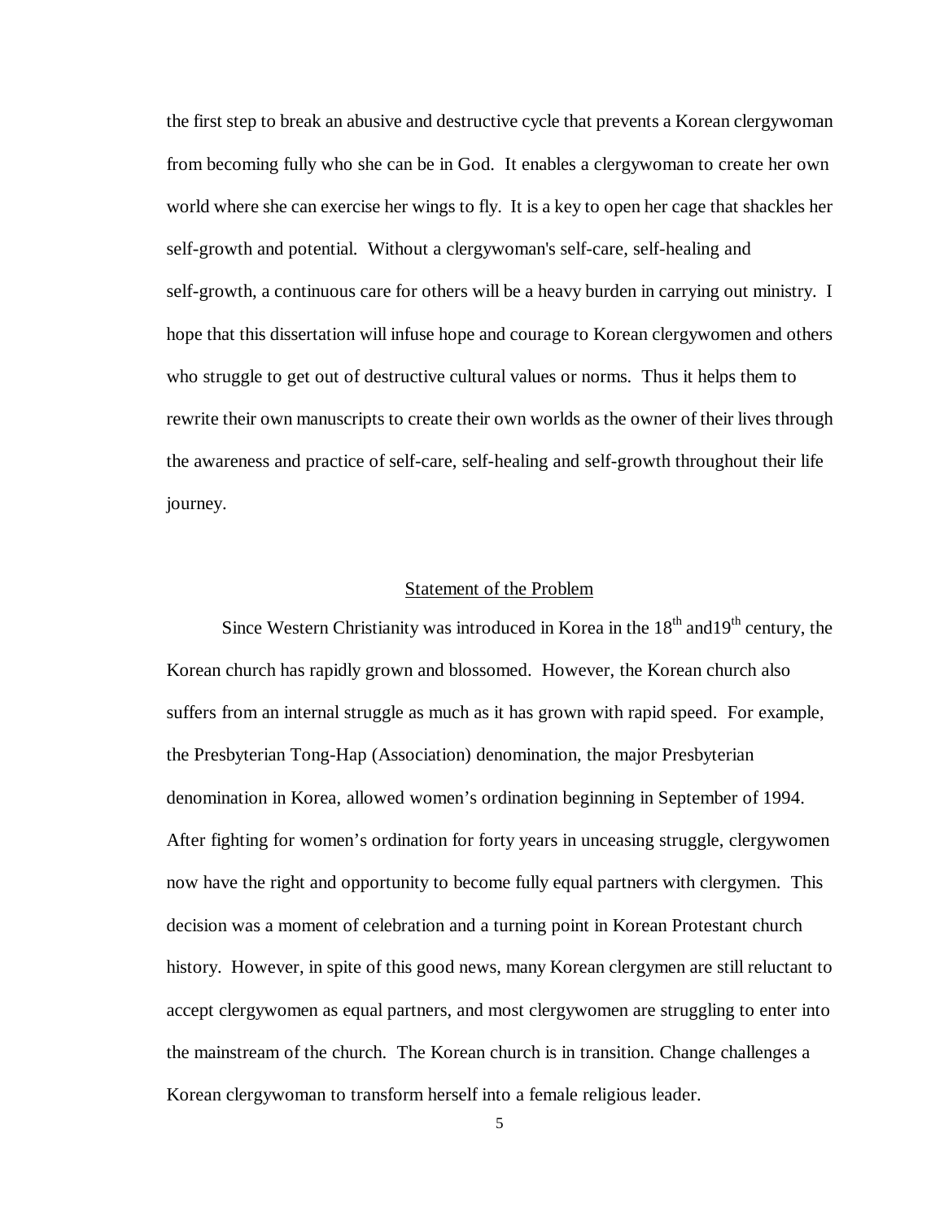the first step to break an abusive and destructive cycle that prevents a Korean clergywoman from becoming fully who she can be in God. It enables a clergywoman to create her own world where she can exercise her wings to fly. It is a key to open her cage that shackles her self-growth and potential. Without a clergywoman's self-care, self-healing and self-growth, a continuous care for others will be a heavy burden in carrying out ministry. I hope that this dissertation will infuse hope and courage to Korean clergywomen and others who struggle to get out of destructive cultural values or norms. Thus it helps them to rewrite their own manuscripts to create their own worlds as the owner of their lives through the awareness and practice of self-care, self-healing and self-growth throughout their life journey.

## Statement of the Problem

Since Western Christianity was introduced in Korea in the 18th and19th century, the Korean church has rapidly grown and blossomed. However, the Korean church also suffers from an internal struggle as much as it has grown with rapid speed. For example, the Presbyterian Tong-Hap (Association) denomination, the major Presbyterian denomination in Korea, allowed women's ordination beginning in September of 1994. After fighting for women's ordination for forty years in unceasing struggle, clergywomen now have the right and opportunity to become fully equal partners with clergymen. This decision was a moment of celebration and a turning point in Korean Protestant church history. However, in spite of this good news, many Korean clergymen are still reluctant to accept clergywomen as equal partners, and most clergywomen are struggling to enter into the mainstream of the church. The Korean church is in transition. Change challenges a Korean clergywoman to transform herself into a female religious leader.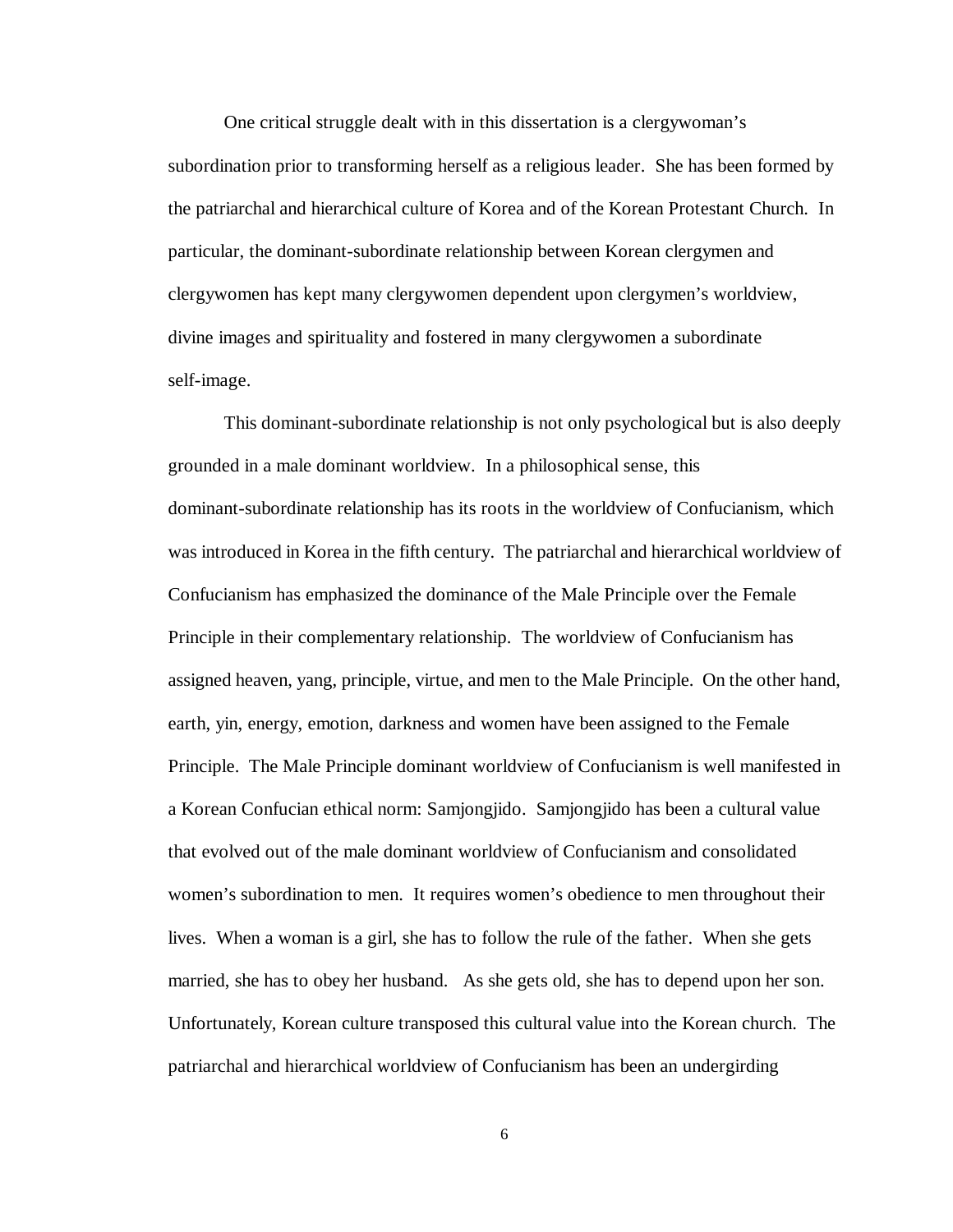One critical struggle dealt with in this dissertation is a clergywoman's subordination prior to transforming herself as a religious leader. She has been formed by the patriarchal and hierarchical culture of Korea and of the Korean Protestant Church. In particular, the dominant-subordinate relationship between Korean clergymen and clergywomen has kept many clergywomen dependent upon clergymen's worldview, divine images and spirituality and fostered in many clergywomen a subordinate self-image.

This dominant-subordinate relationship is not only psychological but is also deeply grounded in a male dominant worldview. In a philosophical sense, this dominant-subordinate relationship has its roots in the worldview of Confucianism, which was introduced in Korea in the fifth century. The patriarchal and hierarchical worldview of Confucianism has emphasized the dominance of the Male Principle over the Female Principle in their complementary relationship. The worldview of Confucianism has assigned heaven, yang, principle, virtue, and men to the Male Principle. On the other hand, earth, yin, energy, emotion, darkness and women have been assigned to the Female Principle. The Male Principle dominant worldview of Confucianism is well manifested in a Korean Confucian ethical norm: Samjongjido. Samjongjido has been a cultural value that evolved out of the male dominant worldview of Confucianism and consolidated women's subordination to men. It requires women's obedience to men throughout their lives. When a woman is a girl, she has to follow the rule of the father. When she gets married, she has to obey her husband. As she gets old, she has to depend upon her son. Unfortunately, Korean culture transposed this cultural value into the Korean church. The patriarchal and hierarchical worldview of Confucianism has been an undergirding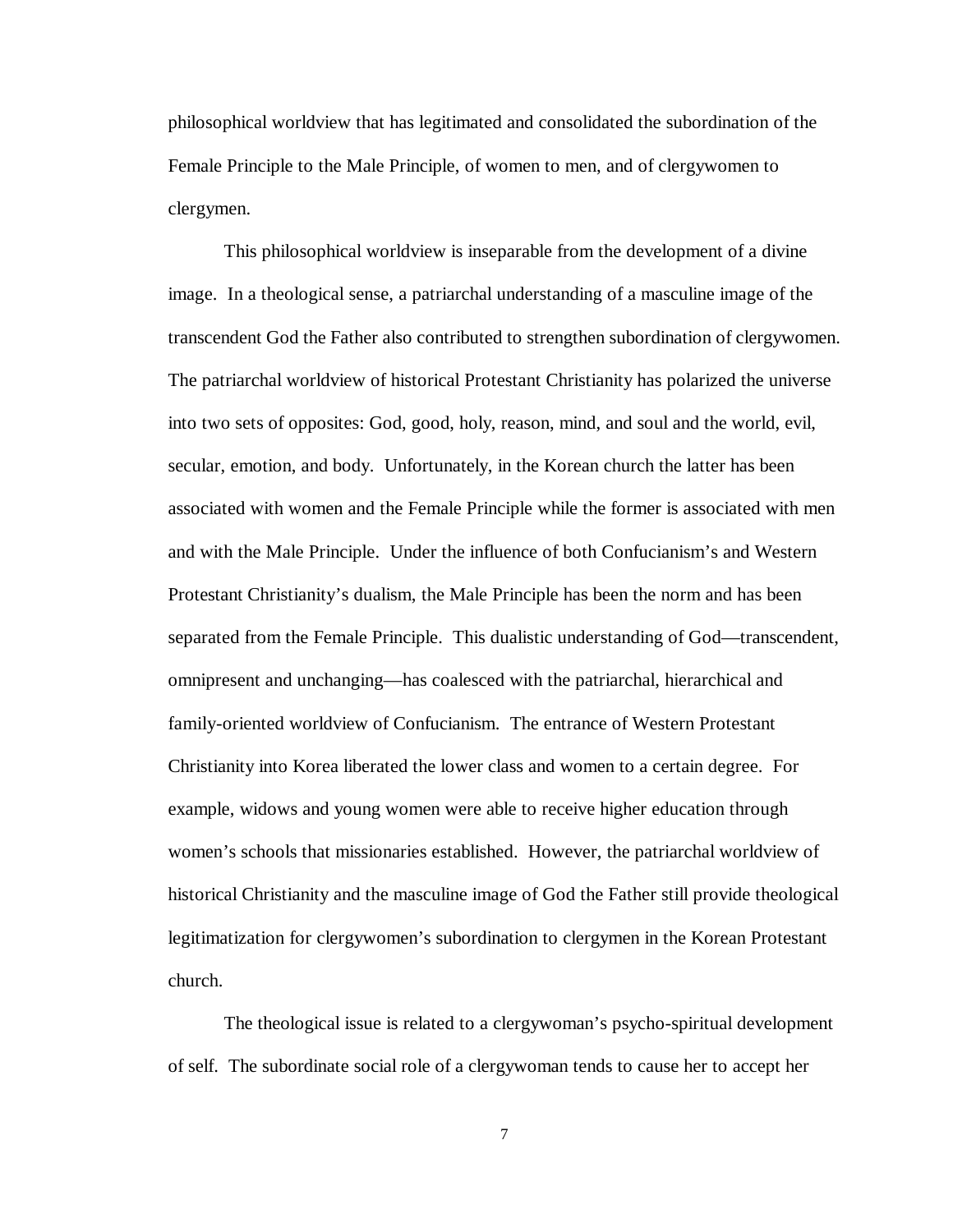philosophical worldview that has legitimated and consolidated the subordination of the Female Principle to the Male Principle, of women to men, and of clergywomen to clergymen.

This philosophical worldview is inseparable from the development of a divine image. In a theological sense, a patriarchal understanding of a masculine image of the transcendent God the Father also contributed to strengthen subordination of clergywomen. The patriarchal worldview of historical Protestant Christianity has polarized the universe into two sets of opposites: God, good, holy, reason, mind, and soul and the world, evil, secular, emotion, and body. Unfortunately, in the Korean church the latter has been associated with women and the Female Principle while the former is associated with men and with the Male Principle. Under the influence of both Confucianism's and Western Protestant Christianity's dualism, the Male Principle has been the norm and has been separated from the Female Principle. This dualistic understanding of God—transcendent, omnipresent and unchanging—has coalesced with the patriarchal, hierarchical and family-oriented worldview of Confucianism. The entrance of Western Protestant Christianity into Korea liberated the lower class and women to a certain degree. For example, widows and young women were able to receive higher education through women's schools that missionaries established. However, the patriarchal worldview of historical Christianity and the masculine image of God the Father still provide theological legitimatization for clergywomen's subordination to clergymen in the Korean Protestant church.

The theological issue is related to a clergywoman's psycho-spiritual development of self. The subordinate social role of a clergywoman tends to cause her to accept her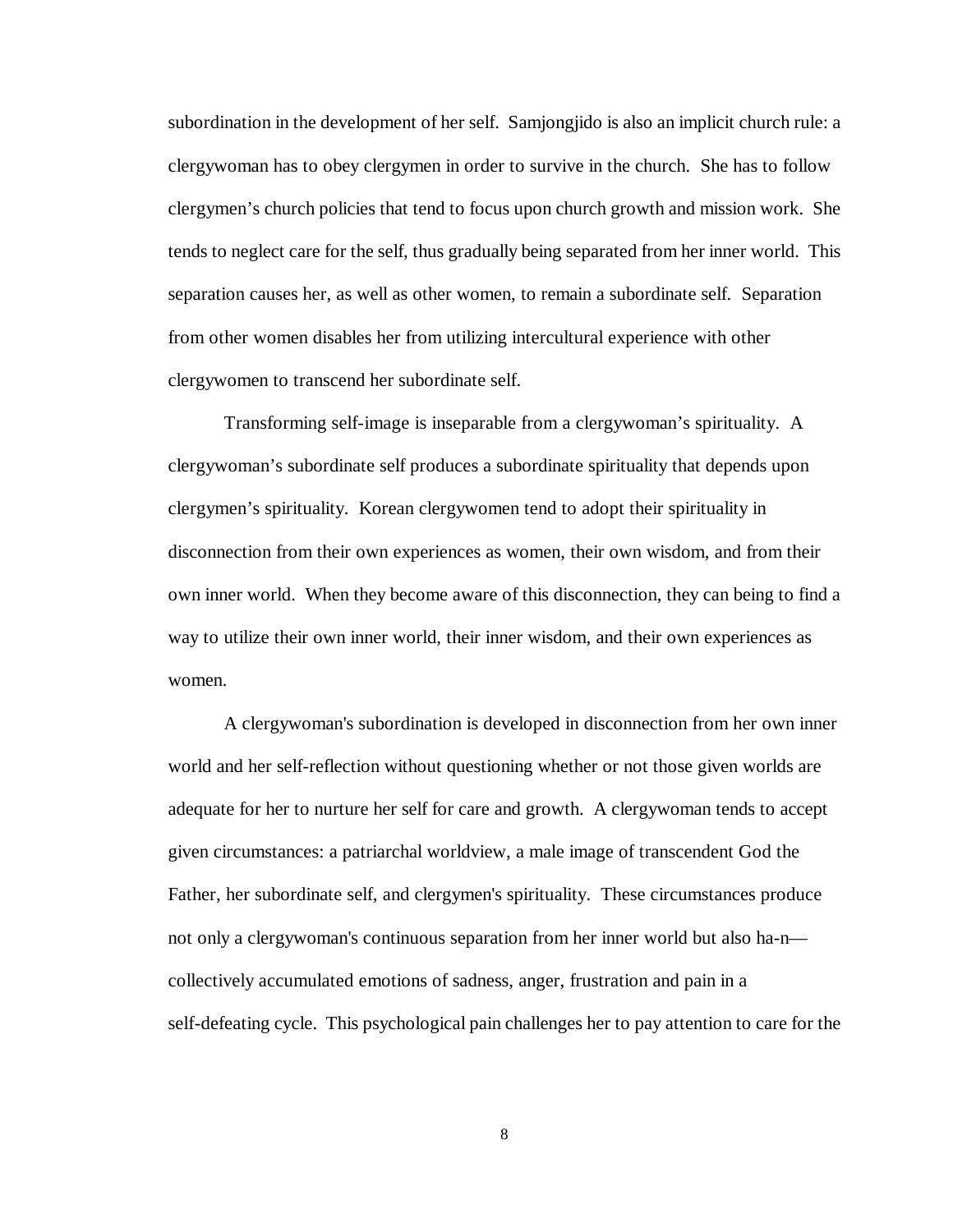subordination in the development of her self. Samjongjido is also an implicit church rule: a clergywoman has to obey clergymen in order to survive in the church. She has to follow clergymen's church policies that tend to focus upon church growth and mission work. She tends to neglect care for the self, thus gradually being separated from her inner world. This separation causes her, as well as other women, to remain a subordinate self. Separation from other women disables her from utilizing intercultural experience with other clergywomen to transcend her subordinate self.

Transforming self-image is inseparable from a clergywoman's spirituality. A clergywoman's subordinate self produces a subordinate spirituality that depends upon clergymen's spirituality. Korean clergywomen tend to adopt their spirituality in disconnection from their own experiences as women, their own wisdom, and from their own inner world. When they become aware of this disconnection, they can being to find a way to utilize their own inner world, their inner wisdom, and their own experiences as women.

A clergywoman's subordination is developed in disconnection from her own inner world and her self-reflection without questioning whether or not those given worlds are adequate for her to nurture her self for care and growth. A clergywoman tends to accept given circumstances: a patriarchal worldview, a male image of transcendent God the Father, her subordinate self, and clergymen's spirituality. These circumstances produce not only a clergywoman's continuous separation from her inner world but also ha-n—collectively accumulated emotions of sadness, anger, frustration and pain in a self-defeating cycle. This psychological pain challenges her to pay attention to care for the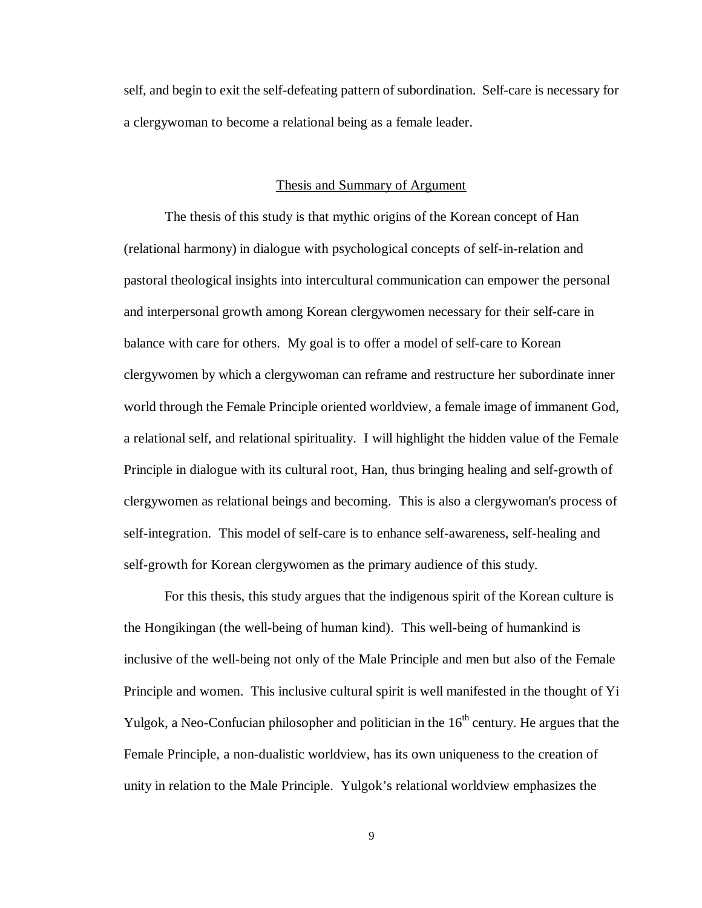self, and begin to exit the self-defeating pattern of subordination. Self-care is necessary for a clergywoman to become a relational being as a female leader.

## Thesis and Summary of Argument

The thesis of this study is that mythic origins of the Korean concept of Han (relational harmony) in dialogue with psychological concepts of self-in-relation and pastoral theological insights into intercultural communication can empower the personal and interpersonal growth among Korean clergywomen necessary for their self-care in balance with care for others. My goal is to offer a model of self-care to Korean clergywomen by which a clergywoman can reframe and restructure her subordinate inner world through the Female Principle oriented worldview, a female image of immanent God, a relational self, and relational spirituality. I will highlight the hidden value of the Female Principle in dialogue with its cultural root, Han, thus bringing healing and self-growth of clergywomen as relational beings and becoming. This is also a clergywoman's process of self-integration. This model of self-care is to enhance self-awareness, self-healing and self-growth for Korean clergywomen as the primary audience of this study.

For this thesis, this study argues that the indigenous spirit of the Korean culture is the Hongikingan (the well-being of human kind). This well-being of humankind is inclusive of the well-being not only of the Male Principle and men but also of the Female Principle and women. This inclusive cultural spirit is well manifested in the thought of Yi Yulgok, a Neo-Confucian philosopher and politician in the 16th century. He argues that the Female Principle, a non-dualistic worldview, has its own uniqueness to the creation of unity in relation to the Male Principle. Yulgok's relational worldview emphasizes the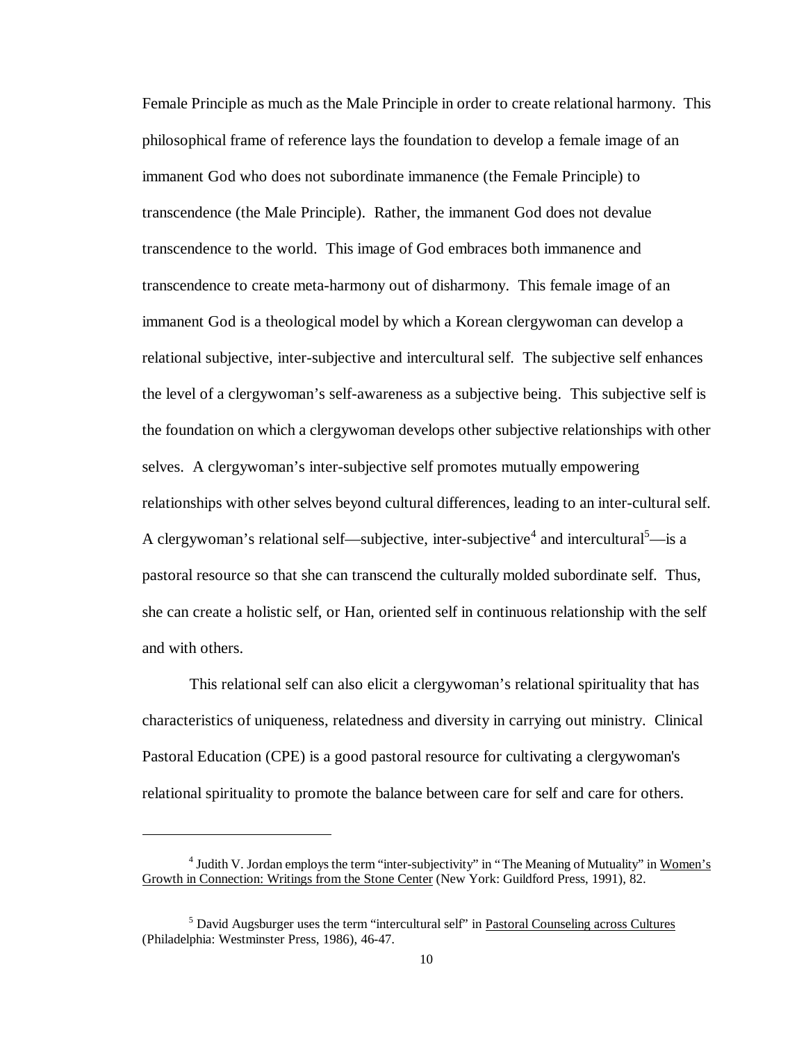Female Principle as much as the Male Principle in order to create relational harmony. This philosophical frame of reference lays the foundation to develop a female image of an immanent God who does not subordinate immanence (the Female Principle) to transcendence (the Male Principle). Rather, the immanent God does not devalue transcendence to the world. This image of God embraces both immanence and transcendence to create meta-harmony out of disharmony. This female image of an immanent God is a theological model by which a Korean clergywoman can develop a relational subjective, inter-subjective and intercultural self. The subjective self enhances the level of a clergywoman's self-awareness as a subjective being. This subjective self is the foundation on which a clergywoman develops other subjective relationships with other selves. A clergywoman's inter-subjective self promotes mutually empowering relationships with other selves beyond cultural differences, leading to an inter-cultural self. A clergywoman's relational self—subjective, inter-subjective[4] and intercultural[5]—is a pastoral resource so that she can transcend the culturally molded subordinate self. Thus, she can create a holistic self, or Han, oriented self in continuous relationship with the self and with others.

This relational self can also elicit a clergywoman's relational spirituality that has characteristics of uniqueness, relatedness and diversity in carrying out ministry. Clinical Pastoral Education (CPE) is a good pastoral resource for cultivating a clergywoman's relational spirituality to promote the balance between care for self and care for others.

---

[4] Judith V. Jordan employs the term "inter-subjectivity" in "The Meaning of Mutuality" in Women's Growth in Connection: Writings from the Stone Center (New York: Guildford Press, 1991), 82.

[5] David Augsburger uses the term "intercultural self" in Pastoral Counseling across Cultures (Philadelphia: Westminster Press, 1986), 46-47.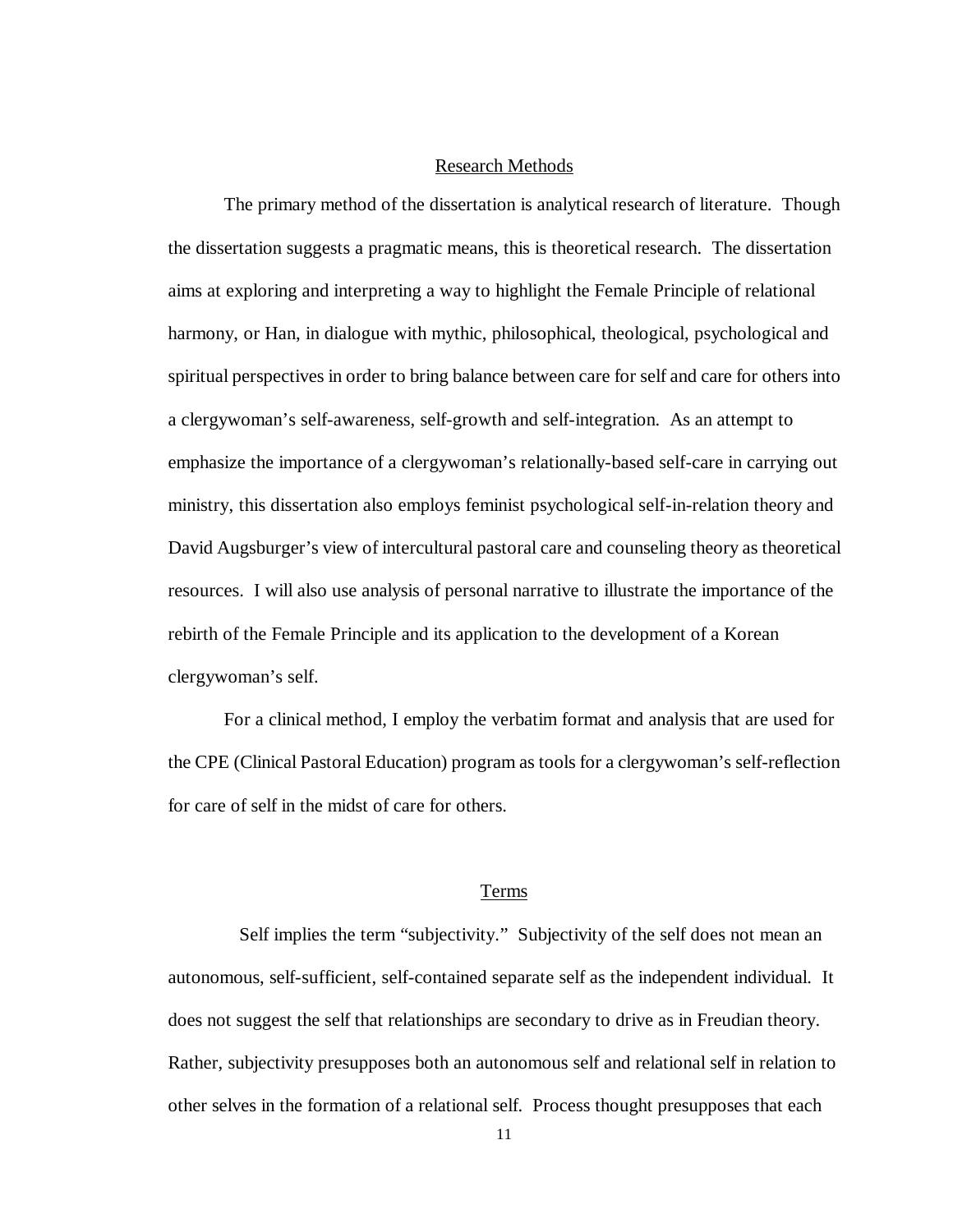## Research Methods

The primary method of the dissertation is analytical research of literature. Though the dissertation suggests a pragmatic means, this is theoretical research. The dissertation aims at exploring and interpreting a way to highlight the Female Principle of relational harmony, or Han, in dialogue with mythic, philosophical, theological, psychological and spiritual perspectives in order to bring balance between care for self and care for others into a clergywoman's self-awareness, self-growth and self-integration. As an attempt to emphasize the importance of a clergywoman's relationally-based self-care in carrying out ministry, this dissertation also employs feminist psychological self-in-relation theory and David Augsburger's view of intercultural pastoral care and counseling theory as theoretical resources. I will also use analysis of personal narrative to illustrate the importance of the rebirth of the Female Principle and its application to the development of a Korean clergywoman's self.

For a clinical method, I employ the verbatim format and analysis that are used for the CPE (Clinical Pastoral Education) program as tools for a clergywoman's self-reflection for care of self in the midst of care for others.

## Terms

Self implies the term "subjectivity." Subjectivity of the self does not mean an autonomous, self-sufficient, self-contained separate self as the independent individual. It does not suggest the self that relationships are secondary to drive as in Freudian theory. Rather, subjectivity presupposes both an autonomous self and relational self in relation to other selves in the formation of a relational self. Process thought presupposes that each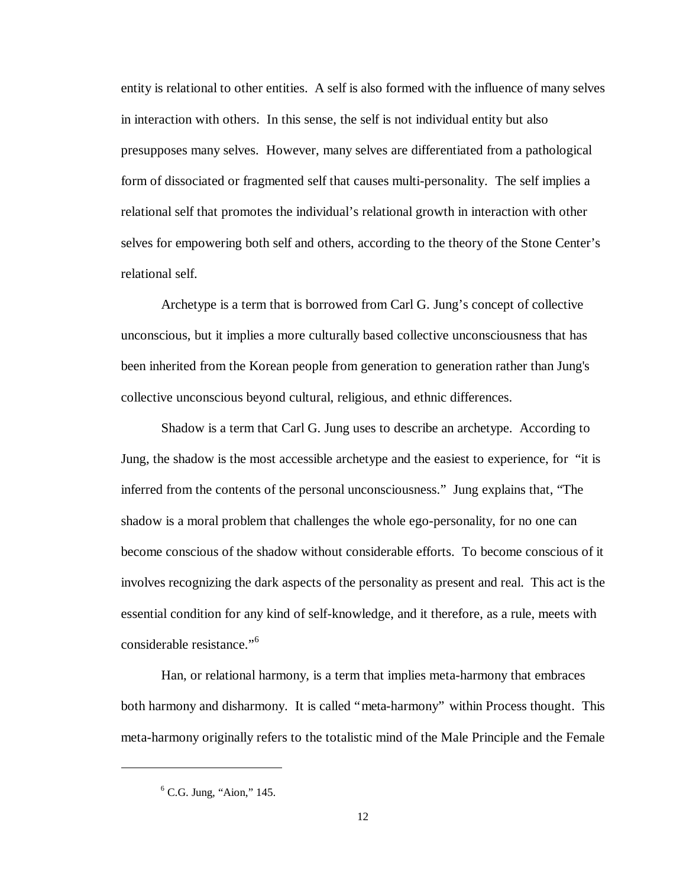entity is relational to other entities. A self is also formed with the influence of many selves in interaction with others. In this sense, the self is not individual entity but also presupposes many selves. However, many selves are differentiated from a pathological form of dissociated or fragmented self that causes multi-personality. The self implies a relational self that promotes the individual's relational growth in interaction with other selves for empowering both self and others, according to the theory of the Stone Center's relational self.

Archetype is a term that is borrowed from Carl G. Jung's concept of collective unconscious, but it implies a more culturally based collective unconsciousness that has been inherited from the Korean people from generation to generation rather than Jung's collective unconscious beyond cultural, religious, and ethnic differences.

Shadow is a term that Carl G. Jung uses to describe an archetype. According to Jung, the shadow is the most accessible archetype and the easiest to experience, for "it is inferred from the contents of the personal unconsciousness." Jung explains that, "The shadow is a moral problem that challenges the whole ego-personality, for no one can become conscious of the shadow without considerable efforts. To become conscious of it involves recognizing the dark aspects of the personality as present and real. This act is the essential condition for any kind of self-knowledge, and it therefore, as a rule, meets with considerable resistance."[6]

Han, or relational harmony, is a term that implies meta-harmony that embraces both harmony and disharmony. It is called "meta-harmony" within Process thought. This meta-harmony originally refers to the totalistic mind of the Male Principle and the Female

---

[6] C.G. Jung, "Aion," 145.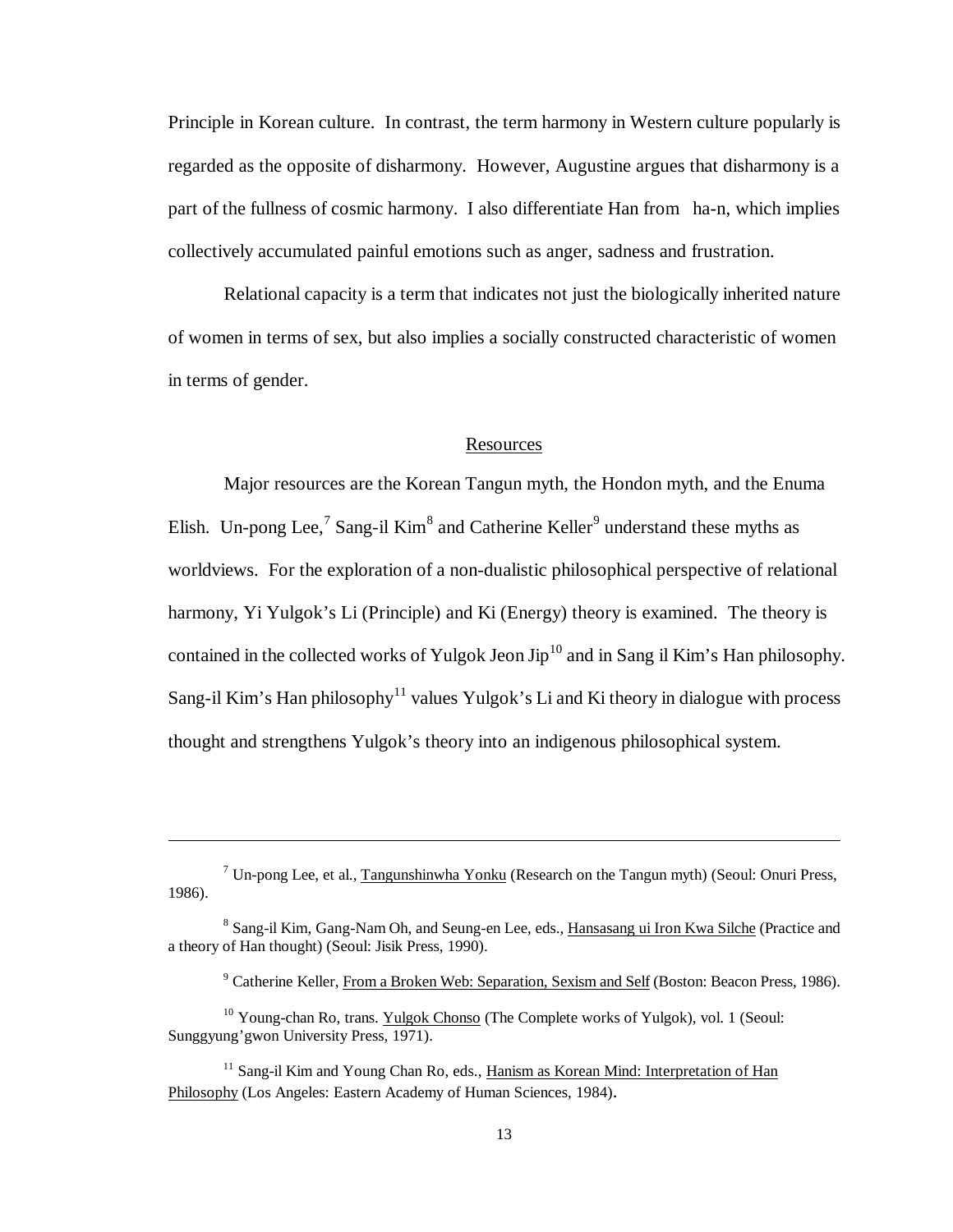Principle in Korean culture. In contrast, the term harmony in Western culture popularly is regarded as the opposite of disharmony. However, Augustine argues that disharmony is a part of the fullness of cosmic harmony. I also differentiate Han from ha-n, which implies collectively accumulated painful emotions such as anger, sadness and frustration.

Relational capacity is a term that indicates not just the biologically inherited nature of women in terms of sex, but also implies a socially constructed characteristic of women in terms of gender.

## Resources

Major resources are the Korean Tangun myth, the Hondon myth, and the Enuma Elish. Un-pong Lee,[7] Sang-il Kim[8] and Catherine Keller[9] understand these myths as worldviews. For the exploration of a non-dualistic philosophical perspective of relational harmony, Yi Yulgok's Li (Principle) and Ki (Energy) theory is examined. The theory is contained in the collected works of Yulgok Jeon Jip[10] and in Sang il Kim's Han philosophy. Sang-il Kim's Han philosophy[11] values Yulgok's Li and Ki theory in dialogue with process thought and strengthens Yulgok's theory into an indigenous philosophical system.

---

[7] Un-pong Lee, et al., Tangunshinwha Yonku (Research on the Tangun myth) (Seoul: Onuri Press, 1986).

[8] Sang-il Kim, Gang-Nam Oh, and Seung-en Lee, eds., Hansasang ui Iron Kwa Silche (Practice and a theory of Han thought) (Seoul: Jisik Press, 1990).

[9] Catherine Keller, From a Broken Web: Separation, Sexism and Self (Boston: Beacon Press, 1986).

[10] Young-chan Ro, trans. Yulgok Chonso (The Complete works of Yulgok), vol. 1 (Seoul: Sunggyung'gwon University Press, 1971).

[11] Sang-il Kim and Young Chan Ro, eds., Hanism as Korean Mind: Interpretation of Han Philosophy (Los Angeles: Eastern Academy of Human Sciences, 1984).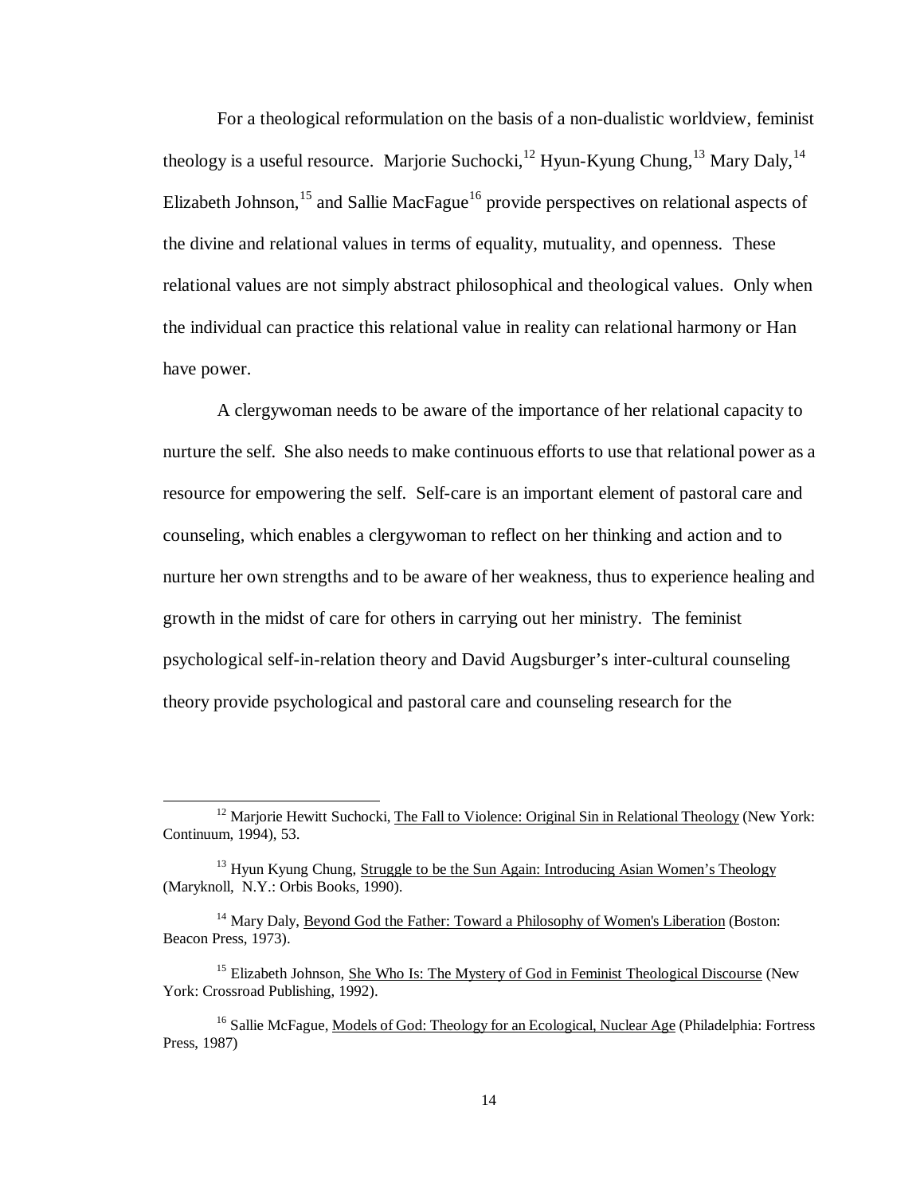For a theological reformulation on the basis of a non-dualistic worldview, feminist theology is a useful resource. Marjorie Suchocki,[12] Hyun-Kyung Chung,[13] Mary Daly,[14] Elizabeth Johnson,[15] and Sallie MacFague[16] provide perspectives on relational aspects of the divine and relational values in terms of equality, mutuality, and openness. These relational values are not simply abstract philosophical and theological values. Only when the individual can practice this relational value in reality can relational harmony or Han have power.

A clergywoman needs to be aware of the importance of her relational capacity to nurture the self. She also needs to make continuous efforts to use that relational power as a resource for empowering the self. Self-care is an important element of pastoral care and counseling, which enables a clergywoman to reflect on her thinking and action and to nurture her own strengths and to be aware of her weakness, thus to experience healing and growth in the midst of care for others in carrying out her ministry. The feminist psychological self-in-relation theory and David Augsburger's inter-cultural counseling theory provide psychological and pastoral care and counseling research for the

---

[12] Marjorie Hewitt Suchocki, The Fall to Violence: Original Sin in Relational Theology (New York: Continuum, 1994), 53.

[13] Hyun Kyung Chung, Struggle to be the Sun Again: Introducing Asian Women's Theology (Maryknoll, N.Y.: Orbis Books, 1990).

[14] Mary Daly, Beyond God the Father: Toward a Philosophy of Women's Liberation (Boston: Beacon Press, 1973).

[15] Elizabeth Johnson, She Who Is: The Mystery of God in Feminist Theological Discourse (New York: Crossroad Publishing, 1992).

[16] Sallie McFague, Models of God: Theology for an Ecological, Nuclear Age (Philadelphia: Fortress Press, 1987)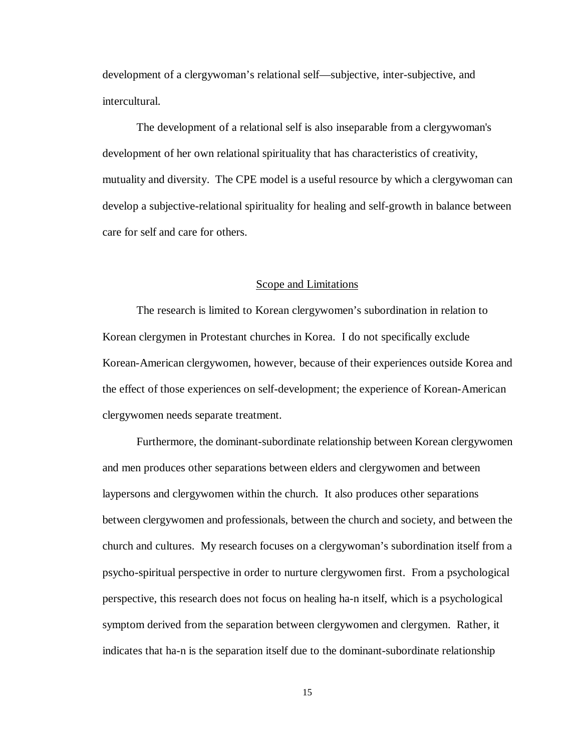development of a clergywoman's relational self—subjective, inter-subjective, and intercultural.

The development of a relational self is also inseparable from a clergywoman's development of her own relational spirituality that has characteristics of creativity, mutuality and diversity. The CPE model is a useful resource by which a clergywoman can develop a subjective-relational spirituality for healing and self-growth in balance between care for self and care for others.

## Scope and Limitations

The research is limited to Korean clergywomen's subordination in relation to Korean clergymen in Protestant churches in Korea. I do not specifically exclude Korean-American clergywomen, however, because of their experiences outside Korea and the effect of those experiences on self-development; the experience of Korean-American clergywomen needs separate treatment.

Furthermore, the dominant-subordinate relationship between Korean clergywomen and men produces other separations between elders and clergywomen and between laypersons and clergywomen within the church. It also produces other separations between clergywomen and professionals, between the church and society, and between the church and cultures. My research focuses on a clergywoman's subordination itself from a psycho-spiritual perspective in order to nurture clergywomen first. From a psychological perspective, this research does not focus on healing ha-n itself, which is a psychological symptom derived from the separation between clergywomen and clergymen. Rather, it indicates that ha-n is the separation itself due to the dominant-subordinate relationship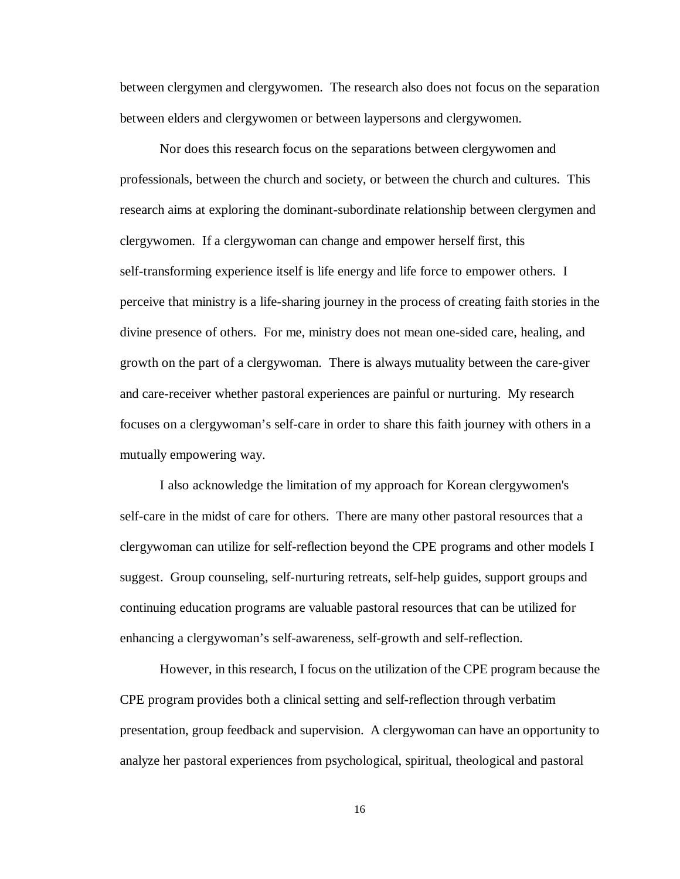between clergymen and clergywomen. The research also does not focus on the separation between elders and clergywomen or between laypersons and clergywomen.

Nor does this research focus on the separations between clergywomen and professionals, between the church and society, or between the church and cultures. This research aims at exploring the dominant-subordinate relationship between clergymen and clergywomen. If a clergywoman can change and empower herself first, this self-transforming experience itself is life energy and life force to empower others. I perceive that ministry is a life-sharing journey in the process of creating faith stories in the divine presence of others. For me, ministry does not mean one-sided care, healing, and growth on the part of a clergywoman. There is always mutuality between the care-giver and care-receiver whether pastoral experiences are painful or nurturing. My research focuses on a clergywoman's self-care in order to share this faith journey with others in a mutually empowering way.

I also acknowledge the limitation of my approach for Korean clergywomen's self-care in the midst of care for others. There are many other pastoral resources that a clergywoman can utilize for self-reflection beyond the CPE programs and other models I suggest. Group counseling, self-nurturing retreats, self-help guides, support groups and continuing education programs are valuable pastoral resources that can be utilized for enhancing a clergywoman's self-awareness, self-growth and self-reflection.

However, in this research, I focus on the utilization of the CPE program because the CPE program provides both a clinical setting and self-reflection through verbatim presentation, group feedback and supervision. A clergywoman can have an opportunity to analyze her pastoral experiences from psychological, spiritual, theological and pastoral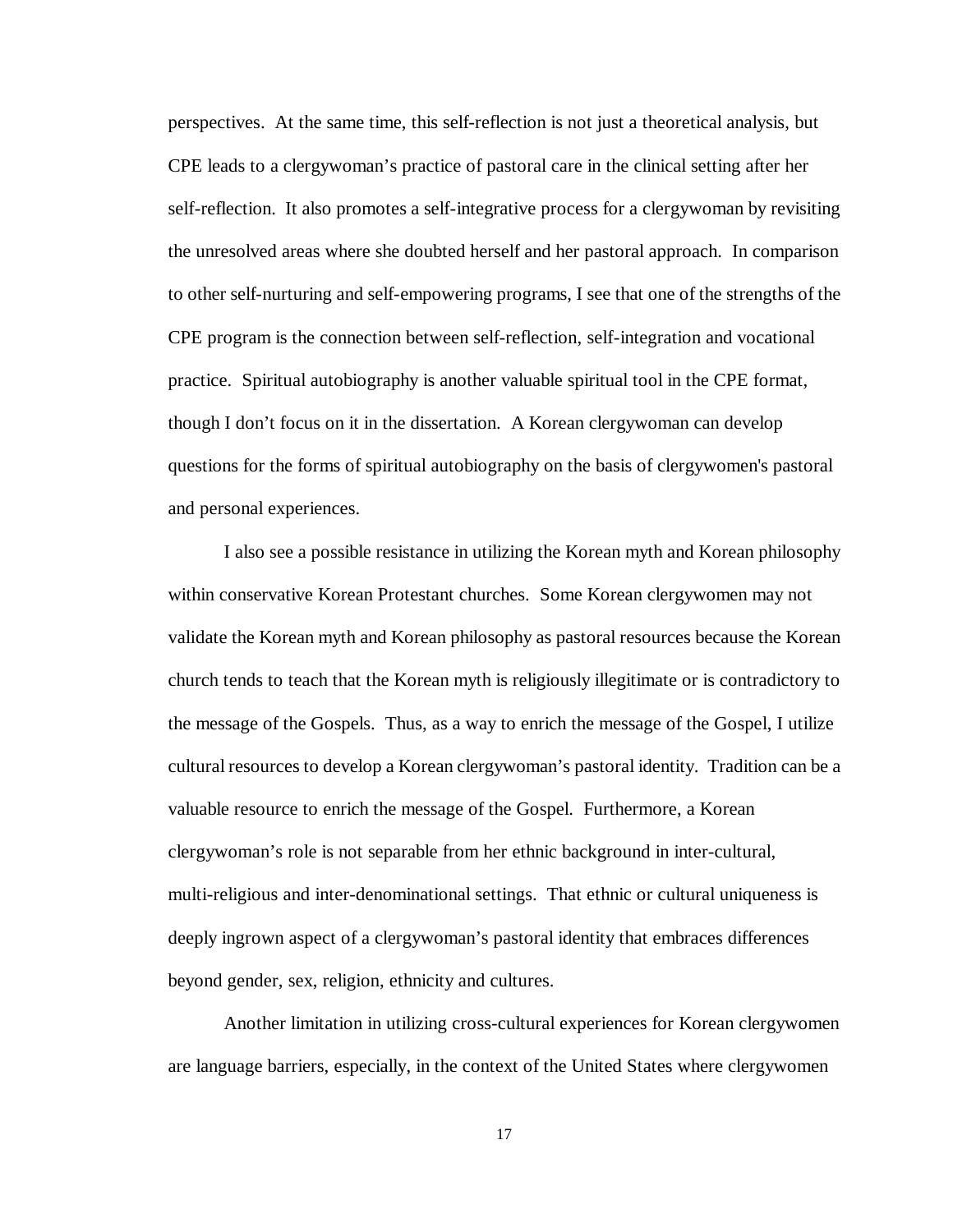perspectives. At the same time, this self-reflection is not just a theoretical analysis, but CPE leads to a clergywoman's practice of pastoral care in the clinical setting after her self-reflection. It also promotes a self-integrative process for a clergywoman by revisiting the unresolved areas where she doubted herself and her pastoral approach. In comparison to other self-nurturing and self-empowering programs, I see that one of the strengths of the CPE program is the connection between self-reflection, self-integration and vocational practice. Spiritual autobiography is another valuable spiritual tool in the CPE format, though I don't focus on it in the dissertation. A Korean clergywoman can develop questions for the forms of spiritual autobiography on the basis of clergywomen's pastoral and personal experiences.

I also see a possible resistance in utilizing the Korean myth and Korean philosophy within conservative Korean Protestant churches. Some Korean clergywomen may not validate the Korean myth and Korean philosophy as pastoral resources because the Korean church tends to teach that the Korean myth is religiously illegitimate or is contradictory to the message of the Gospels. Thus, as a way to enrich the message of the Gospel, I utilize cultural resources to develop a Korean clergywoman's pastoral identity. Tradition can be a valuable resource to enrich the message of the Gospel. Furthermore, a Korean clergywoman's role is not separable from her ethnic background in inter-cultural, multi-religious and inter-denominational settings. That ethnic or cultural uniqueness is deeply ingrown aspect of a clergywoman's pastoral identity that embraces differences beyond gender, sex, religion, ethnicity and cultures.

Another limitation in utilizing cross-cultural experiences for Korean clergywomen are language barriers, especially, in the context of the United States where clergywomen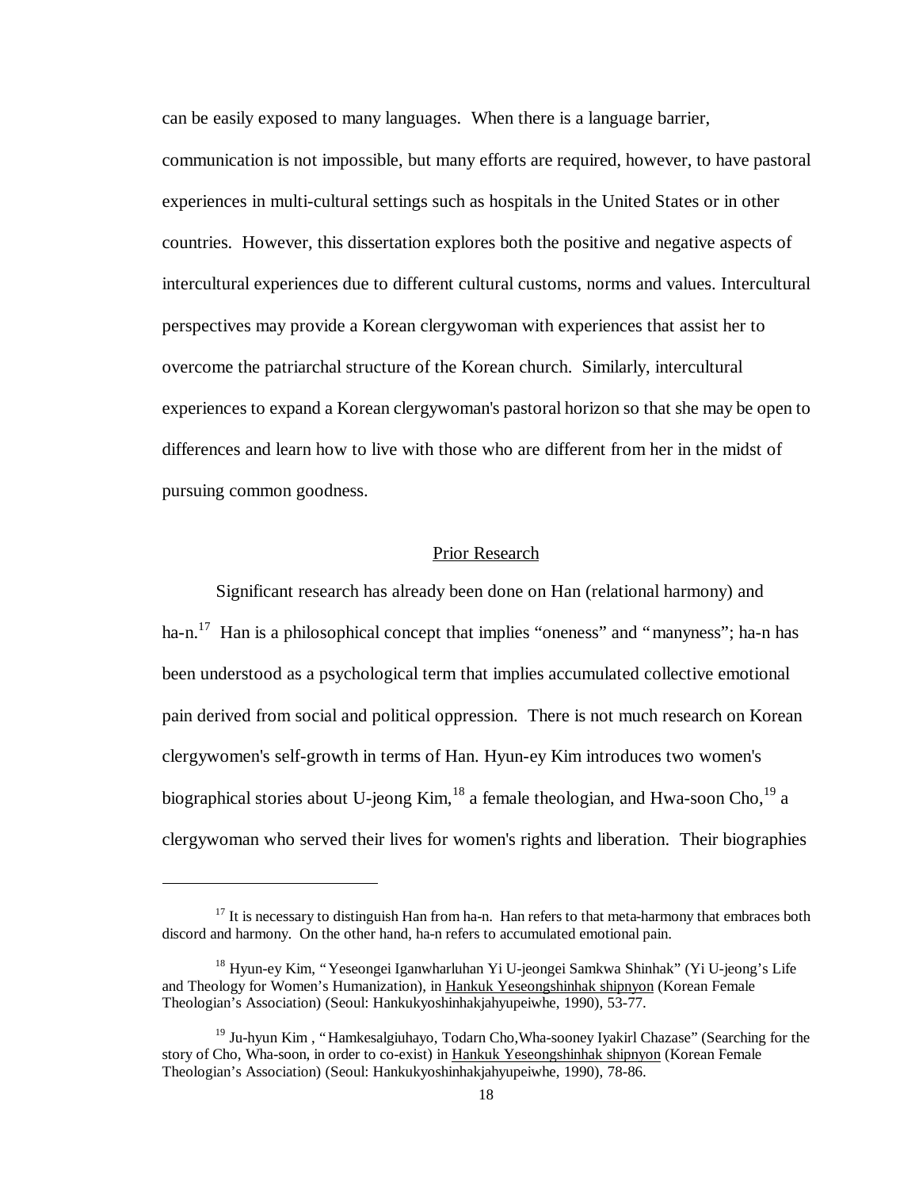can be easily exposed to many languages. When there is a language barrier, communication is not impossible, but many efforts are required, however, to have pastoral experiences in multi-cultural settings such as hospitals in the United States or in other countries. However, this dissertation explores both the positive and negative aspects of intercultural experiences due to different cultural customs, norms and values. Intercultural perspectives may provide a Korean clergywoman with experiences that assist her to overcome the patriarchal structure of the Korean church. Similarly, intercultural experiences to expand a Korean clergywoman's pastoral horizon so that she may be open to differences and learn how to live with those who are different from her in the midst of pursuing common goodness.

## Prior Research

Significant research has already been done on Han (relational harmony) and ha-n.[17] Han is a philosophical concept that implies "oneness" and "manyness"; ha-n has been understood as a psychological term that implies accumulated collective emotional pain derived from social and political oppression. There is not much research on Korean clergywomen's self-growth in terms of Han. Hyun-ey Kim introduces two women's biographical stories about U-jeong Kim,[18] a female theologian, and Hwa-soon Cho,[19] a clergywoman who served their lives for women's rights and liberation. Their biographies

---

[17] It is necessary to distinguish Han from ha-n. Han refers to that meta-harmony that embraces both discord and harmony. On the other hand, ha-n refers to accumulated emotional pain.

[18] Hyun-ey Kim, "Yeseongei Iganwharluhan Yi U-jeongei Samkwa Shinhak" (Yi U-jeong's Life and Theology for Women's Humanization), in Hankuk Yeseongshinhak shipnyon (Korean Female Theologian's Association) (Seoul: Hankukyoshinhakjahyupeiwhe, 1990), 53-77.

[19] Ju-hyun Kim , "Hamkesalgiuhayo, Todarn Cho,Wha-sooney Iyakirl Chazase" (Searching for the story of Cho, Wha-soon, in order to co-exist) in Hankuk Yeseongshinhak shipnyon (Korean Female Theologian's Association) (Seoul: Hankukyoshinhakjahyupeiwhe, 1990), 78-86.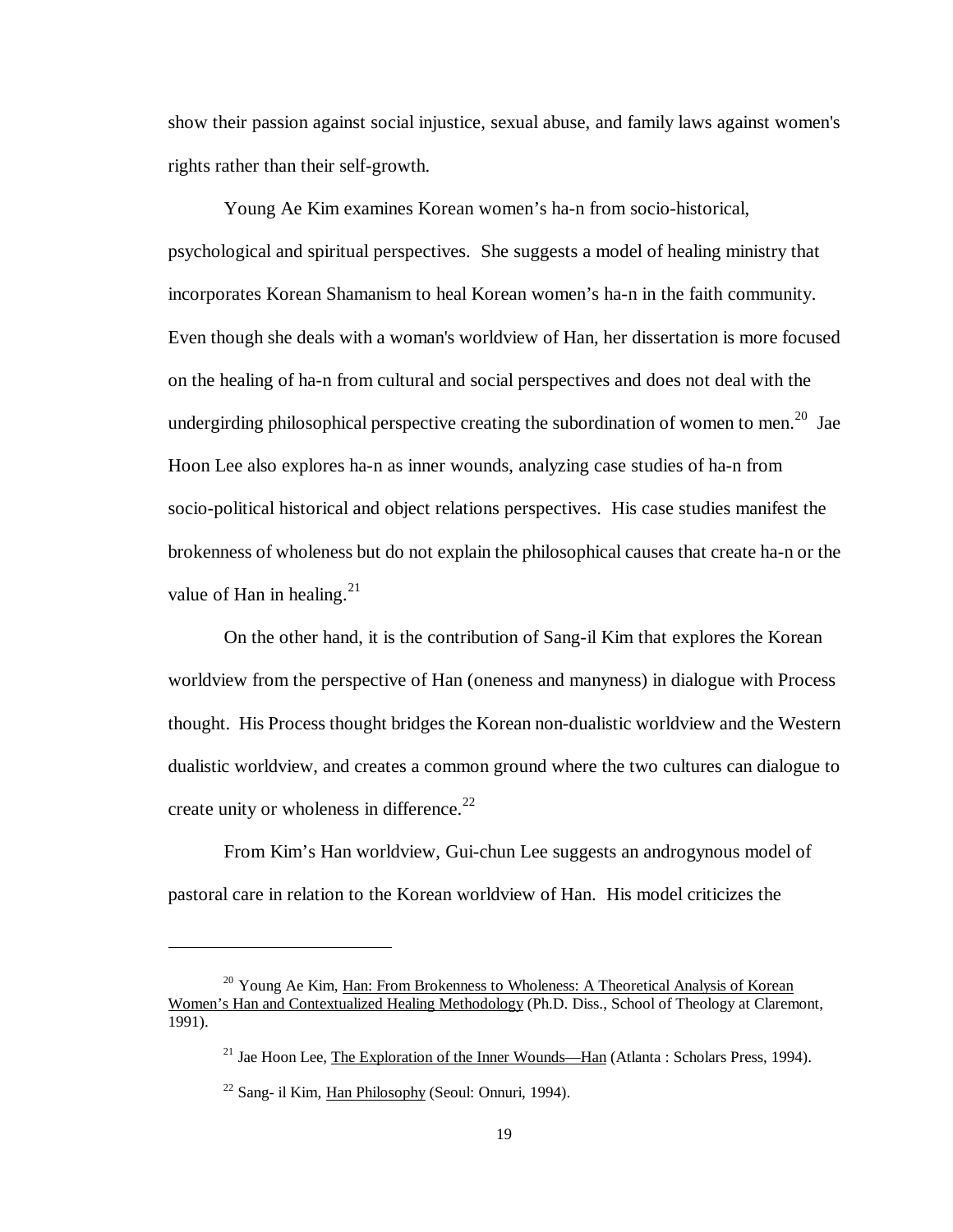show their passion against social injustice, sexual abuse, and family laws against women's rights rather than their self-growth.

Young Ae Kim examines Korean women's ha-n from socio-historical, psychological and spiritual perspectives. She suggests a model of healing ministry that incorporates Korean Shamanism to heal Korean women's ha-n in the faith community. Even though she deals with a woman's worldview of Han, her dissertation is more focused on the healing of ha-n from cultural and social perspectives and does not deal with the undergirding philosophical perspective creating the subordination of women to men.[20] Jae Hoon Lee also explores ha-n as inner wounds, analyzing case studies of ha-n from socio-political historical and object relations perspectives. His case studies manifest the brokenness of wholeness but do not explain the philosophical causes that create ha-n or the value of Han in healing.[21]

On the other hand, it is the contribution of Sang-il Kim that explores the Korean worldview from the perspective of Han (oneness and manyness) in dialogue with Process thought. His Process thought bridges the Korean non-dualistic worldview and the Western dualistic worldview, and creates a common ground where the two cultures can dialogue to create unity or wholeness in difference.[22]

From Kim's Han worldview, Gui-chun Lee suggests an androgynous model of pastoral care in relation to the Korean worldview of Han. His model criticizes the

---

[20] Young Ae Kim, Han: From Brokenness to Wholeness: A Theoretical Analysis of Korean Women's Han and Contextualized Healing Methodology (Ph.D. Diss., School of Theology at Claremont, 1991).

[21] Jae Hoon Lee, The Exploration of the Inner Wounds—Han (Atlanta : Scholars Press, 1994).

[22] Sang- il Kim, Han Philosophy (Seoul: Onnuri, 1994).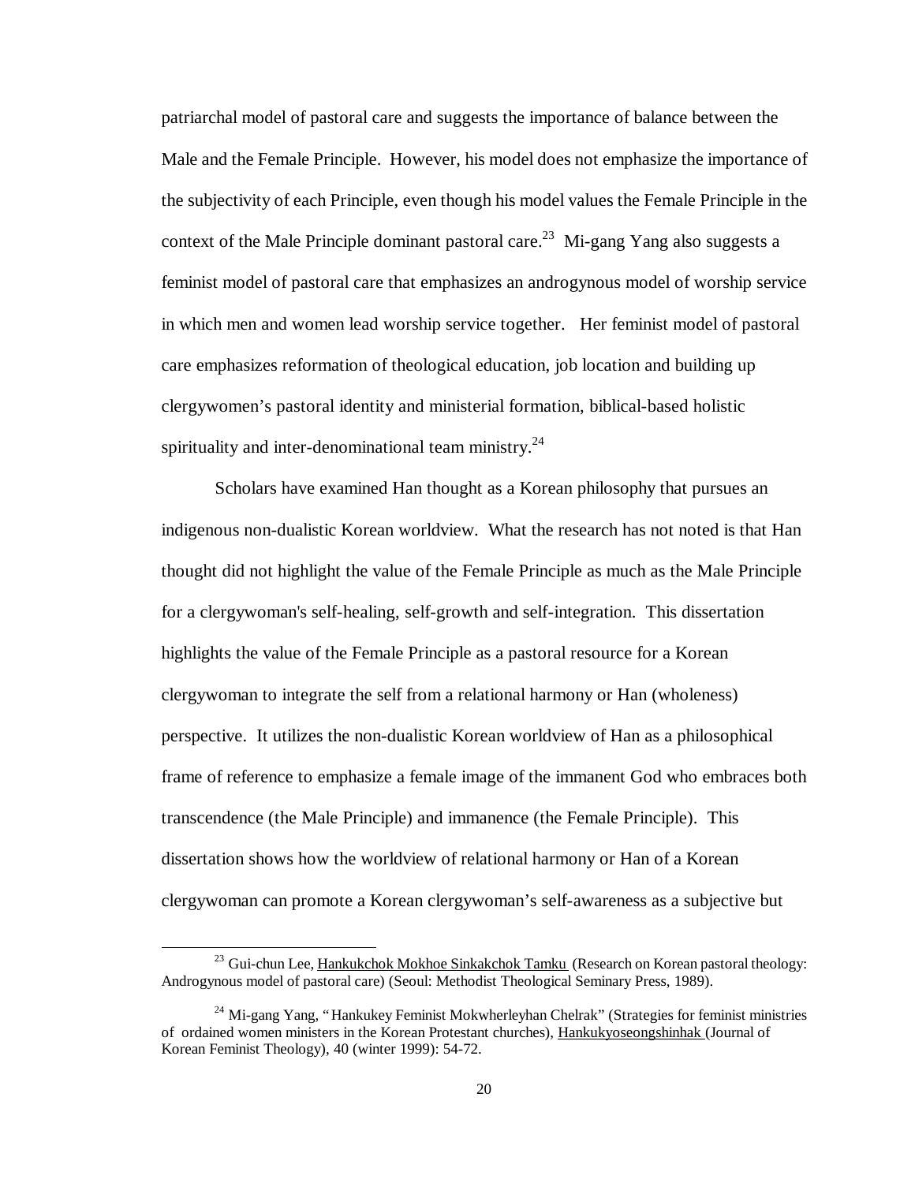patriarchal model of pastoral care and suggests the importance of balance between the Male and the Female Principle. However, his model does not emphasize the importance of the subjectivity of each Principle, even though his model values the Female Principle in the context of the Male Principle dominant pastoral care.[23] Mi-gang Yang also suggests a feminist model of pastoral care that emphasizes an androgynous model of worship service in which men and women lead worship service together. Her feminist model of pastoral care emphasizes reformation of theological education, job location and building up clergywomen's pastoral identity and ministerial formation, biblical-based holistic spirituality and inter-denominational team ministry.[24]

Scholars have examined Han thought as a Korean philosophy that pursues an indigenous non-dualistic Korean worldview. What the research has not noted is that Han thought did not highlight the value of the Female Principle as much as the Male Principle for a clergywoman's self-healing, self-growth and self-integration. This dissertation highlights the value of the Female Principle as a pastoral resource for a Korean clergywoman to integrate the self from a relational harmony or Han (wholeness) perspective. It utilizes the non-dualistic Korean worldview of Han as a philosophical frame of reference to emphasize a female image of the immanent God who embraces both transcendence (the Male Principle) and immanence (the Female Principle). This dissertation shows how the worldview of relational harmony or Han of a Korean clergywoman can promote a Korean clergywoman's self-awareness as a subjective but

---

[23] Gui-chun Lee, Hankukchok Mokhoe Sinkakchok Tamku (Research on Korean pastoral theology: Androgynous model of pastoral care) (Seoul: Methodist Theological Seminary Press, 1989).

[24] Mi-gang Yang, "Hankukey Feminist Mokwherleyhan Chelrak" (Strategies for feminist ministries of ordained women ministers in the Korean Protestant churches), Hankukyoseongshinhak (Journal of Korean Feminist Theology), 40 (winter 1999): 54-72.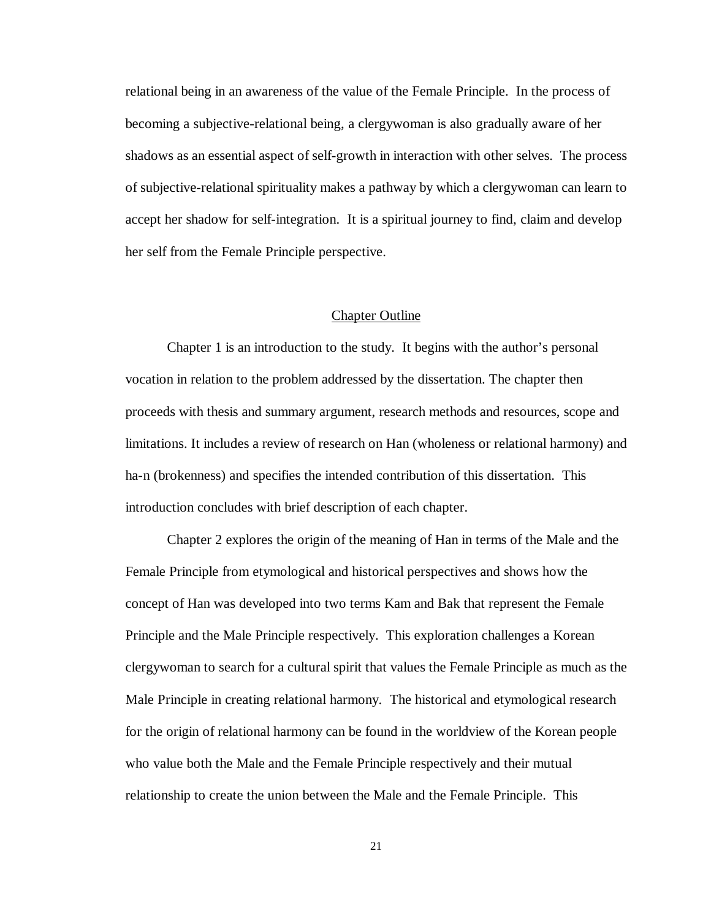relational being in an awareness of the value of the Female Principle. In the process of becoming a subjective-relational being, a clergywoman is also gradually aware of her shadows as an essential aspect of self-growth in interaction with other selves. The process of subjective-relational spirituality makes a pathway by which a clergywoman can learn to accept her shadow for self-integration. It is a spiritual journey to find, claim and develop her self from the Female Principle perspective.

## Chapter Outline

Chapter 1 is an introduction to the study. It begins with the author's personal vocation in relation to the problem addressed by the dissertation. The chapter then proceeds with thesis and summary argument, research methods and resources, scope and limitations. It includes a review of research on Han (wholeness or relational harmony) and ha-n (brokenness) and specifies the intended contribution of this dissertation. This introduction concludes with brief description of each chapter.

Chapter 2 explores the origin of the meaning of Han in terms of the Male and the Female Principle from etymological and historical perspectives and shows how the concept of Han was developed into two terms Kam and Bak that represent the Female Principle and the Male Principle respectively. This exploration challenges a Korean clergywoman to search for a cultural spirit that values the Female Principle as much as the Male Principle in creating relational harmony. The historical and etymological research for the origin of relational harmony can be found in the worldview of the Korean people who value both the Male and the Female Principle respectively and their mutual relationship to create the union between the Male and the Female Principle. This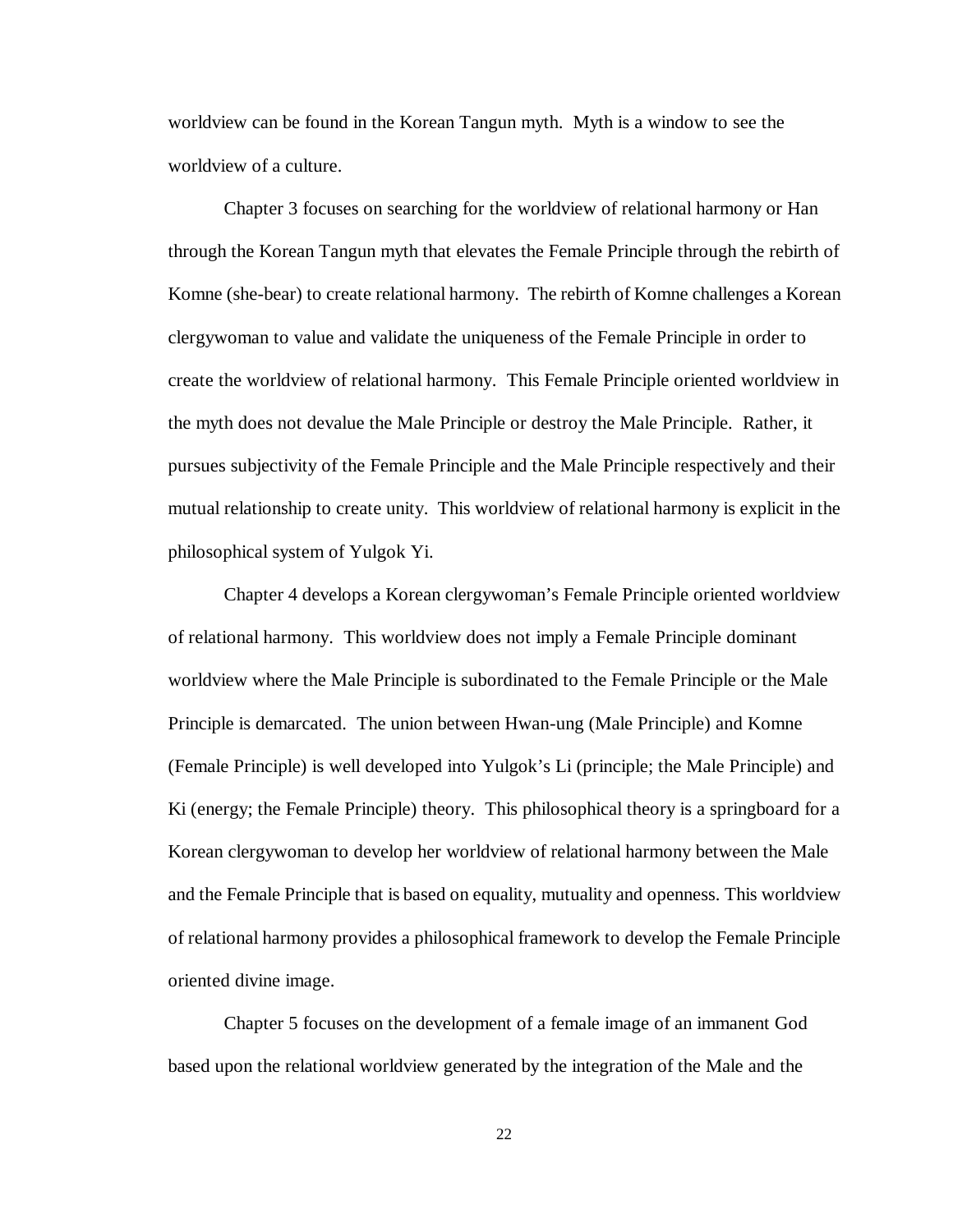worldview can be found in the Korean Tangun myth. Myth is a window to see the worldview of a culture.

Chapter 3 focuses on searching for the worldview of relational harmony or Han through the Korean Tangun myth that elevates the Female Principle through the rebirth of Komne (she-bear) to create relational harmony. The rebirth of Komne challenges a Korean clergywoman to value and validate the uniqueness of the Female Principle in order to create the worldview of relational harmony. This Female Principle oriented worldview in the myth does not devalue the Male Principle or destroy the Male Principle. Rather, it pursues subjectivity of the Female Principle and the Male Principle respectively and their mutual relationship to create unity. This worldview of relational harmony is explicit in the philosophical system of Yulgok Yi.

Chapter 4 develops a Korean clergywoman's Female Principle oriented worldview of relational harmony. This worldview does not imply a Female Principle dominant worldview where the Male Principle is subordinated to the Female Principle or the Male Principle is demarcated. The union between Hwan-ung (Male Principle) and Komne (Female Principle) is well developed into Yulgok's Li (principle; the Male Principle) and Ki (energy; the Female Principle) theory. This philosophical theory is a springboard for a Korean clergywoman to develop her worldview of relational harmony between the Male and the Female Principle that is based on equality, mutuality and openness. This worldview of relational harmony provides a philosophical framework to develop the Female Principle oriented divine image.

Chapter 5 focuses on the development of a female image of an immanent God based upon the relational worldview generated by the integration of the Male and the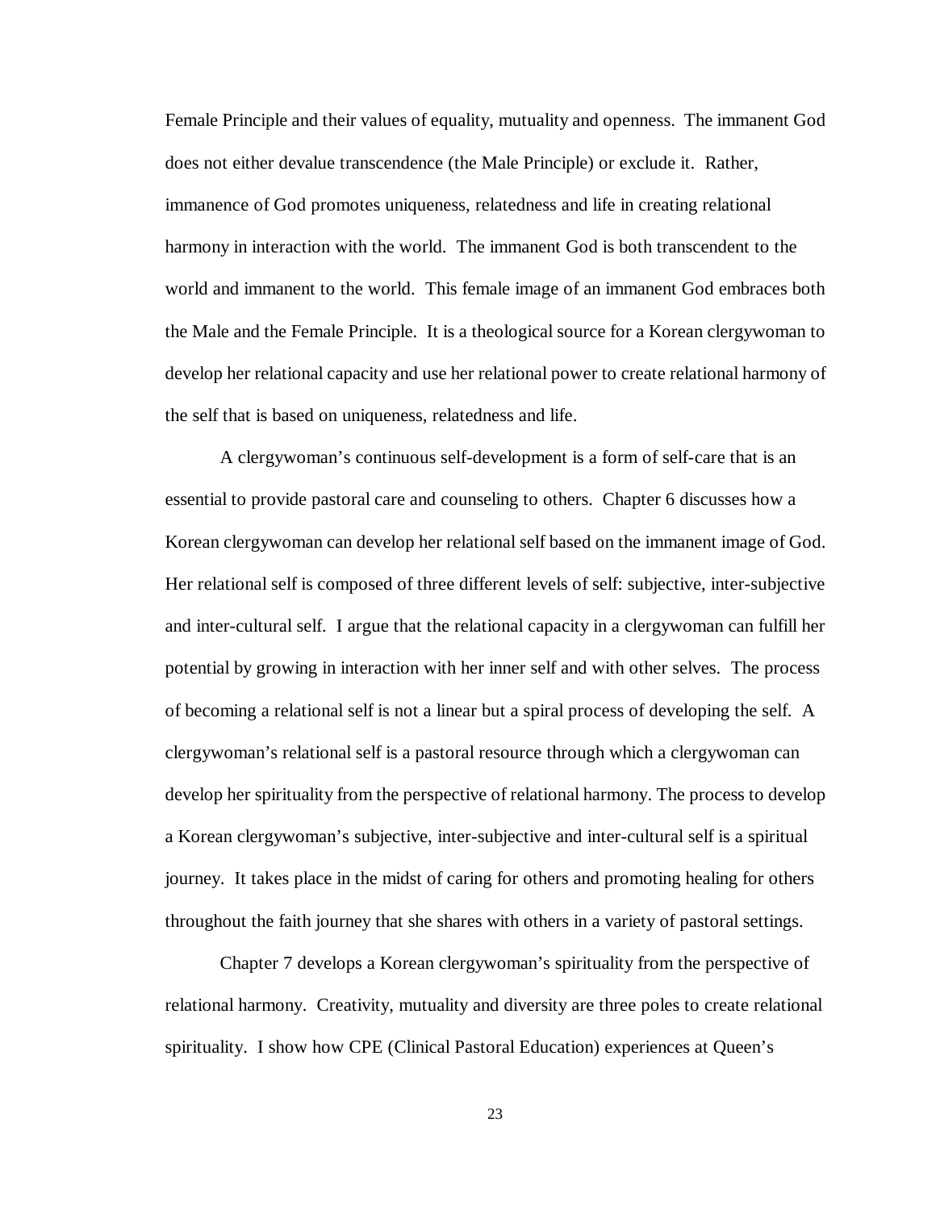Female Principle and their values of equality, mutuality and openness. The immanent God does not either devalue transcendence (the Male Principle) or exclude it. Rather, immanence of God promotes uniqueness, relatedness and life in creating relational harmony in interaction with the world. The immanent God is both transcendent to the world and immanent to the world. This female image of an immanent God embraces both the Male and the Female Principle. It is a theological source for a Korean clergywoman to develop her relational capacity and use her relational power to create relational harmony of the self that is based on uniqueness, relatedness and life.

A clergywoman's continuous self-development is a form of self-care that is an essential to provide pastoral care and counseling to others. Chapter 6 discusses how a Korean clergywoman can develop her relational self based on the immanent image of God. Her relational self is composed of three different levels of self: subjective, inter-subjective and inter-cultural self. I argue that the relational capacity in a clergywoman can fulfill her potential by growing in interaction with her inner self and with other selves. The process of becoming a relational self is not a linear but a spiral process of developing the self. A clergywoman's relational self is a pastoral resource through which a clergywoman can develop her spirituality from the perspective of relational harmony. The process to develop a Korean clergywoman's subjective, inter-subjective and inter-cultural self is a spiritual journey. It takes place in the midst of caring for others and promoting healing for others throughout the faith journey that she shares with others in a variety of pastoral settings.

Chapter 7 develops a Korean clergywoman's spirituality from the perspective of relational harmony. Creativity, mutuality and diversity are three poles to create relational spirituality. I show how CPE (Clinical Pastoral Education) experiences at Queen's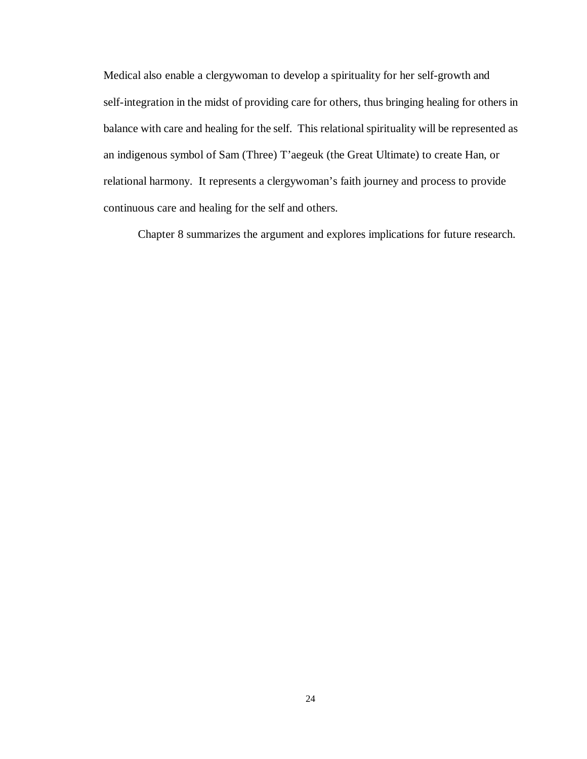Medical also enable a clergywoman to develop a spirituality for her self-growth and self-integration in the midst of providing care for others, thus bringing healing for others in balance with care and healing for the self. This relational spirituality will be represented as an indigenous symbol of Sam (Three) T'aegeuk (the Great Ultimate) to create Han, or relational harmony. It represents a clergywoman's faith journey and process to provide continuous care and healing for the self and others.

Chapter 8 summarizes the argument and explores implications for future research.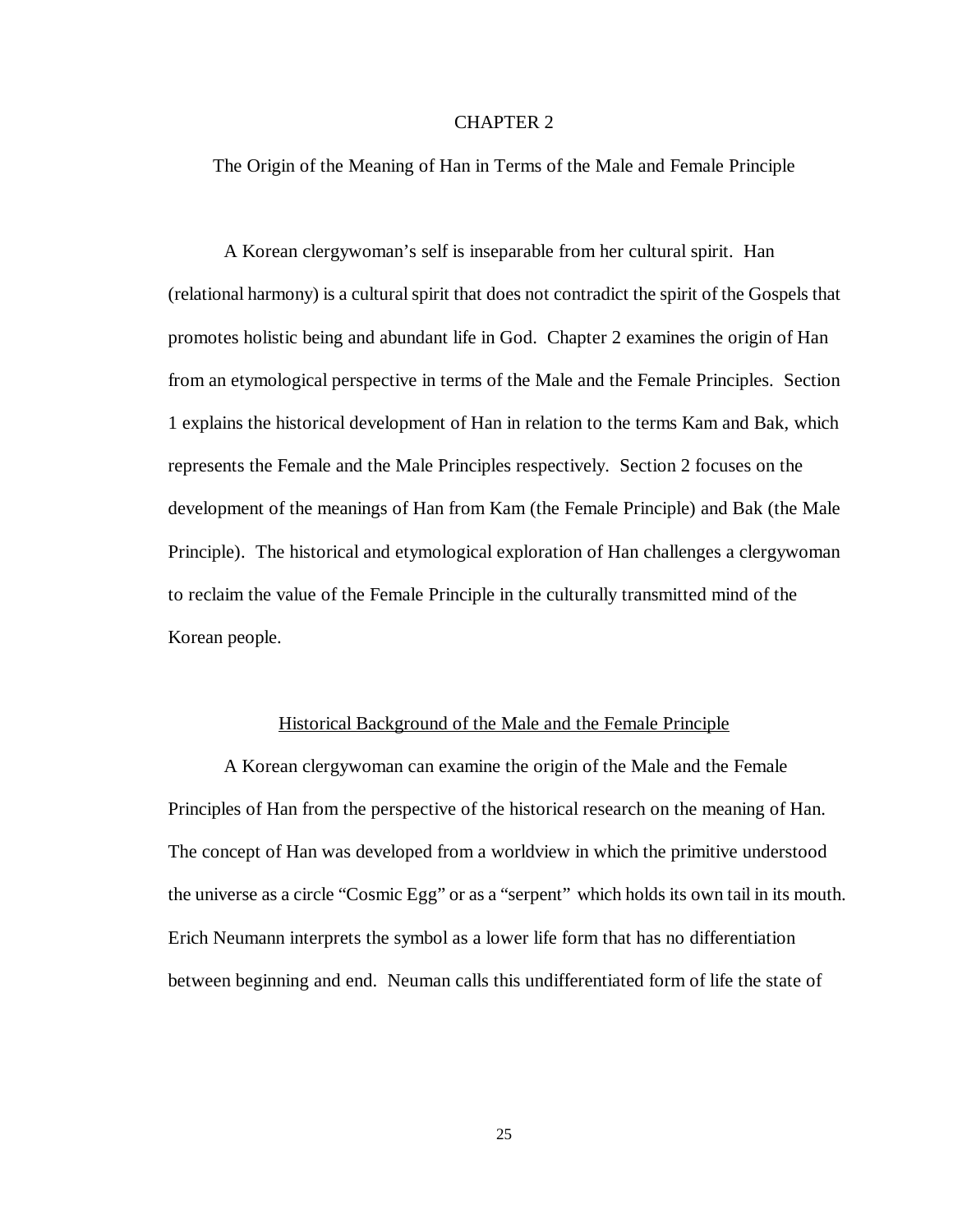# CHAPTER 2

## The Origin of the Meaning of Han in Terms of the Male and Female Principle

A Korean clergywoman's self is inseparable from her cultural spirit. Han (relational harmony) is a cultural spirit that does not contradict the spirit of the Gospels that promotes holistic being and abundant life in God. Chapter 2 examines the origin of Han from an etymological perspective in terms of the Male and the Female Principles. Section 1 explains the historical development of Han in relation to the terms Kam and Bak, which represents the Female and the Male Principles respectively. Section 2 focuses on the development of the meanings of Han from Kam (the Female Principle) and Bak (the Male Principle). The historical and etymological exploration of Han challenges a clergywoman to reclaim the value of the Female Principle in the culturally transmitted mind of the Korean people.

### Historical Background of the Male and the Female Principle

A Korean clergywoman can examine the origin of the Male and the Female Principles of Han from the perspective of the historical research on the meaning of Han. The concept of Han was developed from a worldview in which the primitive understood the universe as a circle "Cosmic Egg" or as a "serpent" which holds its own tail in its mouth. Erich Neumann interprets the symbol as a lower life form that has no differentiation between beginning and end. Neuman calls this undifferentiated form of life the state of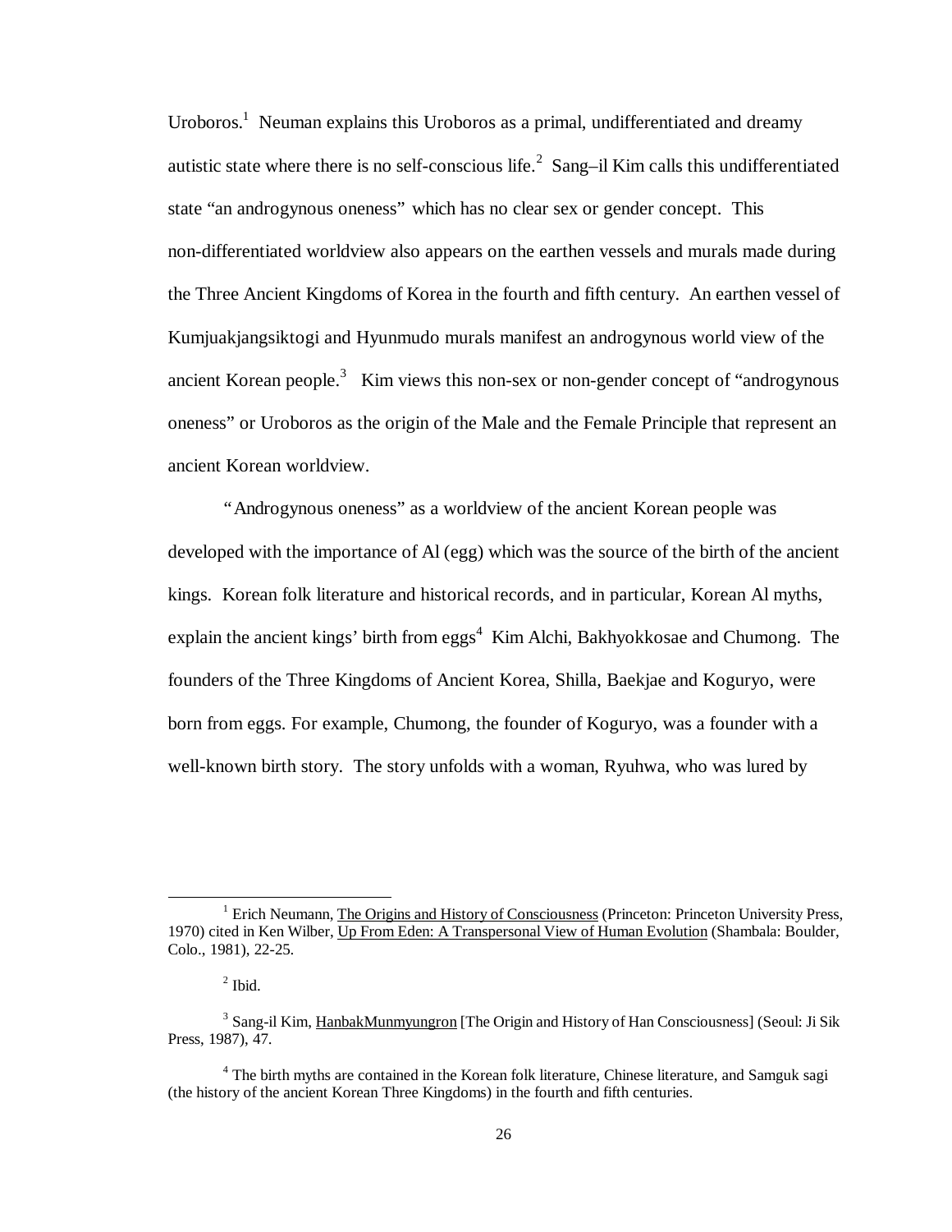Uroboros.[1] Neuman explains this Uroboros as a primal, undifferentiated and dreamy autistic state where there is no self-conscious life.[2] Sang–il Kim calls this undifferentiated state "an androgynous oneness" which has no clear sex or gender concept. This non-differentiated worldview also appears on the earthen vessels and murals made during the Three Ancient Kingdoms of Korea in the fourth and fifth century. An earthen vessel of Kumjuakjangsiktogi and Hyunmudo murals manifest an androgynous world view of the ancient Korean people.[3] Kim views this non-sex or non-gender concept of "androgynous oneness" or Uroboros as the origin of the Male and the Female Principle that represent an ancient Korean worldview.

"Androgynous oneness" as a worldview of the ancient Korean people was developed with the importance of Al (egg) which was the source of the birth of the ancient kings. Korean folk literature and historical records, and in particular, Korean Al myths, explain the ancient kings' birth from eggs[4] Kim Alchi, Bakhyokkosae and Chumong. The founders of the Three Kingdoms of Ancient Korea, Shilla, Baekjae and Koguryo, were born from eggs. For example, Chumong, the founder of Koguryo, was a founder with a well-known birth story. The story unfolds with a woman, Ryuhwa, who was lured by

---

[1] Erich Neumann, The Origins and History of Consciousness (Princeton: Princeton University Press, 1970) cited in Ken Wilber, Up From Eden: A Transpersonal View of Human Evolution (Shambala: Boulder, Colo., 1981), 22-25.

[2] Ibid.

[3] Sang-il Kim, HanbakMunmyungron [The Origin and History of Han Consciousness] (Seoul: Ji Sik Press, 1987), 47.

[4] The birth myths are contained in the Korean folk literature, Chinese literature, and Samguk sagi (the history of the ancient Korean Three Kingdoms) in the fourth and fifth centuries.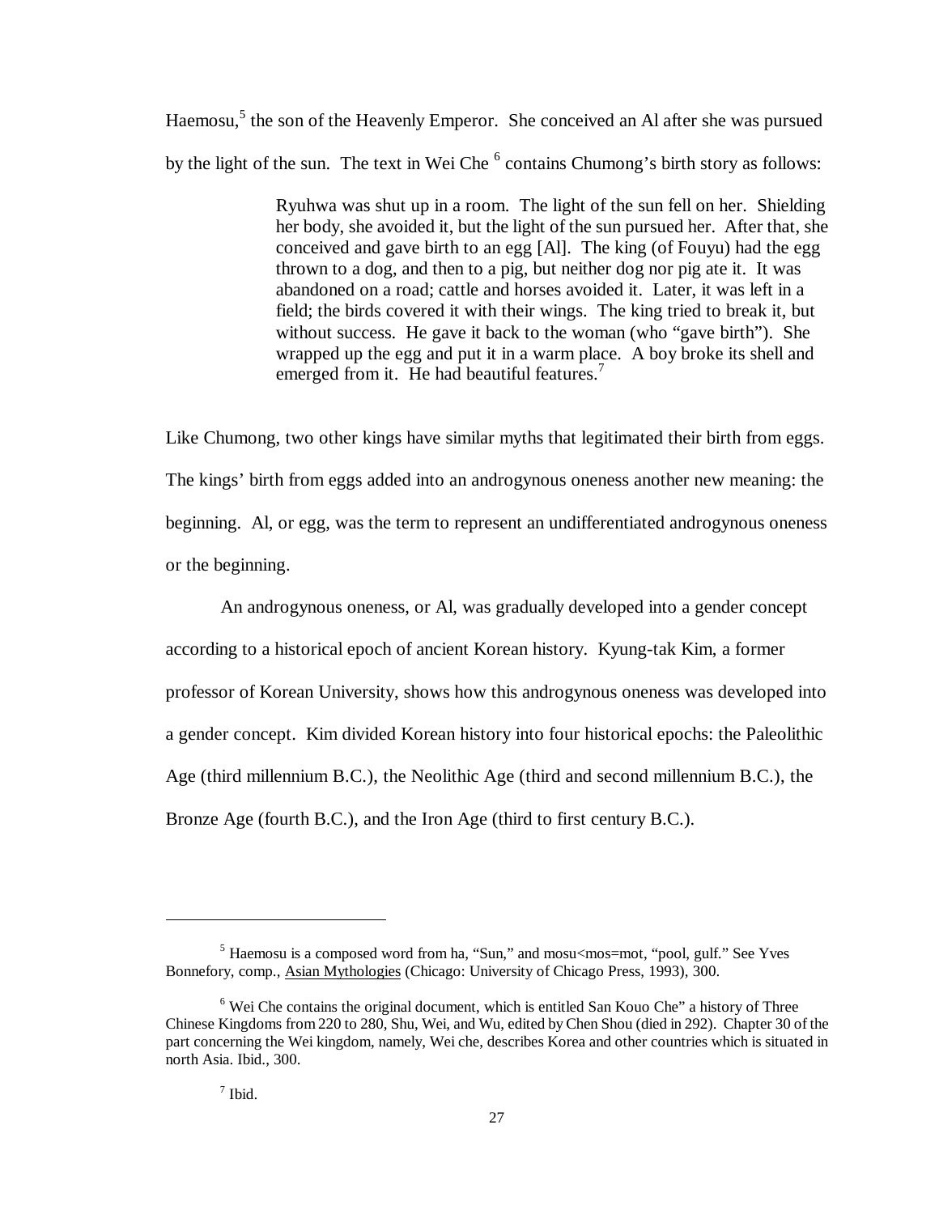Haemosu,[5] the son of the Heavenly Emperor. She conceived an Al after she was pursued by the light of the sun. The text in Wei Che [6] contains Chumong's birth story as follows:

> Ryuhwa was shut up in a room. The light of the sun fell on her. Shielding her body, she avoided it, but the light of the sun pursued her. After that, she conceived and gave birth to an egg [Al]. The king (of Fouyu) had the egg thrown to a dog, and then to a pig, but neither dog nor pig ate it. It was abandoned on a road; cattle and horses avoided it. Later, it was left in a field; the birds covered it with their wings. The king tried to break it, but without success. He gave it back to the woman (who "gave birth"). She wrapped up the egg and put it in a warm place. A boy broke its shell and emerged from it. He had beautiful features.[7]

Like Chumong, two other kings have similar myths that legitimated their birth from eggs. The kings' birth from eggs added into an androgynous oneness another new meaning: the beginning. Al, or egg, was the term to represent an undifferentiated androgynous oneness or the beginning.

An androgynous oneness, or Al, was gradually developed into a gender concept according to a historical epoch of ancient Korean history. Kyung-tak Kim, a former professor of Korean University, shows how this androgynous oneness was developed into a gender concept. Kim divided Korean history into four historical epochs: the Paleolithic Age (third millennium B.C.), the Neolithic Age (third and second millennium B.C.), the Bronze Age (fourth B.C.), and the Iron Age (third to first century B.C.).

---

[5] Haemosu is a composed word from ha, "Sun," and mosu<mos=mot, "pool, gulf." See Yves Bonnefory, comp., Asian Mythologies (Chicago: University of Chicago Press, 1993), 300.

[6] Wei Che contains the original document, which is entitled San Kouo Che" a history of Three Chinese Kingdoms from 220 to 280, Shu, Wei, and Wu, edited by Chen Shou (died in 292). Chapter 30 of the part concerning the Wei kingdom, namely, Wei che, describes Korea and other countries which is situated in north Asia. Ibid., 300.

[7] Ibid.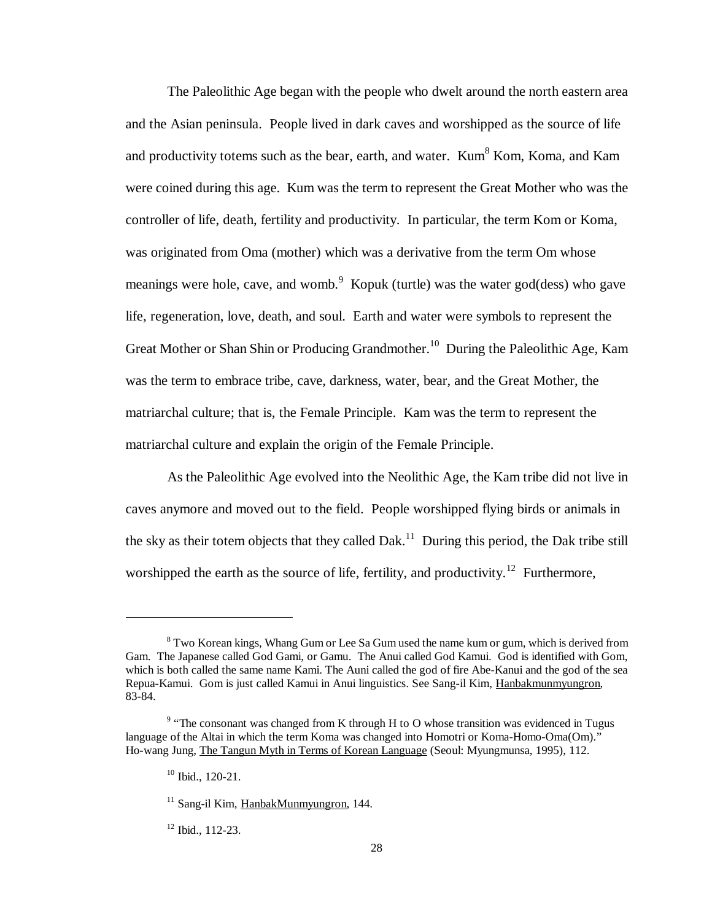The Paleolithic Age began with the people who dwelt around the north eastern area and the Asian peninsula. People lived in dark caves and worshipped as the source of life and productivity totems such as the bear, earth, and water. Kum[8] Kom, Koma, and Kam were coined during this age. Kum was the term to represent the Great Mother who was the controller of life, death, fertility and productivity. In particular, the term Kom or Koma, was originated from Oma (mother) which was a derivative from the term Om whose meanings were hole, cave, and womb.[9] Kopuk (turtle) was the water god(dess) who gave life, regeneration, love, death, and soul. Earth and water were symbols to represent the Great Mother or Shan Shin or Producing Grandmother.[10] During the Paleolithic Age, Kam was the term to embrace tribe, cave, darkness, water, bear, and the Great Mother, the matriarchal culture; that is, the Female Principle. Kam was the term to represent the matriarchal culture and explain the origin of the Female Principle.

As the Paleolithic Age evolved into the Neolithic Age, the Kam tribe did not live in caves anymore and moved out to the field. People worshipped flying birds or animals in the sky as their totem objects that they called Dak.[11] During this period, the Dak tribe still worshipped the earth as the source of life, fertility, and productivity.[12] Furthermore,

---

[8] Two Korean kings, Whang Gum or Lee Sa Gum used the name kum or gum, which is derived from Gam. The Japanese called God Gami, or Gamu. The Anui called God Kamui. God is identified with Gom, which is both called the same name Kami. The Auni called the god of fire Abe-Kanui and the god of the sea Repua-Kamui. Gom is just called Kamui in Anui linguistics. See Sang-il Kim, Hanbakmunmyungron, 83-84.

[9] "The consonant was changed from K through H to O whose transition was evidenced in Tugus language of the Altai in which the term Koma was changed into Homotri or Koma-Homo-Oma(Om)." Ho-wang Jung, The Tangun Myth in Terms of Korean Language (Seoul: Myungmunsa, 1995), 112.

[10] Ibid., 120-21.

[11] Sang-il Kim, HanbakMunmyungron, 144.

[12] Ibid., 112-23.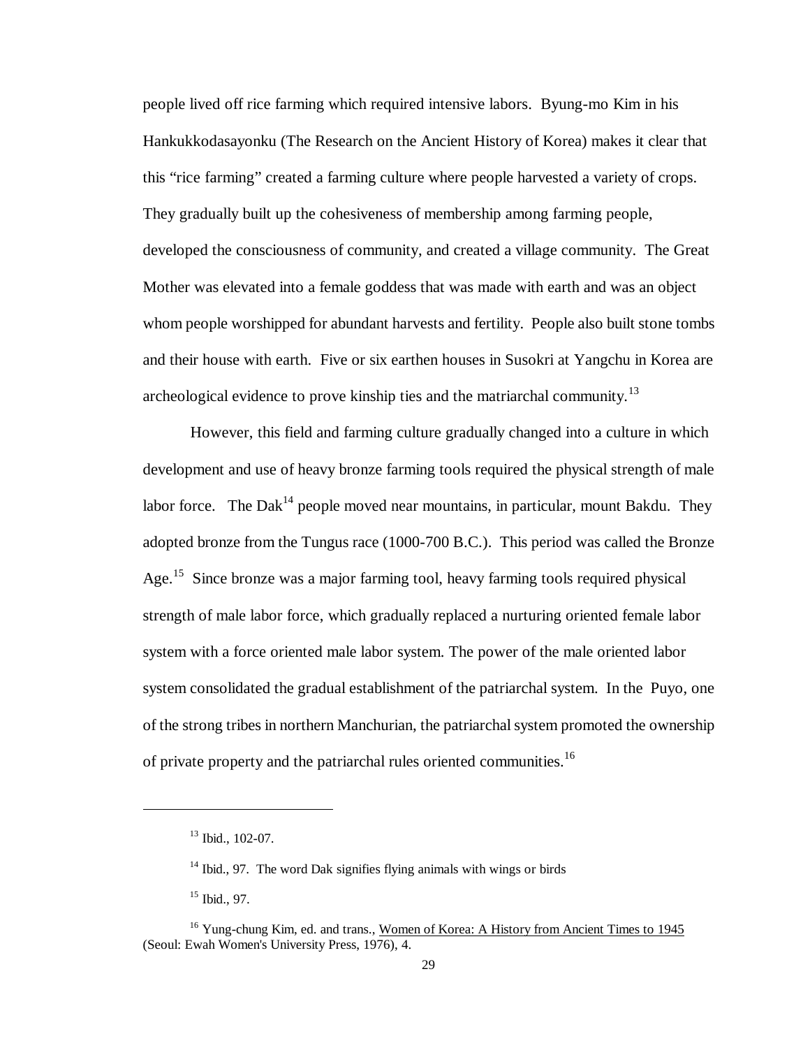people lived off rice farming which required intensive labors. Byung-mo Kim in his Hankukkodasayonku (The Research on the Ancient History of Korea) makes it clear that this "rice farming" created a farming culture where people harvested a variety of crops. They gradually built up the cohesiveness of membership among farming people, developed the consciousness of community, and created a village community. The Great Mother was elevated into a female goddess that was made with earth and was an object whom people worshipped for abundant harvests and fertility. People also built stone tombs and their house with earth. Five or six earthen houses in Susokri at Yangchu in Korea are archeological evidence to prove kinship ties and the matriarchal community.[13]

However, this field and farming culture gradually changed into a culture in which development and use of heavy bronze farming tools required the physical strength of male labor force. The Dak[14] people moved near mountains, in particular, mount Bakdu. They adopted bronze from the Tungus race (1000-700 B.C.). This period was called the Bronze Age.[15] Since bronze was a major farming tool, heavy farming tools required physical strength of male labor force, which gradually replaced a nurturing oriented female labor system with a force oriented male labor system. The power of the male oriented labor system consolidated the gradual establishment of the patriarchal system. In the Puyo, one of the strong tribes in northern Manchurian, the patriarchal system promoted the ownership of private property and the patriarchal rules oriented communities.[16]

---

[13] Ibid., 102-07.

[14] Ibid., 97. The word Dak signifies flying animals with wings or birds

[15] Ibid., 97.

[16] Yung-chung Kim, ed. and trans., Women of Korea: A History from Ancient Times to 1945 (Seoul: Ewah Women's University Press, 1976), 4.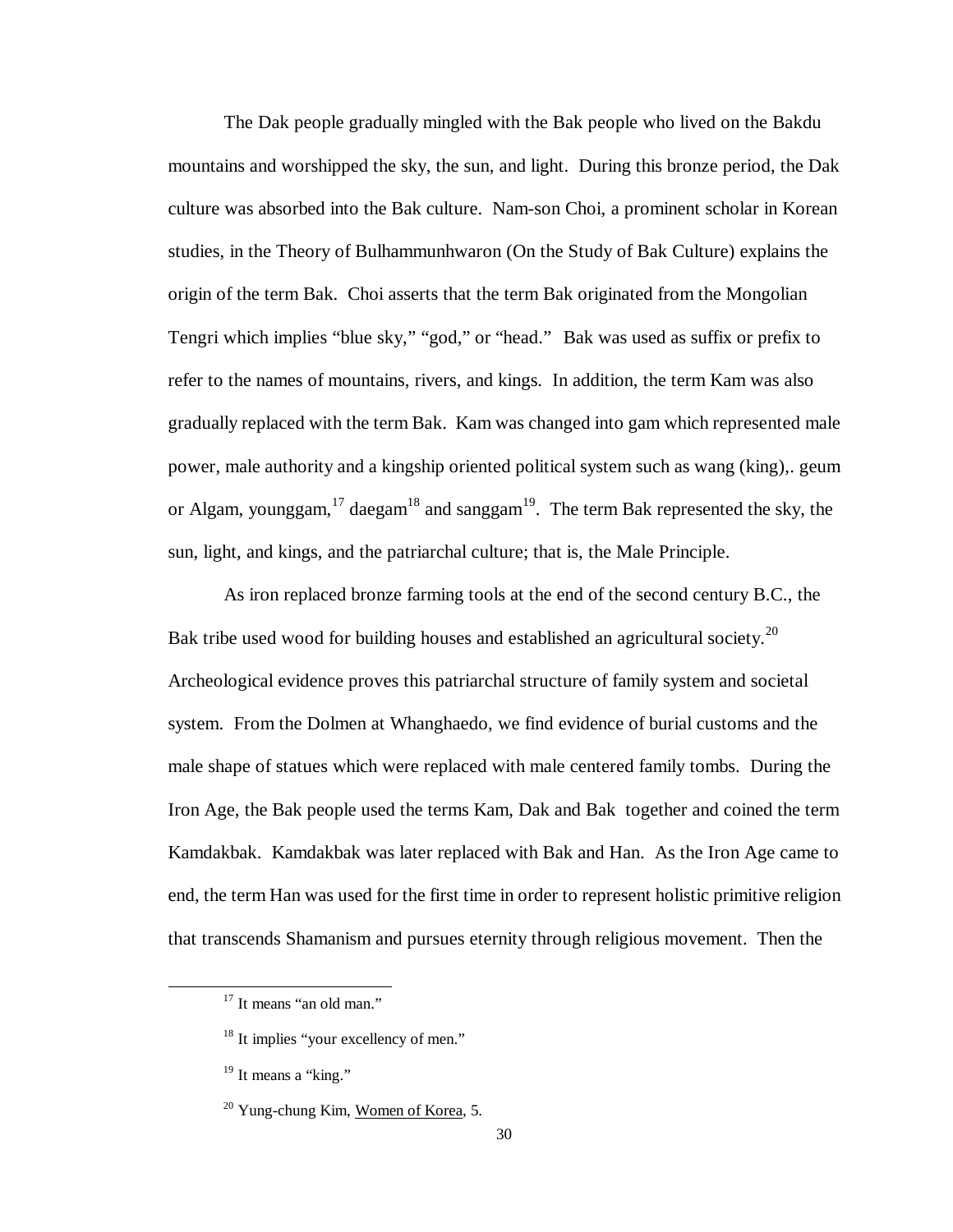The Dak people gradually mingled with the Bak people who lived on the Bakdu mountains and worshipped the sky, the sun, and light. During this bronze period, the Dak culture was absorbed into the Bak culture. Nam-son Choi, a prominent scholar in Korean studies, in the Theory of Bulhammunhwaron (On the Study of Bak Culture) explains the origin of the term Bak. Choi asserts that the term Bak originated from the Mongolian Tengri which implies "blue sky," "god," or "head." Bak was used as suffix or prefix to refer to the names of mountains, rivers, and kings. In addition, the term Kam was also gradually replaced with the term Bak. Kam was changed into gam which represented male power, male authority and a kingship oriented political system such as wang (king),. geum or Algam, younggam,[17] daegam[18] and sanggam[19]. The term Bak represented the sky, the sun, light, and kings, and the patriarchal culture; that is, the Male Principle.

As iron replaced bronze farming tools at the end of the second century B.C., the Bak tribe used wood for building houses and established an agricultural society.[20] Archeological evidence proves this patriarchal structure of family system and societal system. From the Dolmen at Whanghaedo, we find evidence of burial customs and the male shape of statues which were replaced with male centered family tombs. During the Iron Age, the Bak people used the terms Kam, Dak and Bak together and coined the term Kamdakbak. Kamdakbak was later replaced with Bak and Han. As the Iron Age came to end, the term Han was used for the first time in order to represent holistic primitive religion that transcends Shamanism and pursues eternity through religious movement. Then the

---

[17] It means "an old man."

[18] It implies "your excellency of men."

[19] It means a "king."

[20] Yung-chung Kim, Women of Korea, 5.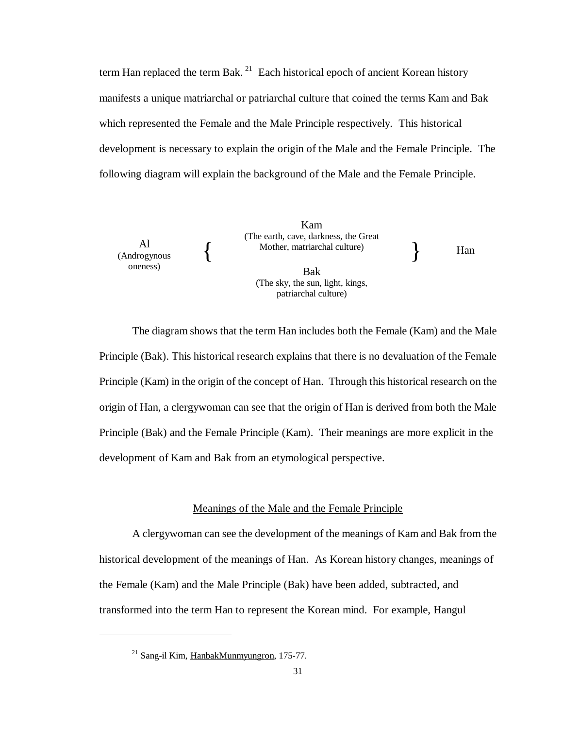term Han replaced the term Bak.[21] Each historical epoch of ancient Korean history manifests a unique matriarchal or patriarchal culture that coined the terms Kam and Bak which represented the Female and the Male Principle respectively. This historical development is necessary to explain the origin of the Male and the Female Principle. The following diagram will explain the background of the Male and the Female Principle.

| Al (Androgynous oneness) | { | Kam (The earth, cave, darkness, the Great Mother, matriarchal culture) | } | Han |
|---|---|---|---|---|
| | | Bak (The sky, the sun, light, kings, patriarchal culture) | | |

The diagram shows that the term Han includes both the Female (Kam) and the Male Principle (Bak). This historical research explains that there is no devaluation of the Female Principle (Kam) in the origin of the concept of Han. Through this historical research on the origin of Han, a clergywoman can see that the origin of Han is derived from both the Male Principle (Bak) and the Female Principle (Kam). Their meanings are more explicit in the development of Kam and Bak from an etymological perspective.

## Meanings of the Male and the Female Principle

A clergywoman can see the development of the meanings of Kam and Bak from the historical development of the meanings of Han. As Korean history changes, meanings of the Female (Kam) and the Male Principle (Bak) have been added, subtracted, and transformed into the term Han to represent the Korean mind. For example, Hangul

---

[21] Sang-il Kim, HanbakMunmyungron, 175-77.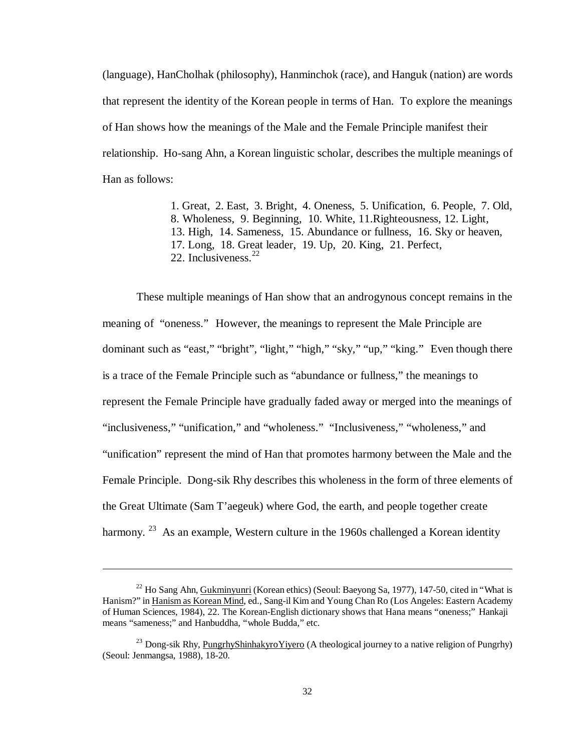(language), HanCholhak (philosophy), Hanminchok (race), and Hanguk (nation) are words that represent the identity of the Korean people in terms of Han. To explore the meanings of Han shows how the meanings of the Male and the Female Principle manifest their relationship. Ho-sang Ahn, a Korean linguistic scholar, describes the multiple meanings of Han as follows:

> 1. Great, 2. East, 3. Bright, 4. Oneness, 5. Unification, 6. People, 7. Old, 8. Wholeness, 9. Beginning, 10. White, 11.Righteousness, 12. Light, 13. High, 14. Sameness, 15. Abundance or fullness, 16. Sky or heaven, 17. Long, 18. Great leader, 19. Up, 20. King, 21. Perfect, 22. Inclusiveness.[22]

These multiple meanings of Han show that an androgynous concept remains in the meaning of "oneness." However, the meanings to represent the Male Principle are dominant such as "east," "bright", "light," "high," "sky," "up," "king." Even though there is a trace of the Female Principle such as "abundance or fullness," the meanings to represent the Female Principle have gradually faded away or merged into the meanings of "inclusiveness," "unification," and "wholeness." "Inclusiveness," "wholeness," and "unification" represent the mind of Han that promotes harmony between the Male and the Female Principle. Dong-sik Rhy describes this wholeness in the form of three elements of the Great Ultimate (Sam T'aegeuk) where God, the earth, and people together create harmony.[23] As an example, Western culture in the 1960s challenged a Korean identity

---

[22] Ho Sang Ahn, Gukminyunri (Korean ethics) (Seoul: Baeyong Sa, 1977), 147-50, cited in "What is Hanism?" in Hanism as Korean Mind, ed., Sang-il Kim and Young Chan Ro (Los Angeles: Eastern Academy of Human Sciences, 1984), 22. The Korean-English dictionary shows that Hana means "oneness;" Hankaji means "sameness;" and Hanbuddha, "whole Budda," etc.

[23] Dong-sik Rhy, PungrhyShinhakyroYiyero (A theological journey to a native religion of Pungrhy) (Seoul: Jenmangsa, 1988), 18-20.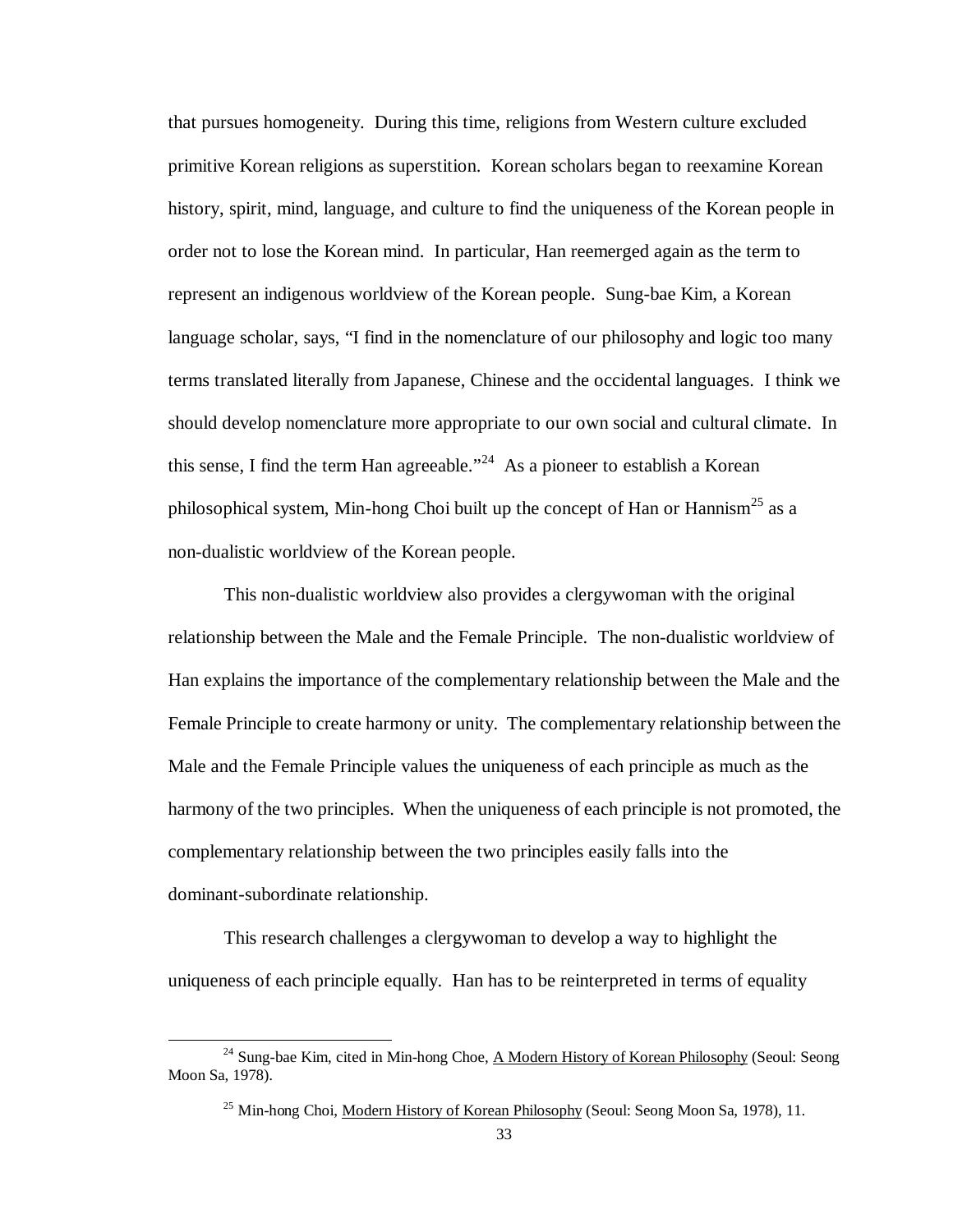that pursues homogeneity. During this time, religions from Western culture excluded primitive Korean religions as superstition. Korean scholars began to reexamine Korean history, spirit, mind, language, and culture to find the uniqueness of the Korean people in order not to lose the Korean mind. In particular, Han reemerged again as the term to represent an indigenous worldview of the Korean people. Sung-bae Kim, a Korean language scholar, says, "I find in the nomenclature of our philosophy and logic too many terms translated literally from Japanese, Chinese and the occidental languages. I think we should develop nomenclature more appropriate to our own social and cultural climate. In this sense, I find the term Han agreeable."[24] As a pioneer to establish a Korean philosophical system, Min-hong Choi built up the concept of Han or Hannism[25] as a non-dualistic worldview of the Korean people.

This non-dualistic worldview also provides a clergywoman with the original relationship between the Male and the Female Principle. The non-dualistic worldview of Han explains the importance of the complementary relationship between the Male and the Female Principle to create harmony or unity. The complementary relationship between the Male and the Female Principle values the uniqueness of each principle as much as the harmony of the two principles. When the uniqueness of each principle is not promoted, the complementary relationship between the two principles easily falls into the dominant-subordinate relationship.

This research challenges a clergywoman to develop a way to highlight the uniqueness of each principle equally. Han has to be reinterpreted in terms of equality

---

[24] Sung-bae Kim, cited in Min-hong Choe, A Modern History of Korean Philosophy (Seoul: Seong Moon Sa, 1978).

[25] Min-hong Choi, Modern History of Korean Philosophy (Seoul: Seong Moon Sa, 1978), 11.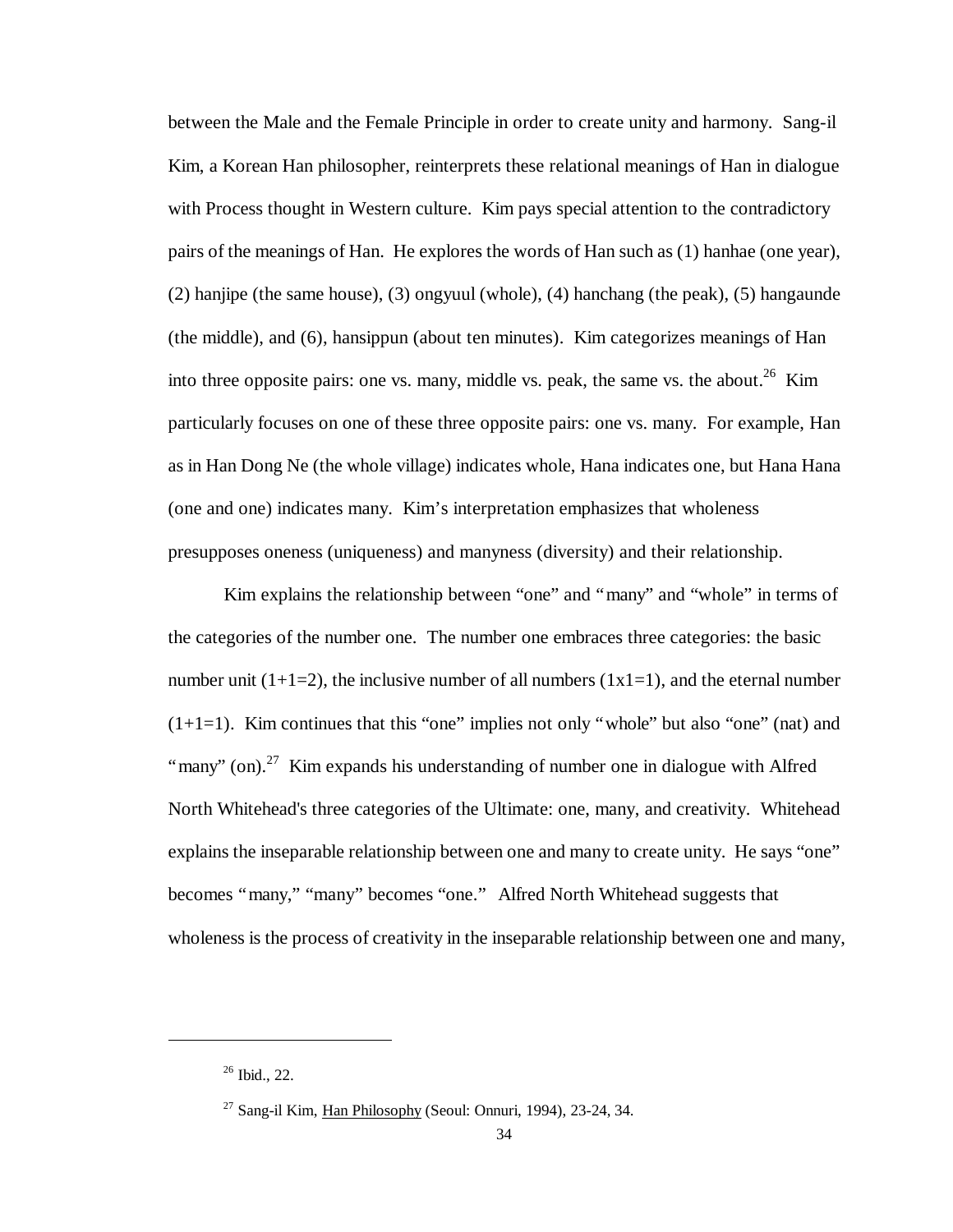between the Male and the Female Principle in order to create unity and harmony. Sang-il Kim, a Korean Han philosopher, reinterprets these relational meanings of Han in dialogue with Process thought in Western culture. Kim pays special attention to the contradictory pairs of the meanings of Han. He explores the words of Han such as (1) hanhae (one year), (2) hanjipe (the same house), (3) ongyuul (whole), (4) hanchang (the peak), (5) hangaunde (the middle), and (6), hansippun (about ten minutes). Kim categorizes meanings of Han into three opposite pairs: one vs. many, middle vs. peak, the same vs. the about.[26] Kim particularly focuses on one of these three opposite pairs: one vs. many. For example, Han as in Han Dong Ne (the whole village) indicates whole, Hana indicates one, but Hana Hana (one and one) indicates many. Kim's interpretation emphasizes that wholeness presupposes oneness (uniqueness) and manyness (diversity) and their relationship.

Kim explains the relationship between "one" and "many" and "whole" in terms of the categories of the number one. The number one embraces three categories: the basic number unit (1+1=2), the inclusive number of all numbers (1x1=1), and the eternal number (1+1=1). Kim continues that this "one" implies not only "whole" but also "one" (nat) and "many" (on).[27] Kim expands his understanding of number one in dialogue with Alfred North Whitehead's three categories of the Ultimate: one, many, and creativity. Whitehead explains the inseparable relationship between one and many to create unity. He says "one" becomes "many," "many" becomes "one." Alfred North Whitehead suggests that wholeness is the process of creativity in the inseparable relationship between one and many,

---

[26] Ibid., 22.

[27] Sang-il Kim, Han Philosophy (Seoul: Onnuri, 1994), 23-24, 34.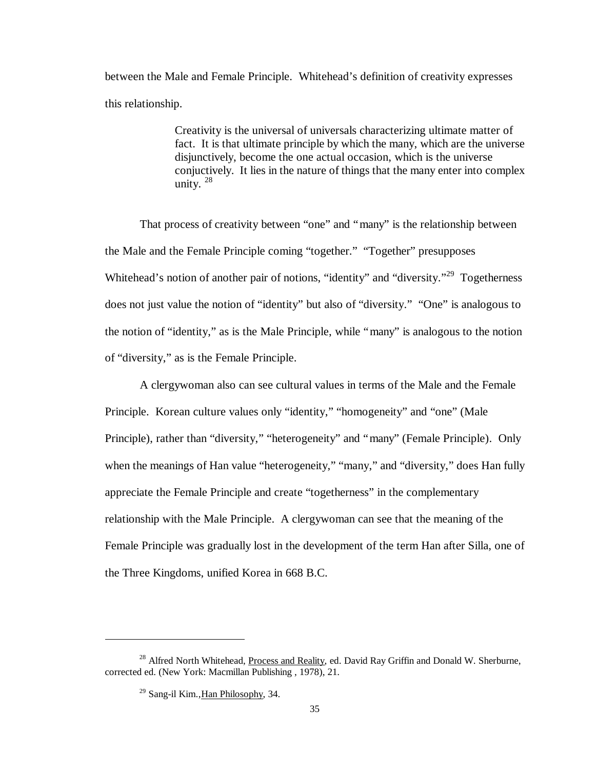between the Male and Female Principle. Whitehead's definition of creativity expresses this relationship.

> Creativity is the universal of universals characterizing ultimate matter of fact. It is that ultimate principle by which the many, which are the universe disjunctively, become the one actual occasion, which is the universe conjuctively. It lies in the nature of things that the many enter into complex unity. [28]

That process of creativity between "one" and "many" is the relationship between the Male and the Female Principle coming "together." "Together" presupposes Whitehead's notion of another pair of notions, "identity" and "diversity."[29] Togetherness does not just value the notion of "identity" but also of "diversity." "One" is analogous to the notion of "identity," as is the Male Principle, while "many" is analogous to the notion of "diversity," as is the Female Principle.

A clergywoman also can see cultural values in terms of the Male and the Female Principle. Korean culture values only "identity," "homogeneity" and "one" (Male Principle), rather than "diversity," "heterogeneity" and "many" (Female Principle). Only when the meanings of Han value "heterogeneity," "many," and "diversity," does Han fully appreciate the Female Principle and create "togetherness" in the complementary relationship with the Male Principle. A clergywoman can see that the meaning of the Female Principle was gradually lost in the development of the term Han after Silla, one of the Three Kingdoms, unified Korea in 668 B.C.

---

[28] Alfred North Whitehead, Process and Reality, ed. David Ray Griffin and Donald W. Sherburne, corrected ed. (New York: Macmillan Publishing , 1978), 21.

[29] Sang-il Kim., Han Philosophy, 34.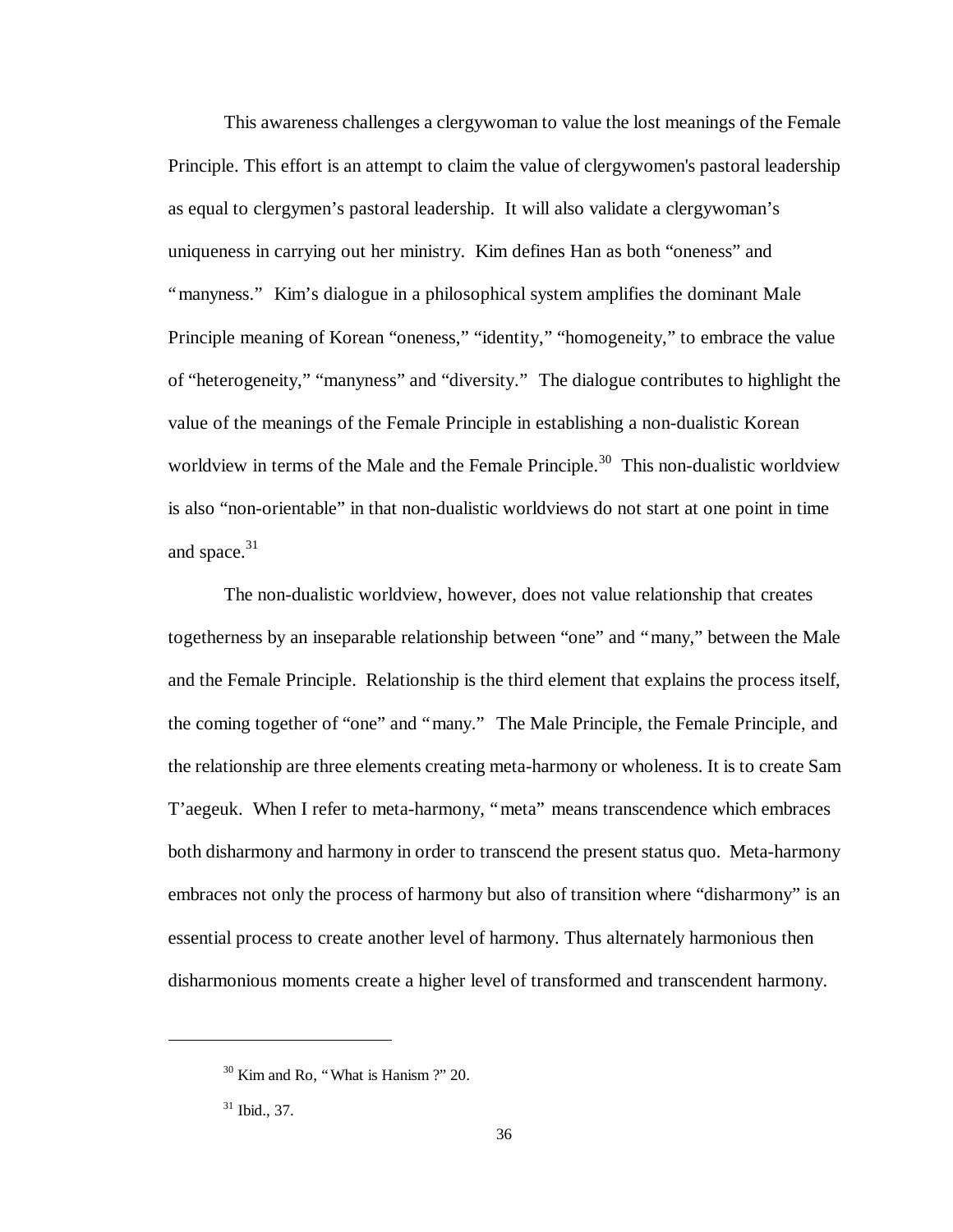This awareness challenges a clergywoman to value the lost meanings of the Female Principle. This effort is an attempt to claim the value of clergywomen's pastoral leadership as equal to clergymen's pastoral leadership. It will also validate a clergywoman's uniqueness in carrying out her ministry. Kim defines Han as both "oneness" and "manyness." Kim's dialogue in a philosophical system amplifies the dominant Male Principle meaning of Korean "oneness," "identity," "homogeneity," to embrace the value of "heterogeneity," "manyness" and "diversity." The dialogue contributes to highlight the value of the meanings of the Female Principle in establishing a non-dualistic Korean worldview in terms of the Male and the Female Principle.[30] This non-dualistic worldview is also "non-orientable" in that non-dualistic worldviews do not start at one point in time and space.[31]

The non-dualistic worldview, however, does not value relationship that creates togetherness by an inseparable relationship between "one" and "many," between the Male and the Female Principle. Relationship is the third element that explains the process itself, the coming together of "one" and "many." The Male Principle, the Female Principle, and the relationship are three elements creating meta-harmony or wholeness. It is to create Sam T'aegeuk. When I refer to meta-harmony, "meta" means transcendence which embraces both disharmony and harmony in order to transcend the present status quo. Meta-harmony embraces not only the process of harmony but also of transition where "disharmony" is an essential process to create another level of harmony. Thus alternately harmonious then disharmonious moments create a higher level of transformed and transcendent harmony.

---

[30] Kim and Ro, "What is Hanism ?" 20.

[31] Ibid., 37.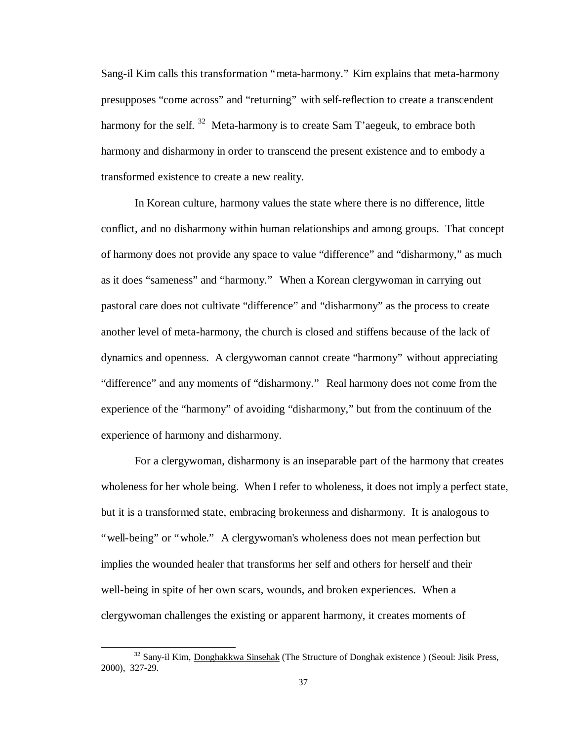Sang-il Kim calls this transformation "meta-harmony." Kim explains that meta-harmony presupposes "come across" and "returning" with self-reflection to create a transcendent harmony for the self. [32] Meta-harmony is to create Sam T'aegeuk, to embrace both harmony and disharmony in order to transcend the present existence and to embody a transformed existence to create a new reality.

In Korean culture, harmony values the state where there is no difference, little conflict, and no disharmony within human relationships and among groups. That concept of harmony does not provide any space to value "difference" and "disharmony," as much as it does "sameness" and "harmony." When a Korean clergywoman in carrying out pastoral care does not cultivate "difference" and "disharmony" as the process to create another level of meta-harmony, the church is closed and stiffens because of the lack of dynamics and openness. A clergywoman cannot create "harmony" without appreciating "difference" and any moments of "disharmony." Real harmony does not come from the experience of the "harmony" of avoiding "disharmony," but from the continuum of the experience of harmony and disharmony.

For a clergywoman, disharmony is an inseparable part of the harmony that creates wholeness for her whole being. When I refer to wholeness, it does not imply a perfect state, but it is a transformed state, embracing brokenness and disharmony. It is analogous to "well-being" or "whole." A clergywoman's wholeness does not mean perfection but implies the wounded healer that transforms her self and others for herself and their well-being in spite of her own scars, wounds, and broken experiences. When a clergywoman challenges the existing or apparent harmony, it creates moments of

---

[32] Sany-il Kim, Donghakkwa Sinsehak (The Structure of Donghak existence ) (Seoul: Jisik Press, 2000), 327-29.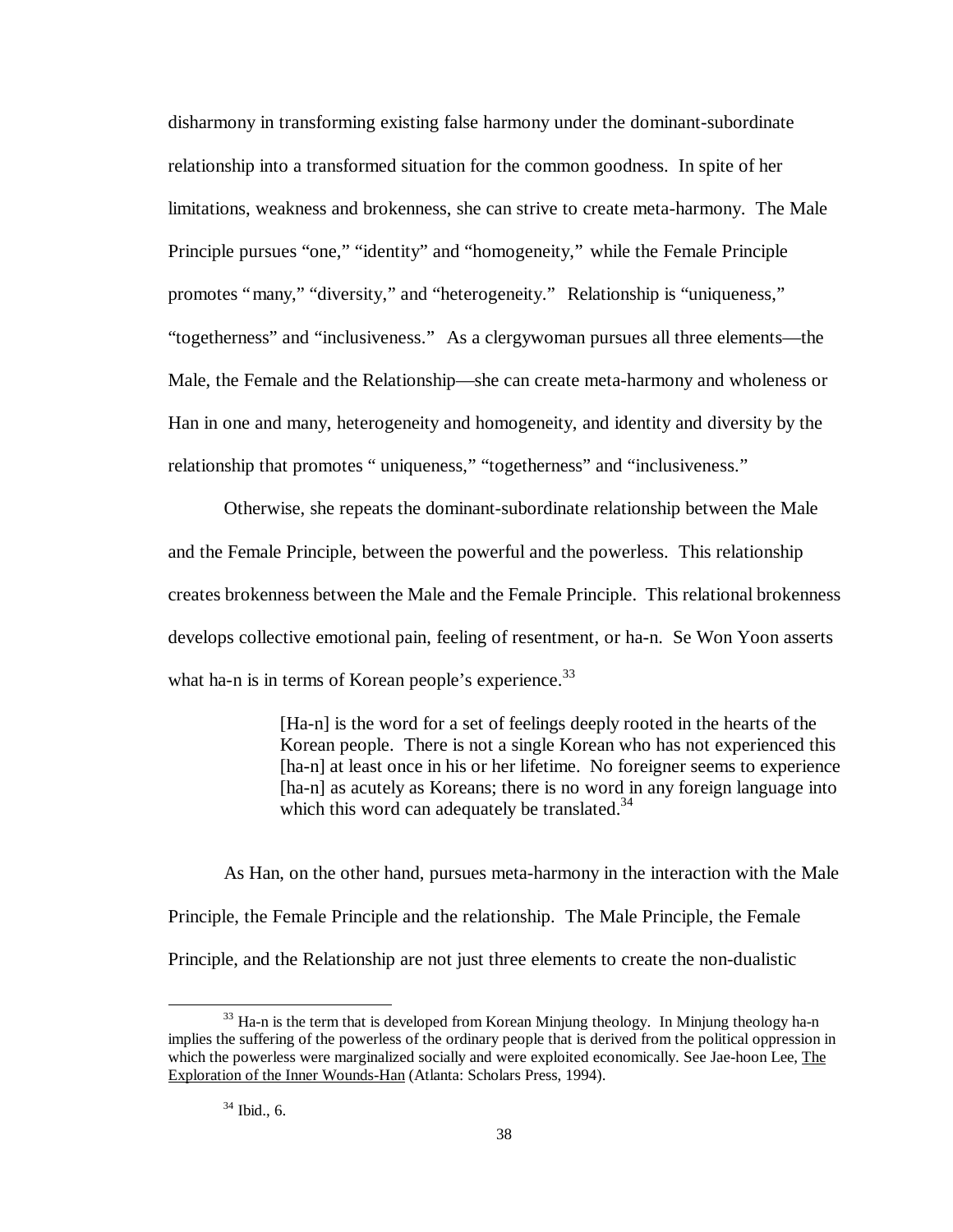disharmony in transforming existing false harmony under the dominant-subordinate relationship into a transformed situation for the common goodness. In spite of her limitations, weakness and brokenness, she can strive to create meta-harmony. The Male Principle pursues "one," "identity" and "homogeneity," while the Female Principle promotes "many," "diversity," and "heterogeneity." Relationship is "uniqueness," "togetherness" and "inclusiveness." As a clergywoman pursues all three elements—the Male, the Female and the Relationship—she can create meta-harmony and wholeness or Han in one and many, heterogeneity and homogeneity, and identity and diversity by the relationship that promotes " uniqueness," "togetherness" and "inclusiveness."

Otherwise, she repeats the dominant-subordinate relationship between the Male and the Female Principle, between the powerful and the powerless. This relationship creates brokenness between the Male and the Female Principle. This relational brokenness develops collective emotional pain, feeling of resentment, or ha-n. Se Won Yoon asserts what ha-n is in terms of Korean people's experience.[33]

> [Ha-n] is the word for a set of feelings deeply rooted in the hearts of the Korean people. There is not a single Korean who has not experienced this [ha-n] at least once in his or her lifetime. No foreigner seems to experience [ha-n] as acutely as Koreans; there is no word in any foreign language into which this word can adequately be translated.[34]

As Han, on the other hand, pursues meta-harmony in the interaction with the Male Principle, the Female Principle and the relationship. The Male Principle, the Female Principle, and the Relationship are not just three elements to create the non-dualistic

---

[33] Ha-n is the term that is developed from Korean Minjung theology. In Minjung theology ha-n implies the suffering of the powerless of the ordinary people that is derived from the political oppression in which the powerless were marginalized socially and were exploited economically. See Jae-hoon Lee, The Exploration of the Inner Wounds-Han (Atlanta: Scholars Press, 1994).

[34] Ibid., 6.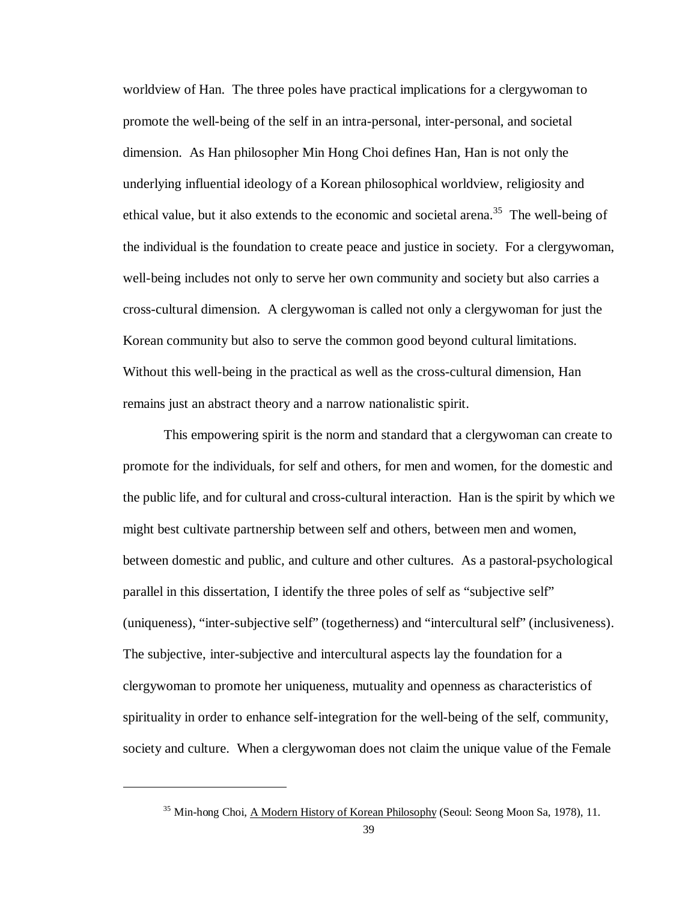worldview of Han. The three poles have practical implications for a clergywoman to promote the well-being of the self in an intra-personal, inter-personal, and societal dimension. As Han philosopher Min Hong Choi defines Han, Han is not only the underlying influential ideology of a Korean philosophical worldview, religiosity and ethical value, but it also extends to the economic and societal arena.[35] The well-being of the individual is the foundation to create peace and justice in society. For a clergywoman, well-being includes not only to serve her own community and society but also carries a cross-cultural dimension. A clergywoman is called not only a clergywoman for just the Korean community but also to serve the common good beyond cultural limitations. Without this well-being in the practical as well as the cross-cultural dimension, Han remains just an abstract theory and a narrow nationalistic spirit.

This empowering spirit is the norm and standard that a clergywoman can create to promote for the individuals, for self and others, for men and women, for the domestic and the public life, and for cultural and cross-cultural interaction. Han is the spirit by which we might best cultivate partnership between self and others, between men and women, between domestic and public, and culture and other cultures. As a pastoral-psychological parallel in this dissertation, I identify the three poles of self as "subjective self" (uniqueness), "inter-subjective self" (togetherness) and "intercultural self" (inclusiveness). The subjective, inter-subjective and intercultural aspects lay the foundation for a clergywoman to promote her uniqueness, mutuality and openness as characteristics of spirituality in order to enhance self-integration for the well-being of the self, community, society and culture. When a clergywoman does not claim the unique value of the Female

---

[35] Min-hong Choi, A Modern History of Korean Philosophy (Seoul: Seong Moon Sa, 1978), 11.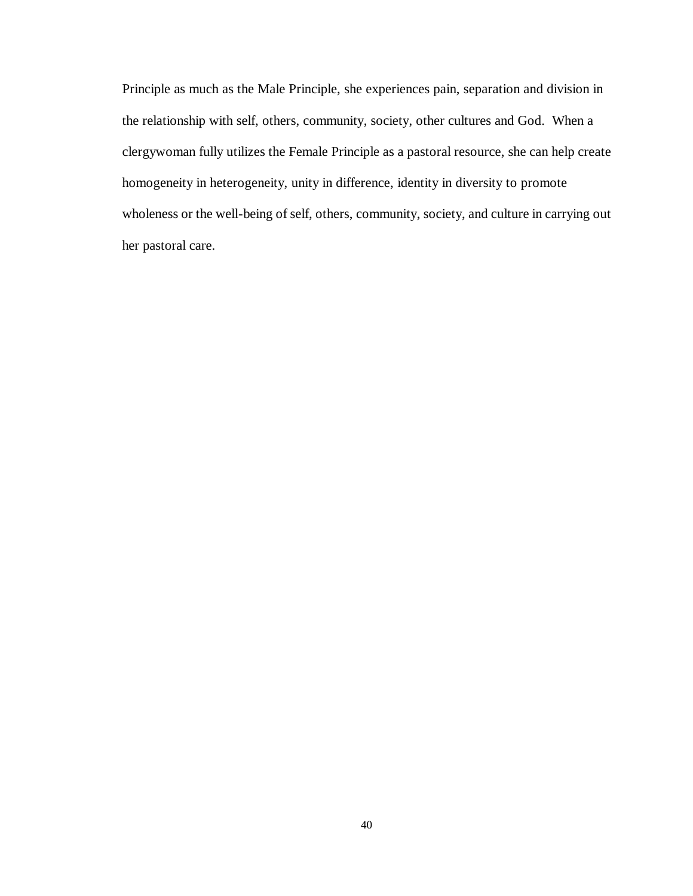Principle as much as the Male Principle, she experiences pain, separation and division in the relationship with self, others, community, society, other cultures and God. When a clergywoman fully utilizes the Female Principle as a pastoral resource, she can help create homogeneity in heterogeneity, unity in difference, identity in diversity to promote wholeness or the well-being of self, others, community, society, and culture in carrying out her pastoral care.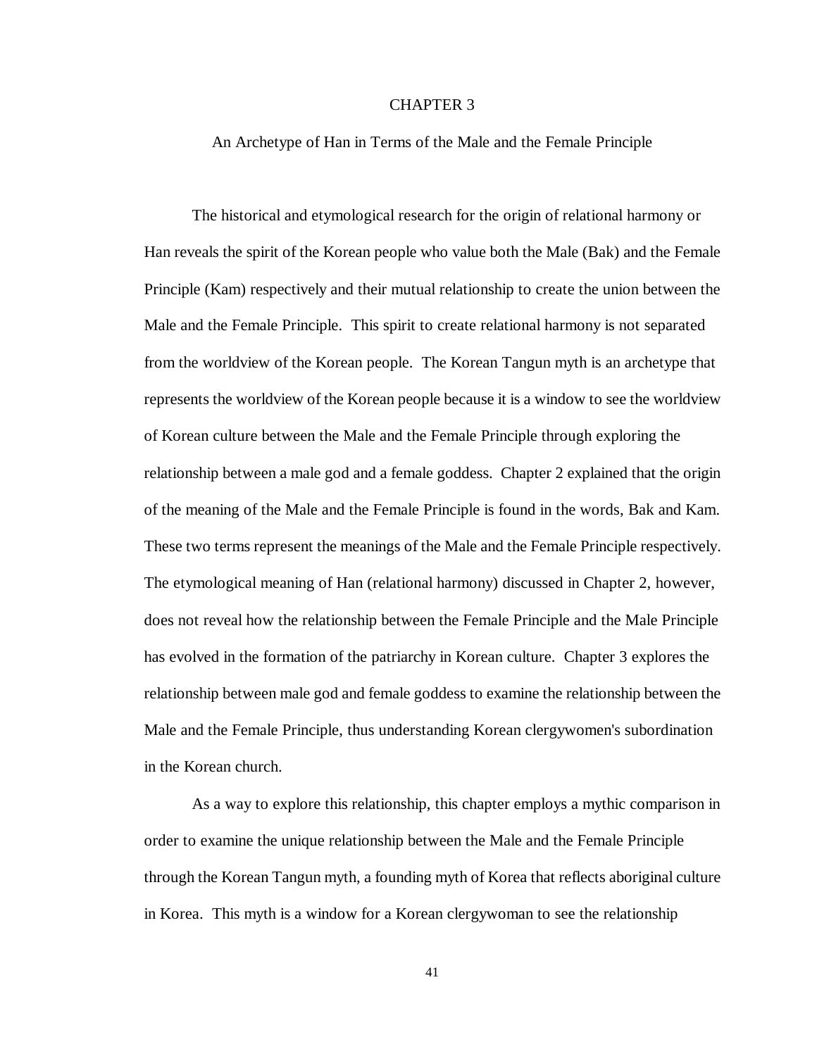# CHAPTER 3

## An Archetype of Han in Terms of the Male and the Female Principle

The historical and etymological research for the origin of relational harmony or Han reveals the spirit of the Korean people who value both the Male (Bak) and the Female Principle (Kam) respectively and their mutual relationship to create the union between the Male and the Female Principle. This spirit to create relational harmony is not separated from the worldview of the Korean people. The Korean Tangun myth is an archetype that represents the worldview of the Korean people because it is a window to see the worldview of Korean culture between the Male and the Female Principle through exploring the relationship between a male god and a female goddess. Chapter 2 explained that the origin of the meaning of the Male and the Female Principle is found in the words, Bak and Kam. These two terms represent the meanings of the Male and the Female Principle respectively. The etymological meaning of Han (relational harmony) discussed in Chapter 2, however, does not reveal how the relationship between the Female Principle and the Male Principle has evolved in the formation of the patriarchy in Korean culture. Chapter 3 explores the relationship between male god and female goddess to examine the relationship between the Male and the Female Principle, thus understanding Korean clergywomen's subordination in the Korean church.

As a way to explore this relationship, this chapter employs a mythic comparison in order to examine the unique relationship between the Male and the Female Principle through the Korean Tangun myth, a founding myth of Korea that reflects aboriginal culture in Korea. This myth is a window for a Korean clergywoman to see the relationship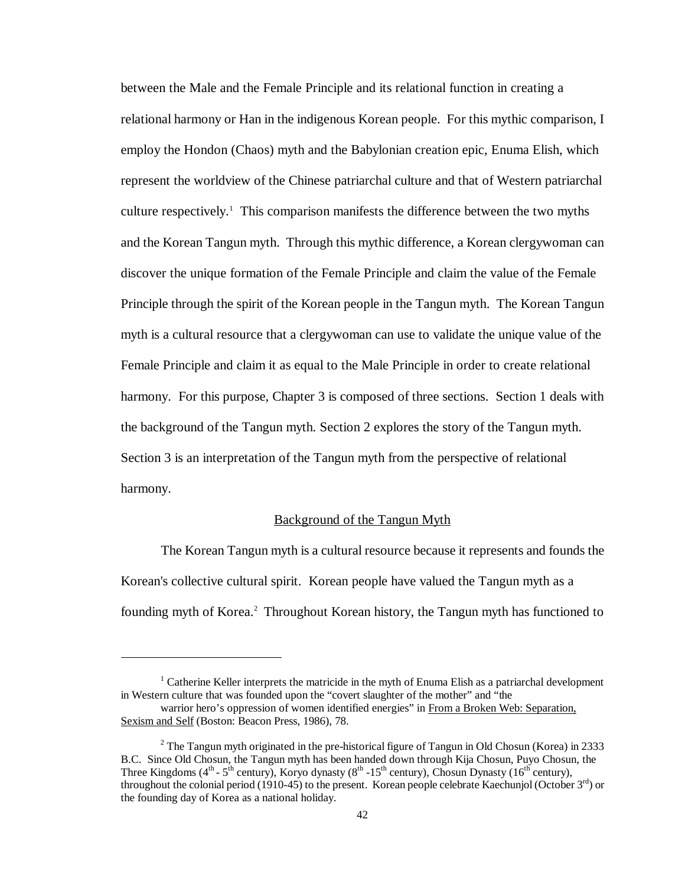between the Male and the Female Principle and its relational function in creating a relational harmony or Han in the indigenous Korean people. For this mythic comparison, I employ the Hondon (Chaos) myth and the Babylonian creation epic, Enuma Elish, which represent the worldview of the Chinese patriarchal culture and that of Western patriarchal culture respectively.[1] This comparison manifests the difference between the two myths and the Korean Tangun myth. Through this mythic difference, a Korean clergywoman can discover the unique formation of the Female Principle and claim the value of the Female Principle through the spirit of the Korean people in the Tangun myth. The Korean Tangun myth is a cultural resource that a clergywoman can use to validate the unique value of the Female Principle and claim it as equal to the Male Principle in order to create relational harmony. For this purpose, Chapter 3 is composed of three sections. Section 1 deals with the background of the Tangun myth. Section 2 explores the story of the Tangun myth. Section 3 is an interpretation of the Tangun myth from the perspective of relational harmony.

## Background of the Tangun Myth

The Korean Tangun myth is a cultural resource because it represents and founds the Korean's collective cultural spirit. Korean people have valued the Tangun myth as a founding myth of Korea.[2] Throughout Korean history, the Tangun myth has functioned to

---

[1] Catherine Keller interprets the matricide in the myth of Enuma Elish as a patriarchal development in Western culture that was founded upon the "covert slaughter of the mother" and "the warrior hero's oppression of women identified energies" in From a Broken Web: Separation, Sexism and Self (Boston: Beacon Press, 1986), 78.

[2] The Tangun myth originated in the pre-historical figure of Tangun in Old Chosun (Korea) in 2333 B.C. Since Old Chosun, the Tangun myth has been handed down through Kija Chosun, Puyo Chosun, the Three Kingdoms (4th - 5th century), Koryo dynasty (8th -15th century), Chosun Dynasty (16th century), throughout the colonial period (1910-45) to the present. Korean people celebrate Kaechunjol (October 3rd) or the founding day of Korea as a national holiday.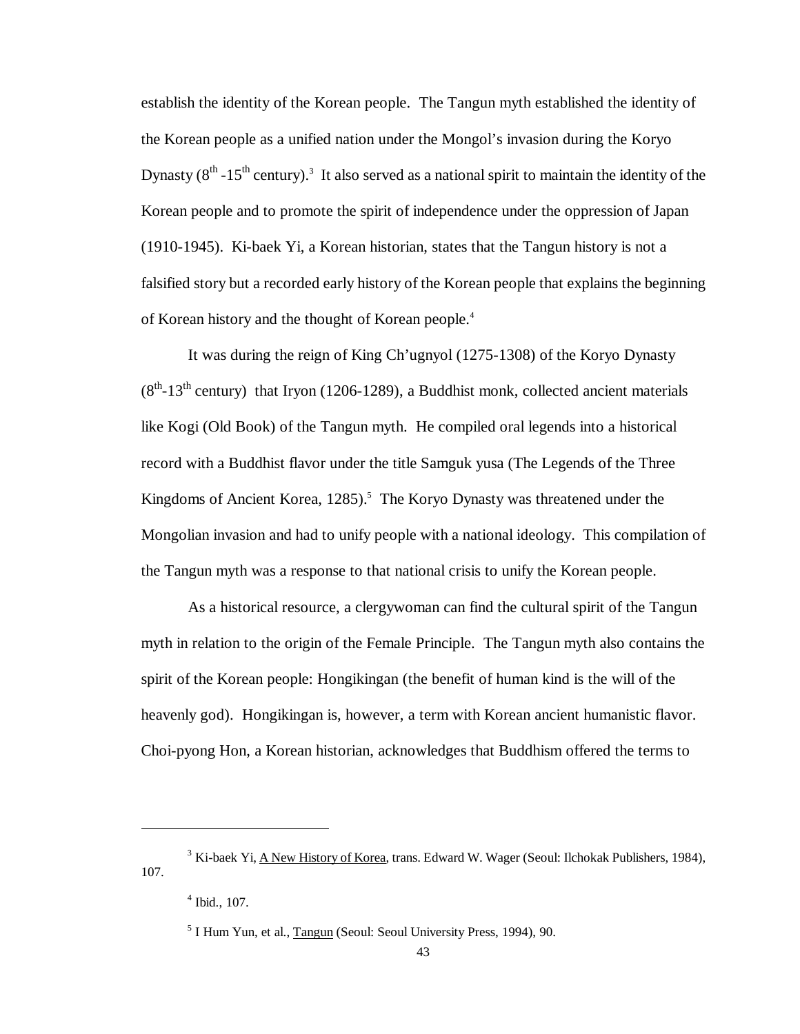establish the identity of the Korean people. The Tangun myth established the identity of the Korean people as a unified nation under the Mongol's invasion during the Koryo Dynasty ($8^{th}$ -$15^{th}$ century).[3] It also served as a national spirit to maintain the identity of the Korean people and to promote the spirit of independence under the oppression of Japan (1910-1945). Ki-baek Yi, a Korean historian, states that the Tangun history is not a falsified story but a recorded early history of the Korean people that explains the beginning of Korean history and the thought of Korean people.[4]

It was during the reign of King Ch'ugnyol (1275-1308) of the Koryo Dynasty ($8^{th}$-$13^{th}$ century) that Iryon (1206-1289), a Buddhist monk, collected ancient materials like Kogi (Old Book) of the Tangun myth. He compiled oral legends into a historical record with a Buddhist flavor under the title Samguk yusa (The Legends of the Three Kingdoms of Ancient Korea, 1285).[5] The Koryo Dynasty was threatened under the Mongolian invasion and had to unify people with a national ideology. This compilation of the Tangun myth was a response to that national crisis to unify the Korean people.

As a historical resource, a clergywoman can find the cultural spirit of the Tangun myth in relation to the origin of the Female Principle. The Tangun myth also contains the spirit of the Korean people: Hongikingan (the benefit of human kind is the will of the heavenly god). Hongikingan is, however, a term with Korean ancient humanistic flavor. Choi-pyong Hon, a Korean historian, acknowledges that Buddhism offered the terms to

---

[3] Ki-baek Yi, A New History of Korea, trans. Edward W. Wager (Seoul: Ilchokak Publishers, 1984), 107.

[4] Ibid., 107.

[5] I Hum Yun, et al., Tangun (Seoul: Seoul University Press, 1994), 90.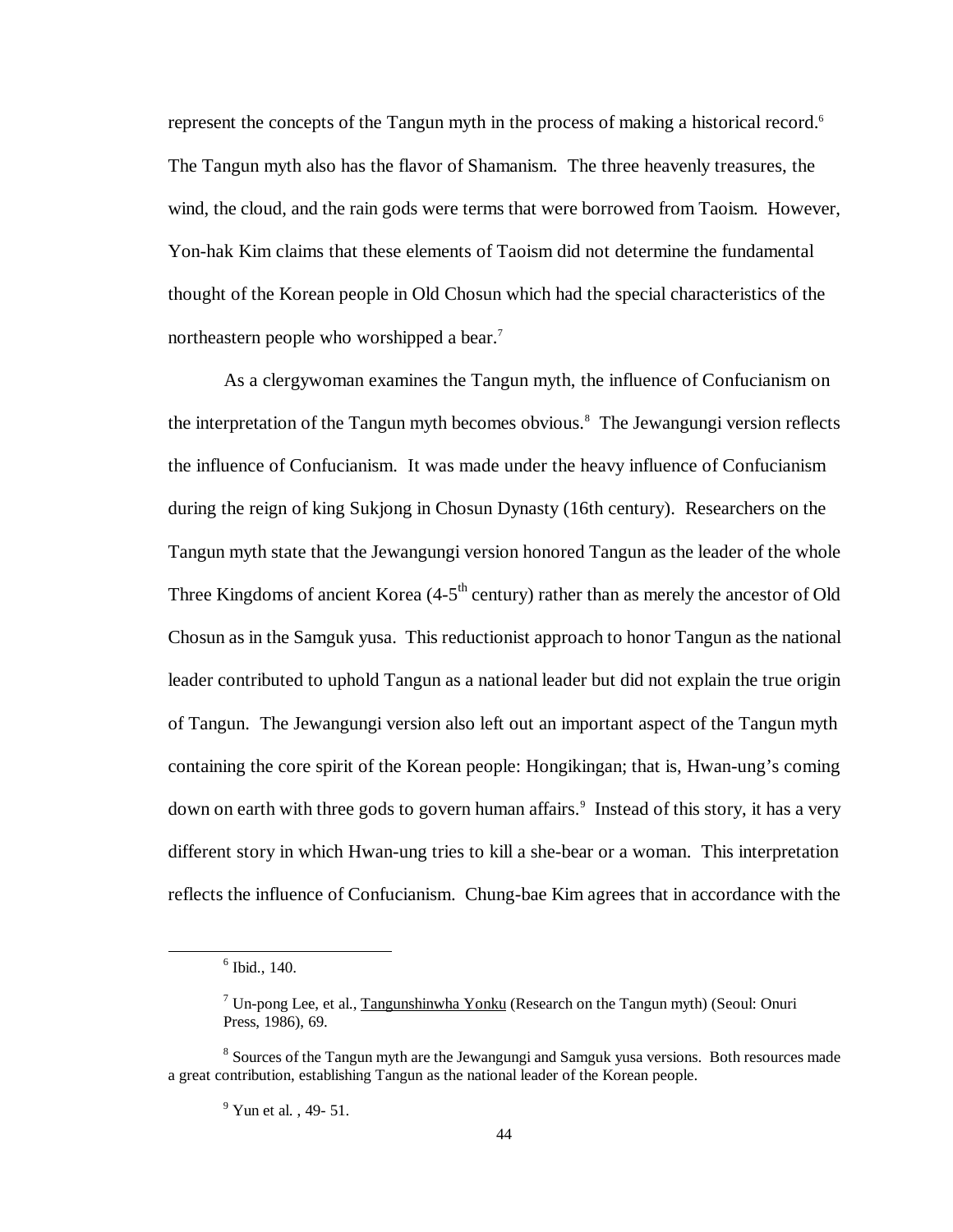represent the concepts of the Tangun myth in the process of making a historical record.[6] The Tangun myth also has the flavor of Shamanism. The three heavenly treasures, the wind, the cloud, and the rain gods were terms that were borrowed from Taoism. However, Yon-hak Kim claims that these elements of Taoism did not determine the fundamental thought of the Korean people in Old Chosun which had the special characteristics of the northeastern people who worshipped a bear.[7]

As a clergywoman examines the Tangun myth, the influence of Confucianism on the interpretation of the Tangun myth becomes obvious.[8] The Jewangungi version reflects the influence of Confucianism. It was made under the heavy influence of Confucianism during the reign of king Sukjong in Chosun Dynasty (16th century). Researchers on the Tangun myth state that the Jewangungi version honored Tangun as the leader of the whole Three Kingdoms of ancient Korea (4-5th century) rather than as merely the ancestor of Old Chosun as in the Samguk yusa. This reductionist approach to honor Tangun as the national leader contributed to uphold Tangun as a national leader but did not explain the true origin of Tangun. The Jewangungi version also left out an important aspect of the Tangun myth containing the core spirit of the Korean people: Hongikingan; that is, Hwan-ung's coming down on earth with three gods to govern human affairs.[9] Instead of this story, it has a very different story in which Hwan-ung tries to kill a she-bear or a woman. This interpretation reflects the influence of Confucianism. Chung-bae Kim agrees that in accordance with the

---

[6] Ibid., 140.

[7] Un-pong Lee, et al., Tangunshinwha Yonku (Research on the Tangun myth) (Seoul: Onuri Press, 1986), 69.

[8] Sources of the Tangun myth are the Jewangungi and Samguk yusa versions. Both resources made a great contribution, establishing Tangun as the national leader of the Korean people.

[9] Yun et al. , 49- 51.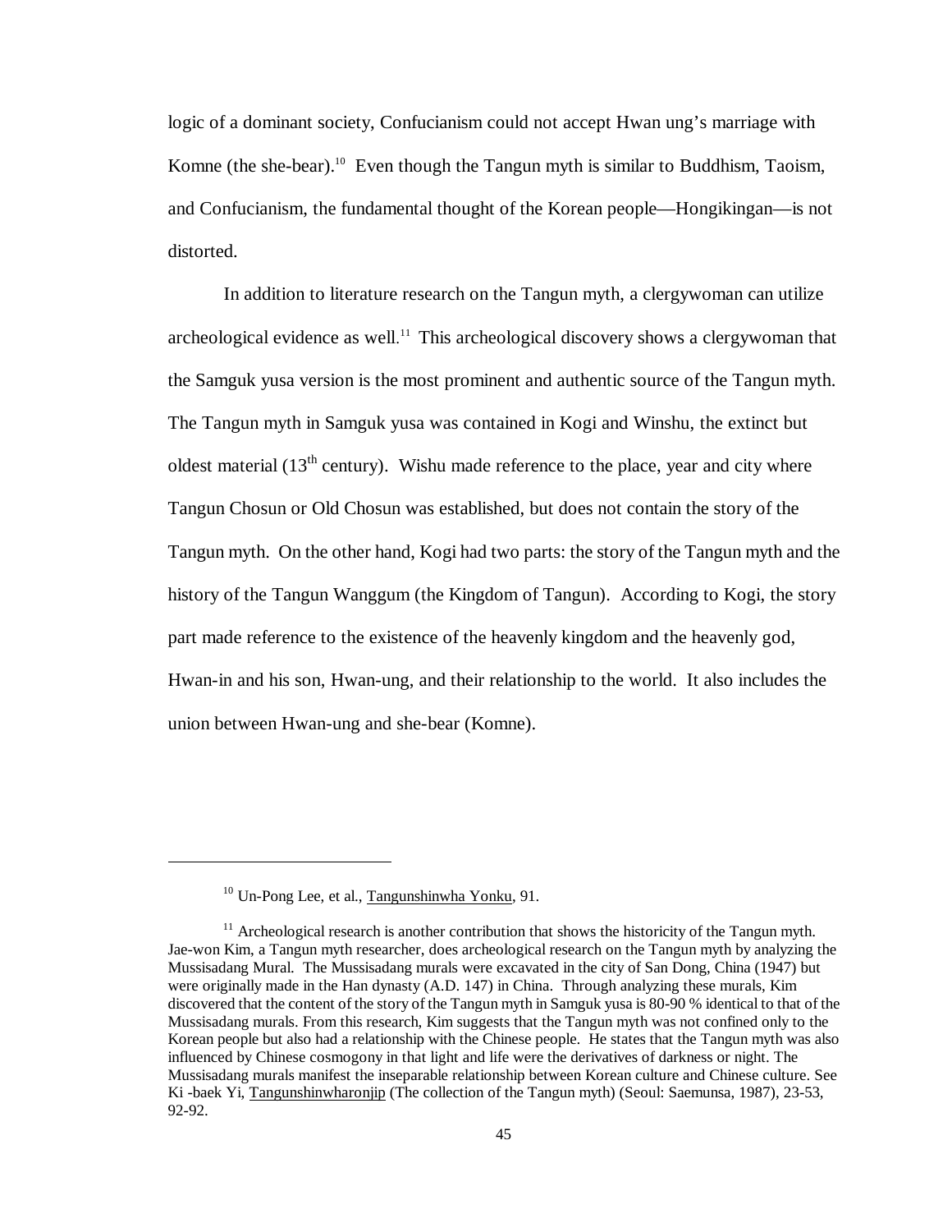logic of a dominant society, Confucianism could not accept Hwan ung's marriage with Komne (the she-bear).[10] Even though the Tangun myth is similar to Buddhism, Taoism, and Confucianism, the fundamental thought of the Korean people—Hongikingan—is not distorted.

In addition to literature research on the Tangun myth, a clergywoman can utilize archeological evidence as well.[11] This archeological discovery shows a clergywoman that the Samguk yusa version is the most prominent and authentic source of the Tangun myth. The Tangun myth in Samguk yusa was contained in Kogi and Winshu, the extinct but oldest material (13th century). Wishu made reference to the place, year and city where Tangun Chosun or Old Chosun was established, but does not contain the story of the Tangun myth. On the other hand, Kogi had two parts: the story of the Tangun myth and the history of the Tangun Wanggum (the Kingdom of Tangun). According to Kogi, the story part made reference to the existence of the heavenly kingdom and the heavenly god, Hwan-in and his son, Hwan-ung, and their relationship to the world. It also includes the union between Hwan-ung and she-bear (Komne).

---

[10] Un-Pong Lee, et al., Tangunshinwha Yonku, 91.

[11] Archeological research is another contribution that shows the historicity of the Tangun myth. Jae-won Kim, a Tangun myth researcher, does archeological research on the Tangun myth by analyzing the Mussisadang Mural. The Mussisadang murals were excavated in the city of San Dong, China (1947) but were originally made in the Han dynasty (A.D. 147) in China. Through analyzing these murals, Kim discovered that the content of the story of the Tangun myth in Samguk yusa is 80-90 % identical to that of the Mussisadang murals. From this research, Kim suggests that the Tangun myth was not confined only to the Korean people but also had a relationship with the Chinese people. He states that the Tangun myth was also influenced by Chinese cosmogony in that light and life were the derivatives of darkness or night. The Mussisadang murals manifest the inseparable relationship between Korean culture and Chinese culture. See Ki -baek Yi, Tangunshinwharonjip (The collection of the Tangun myth) (Seoul: Saemunsa, 1987), 23-53, 92-92.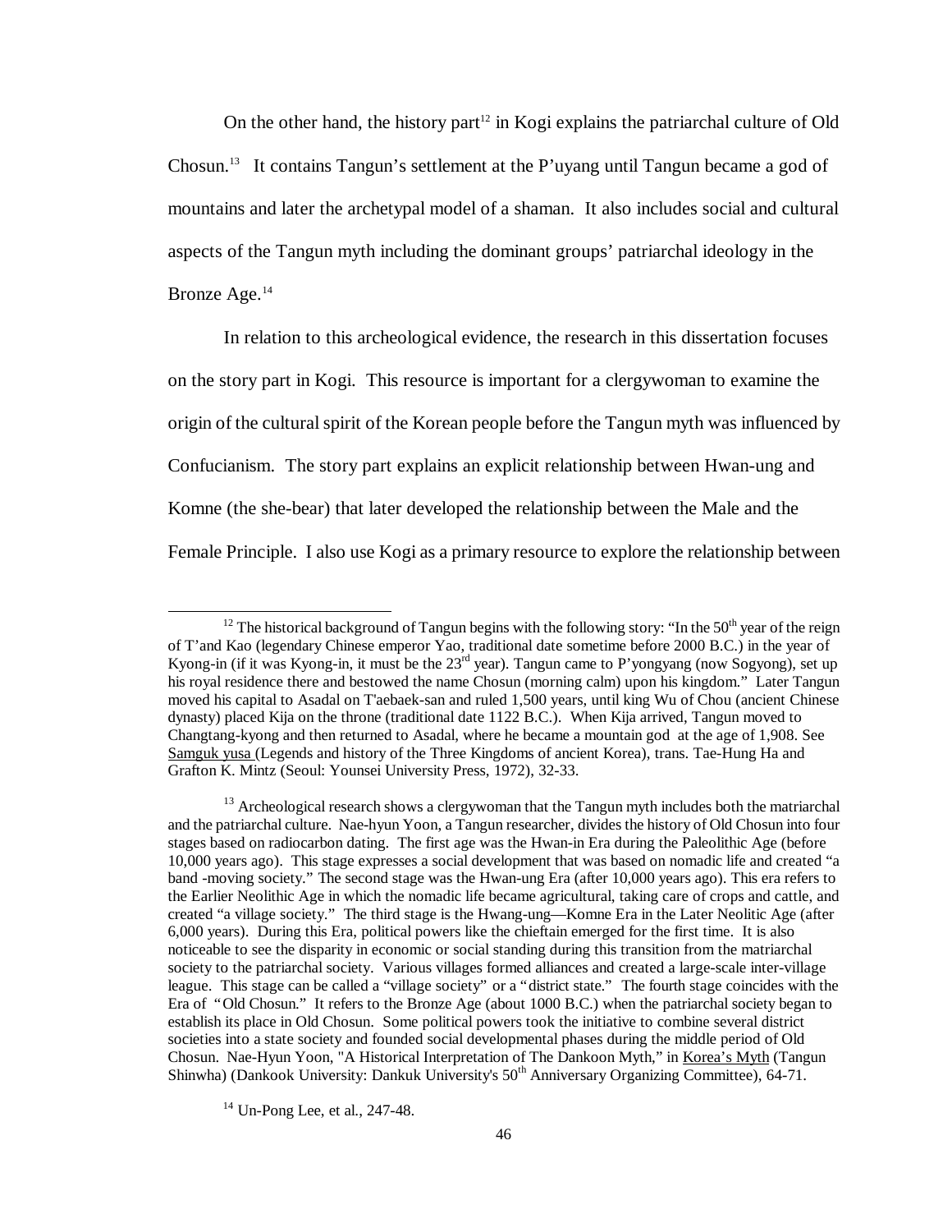On the other hand, the history part[12] in Kogi explains the patriarchal culture of Old Chosun.[13] It contains Tangun's settlement at the P'uyang until Tangun became a god of mountains and later the archetypal model of a shaman. It also includes social and cultural aspects of the Tangun myth including the dominant groups' patriarchal ideology in the Bronze Age.[14]

In relation to this archeological evidence, the research in this dissertation focuses on the story part in Kogi. This resource is important for a clergywoman to examine the origin of the cultural spirit of the Korean people before the Tangun myth was influenced by Confucianism. The story part explains an explicit relationship between Hwan-ung and Komne (the she-bear) that later developed the relationship between the Male and the Female Principle. I also use Kogi as a primary resource to explore the relationship between

---

[12] The historical background of Tangun begins with the following story: "In the 50th year of the reign of T'and Kao (legendary Chinese emperor Yao, traditional date sometime before 2000 B.C.) in the year of Kyong-in (if it was Kyong-in, it must be the 23rd year). Tangun came to P'yongyang (now Sogyong), set up his royal residence there and bestowed the name Chosun (morning calm) upon his kingdom." Later Tangun moved his capital to Asadal on T'aebaek-san and ruled 1,500 years, until king Wu of Chou (ancient Chinese dynasty) placed Kija on the throne (traditional date 1122 B.C.). When Kija arrived, Tangun moved to Changtang-kyong and then returned to Asadal, where he became a mountain god at the age of 1,908. See Samguk yusa (Legends and history of the Three Kingdoms of ancient Korea), trans. Tae-Hung Ha and Grafton K. Mintz (Seoul: Younsei University Press, 1972), 32-33.

[13] Archeological research shows a clergywoman that the Tangun myth includes both the matriarchal and the patriarchal culture. Nae-hyun Yoon, a Tangun researcher, divides the history of Old Chosun into four stages based on radiocarbon dating. The first age was the Hwan-in Era during the Paleolithic Age (before 10,000 years ago). This stage expresses a social development that was based on nomadic life and created "a band -moving society." The second stage was the Hwan-ung Era (after 10,000 years ago). This era refers to the Earlier Neolithic Age in which the nomadic life became agricultural, taking care of crops and cattle, and created "a village society." The third stage is the Hwang-ung—Komne Era in the Later Neolitic Age (after 6,000 years). During this Era, political powers like the chieftain emerged for the first time. It is also noticeable to see the disparity in economic or social standing during this transition from the matriarchal society to the patriarchal society. Various villages formed alliances and created a large-scale inter-village league. This stage can be called a "village society" or a "district state." The fourth stage coincides with the Era of "Old Chosun." It refers to the Bronze Age (about 1000 B.C.) when the patriarchal society began to establish its place in Old Chosun. Some political powers took the initiative to combine several district societies into a state society and founded social developmental phases during the middle period of Old Chosun. Nae-Hyun Yoon, "A Historical Interpretation of The Dankoon Myth," in Korea's Myth (Tangun Shinwha) (Dankook University: Dankuk University's 50th Anniversary Organizing Committee), 64-71.

[14] Un-Pong Lee, et al., 247-48.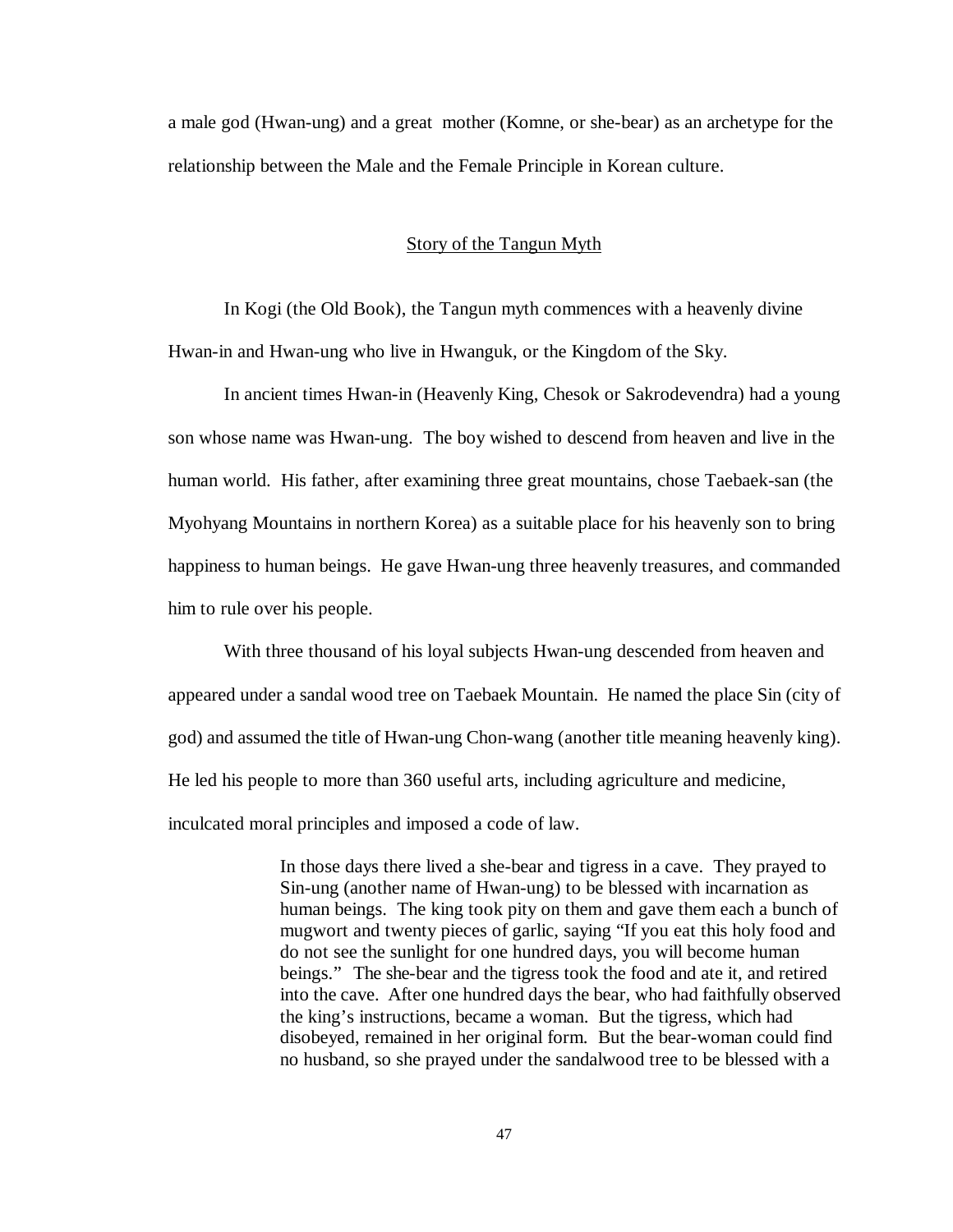a male god (Hwan-ung) and a great mother (Komne, or she-bear) as an archetype for the relationship between the Male and the Female Principle in Korean culture.

## Story of the Tangun Myth

In Kogi (the Old Book), the Tangun myth commences with a heavenly divine Hwan-in and Hwan-ung who live in Hwanguk, or the Kingdom of the Sky.

In ancient times Hwan-in (Heavenly King, Chesok or Sakrodevendra) had a young son whose name was Hwan-ung. The boy wished to descend from heaven and live in the human world. His father, after examining three great mountains, chose Taebaek-san (the Myohyang Mountains in northern Korea) as a suitable place for his heavenly son to bring happiness to human beings. He gave Hwan-ung three heavenly treasures, and commanded him to rule over his people.

With three thousand of his loyal subjects Hwan-ung descended from heaven and appeared under a sandal wood tree on Taebaek Mountain. He named the place Sin (city of god) and assumed the title of Hwan-ung Chon-wang (another title meaning heavenly king). He led his people to more than 360 useful arts, including agriculture and medicine, inculcated moral principles and imposed a code of law.

> In those days there lived a she-bear and tigress in a cave. They prayed to Sin-ung (another name of Hwan-ung) to be blessed with incarnation as human beings. The king took pity on them and gave them each a bunch of mugwort and twenty pieces of garlic, saying "If you eat this holy food and do not see the sunlight for one hundred days, you will become human beings." The she-bear and the tigress took the food and ate it, and retired into the cave. After one hundred days the bear, who had faithfully observed the king's instructions, became a woman. But the tigress, which had disobeyed, remained in her original form. But the bear-woman could find no husband, so she prayed under the sandalwood tree to be blessed with a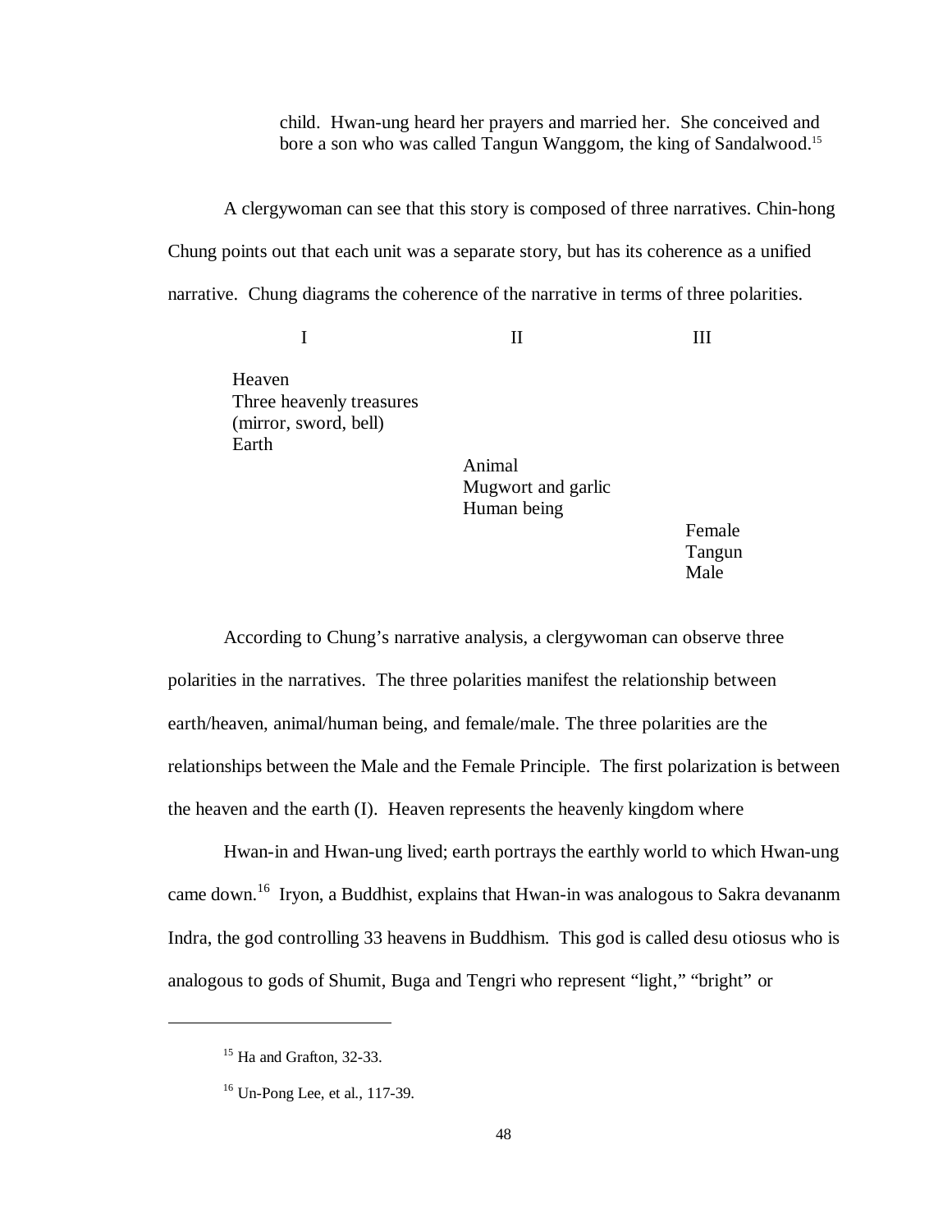> child. Hwan-ung heard her prayers and married her. She conceived and bore a son who was called Tangun Wanggom, the king of Sandalwood.[15]

A clergywoman can see that this story is composed of three narratives. Chin-hong Chung points out that each unit was a separate story, but has its coherence as a unified narrative. Chung diagrams the coherence of the narrative in terms of three polarities.

| I | II | III |
|---|---|---|
| Heaven<br>Three heavenly treasures<br>(mirror, sword, bell)<br>Earth | | |
| | Animal<br>Mugwort and garlic<br>Human being | |
| | | Female<br>Tangun<br>Male |

According to Chung's narrative analysis, a clergywoman can observe three polarities in the narratives. The three polarities manifest the relationship between earth/heaven, animal/human being, and female/male. The three polarities are the relationships between the Male and the Female Principle. The first polarization is between the heaven and the earth (I). Heaven represents the heavenly kingdom where

Hwan-in and Hwan-ung lived; earth portrays the earthly world to which Hwan-ung came down.[16] Iryon, a Buddhist, explains that Hwan-in was analogous to Sakra devananm Indra, the god controlling 33 heavens in Buddhism. This god is called desu otiosus who is analogous to gods of Shumit, Buga and Tengri who represent "light," "bright" or

---

[15] Ha and Grafton, 32-33.

[16] Un-Pong Lee, et al., 117-39.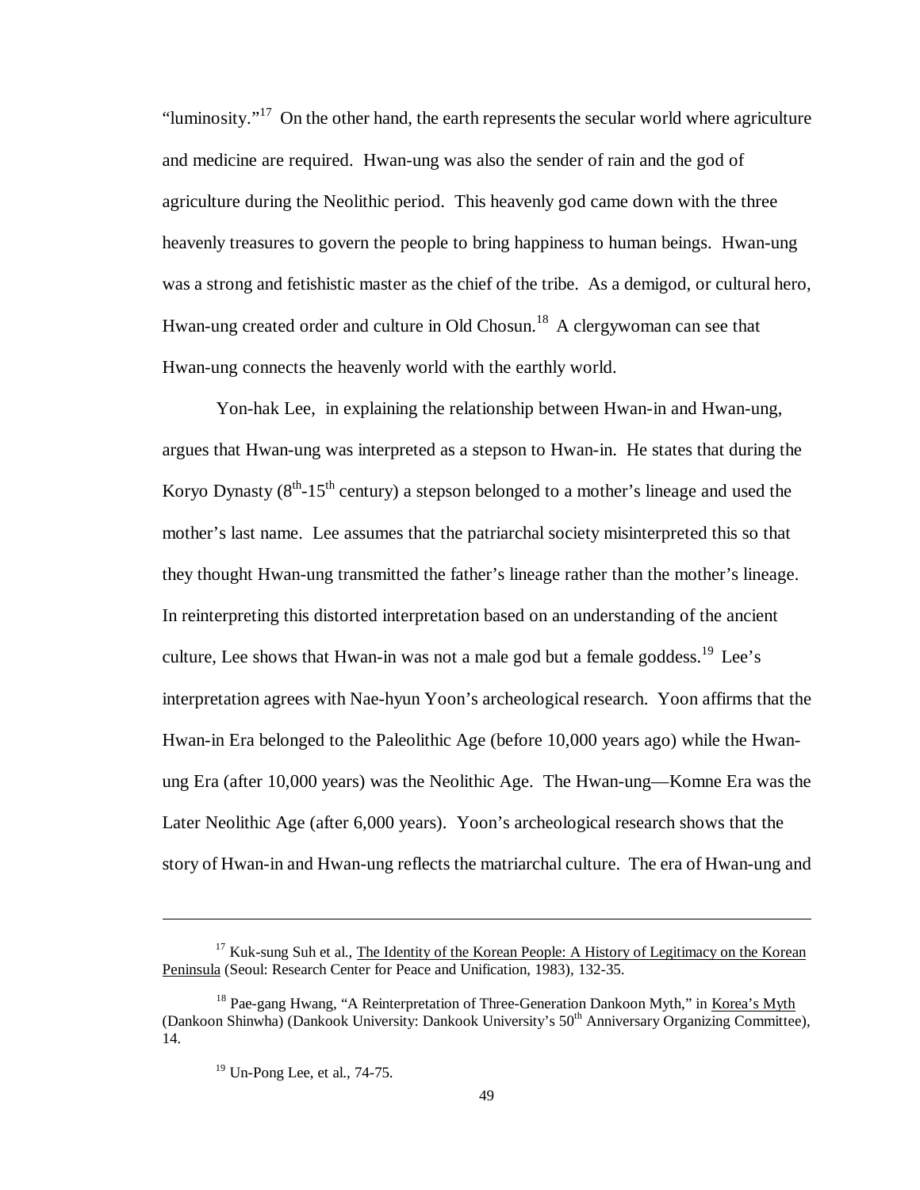"luminosity."[17] On the other hand, the earth represents the secular world where agriculture and medicine are required. Hwan-ung was also the sender of rain and the god of agriculture during the Neolithic period. This heavenly god came down with the three heavenly treasures to govern the people to bring happiness to human beings. Hwan-ung was a strong and fetishistic master as the chief of the tribe. As a demigod, or cultural hero, Hwan-ung created order and culture in Old Chosun.[18] A clergywoman can see that Hwan-ung connects the heavenly world with the earthly world.

Yon-hak Lee, in explaining the relationship between Hwan-in and Hwan-ung, argues that Hwan-ung was interpreted as a stepson to Hwan-in. He states that during the Koryo Dynasty (8th-15th century) a stepson belonged to a mother's lineage and used the mother's last name. Lee assumes that the patriarchal society misinterpreted this so that they thought Hwan-ung transmitted the father's lineage rather than the mother's lineage. In reinterpreting this distorted interpretation based on an understanding of the ancient culture, Lee shows that Hwan-in was not a male god but a female goddess.[19] Lee's interpretation agrees with Nae-hyun Yoon's archeological research. Yoon affirms that the Hwan-in Era belonged to the Paleolithic Age (before 10,000 years ago) while the Hwan-ung Era (after 10,000 years) was the Neolithic Age. The Hwan-ung—Komne Era was the Later Neolithic Age (after 6,000 years). Yoon's archeological research shows that the story of Hwan-in and Hwan-ung reflects the matriarchal culture. The era of Hwan-ung and

---

[17] Kuk-sung Suh et al., The Identity of the Korean People: A History of Legitimacy on the Korean Peninsula (Seoul: Research Center for Peace and Unification, 1983), 132-35.

[18] Pae-gang Hwang, "A Reinterpretation of Three-Generation Dankoon Myth," in Korea's Myth (Dankoon Shinwha) (Dankook University: Dankook University's 50th Anniversary Organizing Committee), 14.

[19] Un-Pong Lee, et al., 74-75.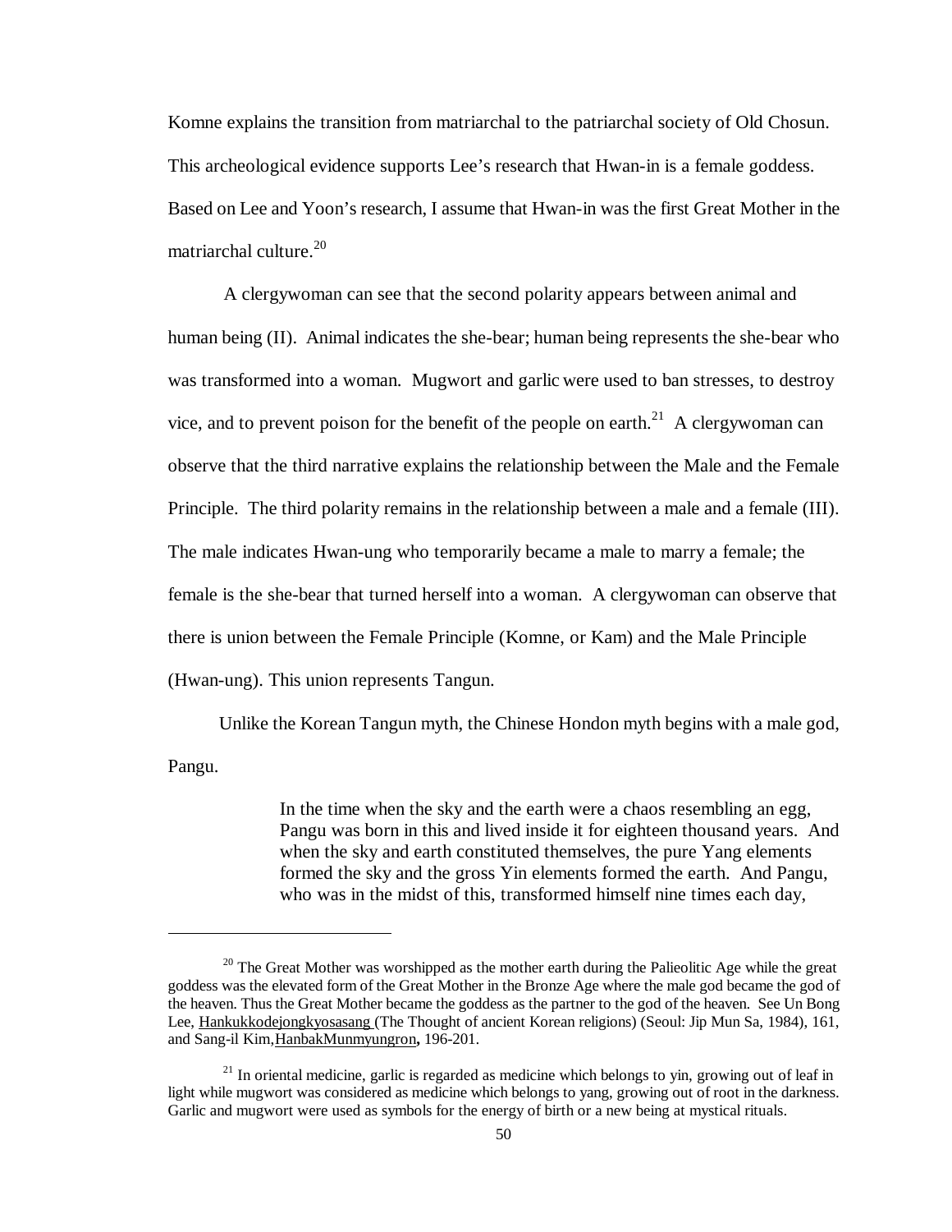Komne explains the transition from matriarchal to the patriarchal society of Old Chosun. This archeological evidence supports Lee's research that Hwan-in is a female goddess. Based on Lee and Yoon's research, I assume that Hwan-in was the first Great Mother in the matriarchal culture.[20]

A clergywoman can see that the second polarity appears between animal and human being (II). Animal indicates the she-bear; human being represents the she-bear who was transformed into a woman. Mugwort and garlic were used to ban stresses, to destroy vice, and to prevent poison for the benefit of the people on earth.[21] A clergywoman can observe that the third narrative explains the relationship between the Male and the Female Principle. The third polarity remains in the relationship between a male and a female (III). The male indicates Hwan-ung who temporarily became a male to marry a female; the female is the she-bear that turned herself into a woman. A clergywoman can observe that there is union between the Female Principle (Komne, or Kam) and the Male Principle (Hwan-ung). This union represents Tangun.

Unlike the Korean Tangun myth, the Chinese Hondon myth begins with a male god, Pangu.

> In the time when the sky and the earth were a chaos resembling an egg, Pangu was born in this and lived inside it for eighteen thousand years. And when the sky and earth constituted themselves, the pure Yang elements formed the sky and the gross Yin elements formed the earth. And Pangu, who was in the midst of this, transformed himself nine times each day,

---

[20] The Great Mother was worshipped as the mother earth during the Palieolitic Age while the great goddess was the elevated form of the Great Mother in the Bronze Age where the male god became the god of the heaven. Thus the Great Mother became the goddess as the partner to the god of the heaven. See Un Bong Lee, Hankukkodejongkyosasang (The Thought of ancient Korean religions) (Seoul: Jip Mun Sa, 1984), 161, and Sang-il Kim, HanbakMunmyungron**,** 196-201.

[21] In oriental medicine, garlic is regarded as medicine which belongs to yin, growing out of leaf in light while mugwort was considered as medicine which belongs to yang, growing out of root in the darkness. Garlic and mugwort were used as symbols for the energy of birth or a new being at mystical rituals.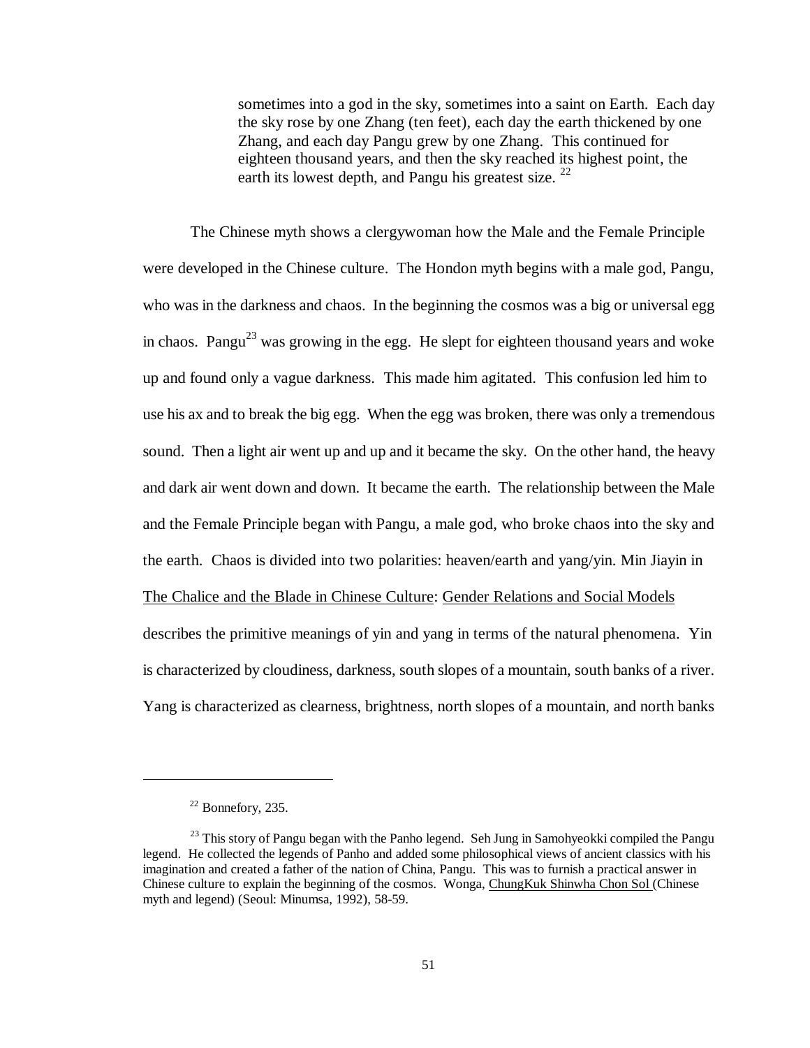> sometimes into a god in the sky, sometimes into a saint on Earth. Each day the sky rose by one Zhang (ten feet), each day the earth thickened by one Zhang, and each day Pangu grew by one Zhang. This continued for eighteen thousand years, and then the sky reached its highest point, the earth its lowest depth, and Pangu his greatest size. [22]

The Chinese myth shows a clergywoman how the Male and the Female Principle were developed in the Chinese culture. The Hondon myth begins with a male god, Pangu, who was in the darkness and chaos. In the beginning the cosmos was a big or universal egg in chaos. Pangu[23] was growing in the egg. He slept for eighteen thousand years and woke up and found only a vague darkness. This made him agitated. This confusion led him to use his ax and to break the big egg. When the egg was broken, there was only a tremendous sound. Then a light air went up and up and it became the sky. On the other hand, the heavy and dark air went down and down. It became the earth. The relationship between the Male and the Female Principle began with Pangu, a male god, who broke chaos into the sky and the earth. Chaos is divided into two polarities: heaven/earth and yang/yin. Min Jiayin in The Chalice and the Blade in Chinese Culture: Gender Relations and Social Models describes the primitive meanings of yin and yang in terms of the natural phenomena. Yin is characterized by cloudiness, darkness, south slopes of a mountain, south banks of a river. Yang is characterized as clearness, brightness, north slopes of a mountain, and north banks

---

[22] Bonnefory, 235.

[23] This story of Pangu began with the Panho legend. Seh Jung in Samohyeokki compiled the Pangu legend. He collected the legends of Panho and added some philosophical views of ancient classics with his imagination and created a father of the nation of China, Pangu. This was to furnish a practical answer in Chinese culture to explain the beginning of the cosmos. Wonga, ChungKuk Shinwha Chon Sol (Chinese myth and legend) (Seoul: Minumsa, 1992), 58-59.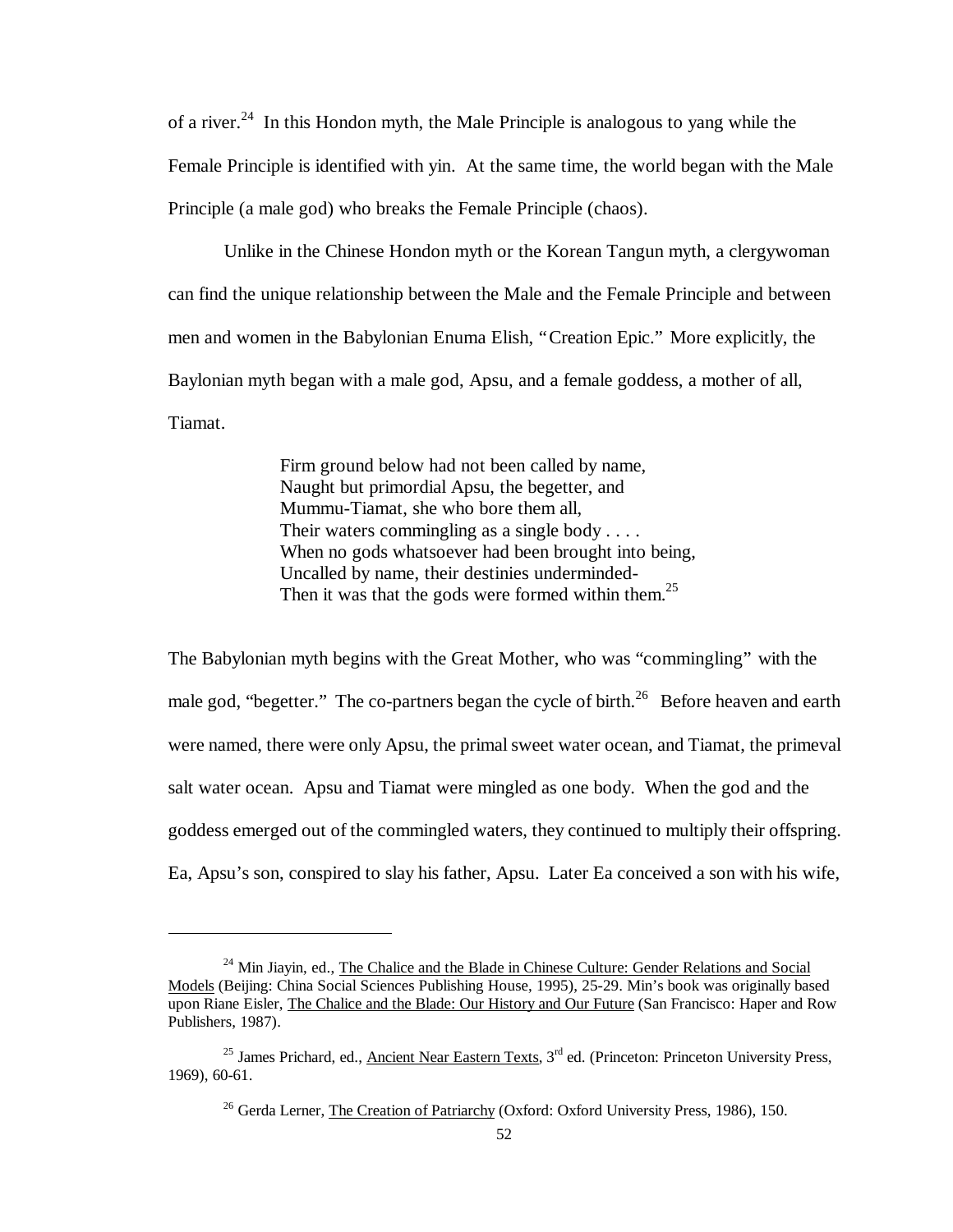of a river.[24] In this Hondon myth, the Male Principle is analogous to yang while the Female Principle is identified with yin. At the same time, the world began with the Male Principle (a male god) who breaks the Female Principle (chaos).

Unlike in the Chinese Hondon myth or the Korean Tangun myth, a clergywoman can find the unique relationship between the Male and the Female Principle and between men and women in the Babylonian Enuma Elish, "Creation Epic." More explicitly, the Baylonian myth began with a male god, Apsu, and a female goddess, a mother of all, Tiamat.

> Firm ground below had not been called by name,
> Naught but primordial Apsu, the begetter, and
> Mummu-Tiamat, she who bore them all,
> Their waters commingling as a single body . . . .
> When no gods whatsoever had been brought into being,
> Uncalled by name, their destinies underminded-
> Then it was that the gods were formed within them.[25]

The Babylonian myth begins with the Great Mother, who was "commingling" with the male god, "begetter." The co-partners began the cycle of birth.[26] Before heaven and earth were named, there were only Apsu, the primal sweet water ocean, and Tiamat, the primeval salt water ocean. Apsu and Tiamat were mingled as one body. When the god and the goddess emerged out of the commingled waters, they continued to multiply their offspring. Ea, Apsu's son, conspired to slay his father, Apsu. Later Ea conceived a son with his wife,

---

[24] Min Jiayin, ed., The Chalice and the Blade in Chinese Culture: Gender Relations and Social Models (Beijing: China Social Sciences Publishing House, 1995), 25-29. Min's book was originally based upon Riane Eisler, The Chalice and the Blade: Our History and Our Future (San Francisco: Haper and Row Publishers, 1987).

[25] James Prichard, ed., Ancient Near Eastern Texts, 3rd ed. (Princeton: Princeton University Press, 1969), 60-61.

[26] Gerda Lerner, The Creation of Patriarchy (Oxford: Oxford University Press, 1986), 150.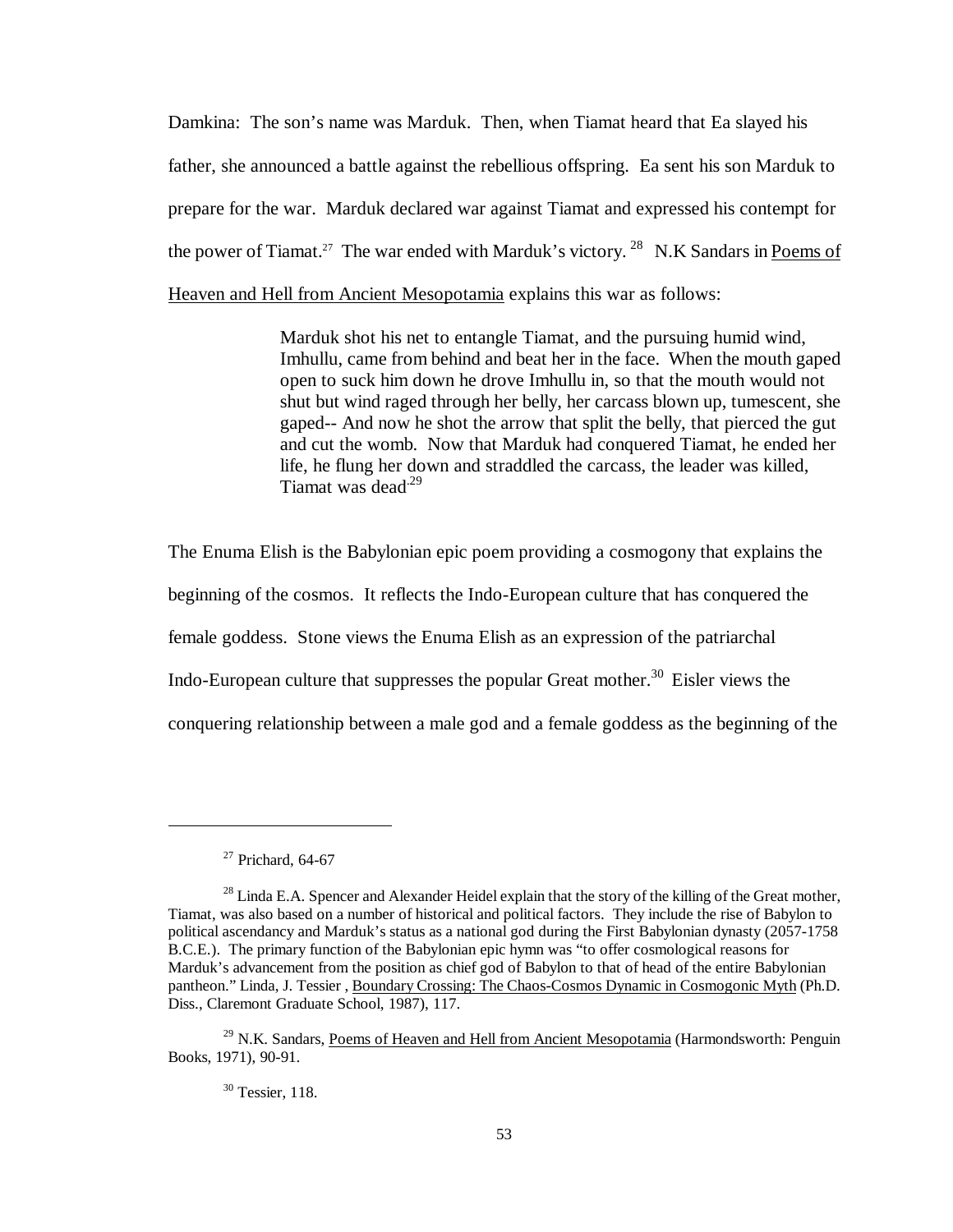Damkina: The son's name was Marduk. Then, when Tiamat heard that Ea slayed his father, she announced a battle against the rebellious offspring. Ea sent his son Marduk to prepare for the war. Marduk declared war against Tiamat and expressed his contempt for the power of Tiamat.[27] The war ended with Marduk's victory. [28] N.K Sandars in Poems of Heaven and Hell from Ancient Mesopotamia explains this war as follows:

> Marduk shot his net to entangle Tiamat, and the pursuing humid wind, Imhullu, came from behind and beat her in the face. When the mouth gaped open to suck him down he drove Imhullu in, so that the mouth would not shut but wind raged through her belly, her carcass blown up, tumescent, she gaped-- And now he shot the arrow that split the belly, that pierced the gut and cut the womb. Now that Marduk had conquered Tiamat, he ended her life, he flung her down and straddled the carcass, the leader was killed, Tiamat was dead.[29]

The Enuma Elish is the Babylonian epic poem providing a cosmogony that explains the beginning of the cosmos. It reflects the Indo-European culture that has conquered the female goddess. Stone views the Enuma Elish as an expression of the patriarchal Indo-European culture that suppresses the popular Great mother.[30] Eisler views the conquering relationship between a male god and a female goddess as the beginning of the

---

[27] Prichard, 64-67

[28] Linda E.A. Spencer and Alexander Heidel explain that the story of the killing of the Great mother, Tiamat, was also based on a number of historical and political factors. They include the rise of Babylon to political ascendancy and Marduk's status as a national god during the First Babylonian dynasty (2057-1758 B.C.E.). The primary function of the Babylonian epic hymn was "to offer cosmological reasons for Marduk's advancement from the position as chief god of Babylon to that of head of the entire Babylonian pantheon." Linda, J. Tessier , Boundary Crossing: The Chaos-Cosmos Dynamic in Cosmogonic Myth (Ph.D. Diss., Claremont Graduate School, 1987), 117.

[29] N.K. Sandars, Poems of Heaven and Hell from Ancient Mesopotamia (Harmondsworth: Penguin Books, 1971), 90-91.

[30] Tessier, 118.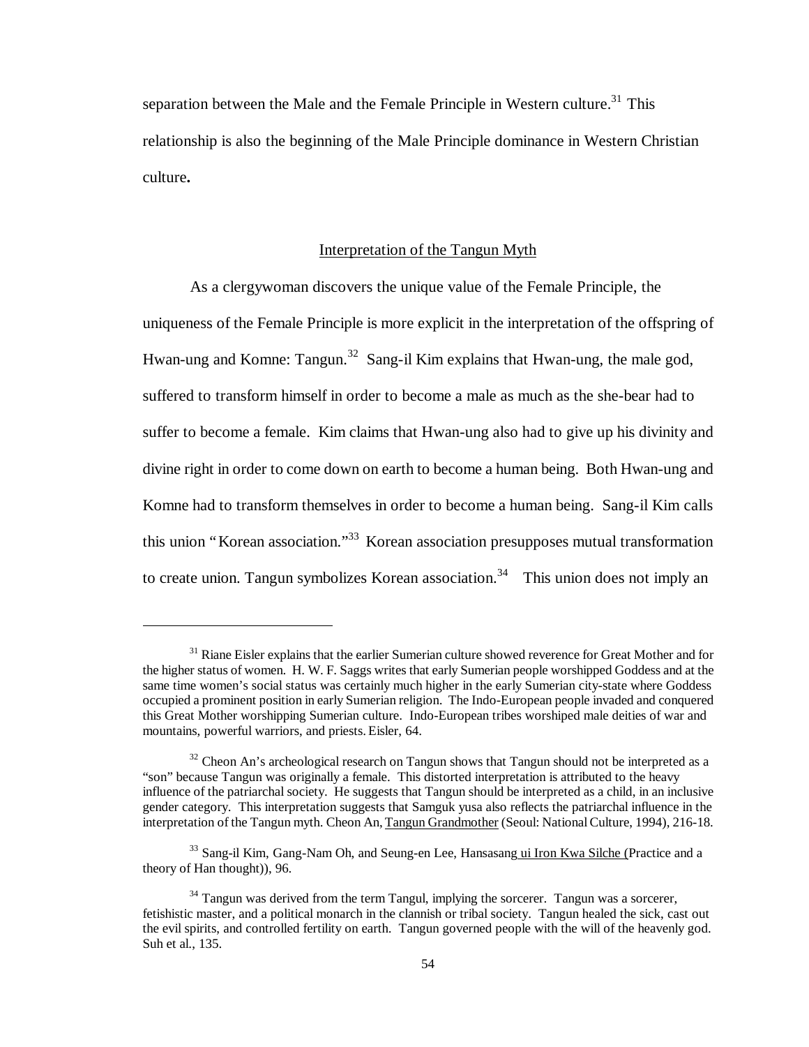separation between the Male and the Female Principle in Western culture.[31] This relationship is also the beginning of the Male Principle dominance in Western Christian culture**.**

## Interpretation of the Tangun Myth

As a clergywoman discovers the unique value of the Female Principle, the uniqueness of the Female Principle is more explicit in the interpretation of the offspring of Hwan-ung and Komne: Tangun.[32] Sang-il Kim explains that Hwan-ung, the male god, suffered to transform himself in order to become a male as much as the she-bear had to suffer to become a female. Kim claims that Hwan-ung also had to give up his divinity and divine right in order to come down on earth to become a human being. Both Hwan-ung and Komne had to transform themselves in order to become a human being. Sang-il Kim calls this union "Korean association."[33] Korean association presupposes mutual transformation to create union. Tangun symbolizes Korean association.[34] This union does not imply an

---

[31] Riane Eisler explains that the earlier Sumerian culture showed reverence for Great Mother and for the higher status of women. H. W. F. Saggs writes that early Sumerian people worshipped Goddess and at the same time women's social status was certainly much higher in the early Sumerian city-state where Goddess occupied a prominent position in early Sumerian religion. The Indo-European people invaded and conquered this Great Mother worshipping Sumerian culture. Indo-European tribes worshiped male deities of war and mountains, powerful warriors, and priests. Eisler, 64.

[32] Cheon An's archeological research on Tangun shows that Tangun should not be interpreted as a "son" because Tangun was originally a female. This distorted interpretation is attributed to the heavy influence of the patriarchal society. He suggests that Tangun should be interpreted as a child, in an inclusive gender category. This interpretation suggests that Samguk yusa also reflects the patriarchal influence in the interpretation of the Tangun myth. Cheon An, Tangun Grandmother (Seoul: National Culture, 1994), 216-18.

[33] Sang-il Kim, Gang-Nam Oh, and Seung-en Lee, Hansasang ui Iron Kwa Silche (Practice and a theory of Han thought)), 96.

[34] Tangun was derived from the term Tangul, implying the sorcerer. Tangun was a sorcerer, fetishistic master, and a political monarch in the clannish or tribal society. Tangun healed the sick, cast out the evil spirits, and controlled fertility on earth. Tangun governed people with the will of the heavenly god. Suh et al., 135.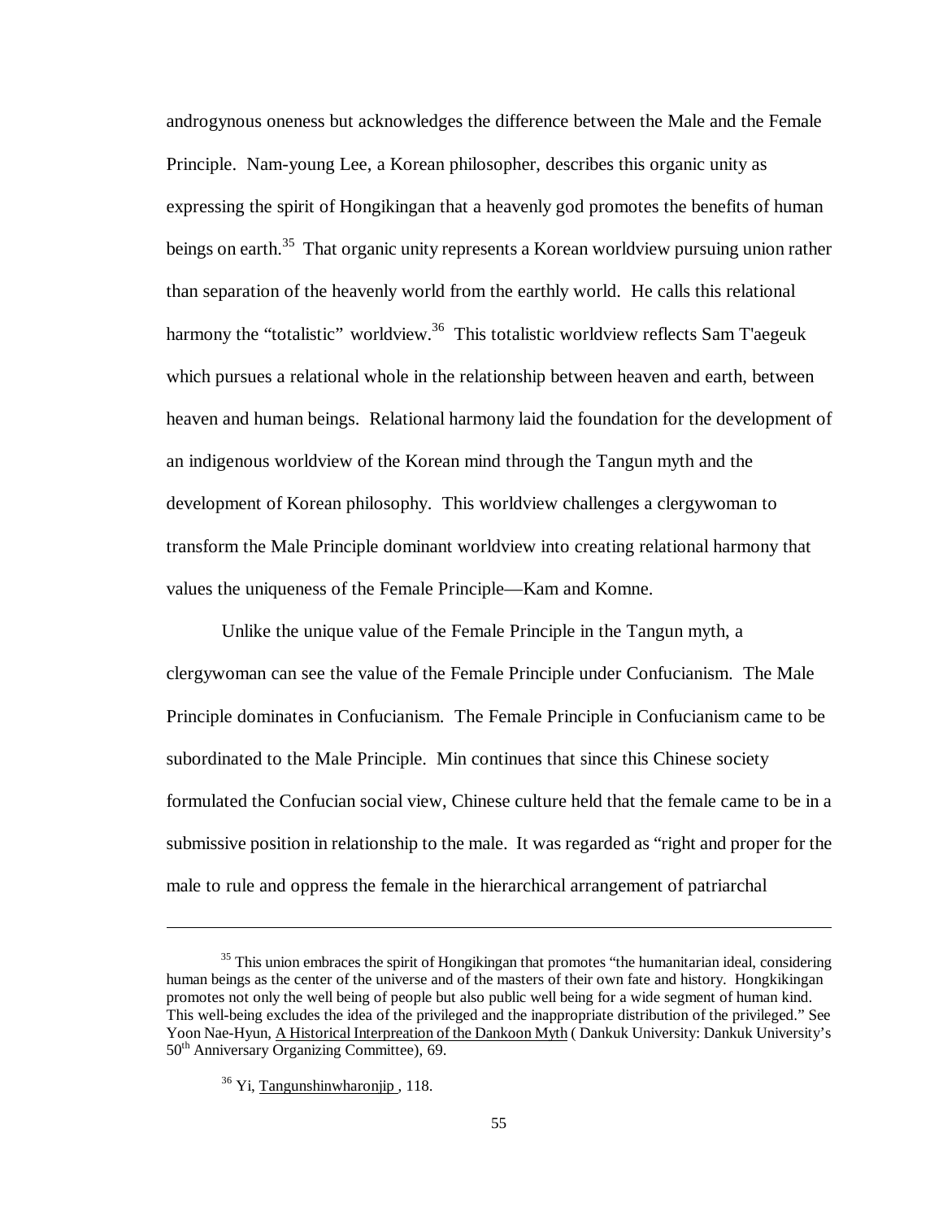androgynous oneness but acknowledges the difference between the Male and the Female Principle. Nam-young Lee, a Korean philosopher, describes this organic unity as expressing the spirit of Hongikingan that a heavenly god promotes the benefits of human beings on earth.[35] That organic unity represents a Korean worldview pursuing union rather than separation of the heavenly world from the earthly world. He calls this relational harmony the "totalistic" worldview.[36] This totalistic worldview reflects Sam T'aegeuk which pursues a relational whole in the relationship between heaven and earth, between heaven and human beings. Relational harmony laid the foundation for the development of an indigenous worldview of the Korean mind through the Tangun myth and the development of Korean philosophy. This worldview challenges a clergywoman to transform the Male Principle dominant worldview into creating relational harmony that values the uniqueness of the Female Principle—Kam and Komne.

Unlike the unique value of the Female Principle in the Tangun myth, a clergywoman can see the value of the Female Principle under Confucianism. The Male Principle dominates in Confucianism. The Female Principle in Confucianism came to be subordinated to the Male Principle. Min continues that since this Chinese society formulated the Confucian social view, Chinese culture held that the female came to be in a submissive position in relationship to the male. It was regarded as "right and proper for the male to rule and oppress the female in the hierarchical arrangement of patriarchal

---

[35] This union embraces the spirit of Hongikingan that promotes "the humanitarian ideal, considering human beings as the center of the universe and of the masters of their own fate and history. Hongkikingan promotes not only the well being of people but also public well being for a wide segment of human kind. This well-being excludes the idea of the privileged and the inappropriate distribution of the privileged." See Yoon Nae-Hyun, A Historical Interpreation of the Dankoon Myth ( Dankuk University: Dankuk University's 50th Anniversary Organizing Committee), 69.

[36] Yi, Tangunshinwharonjip , 118.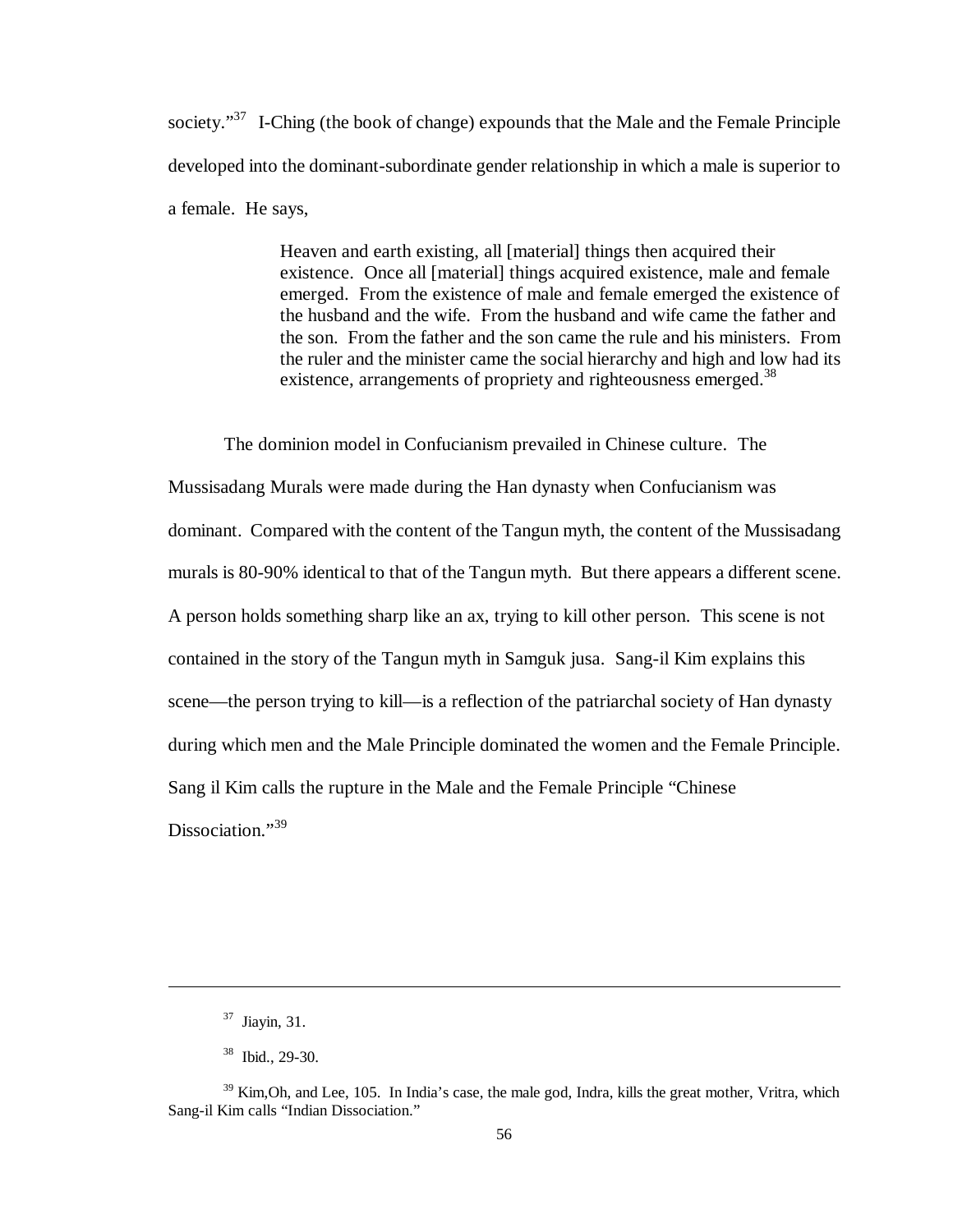society."[37] I-Ching (the book of change) expounds that the Male and the Female Principle developed into the dominant-subordinate gender relationship in which a male is superior to a female. He says,

> Heaven and earth existing, all [material] things then acquired their existence. Once all [material] things acquired existence, male and female emerged. From the existence of male and female emerged the existence of the husband and the wife. From the husband and wife came the father and the son. From the father and the son came the rule and his ministers. From the ruler and the minister came the social hierarchy and high and low had its existence, arrangements of propriety and righteousness emerged.[38]

The dominion model in Confucianism prevailed in Chinese culture. The Mussisadang Murals were made during the Han dynasty when Confucianism was dominant. Compared with the content of the Tangun myth, the content of the Mussisadang murals is 80-90% identical to that of the Tangun myth. But there appears a different scene. A person holds something sharp like an ax, trying to kill other person. This scene is not contained in the story of the Tangun myth in Samguk jusa. Sang-il Kim explains this scene—the person trying to kill—is a reflection of the patriarchal society of Han dynasty during which men and the Male Principle dominated the women and the Female Principle. Sang il Kim calls the rupture in the Male and the Female Principle "Chinese Dissociation."[39]

---

[37] Jiayin, 31.

[38] Ibid., 29-30.

[39] Kim,Oh, and Lee, 105. In India's case, the male god, Indra, kills the great mother, Vritra, which Sang-il Kim calls "Indian Dissociation."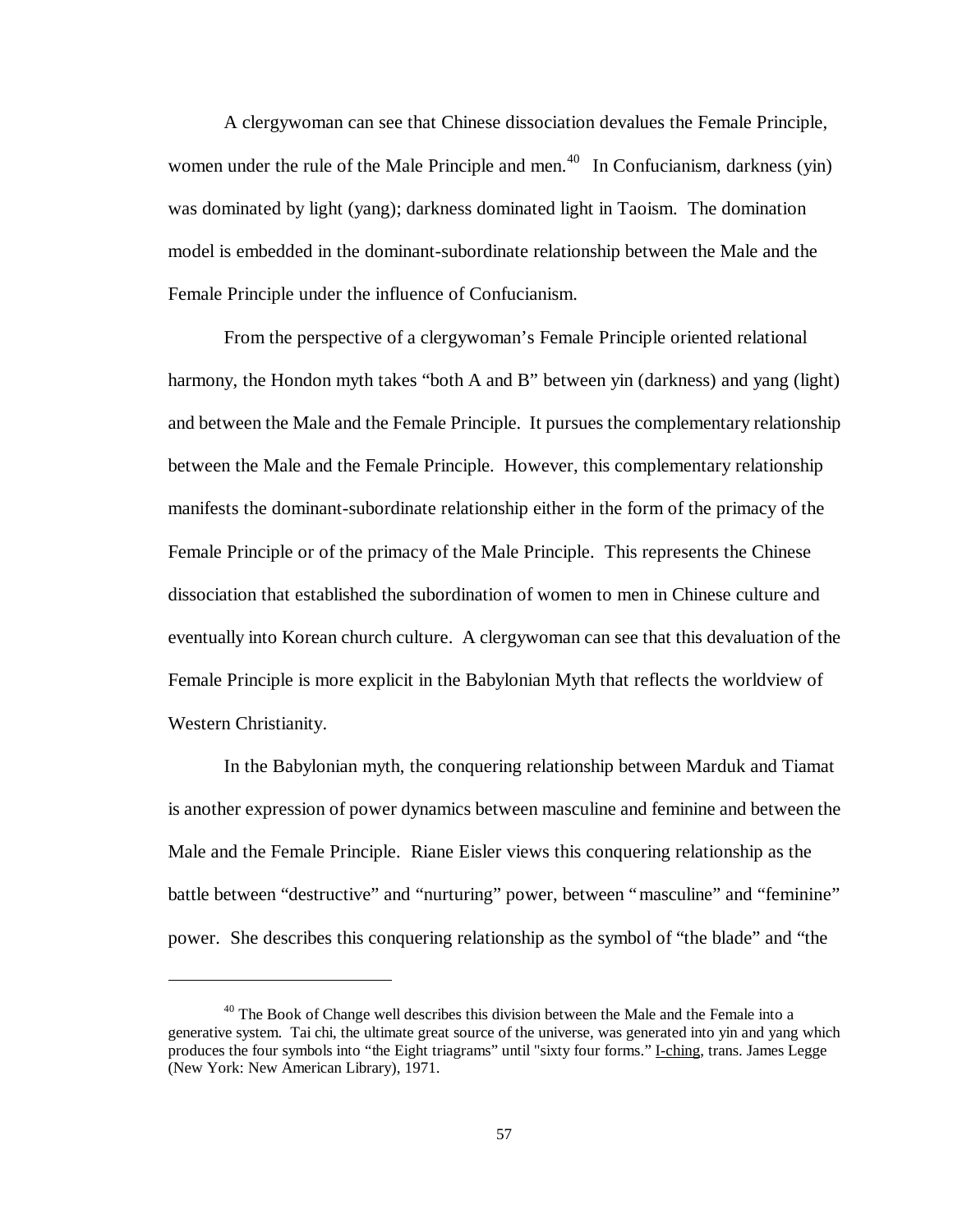A clergywoman can see that Chinese dissociation devalues the Female Principle, women under the rule of the Male Principle and men.[40] In Confucianism, darkness (yin) was dominated by light (yang); darkness dominated light in Taoism. The domination model is embedded in the dominant-subordinate relationship between the Male and the Female Principle under the influence of Confucianism.

From the perspective of a clergywoman's Female Principle oriented relational harmony, the Hondon myth takes "both A and B" between yin (darkness) and yang (light) and between the Male and the Female Principle. It pursues the complementary relationship between the Male and the Female Principle. However, this complementary relationship manifests the dominant-subordinate relationship either in the form of the primacy of the Female Principle or of the primacy of the Male Principle. This represents the Chinese dissociation that established the subordination of women to men in Chinese culture and eventually into Korean church culture. A clergywoman can see that this devaluation of the Female Principle is more explicit in the Babylonian Myth that reflects the worldview of Western Christianity.

In the Babylonian myth, the conquering relationship between Marduk and Tiamat is another expression of power dynamics between masculine and feminine and between the Male and the Female Principle. Riane Eisler views this conquering relationship as the battle between "destructive" and "nurturing" power, between "masculine" and "feminine" power. She describes this conquering relationship as the symbol of "the blade" and "the

---

[40] The Book of Change well describes this division between the Male and the Female into a generative system. Tai chi, the ultimate great source of the universe, was generated into yin and yang which produces the four symbols into "the Eight triagrams" until "sixty four forms." I-ching, trans. James Legge (New York: New American Library), 1971.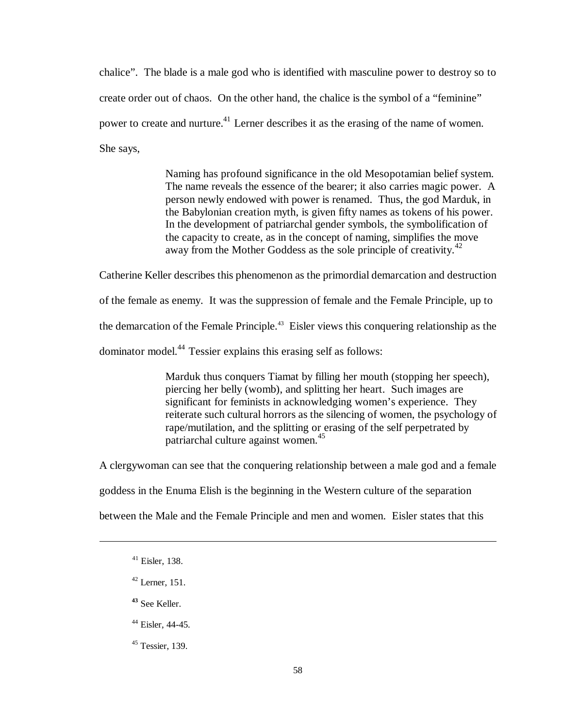chalice". The blade is a male god who is identified with masculine power to destroy so to create order out of chaos. On the other hand, the chalice is the symbol of a "feminine" power to create and nurture.[41] Lerner describes it as the erasing of the name of women. She says,

> Naming has profound significance in the old Mesopotamian belief system. The name reveals the essence of the bearer; it also carries magic power. A person newly endowed with power is renamed. Thus, the god Marduk, in the Babylonian creation myth, is given fifty names as tokens of his power. In the development of patriarchal gender symbols, the symbolification of the capacity to create, as in the concept of naming, simplifies the move away from the Mother Goddess as the sole principle of creativity.[42]

Catherine Keller describes this phenomenon as the primordial demarcation and destruction of the female as enemy. It was the suppression of female and the Female Principle, up to the demarcation of the Female Principle.[43] Eisler views this conquering relationship as the dominator model.[44] Tessier explains this erasing self as follows:

> Marduk thus conquers Tiamat by filling her mouth (stopping her speech), piercing her belly (womb), and splitting her heart. Such images are significant for feminists in acknowledging women's experience. They reiterate such cultural horrors as the silencing of women, the psychology of rape/mutilation, and the splitting or erasing of the self perpetrated by patriarchal culture against women.[45]

A clergywoman can see that the conquering relationship between a male god and a female goddess in the Enuma Elish is the beginning in the Western culture of the separation between the Male and the Female Principle and men and women. Eisler states that this

---

[41] Eisler, 138.

[42] Lerner, 151.

[43] See Keller.

[44] Eisler, 44-45.

[45] Tessier, 139.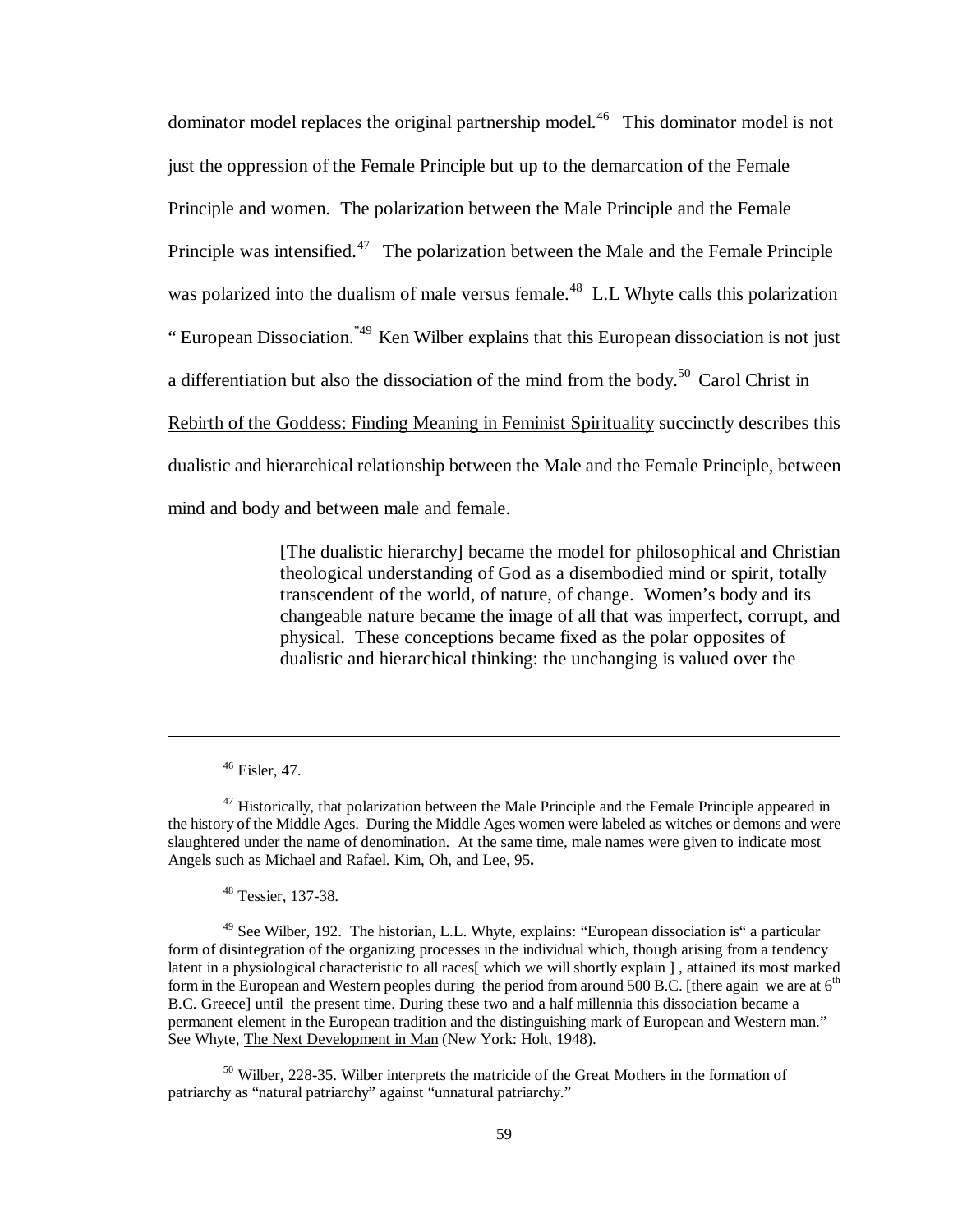dominator model replaces the original partnership model.[46] This dominator model is not just the oppression of the Female Principle but up to the demarcation of the Female Principle and women. The polarization between the Male Principle and the Female Principle was intensified.[47] The polarization between the Male and the Female Principle was polarized into the dualism of male versus female.[48] L.L Whyte calls this polarization " European Dissociation."[49] Ken Wilber explains that this European dissociation is not just a differentiation but also the dissociation of the mind from the body.[50] Carol Christ in Rebirth of the Goddess: Finding Meaning in Feminist Spirituality succinctly describes this dualistic and hierarchical relationship between the Male and the Female Principle, between mind and body and between male and female.

> [The dualistic hierarchy] became the model for philosophical and Christian theological understanding of God as a disembodied mind or spirit, totally transcendent of the world, of nature, of change. Women's body and its changeable nature became the image of all that was imperfect, corrupt, and physical. These conceptions became fixed as the polar opposites of dualistic and hierarchical thinking: the unchanging is valued over the

---

[46] Eisler, 47.

[47] Historically, that polarization between the Male Principle and the Female Principle appeared in the history of the Middle Ages. During the Middle Ages women were labeled as witches or demons and were slaughtered under the name of denomination. At the same time, male names were given to indicate most Angels such as Michael and Rafael. Kim, Oh, and Lee, 95**.**

[48] Tessier, 137-38.

[49] See Wilber, 192. The historian, L.L. Whyte, explains: "European dissociation is" a particular form of disintegration of the organizing processes in the individual which, though arising from a tendency latent in a physiological characteristic to all races[ which we will shortly explain ] , attained its most marked form in the European and Western peoples during the period from around 500 B.C. [there again we are at 6th B.C. Greece] until the present time. During these two and a half millennia this dissociation became a permanent element in the European tradition and the distinguishing mark of European and Western man." See Whyte, The Next Development in Man (New York: Holt, 1948).

[50] Wilber, 228-35. Wilber interprets the matricide of the Great Mothers in the formation of patriarchy as "natural patriarchy" against "unnatural patriarchy."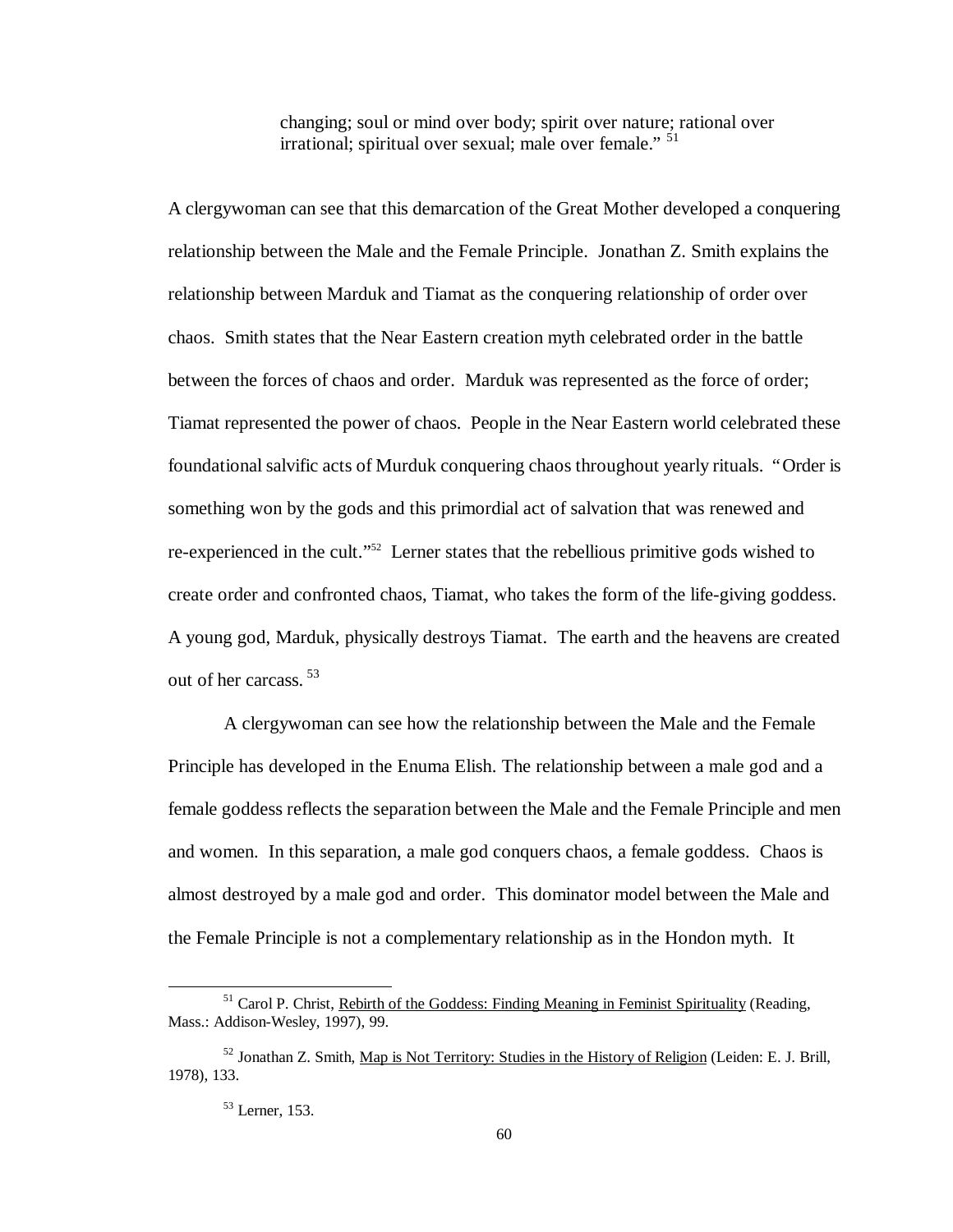> changing; soul or mind over body; spirit over nature; rational over irrational; spiritual over sexual; male over female."[51]

A clergywoman can see that this demarcation of the Great Mother developed a conquering relationship between the Male and the Female Principle. Jonathan Z. Smith explains the relationship between Marduk and Tiamat as the conquering relationship of order over chaos. Smith states that the Near Eastern creation myth celebrated order in the battle between the forces of chaos and order. Marduk was represented as the force of order; Tiamat represented the power of chaos. People in the Near Eastern world celebrated these foundational salvific acts of Murduk conquering chaos throughout yearly rituals. "Order is something won by the gods and this primordial act of salvation that was renewed and re-experienced in the cult."[52] Lerner states that the rebellious primitive gods wished to create order and confronted chaos, Tiamat, who takes the form of the life-giving goddess. A young god, Marduk, physically destroys Tiamat. The earth and the heavens are created out of her carcass.[53]

A clergywoman can see how the relationship between the Male and the Female Principle has developed in the Enuma Elish. The relationship between a male god and a female goddess reflects the separation between the Male and the Female Principle and men and women. In this separation, a male god conquers chaos, a female goddess. Chaos is almost destroyed by a male god and order. This dominator model between the Male and the Female Principle is not a complementary relationship as in the Hondon myth. It

---

[51] Carol P. Christ, Rebirth of the Goddess: Finding Meaning in Feminist Spirituality (Reading, Mass.: Addison-Wesley, 1997), 99.

[52] Jonathan Z. Smith, Map is Not Territory: Studies in the History of Religion (Leiden: E. J. Brill, 1978), 133.

[53] Lerner, 153.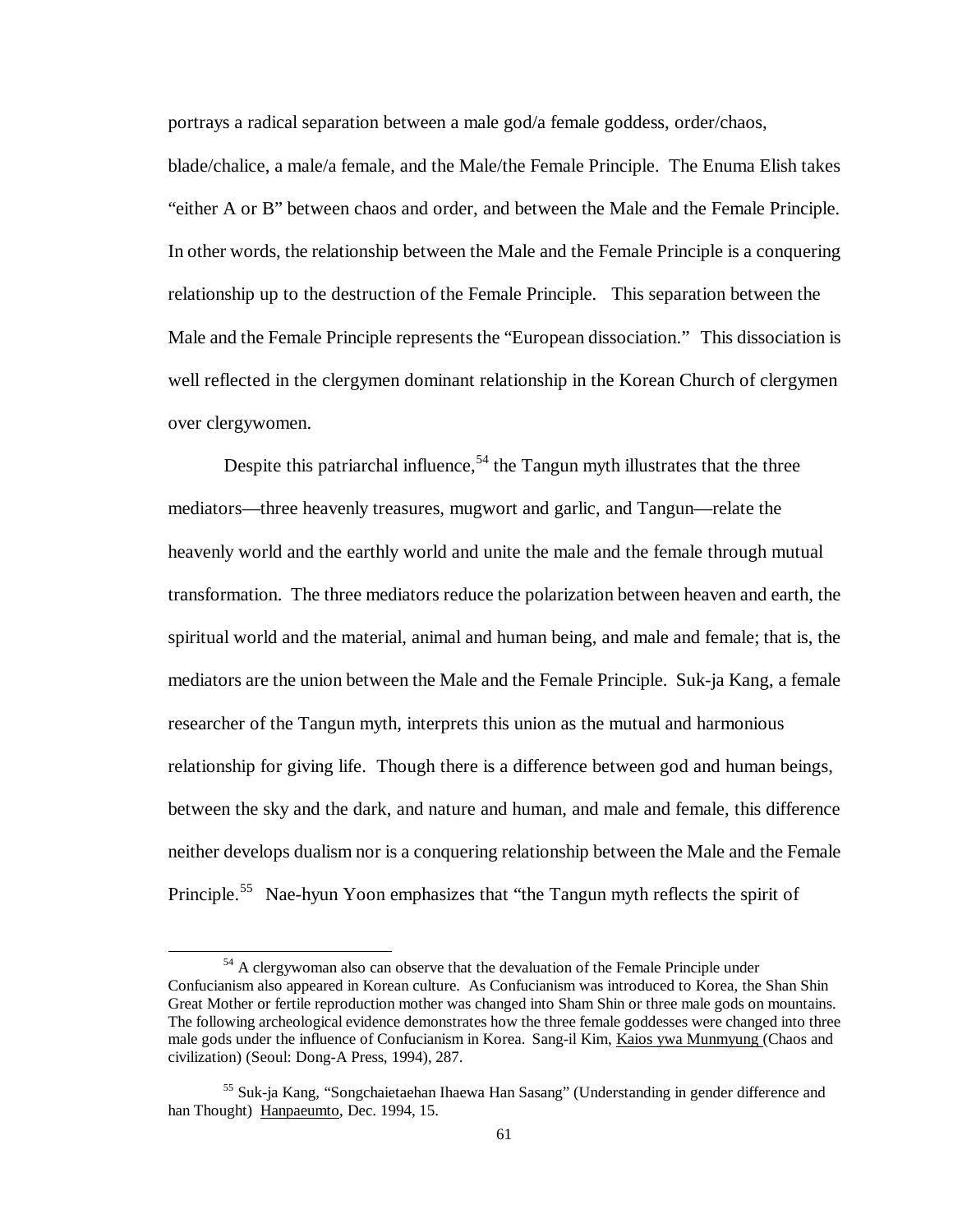portrays a radical separation between a male god/a female goddess, order/chaos, blade/chalice, a male/a female, and the Male/the Female Principle. The Enuma Elish takes "either A or B" between chaos and order, and between the Male and the Female Principle. In other words, the relationship between the Male and the Female Principle is a conquering relationship up to the destruction of the Female Principle. This separation between the Male and the Female Principle represents the "European dissociation." This dissociation is well reflected in the clergymen dominant relationship in the Korean Church of clergymen over clergywomen.

Despite this patriarchal influence,[54] the Tangun myth illustrates that the three mediators—three heavenly treasures, mugwort and garlic, and Tangun—relate the heavenly world and the earthly world and unite the male and the female through mutual transformation. The three mediators reduce the polarization between heaven and earth, the spiritual world and the material, animal and human being, and male and female; that is, the mediators are the union between the Male and the Female Principle. Suk-ja Kang, a female researcher of the Tangun myth, interprets this union as the mutual and harmonious relationship for giving life. Though there is a difference between god and human beings, between the sky and the dark, and nature and human, and male and female, this difference neither develops dualism nor is a conquering relationship between the Male and the Female Principle.[55] Nae-hyun Yoon emphasizes that "the Tangun myth reflects the spirit of

---

[54] A clergywoman also can observe that the devaluation of the Female Principle under Confucianism also appeared in Korean culture. As Confucianism was introduced to Korea, the Shan Shin Great Mother or fertile reproduction mother was changed into Sham Shin or three male gods on mountains. The following archeological evidence demonstrates how the three female goddesses were changed into three male gods under the influence of Confucianism in Korea. Sang-il Kim, Kaios ywa Munmyung (Chaos and civilization) (Seoul: Dong-A Press, 1994), 287.

[55] Suk-ja Kang, "Songchaietaehan Ihaewa Han Sasang" (Understanding in gender difference and han Thought) Hanpaeumto, Dec. 1994, 15.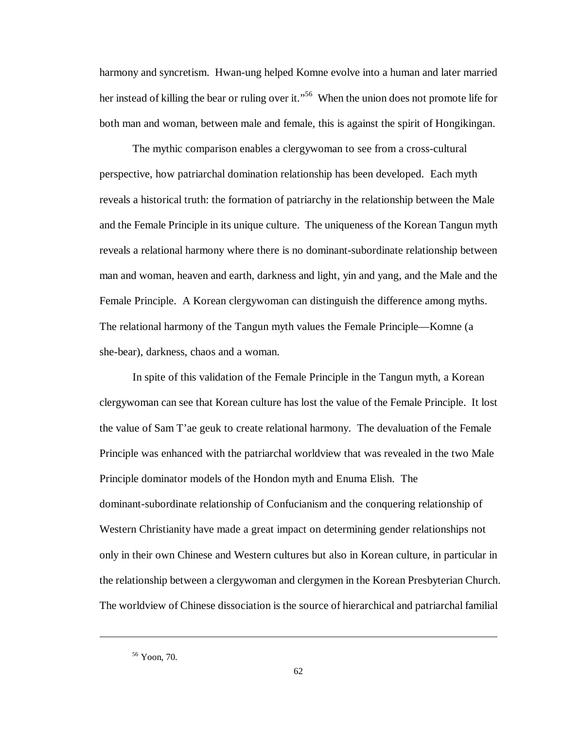harmony and syncretism. Hwan-ung helped Komne evolve into a human and later married her instead of killing the bear or ruling over it."[56] When the union does not promote life for both man and woman, between male and female, this is against the spirit of Hongikingan.

The mythic comparison enables a clergywoman to see from a cross-cultural perspective, how patriarchal domination relationship has been developed. Each myth reveals a historical truth: the formation of patriarchy in the relationship between the Male and the Female Principle in its unique culture. The uniqueness of the Korean Tangun myth reveals a relational harmony where there is no dominant-subordinate relationship between man and woman, heaven and earth, darkness and light, yin and yang, and the Male and the Female Principle. A Korean clergywoman can distinguish the difference among myths. The relational harmony of the Tangun myth values the Female Principle—Komne (a she-bear), darkness, chaos and a woman.

In spite of this validation of the Female Principle in the Tangun myth, a Korean clergywoman can see that Korean culture has lost the value of the Female Principle. It lost the value of Sam T'ae geuk to create relational harmony. The devaluation of the Female Principle was enhanced with the patriarchal worldview that was revealed in the two Male Principle dominator models of the Hondon myth and Enuma Elish. The dominant-subordinate relationship of Confucianism and the conquering relationship of Western Christianity have made a great impact on determining gender relationships not only in their own Chinese and Western cultures but also in Korean culture, in particular in the relationship between a clergywoman and clergymen in the Korean Presbyterian Church. The worldview of Chinese dissociation is the source of hierarchical and patriarchal familial

[56] Yoon, 70.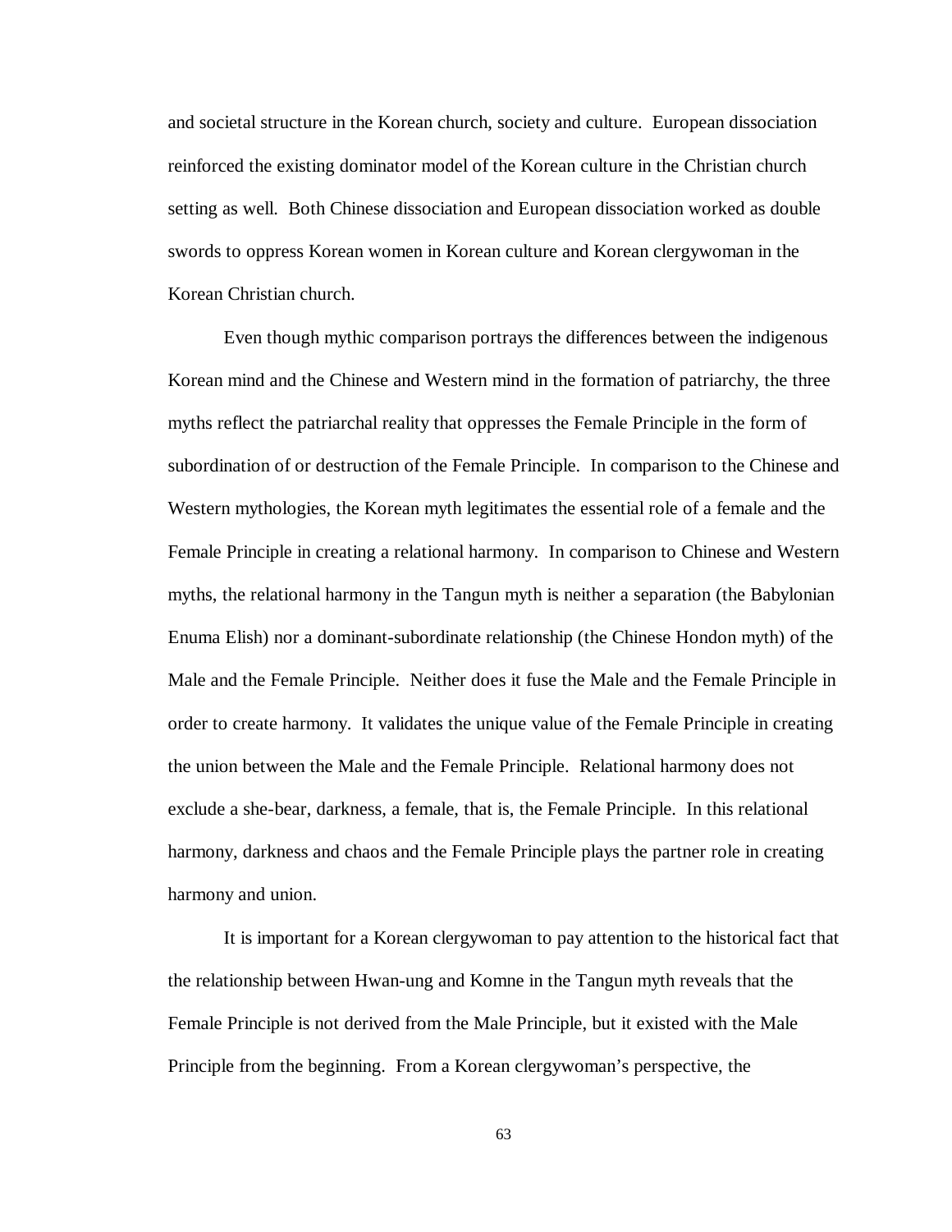and societal structure in the Korean church, society and culture. European dissociation reinforced the existing dominator model of the Korean culture in the Christian church setting as well. Both Chinese dissociation and European dissociation worked as double swords to oppress Korean women in Korean culture and Korean clergywoman in the Korean Christian church.

Even though mythic comparison portrays the differences between the indigenous Korean mind and the Chinese and Western mind in the formation of patriarchy, the three myths reflect the patriarchal reality that oppresses the Female Principle in the form of subordination of or destruction of the Female Principle. In comparison to the Chinese and Western mythologies, the Korean myth legitimates the essential role of a female and the Female Principle in creating a relational harmony. In comparison to Chinese and Western myths, the relational harmony in the Tangun myth is neither a separation (the Babylonian Enuma Elish) nor a dominant-subordinate relationship (the Chinese Hondon myth) of the Male and the Female Principle. Neither does it fuse the Male and the Female Principle in order to create harmony. It validates the unique value of the Female Principle in creating the union between the Male and the Female Principle. Relational harmony does not exclude a she-bear, darkness, a female, that is, the Female Principle. In this relational harmony, darkness and chaos and the Female Principle plays the partner role in creating harmony and union.

It is important for a Korean clergywoman to pay attention to the historical fact that the relationship between Hwan-ung and Komne in the Tangun myth reveals that the Female Principle is not derived from the Male Principle, but it existed with the Male Principle from the beginning. From a Korean clergywoman's perspective, the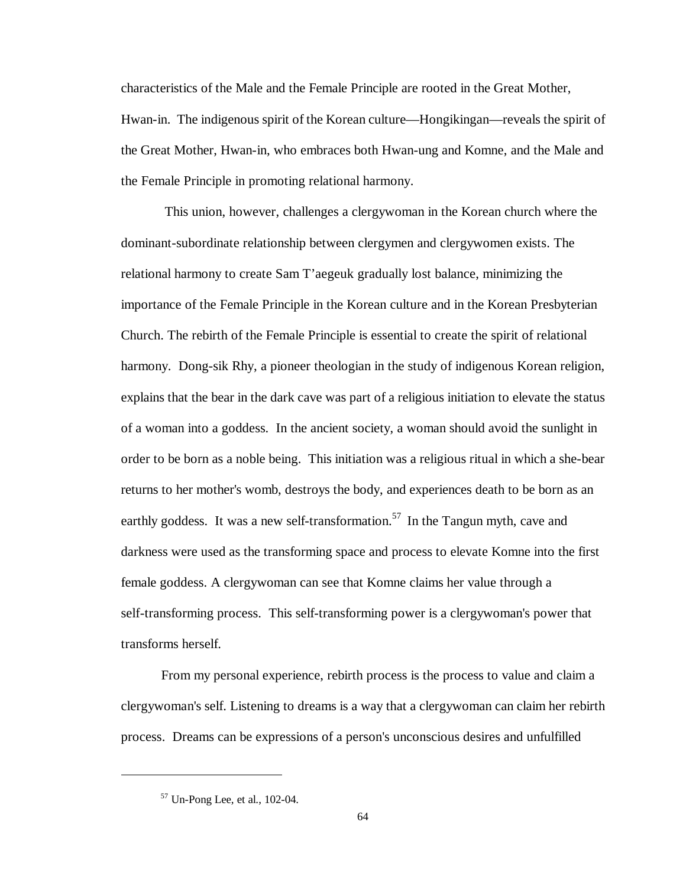characteristics of the Male and the Female Principle are rooted in the Great Mother, Hwan-in. The indigenous spirit of the Korean culture—Hongikingan—reveals the spirit of the Great Mother, Hwan-in, who embraces both Hwan-ung and Komne, and the Male and the Female Principle in promoting relational harmony.

This union, however, challenges a clergywoman in the Korean church where the dominant-subordinate relationship between clergymen and clergywomen exists. The relational harmony to create Sam T'aegeuk gradually lost balance, minimizing the importance of the Female Principle in the Korean culture and in the Korean Presbyterian Church. The rebirth of the Female Principle is essential to create the spirit of relational harmony. Dong-sik Rhy, a pioneer theologian in the study of indigenous Korean religion, explains that the bear in the dark cave was part of a religious initiation to elevate the status of a woman into a goddess. In the ancient society, a woman should avoid the sunlight in order to be born as a noble being. This initiation was a religious ritual in which a she-bear returns to her mother's womb, destroys the body, and experiences death to be born as an earthly goddess. It was a new self-transformation.[57] In the Tangun myth, cave and darkness were used as the transforming space and process to elevate Komne into the first female goddess. A clergywoman can see that Komne claims her value through a self-transforming process. This self-transforming power is a clergywoman's power that transforms herself.

From my personal experience, rebirth process is the process to value and claim a clergywoman's self. Listening to dreams is a way that a clergywoman can claim her rebirth process. Dreams can be expressions of a person's unconscious desires and unfulfilled

---

[57] Un-Pong Lee, et al., 102-04.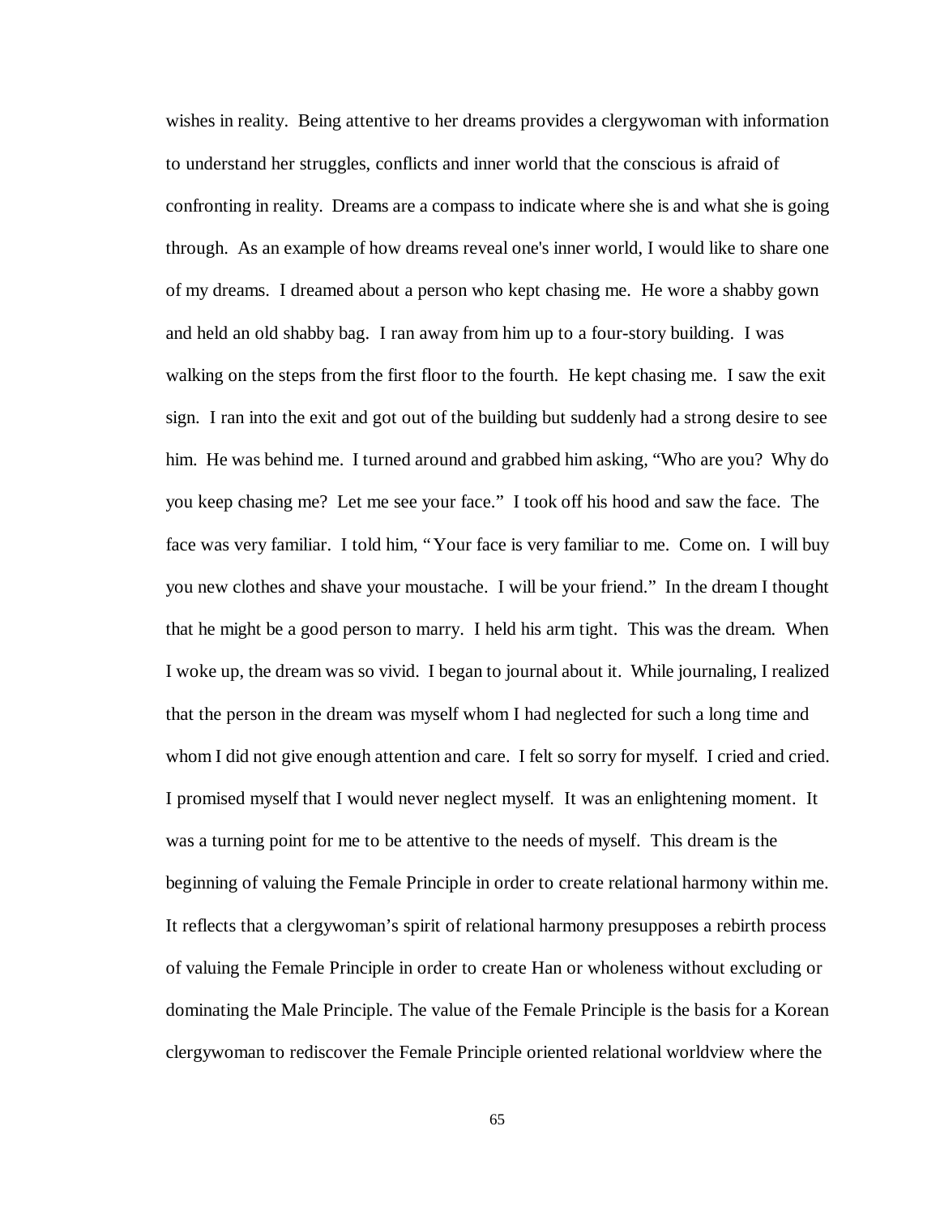wishes in reality. Being attentive to her dreams provides a clergywoman with information to understand her struggles, conflicts and inner world that the conscious is afraid of confronting in reality. Dreams are a compass to indicate where she is and what she is going through. As an example of how dreams reveal one's inner world, I would like to share one of my dreams. I dreamed about a person who kept chasing me. He wore a shabby gown and held an old shabby bag. I ran away from him up to a four-story building. I was walking on the steps from the first floor to the fourth. He kept chasing me. I saw the exit sign. I ran into the exit and got out of the building but suddenly had a strong desire to see him. He was behind me. I turned around and grabbed him asking, "Who are you? Why do you keep chasing me? Let me see your face." I took off his hood and saw the face. The face was very familiar. I told him, "Your face is very familiar to me. Come on. I will buy you new clothes and shave your moustache. I will be your friend." In the dream I thought that he might be a good person to marry. I held his arm tight. This was the dream. When I woke up, the dream was so vivid. I began to journal about it. While journaling, I realized that the person in the dream was myself whom I had neglected for such a long time and whom I did not give enough attention and care. I felt so sorry for myself. I cried and cried. I promised myself that I would never neglect myself. It was an enlightening moment. It was a turning point for me to be attentive to the needs of myself. This dream is the beginning of valuing the Female Principle in order to create relational harmony within me. It reflects that a clergywoman's spirit of relational harmony presupposes a rebirth process of valuing the Female Principle in order to create Han or wholeness without excluding or dominating the Male Principle. The value of the Female Principle is the basis for a Korean clergywoman to rediscover the Female Principle oriented relational worldview where the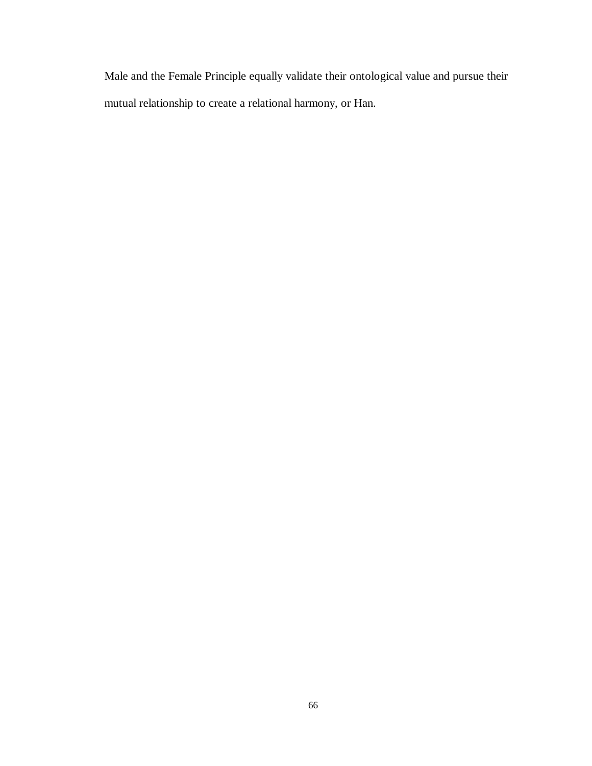Male and the Female Principle equally validate their ontological value and pursue their mutual relationship to create a relational harmony, or Han.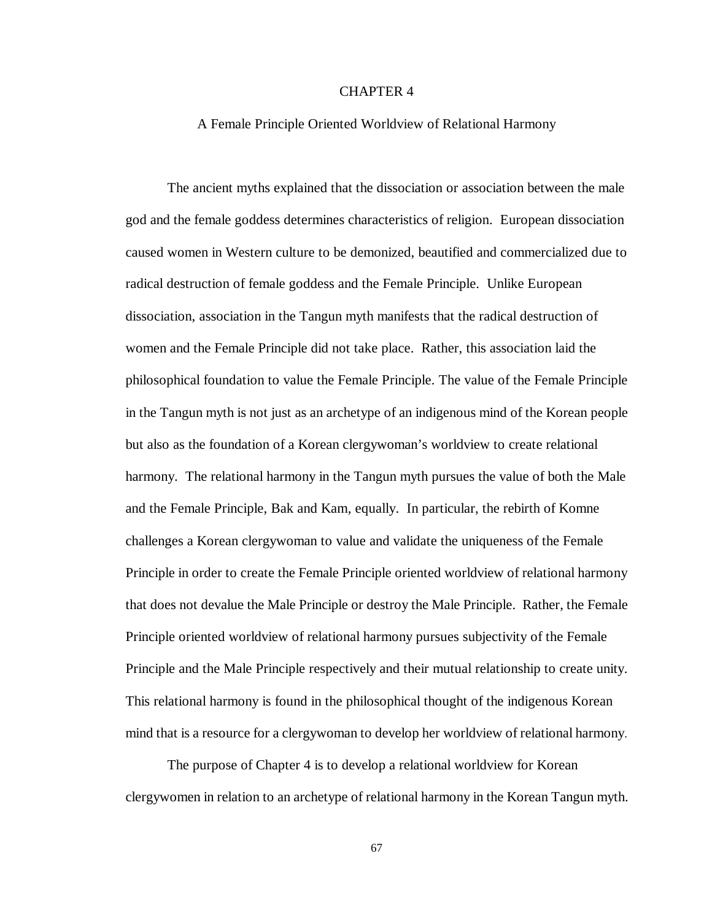# CHAPTER 4

## A Female Principle Oriented Worldview of Relational Harmony

The ancient myths explained that the dissociation or association between the male god and the female goddess determines characteristics of religion. European dissociation caused women in Western culture to be demonized, beautified and commercialized due to radical destruction of female goddess and the Female Principle. Unlike European dissociation, association in the Tangun myth manifests that the radical destruction of women and the Female Principle did not take place. Rather, this association laid the philosophical foundation to value the Female Principle. The value of the Female Principle in the Tangun myth is not just as an archetype of an indigenous mind of the Korean people but also as the foundation of a Korean clergywoman's worldview to create relational harmony. The relational harmony in the Tangun myth pursues the value of both the Male and the Female Principle, Bak and Kam, equally. In particular, the rebirth of Komne challenges a Korean clergywoman to value and validate the uniqueness of the Female Principle in order to create the Female Principle oriented worldview of relational harmony that does not devalue the Male Principle or destroy the Male Principle. Rather, the Female Principle oriented worldview of relational harmony pursues subjectivity of the Female Principle and the Male Principle respectively and their mutual relationship to create unity. This relational harmony is found in the philosophical thought of the indigenous Korean mind that is a resource for a clergywoman to develop her worldview of relational harmony.

The purpose of Chapter 4 is to develop a relational worldview for Korean clergywomen in relation to an archetype of relational harmony in the Korean Tangun myth.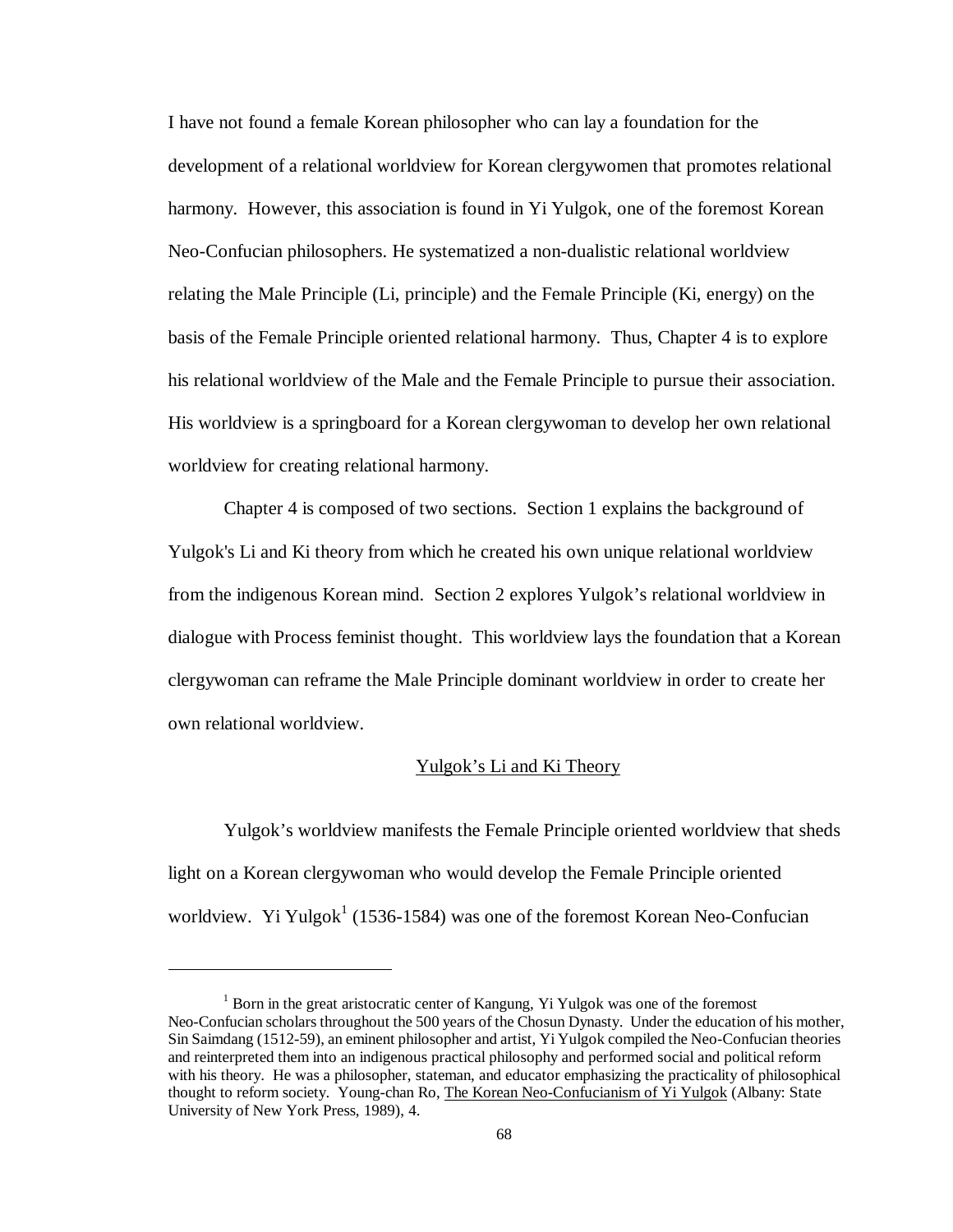I have not found a female Korean philosopher who can lay a foundation for the development of a relational worldview for Korean clergywomen that promotes relational harmony. However, this association is found in Yi Yulgok, one of the foremost Korean Neo-Confucian philosophers. He systematized a non-dualistic relational worldview relating the Male Principle (Li, principle) and the Female Principle (Ki, energy) on the basis of the Female Principle oriented relational harmony. Thus, Chapter 4 is to explore his relational worldview of the Male and the Female Principle to pursue their association. His worldview is a springboard for a Korean clergywoman to develop her own relational worldview for creating relational harmony.

Chapter 4 is composed of two sections. Section 1 explains the background of Yulgok's Li and Ki theory from which he created his own unique relational worldview from the indigenous Korean mind. Section 2 explores Yulgok's relational worldview in dialogue with Process feminist thought. This worldview lays the foundation that a Korean clergywoman can reframe the Male Principle dominant worldview in order to create her own relational worldview.

## Yulgok's Li and Ki Theory

Yulgok's worldview manifests the Female Principle oriented worldview that sheds light on a Korean clergywoman who would develop the Female Principle oriented worldview. Yi Yulgok[1] (1536-1584) was one of the foremost Korean Neo-Confucian

---

[1] Born in the great aristocratic center of Kangung, Yi Yulgok was one of the foremost Neo-Confucian scholars throughout the 500 years of the Chosun Dynasty. Under the education of his mother, Sin Saimdang (1512-59), an eminent philosopher and artist, Yi Yulgok compiled the Neo-Confucian theories and reinterpreted them into an indigenous practical philosophy and performed social and political reform with his theory. He was a philosopher, stateman, and educator emphasizing the practicality of philosophical thought to reform society. Young-chan Ro, The Korean Neo-Confucianism of Yi Yulgok (Albany: State University of New York Press, 1989), 4.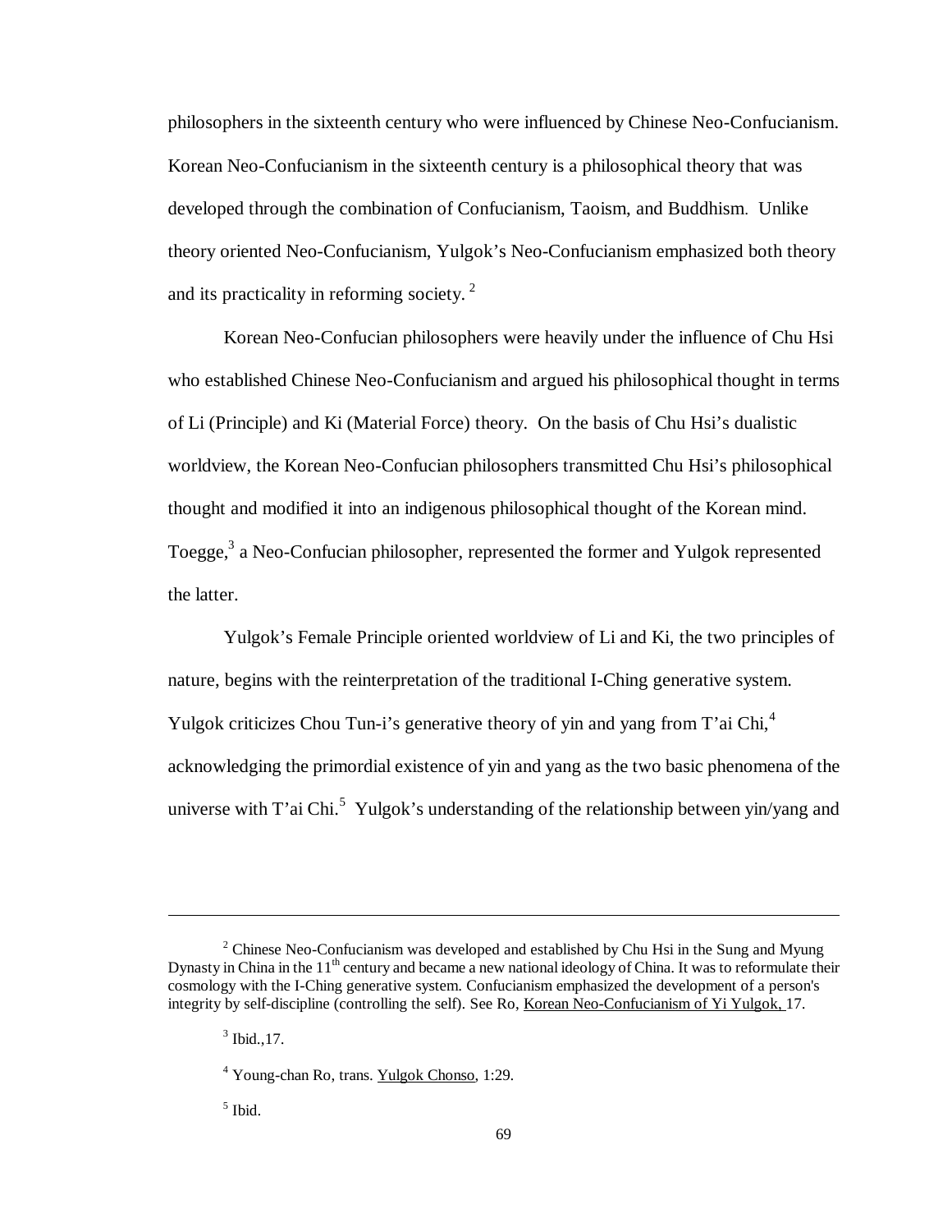philosophers in the sixteenth century who were influenced by Chinese Neo-Confucianism. Korean Neo-Confucianism in the sixteenth century is a philosophical theory that was developed through the combination of Confucianism, Taoism, and Buddhism. Unlike theory oriented Neo-Confucianism, Yulgok's Neo-Confucianism emphasized both theory and its practicality in reforming society. [2]

Korean Neo-Confucian philosophers were heavily under the influence of Chu Hsi who established Chinese Neo-Confucianism and argued his philosophical thought in terms of Li (Principle) and Ki (Material Force) theory. On the basis of Chu Hsi's dualistic worldview, the Korean Neo-Confucian philosophers transmitted Chu Hsi's philosophical thought and modified it into an indigenous philosophical thought of the Korean mind. Toegge,[3] a Neo-Confucian philosopher, represented the former and Yulgok represented the latter.

Yulgok's Female Principle oriented worldview of Li and Ki, the two principles of nature, begins with the reinterpretation of the traditional I-Ching generative system. Yulgok criticizes Chou Tun-i's generative theory of yin and yang from T'ai Chi,[4] acknowledging the primordial existence of yin and yang as the two basic phenomena of the universe with T'ai Chi.[5] Yulgok's understanding of the relationship between yin/yang and

---

[2] Chinese Neo-Confucianism was developed and established by Chu Hsi in the Sung and Myung Dynasty in China in the 11th century and became a new national ideology of China. It was to reformulate their cosmology with the I-Ching generative system. Confucianism emphasized the development of a person's integrity by self-discipline (controlling the self). See Ro, Korean Neo-Confucianism of Yi Yulgok, 17.

[3] Ibid.,17.

[4] Young-chan Ro, trans. Yulgok Chonso, 1:29.

[5] Ibid.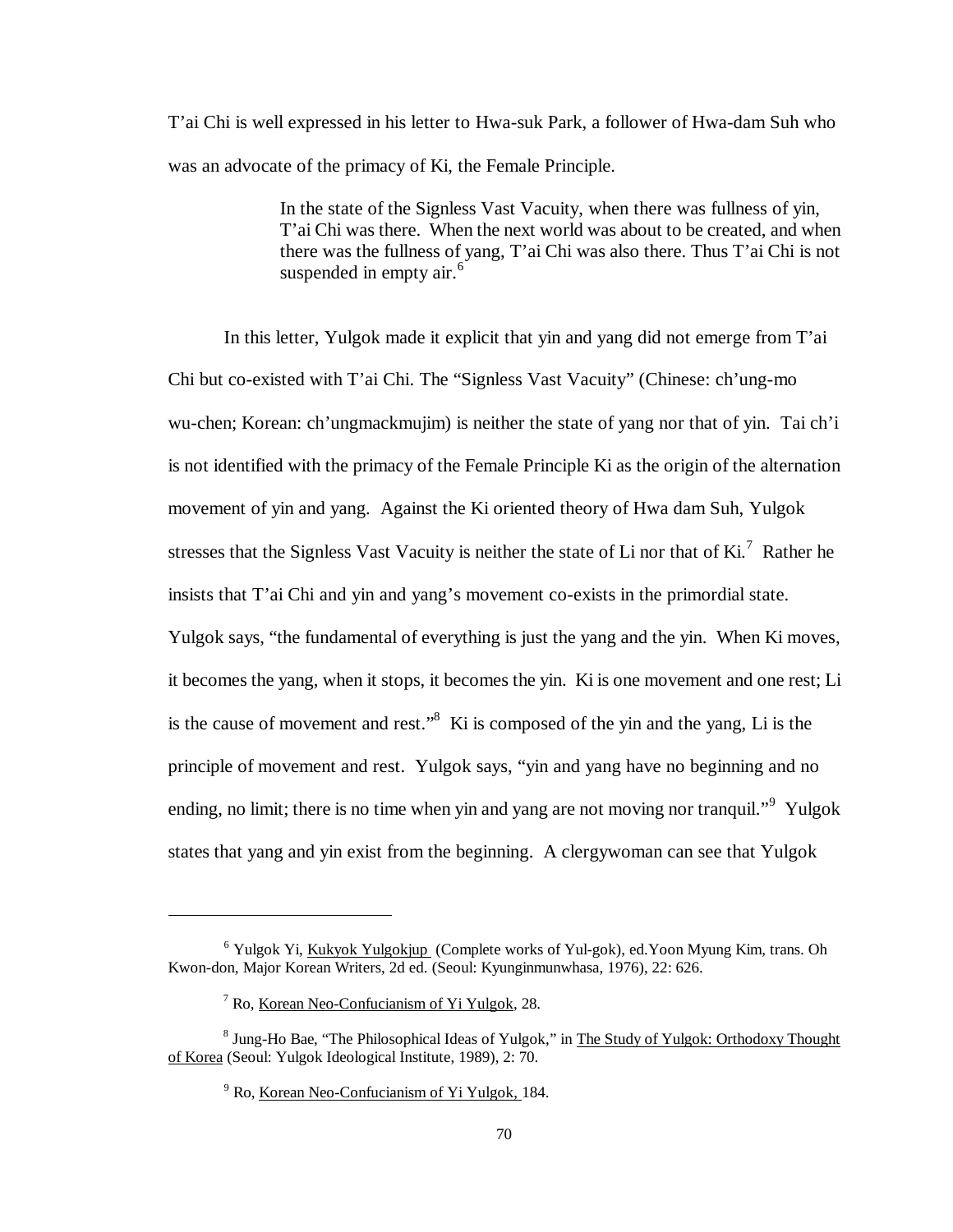T'ai Chi is well expressed in his letter to Hwa-suk Park, a follower of Hwa-dam Suh who was an advocate of the primacy of Ki, the Female Principle.

> In the state of the Signless Vast Vacuity, when there was fullness of yin, T'ai Chi was there. When the next world was about to be created, and when there was the fullness of yang, T'ai Chi was also there. Thus T'ai Chi is not suspended in empty air.[6]

In this letter, Yulgok made it explicit that yin and yang did not emerge from T'ai Chi but co-existed with T'ai Chi. The "Signless Vast Vacuity" (Chinese: ch'ung-mo wu-chen; Korean: ch'ungmackmujim) is neither the state of yang nor that of yin. Tai ch'i is not identified with the primacy of the Female Principle Ki as the origin of the alternation movement of yin and yang. Against the Ki oriented theory of Hwa dam Suh, Yulgok stresses that the Signless Vast Vacuity is neither the state of Li nor that of Ki.[7] Rather he insists that T'ai Chi and yin and yang's movement co-exists in the primordial state. Yulgok says, "the fundamental of everything is just the yang and the yin. When Ki moves, it becomes the yang, when it stops, it becomes the yin. Ki is one movement and one rest; Li is the cause of movement and rest."[8] Ki is composed of the yin and the yang, Li is the principle of movement and rest. Yulgok says, "yin and yang have no beginning and no ending, no limit; there is no time when yin and yang are not moving nor tranquil."[9] Yulgok states that yang and yin exist from the beginning. A clergywoman can see that Yulgok

---

[6] Yulgok Yi, Kukyok Yulgokjup (Complete works of Yul-gok), ed.Yoon Myung Kim, trans. Oh Kwon-don, Major Korean Writers, 2d ed. (Seoul: Kyunginmunwhasa, 1976), 22: 626.

[7] Ro, Korean Neo-Confucianism of Yi Yulgok, 28.

[8] Jung-Ho Bae, "The Philosophical Ideas of Yulgok," in The Study of Yulgok: Orthodoxy Thought of Korea (Seoul: Yulgok Ideological Institute, 1989), 2: 70.

[9] Ro, Korean Neo-Confucianism of Yi Yulgok, 184.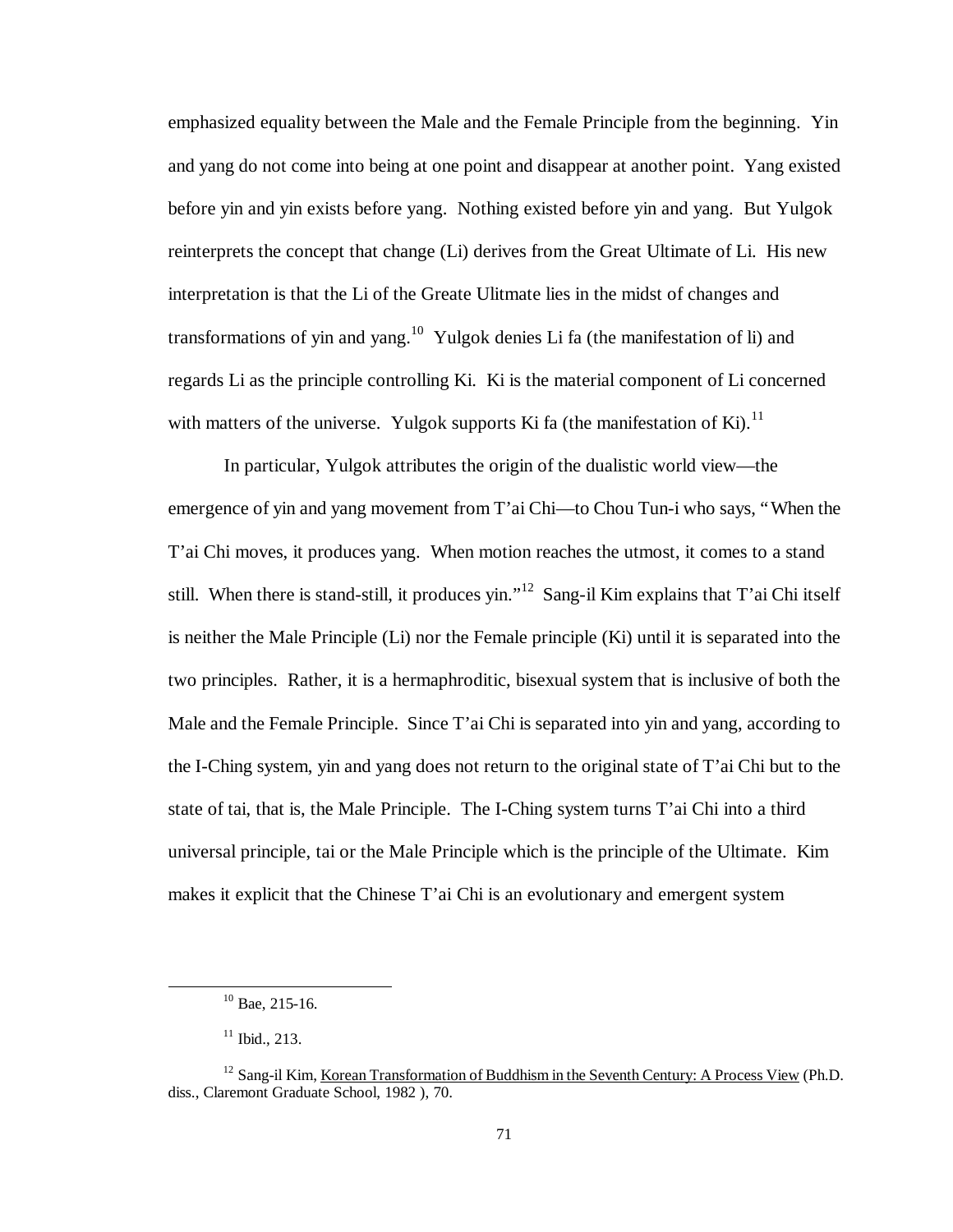emphasized equality between the Male and the Female Principle from the beginning. Yin and yang do not come into being at one point and disappear at another point. Yang existed before yin and yin exists before yang. Nothing existed before yin and yang. But Yulgok reinterprets the concept that change (Li) derives from the Great Ultimate of Li. His new interpretation is that the Li of the Greate Ulitmate lies in the midst of changes and transformations of yin and yang.[10] Yulgok denies Li fa (the manifestation of li) and regards Li as the principle controlling Ki. Ki is the material component of Li concerned with matters of the universe. Yulgok supports Ki fa (the manifestation of Ki).[11]

In particular, Yulgok attributes the origin of the dualistic world view—the emergence of yin and yang movement from T'ai Chi—to Chou Tun-i who says, "When the T'ai Chi moves, it produces yang. When motion reaches the utmost, it comes to a stand still. When there is stand-still, it produces yin."[12] Sang-il Kim explains that T'ai Chi itself is neither the Male Principle (Li) nor the Female principle (Ki) until it is separated into the two principles. Rather, it is a hermaphroditic, bisexual system that is inclusive of both the Male and the Female Principle. Since T'ai Chi is separated into yin and yang, according to the I-Ching system, yin and yang does not return to the original state of T'ai Chi but to the state of tai, that is, the Male Principle. The I-Ching system turns T'ai Chi into a third universal principle, tai or the Male Principle which is the principle of the Ultimate. Kim makes it explicit that the Chinese T'ai Chi is an evolutionary and emergent system

---

[10] Bae, 215-16.

[11] Ibid., 213.

[12] Sang-il Kim, Korean Transformation of Buddhism in the Seventh Century: A Process View (Ph.D. diss., Claremont Graduate School, 1982 ), 70.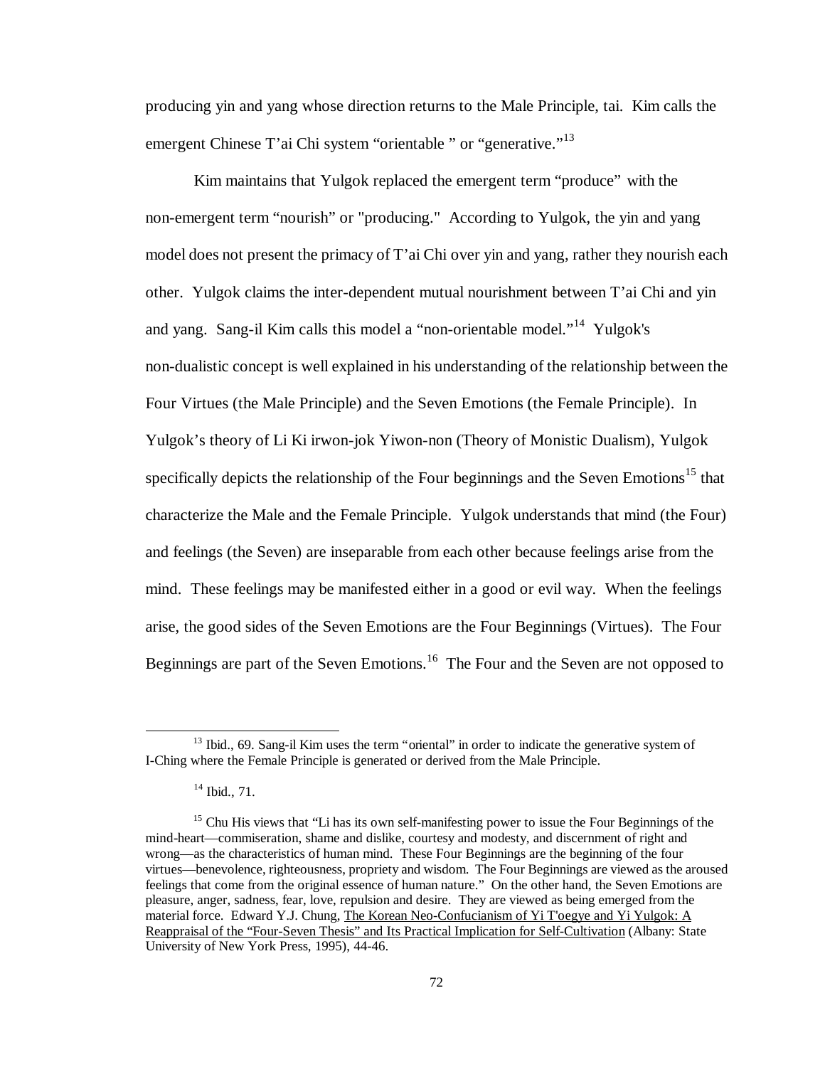producing yin and yang whose direction returns to the Male Principle, tai. Kim calls the emergent Chinese T'ai Chi system "orientable " or "generative."[13]

Kim maintains that Yulgok replaced the emergent term "produce" with the non-emergent term "nourish" or "producing." According to Yulgok, the yin and yang model does not present the primacy of T'ai Chi over yin and yang, rather they nourish each other. Yulgok claims the inter-dependent mutual nourishment between T'ai Chi and yin and yang. Sang-il Kim calls this model a "non-orientable model."[14] Yulgok's non-dualistic concept is well explained in his understanding of the relationship between the Four Virtues (the Male Principle) and the Seven Emotions (the Female Principle). In Yulgok's theory of Li Ki irwon-jok Yiwon-non (Theory of Monistic Dualism), Yulgok specifically depicts the relationship of the Four beginnings and the Seven Emotions[15] that characterize the Male and the Female Principle. Yulgok understands that mind (the Four) and feelings (the Seven) are inseparable from each other because feelings arise from the mind. These feelings may be manifested either in a good or evil way. When the feelings arise, the good sides of the Seven Emotions are the Four Beginnings (Virtues). The Four Beginnings are part of the Seven Emotions.[16] The Four and the Seven are not opposed to

---

[13] Ibid., 69. Sang-il Kim uses the term "oriental" in order to indicate the generative system of I-Ching where the Female Principle is generated or derived from the Male Principle.

[14] Ibid., 71.

[15] Chu His views that "Li has its own self-manifesting power to issue the Four Beginnings of the mind-heart—commiseration, shame and dislike, courtesy and modesty, and discernment of right and wrong—as the characteristics of human mind. These Four Beginnings are the beginning of the four virtues—benevolence, righteousness, propriety and wisdom. The Four Beginnings are viewed as the aroused feelings that come from the original essence of human nature." On the other hand, the Seven Emotions are pleasure, anger, sadness, fear, love, repulsion and desire. They are viewed as being emerged from the material force. Edward Y.J. Chung, The Korean Neo-Confucianism of Yi T'oegye and Yi Yulgok: A Reappraisal of the "Four-Seven Thesis" and Its Practical Implication for Self-Cultivation (Albany: State University of New York Press, 1995), 44-46.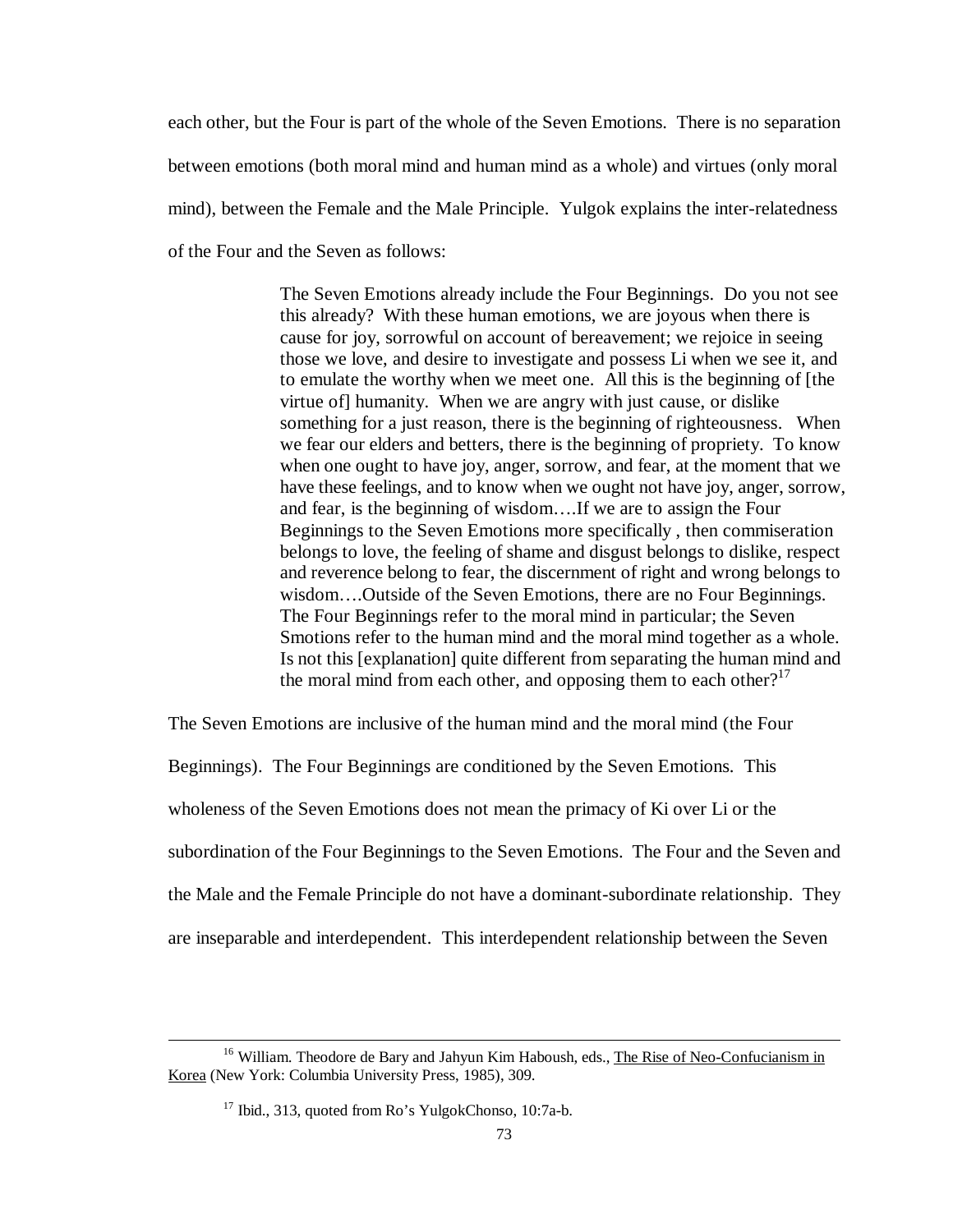each other, but the Four is part of the whole of the Seven Emotions. There is no separation between emotions (both moral mind and human mind as a whole) and virtues (only moral mind), between the Female and the Male Principle. Yulgok explains the inter-relatedness of the Four and the Seven as follows:

> The Seven Emotions already include the Four Beginnings. Do you not see this already? With these human emotions, we are joyous when there is cause for joy, sorrowful on account of bereavement; we rejoice in seeing those we love, and desire to investigate and possess Li when we see it, and to emulate the worthy when we meet one. All this is the beginning of [the virtue of] humanity. When we are angry with just cause, or dislike something for a just reason, there is the beginning of righteousness. When we fear our elders and betters, there is the beginning of propriety. To know when one ought to have joy, anger, sorrow, and fear, at the moment that we have these feelings, and to know when we ought not have joy, anger, sorrow, and fear, is the beginning of wisdom….If we are to assign the Four Beginnings to the Seven Emotions more specifically , then commiseration belongs to love, the feeling of shame and disgust belongs to dislike, respect and reverence belong to fear, the discernment of right and wrong belongs to wisdom….Outside of the Seven Emotions, there are no Four Beginnings. The Four Beginnings refer to the moral mind in particular; the Seven Smotions refer to the human mind and the moral mind together as a whole. Is not this [explanation] quite different from separating the human mind and the moral mind from each other, and opposing them to each other?[17]

The Seven Emotions are inclusive of the human mind and the moral mind (the Four Beginnings). The Four Beginnings are conditioned by the Seven Emotions. This wholeness of the Seven Emotions does not mean the primacy of Ki over Li or the subordination of the Four Beginnings to the Seven Emotions. The Four and the Seven and the Male and the Female Principle do not have a dominant-subordinate relationship. They are inseparable and interdependent. This interdependent relationship between the Seven

---

[16] William. Theodore de Bary and Jahyun Kim Haboush, eds., The Rise of Neo-Confucianism in Korea (New York: Columbia University Press, 1985), 309.

[17] Ibid., 313, quoted from Ro's YulgokChonso, 10:7a-b.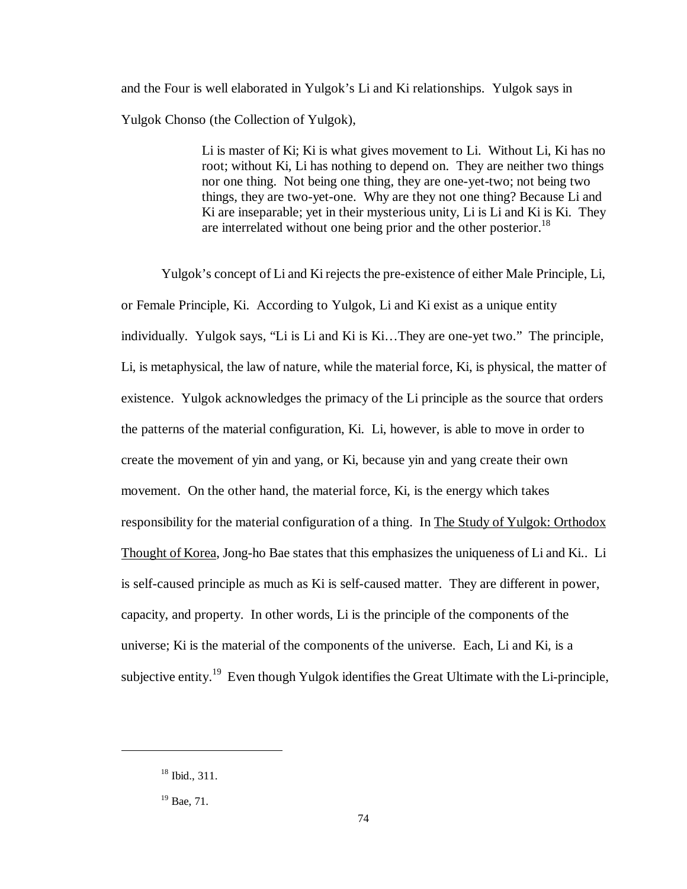and the Four is well elaborated in Yulgok's Li and Ki relationships. Yulgok says in Yulgok Chonso (the Collection of Yulgok),

> Li is master of Ki; Ki is what gives movement to Li. Without Li, Ki has no root; without Ki, Li has nothing to depend on. They are neither two things nor one thing. Not being one thing, they are one-yet-two; not being two things, they are two-yet-one. Why are they not one thing? Because Li and Ki are inseparable; yet in their mysterious unity, Li is Li and Ki is Ki. They are interrelated without one being prior and the other posterior.[18]

Yulgok's concept of Li and Ki rejects the pre-existence of either Male Principle, Li, or Female Principle, Ki. According to Yulgok, Li and Ki exist as a unique entity individually. Yulgok says, "Li is Li and Ki is Ki…They are one-yet two." The principle, Li, is metaphysical, the law of nature, while the material force, Ki, is physical, the matter of existence. Yulgok acknowledges the primacy of the Li principle as the source that orders the patterns of the material configuration, Ki. Li, however, is able to move in order to create the movement of yin and yang, or Ki, because yin and yang create their own movement. On the other hand, the material force, Ki, is the energy which takes responsibility for the material configuration of a thing. In <u>The Study of Yulgok: Orthodox Thought of Korea</u>, Jong-ho Bae states that this emphasizes the uniqueness of Li and Ki.. Li is self-caused principle as much as Ki is self-caused matter. They are different in power, capacity, and property. In other words, Li is the principle of the components of the universe; Ki is the material of the components of the universe. Each, Li and Ki, is a subjective entity.[19] Even though Yulgok identifies the Great Ultimate with the Li-principle,

---

[18] Ibid., 311.

[19] Bae, 71.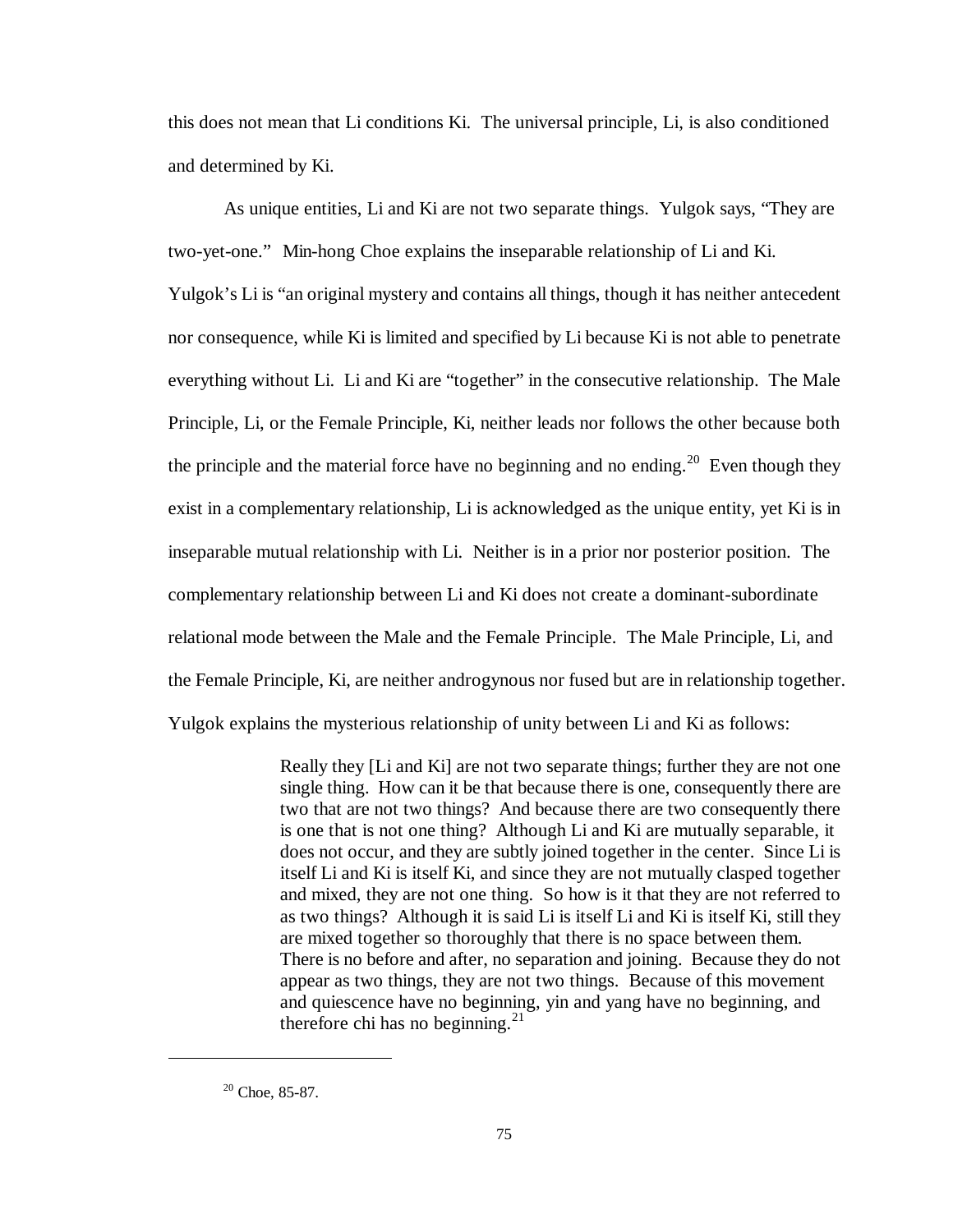this does not mean that Li conditions Ki. The universal principle, Li, is also conditioned and determined by Ki.

As unique entities, Li and Ki are not two separate things. Yulgok says, "They are two-yet-one." Min-hong Choe explains the inseparable relationship of Li and Ki. Yulgok's Li is "an original mystery and contains all things, though it has neither antecedent nor consequence, while Ki is limited and specified by Li because Ki is not able to penetrate everything without Li. Li and Ki are "together" in the consecutive relationship. The Male Principle, Li, or the Female Principle, Ki, neither leads nor follows the other because both the principle and the material force have no beginning and no ending.[20] Even though they exist in a complementary relationship, Li is acknowledged as the unique entity, yet Ki is in inseparable mutual relationship with Li. Neither is in a prior nor posterior position. The complementary relationship between Li and Ki does not create a dominant-subordinate relational mode between the Male and the Female Principle. The Male Principle, Li, and the Female Principle, Ki, are neither androgynous nor fused but are in relationship together. Yulgok explains the mysterious relationship of unity between Li and Ki as follows:

> Really they [Li and Ki] are not two separate things; further they are not one single thing. How can it be that because there is one, consequently there are two that are not two things? And because there are two consequently there is one that is not one thing? Although Li and Ki are mutually separable, it does not occur, and they are subtly joined together in the center. Since Li is itself Li and Ki is itself Ki, and since they are not mutually clasped together and mixed, they are not one thing. So how is it that they are not referred to as two things? Although it is said Li is itself Li and Ki is itself Ki, still they are mixed together so thoroughly that there is no space between them. There is no before and after, no separation and joining. Because they do not appear as two things, they are not two things. Because of this movement and quiescence have no beginning, yin and yang have no beginning, and therefore chi has no beginning.[21]

---

[20] Choe, 85-87.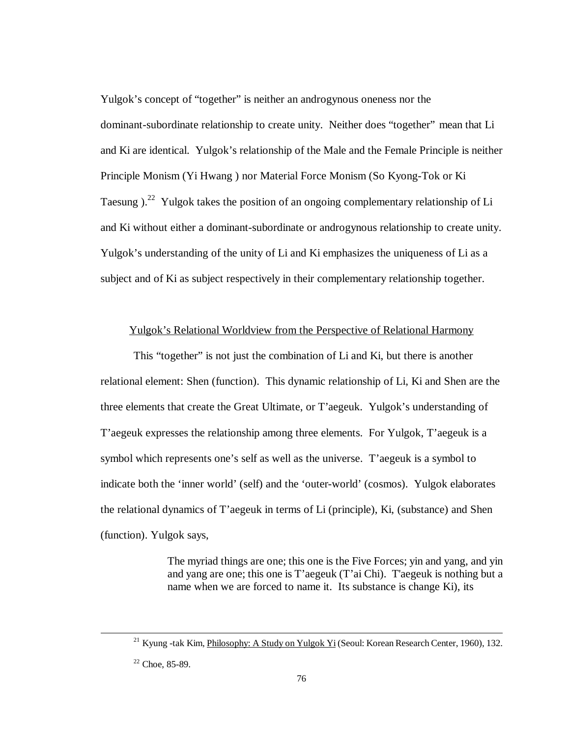Yulgok's concept of "together" is neither an androgynous oneness nor the dominant-subordinate relationship to create unity. Neither does "together" mean that Li and Ki are identical. Yulgok's relationship of the Male and the Female Principle is neither Principle Monism (Yi Hwang ) nor Material Force Monism (So Kyong-Tok or Ki Taesung ).[22] Yulgok takes the position of an ongoing complementary relationship of Li and Ki without either a dominant-subordinate or androgynous relationship to create unity. Yulgok's understanding of the unity of Li and Ki emphasizes the uniqueness of Li as a subject and of Ki as subject respectively in their complementary relationship together.

<u>Yulgok's Relational Worldview from the Perspective of Relational Harmony</u>

This "together" is not just the combination of Li and Ki, but there is another relational element: Shen (function). This dynamic relationship of Li, Ki and Shen are the three elements that create the Great Ultimate, or T'aegeuk. Yulgok's understanding of T'aegeuk expresses the relationship among three elements. For Yulgok, T'aegeuk is a symbol which represents one's self as well as the universe. T'aegeuk is a symbol to indicate both the 'inner world' (self) and the 'outer-world' (cosmos). Yulgok elaborates the relational dynamics of T'aegeuk in terms of Li (principle), Ki, (substance) and Shen (function). Yulgok says,

> The myriad things are one; this one is the Five Forces; yin and yang, and yin and yang are one; this one is T'aegeuk (T'ai Chi). T'aegeuk is nothing but a name when we are forced to name it. Its substance is change Ki), its

---

[21] Kyung -tak Kim, <u>Philosophy: A Study on Yulgok Yi</u> (Seoul: Korean Research Center, 1960), 132.

[22] Choe, 85-89.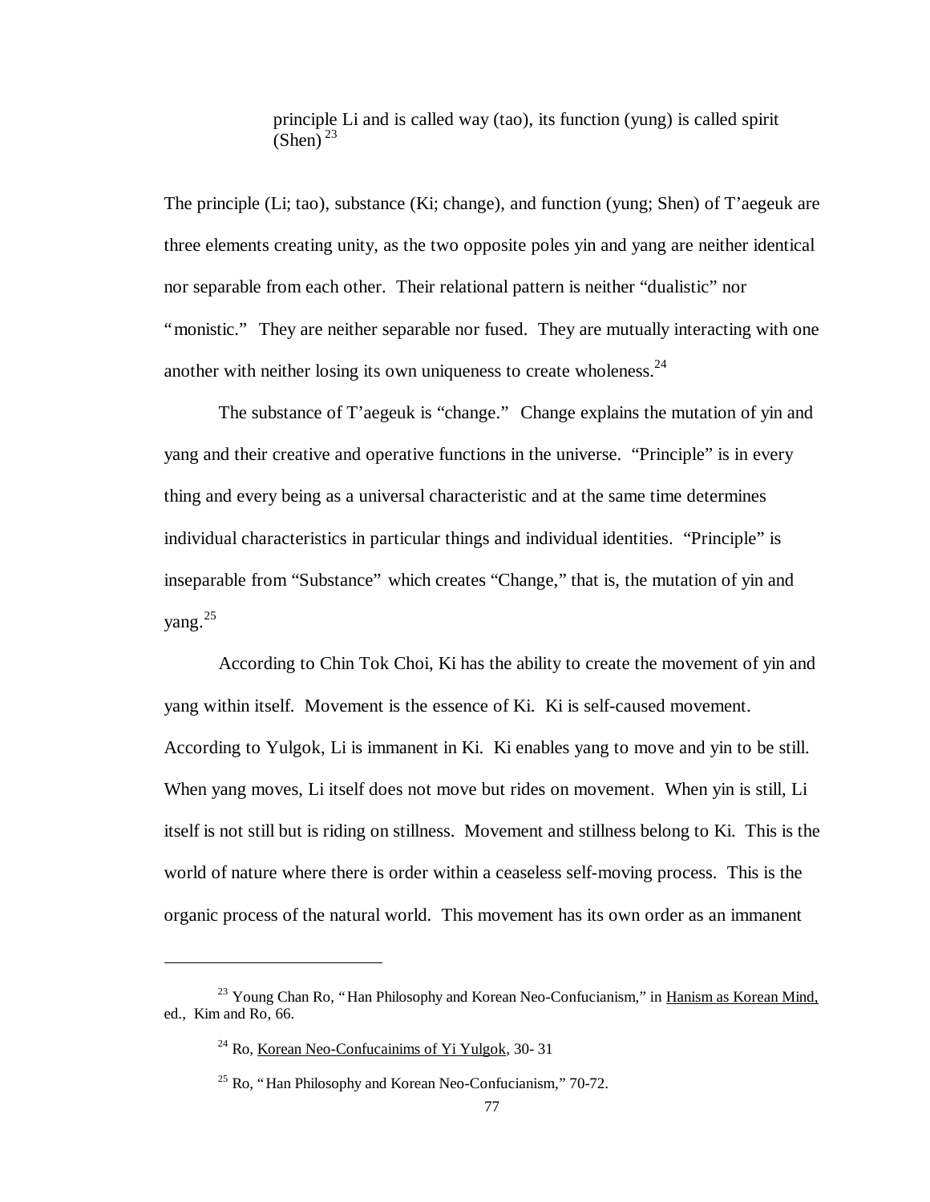> principle Li and is called way (tao), its function (yung) is called spirit (Shen)[23]

The principle (Li; tao), substance (Ki; change), and function (yung; Shen) of T'aegeuk are three elements creating unity, as the two opposite poles yin and yang are neither identical nor separable from each other. Their relational pattern is neither "dualistic" nor "monistic." They are neither separable nor fused. They are mutually interacting with one another with neither losing its own uniqueness to create wholeness.[24]

The substance of T'aegeuk is "change." Change explains the mutation of yin and yang and their creative and operative functions in the universe. "Principle" is in every thing and every being as a universal characteristic and at the same time determines individual characteristics in particular things and individual identities. "Principle" is inseparable from "Substance" which creates "Change," that is, the mutation of yin and yang.[25]

According to Chin Tok Choi, Ki has the ability to create the movement of yin and yang within itself. Movement is the essence of Ki. Ki is self-caused movement. According to Yulgok, Li is immanent in Ki. Ki enables yang to move and yin to be still. When yang moves, Li itself does not move but rides on movement. When yin is still, Li itself is not still but is riding on stillness. Movement and stillness belong to Ki. This is the world of nature where there is order within a ceaseless self-moving process. This is the organic process of the natural world. This movement has its own order as an immanent

---

[23] Young Chan Ro, "Han Philosophy and Korean Neo-Confucianism," in Hanism as Korean Mind, ed., Kim and Ro, 66.

[24] Ro, Korean Neo-Confucainims of Yi Yulgok, 30- 31

[25] Ro, "Han Philosophy and Korean Neo-Confucianism," 70-72.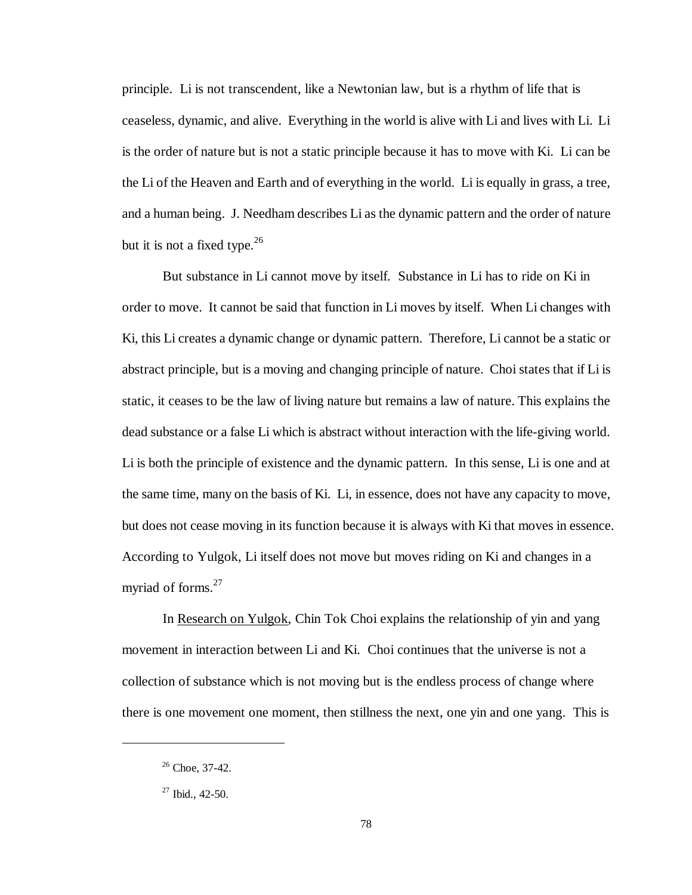principle. Li is not transcendent, like a Newtonian law, but is a rhythm of life that is ceaseless, dynamic, and alive. Everything in the world is alive with Li and lives with Li. Li is the order of nature but is not a static principle because it has to move with Ki. Li can be the Li of the Heaven and Earth and of everything in the world. Li is equally in grass, a tree, and a human being. J. Needham describes Li as the dynamic pattern and the order of nature but it is not a fixed type.[26]

But substance in Li cannot move by itself. Substance in Li has to ride on Ki in order to move. It cannot be said that function in Li moves by itself. When Li changes with Ki, this Li creates a dynamic change or dynamic pattern. Therefore, Li cannot be a static or abstract principle, but is a moving and changing principle of nature. Choi states that if Li is static, it ceases to be the law of living nature but remains a law of nature. This explains the dead substance or a false Li which is abstract without interaction with the life-giving world. Li is both the principle of existence and the dynamic pattern. In this sense, Li is one and at the same time, many on the basis of Ki. Li, in essence, does not have any capacity to move, but does not cease moving in its function because it is always with Ki that moves in essence. According to Yulgok, Li itself does not move but moves riding on Ki and changes in a myriad of forms.[27]

In Research on Yulgok, Chin Tok Choi explains the relationship of yin and yang movement in interaction between Li and Ki. Choi continues that the universe is not a collection of substance which is not moving but is the endless process of change where there is one movement one moment, then stillness the next, one yin and one yang. This is

---

[26] Choe, 37-42.

[27] Ibid., 42-50.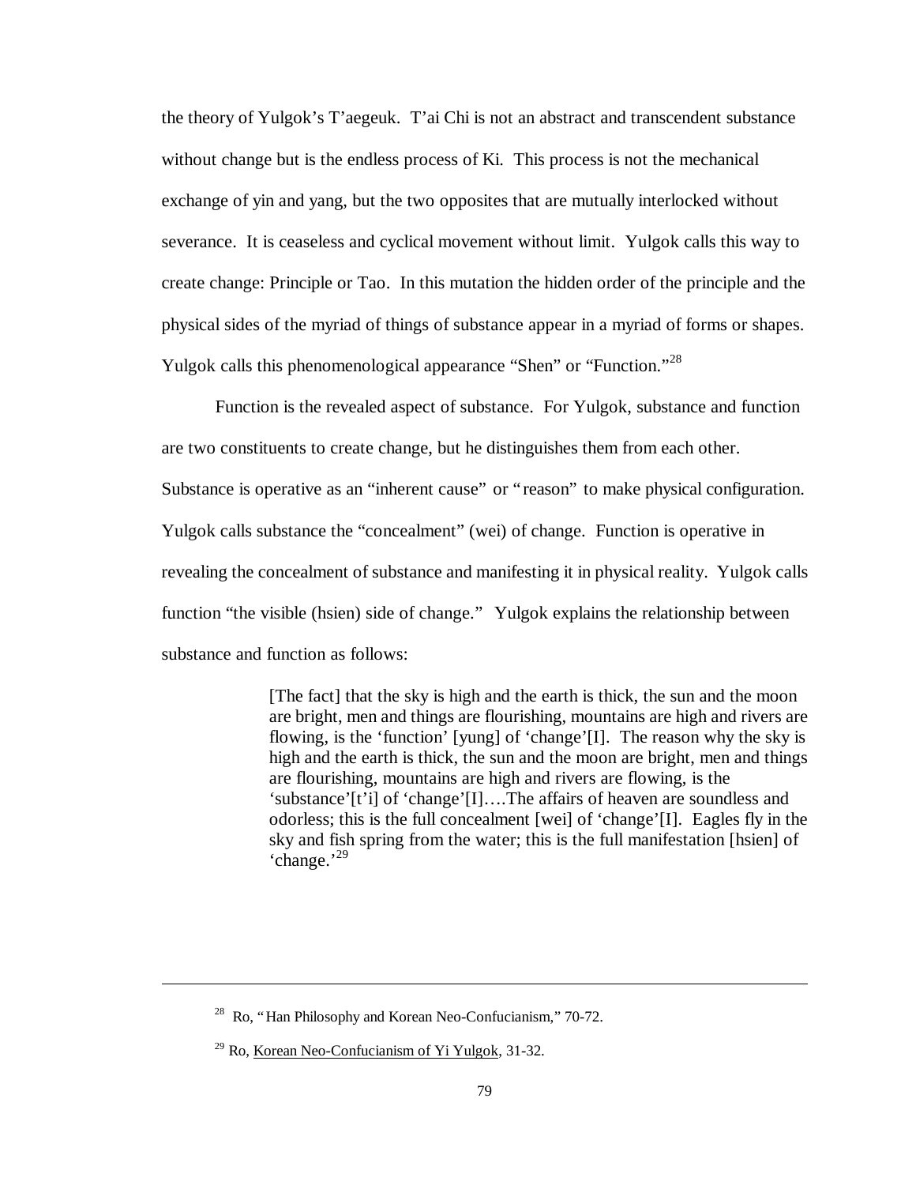the theory of Yulgok's T'aegeuk. T'ai Chi is not an abstract and transcendent substance without change but is the endless process of Ki. This process is not the mechanical exchange of yin and yang, but the two opposites that are mutually interlocked without severance. It is ceaseless and cyclical movement without limit. Yulgok calls this way to create change: Principle or Tao. In this mutation the hidden order of the principle and the physical sides of the myriad of things of substance appear in a myriad of forms or shapes. Yulgok calls this phenomenological appearance "Shen" or "Function."[28]

Function is the revealed aspect of substance. For Yulgok, substance and function are two constituents to create change, but he distinguishes them from each other. Substance is operative as an "inherent cause" or "reason" to make physical configuration. Yulgok calls substance the "concealment" (wei) of change. Function is operative in revealing the concealment of substance and manifesting it in physical reality. Yulgok calls function "the visible (hsien) side of change." Yulgok explains the relationship between substance and function as follows:

> [The fact] that the sky is high and the earth is thick, the sun and the moon are bright, men and things are flourishing, mountains are high and rivers are flowing, is the 'function' [yung] of 'change'[I]. The reason why the sky is high and the earth is thick, the sun and the moon are bright, men and things are flourishing, mountains are high and rivers are flowing, is the 'substance'[t'i] of 'change'[I]….The affairs of heaven are soundless and odorless; this is the full concealment [wei] of 'change'[I]. Eagles fly in the sky and fish spring from the water; this is the full manifestation [hsien] of 'change.'[29]

---

[28] Ro, "Han Philosophy and Korean Neo-Confucianism," 70-72.

[29] Ro, Korean Neo-Confucianism of Yi Yulgok, 31-32.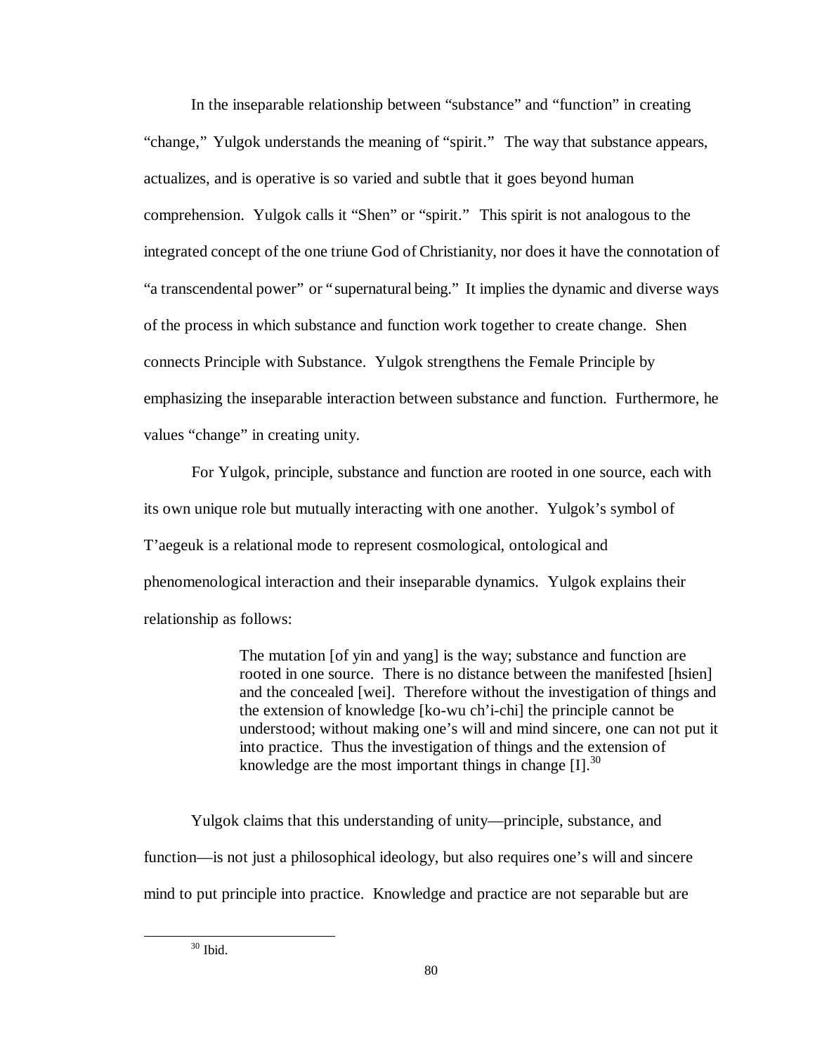In the inseparable relationship between "substance" and "function" in creating "change," Yulgok understands the meaning of "spirit." The way that substance appears, actualizes, and is operative is so varied and subtle that it goes beyond human comprehension. Yulgok calls it "Shen" or "spirit." This spirit is not analogous to the integrated concept of the one triune God of Christianity, nor does it have the connotation of "a transcendental power" or "supernatural being." It implies the dynamic and diverse ways of the process in which substance and function work together to create change. Shen connects Principle with Substance. Yulgok strengthens the Female Principle by emphasizing the inseparable interaction between substance and function. Furthermore, he values "change" in creating unity.

For Yulgok, principle, substance and function are rooted in one source, each with its own unique role but mutually interacting with one another. Yulgok's symbol of T'aegeuk is a relational mode to represent cosmological, ontological and phenomenological interaction and their inseparable dynamics. Yulgok explains their relationship as follows:

> The mutation [of yin and yang] is the way; substance and function are rooted in one source. There is no distance between the manifested [hsien] and the concealed [wei]. Therefore without the investigation of things and the extension of knowledge [ko-wu ch'i-chi] the principle cannot be understood; without making one's will and mind sincere, one can not put it into practice. Thus the investigation of things and the extension of knowledge are the most important things in change [I].[30]

Yulgok claims that this understanding of unity—principle, substance, and function—is not just a philosophical ideology, but also requires one's will and sincere mind to put principle into practice. Knowledge and practice are not separable but are

[30] Ibid.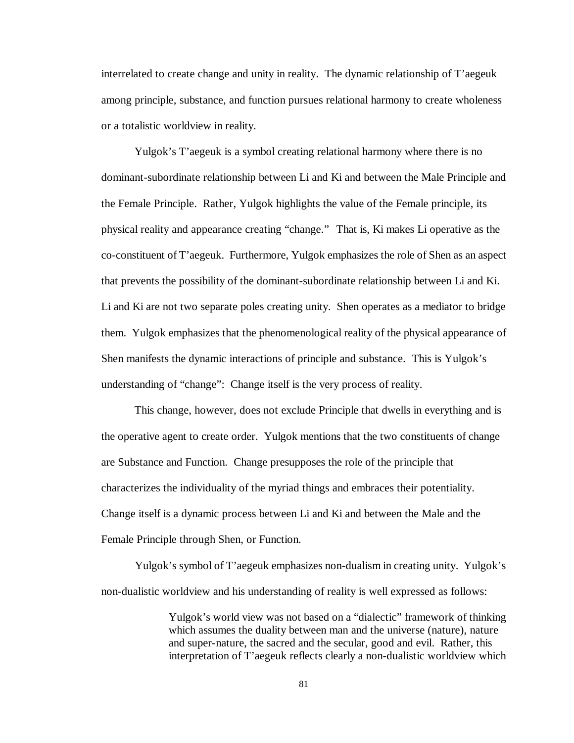interrelated to create change and unity in reality. The dynamic relationship of T'aegeuk among principle, substance, and function pursues relational harmony to create wholeness or a totalistic worldview in reality.

Yulgok's T'aegeuk is a symbol creating relational harmony where there is no dominant-subordinate relationship between Li and Ki and between the Male Principle and the Female Principle. Rather, Yulgok highlights the value of the Female principle, its physical reality and appearance creating "change." That is, Ki makes Li operative as the co-constituent of T'aegeuk. Furthermore, Yulgok emphasizes the role of Shen as an aspect that prevents the possibility of the dominant-subordinate relationship between Li and Ki. Li and Ki are not two separate poles creating unity. Shen operates as a mediator to bridge them. Yulgok emphasizes that the phenomenological reality of the physical appearance of Shen manifests the dynamic interactions of principle and substance. This is Yulgok's understanding of "change": Change itself is the very process of reality.

This change, however, does not exclude Principle that dwells in everything and is the operative agent to create order. Yulgok mentions that the two constituents of change are Substance and Function. Change presupposes the role of the principle that characterizes the individuality of the myriad things and embraces their potentiality. Change itself is a dynamic process between Li and Ki and between the Male and the Female Principle through Shen, or Function.

Yulgok's symbol of T'aegeuk emphasizes non-dualism in creating unity. Yulgok's non-dualistic worldview and his understanding of reality is well expressed as follows:

> Yulgok's world view was not based on a "dialectic" framework of thinking which assumes the duality between man and the universe (nature), nature and super-nature, the sacred and the secular, good and evil. Rather, this interpretation of T'aegeuk reflects clearly a non-dualistic worldview which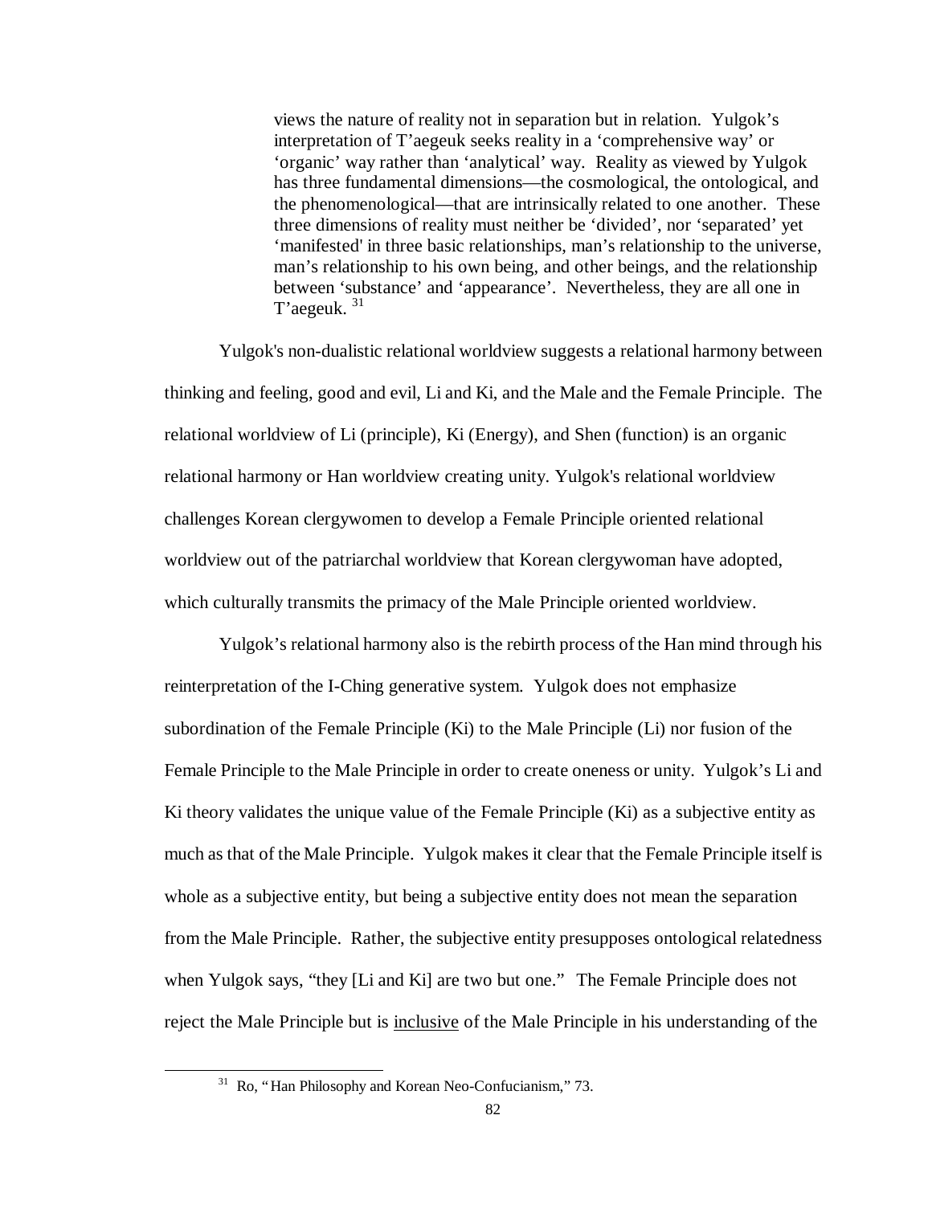> views the nature of reality not in separation but in relation. Yulgok's interpretation of T'aegeuk seeks reality in a 'comprehensive way' or 'organic' way rather than 'analytical' way. Reality as viewed by Yulgok has three fundamental dimensions—the cosmological, the ontological, and the phenomenological—that are intrinsically related to one another. These three dimensions of reality must neither be 'divided', nor 'separated' yet 'manifested' in three basic relationships, man's relationship to the universe, man's relationship to his own being, and other beings, and the relationship between 'substance' and 'appearance'. Nevertheless, they are all one in T'aegeuk. [31]

Yulgok's non-dualistic relational worldview suggests a relational harmony between thinking and feeling, good and evil, Li and Ki, and the Male and the Female Principle. The relational worldview of Li (principle), Ki (Energy), and Shen (function) is an organic relational harmony or Han worldview creating unity. Yulgok's relational worldview challenges Korean clergywomen to develop a Female Principle oriented relational worldview out of the patriarchal worldview that Korean clergywoman have adopted, which culturally transmits the primacy of the Male Principle oriented worldview.

Yulgok's relational harmony also is the rebirth process of the Han mind through his reinterpretation of the I-Ching generative system. Yulgok does not emphasize subordination of the Female Principle (Ki) to the Male Principle (Li) nor fusion of the Female Principle to the Male Principle in order to create oneness or unity. Yulgok's Li and Ki theory validates the unique value of the Female Principle (Ki) as a subjective entity as much as that of the Male Principle. Yulgok makes it clear that the Female Principle itself is whole as a subjective entity, but being a subjective entity does not mean the separation from the Male Principle. Rather, the subjective entity presupposes ontological relatedness when Yulgok says, "they [Li and Ki] are two but one." The Female Principle does not reject the Male Principle but is <u>inclusive</u> of the Male Principle in his understanding of the

[31] Ro, "Han Philosophy and Korean Neo-Confucianism," 73.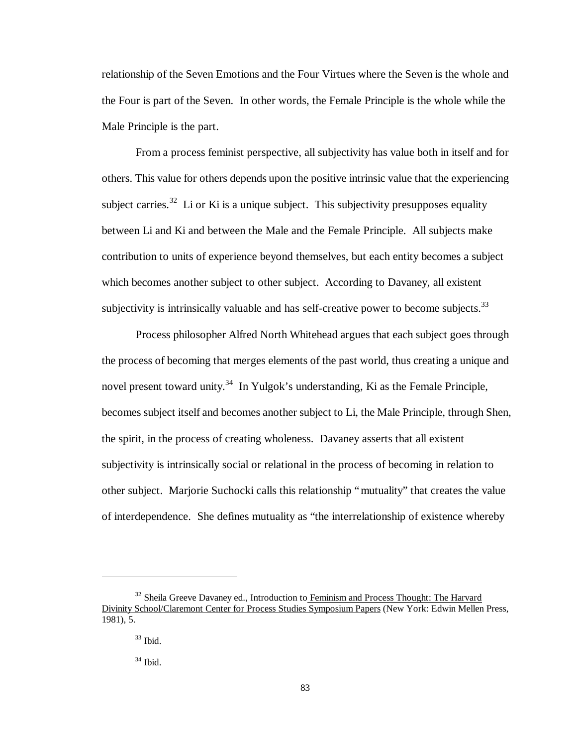relationship of the Seven Emotions and the Four Virtues where the Seven is the whole and the Four is part of the Seven. In other words, the Female Principle is the whole while the Male Principle is the part.

From a process feminist perspective, all subjectivity has value both in itself and for others. This value for others depends upon the positive intrinsic value that the experiencing subject carries.[32] Li or Ki is a unique subject. This subjectivity presupposes equality between Li and Ki and between the Male and the Female Principle. All subjects make contribution to units of experience beyond themselves, but each entity becomes a subject which becomes another subject to other subject. According to Davaney, all existent subjectivity is intrinsically valuable and has self-creative power to become subjects.[33]

Process philosopher Alfred North Whitehead argues that each subject goes through the process of becoming that merges elements of the past world, thus creating a unique and novel present toward unity.[34] In Yulgok's understanding, Ki as the Female Principle, becomes subject itself and becomes another subject to Li, the Male Principle, through Shen, the spirit, in the process of creating wholeness. Davaney asserts that all existent subjectivity is intrinsically social or relational in the process of becoming in relation to other subject. Marjorie Suchocki calls this relationship "mutuality" that creates the value of interdependence. She defines mutuality as "the interrelationship of existence whereby

---

[32] Sheila Greeve Davaney ed., Introduction to Feminism and Process Thought: The Harvard Divinity School/Claremont Center for Process Studies Symposium Papers (New York: Edwin Mellen Press, 1981), 5.

[33] Ibid.

[34] Ibid.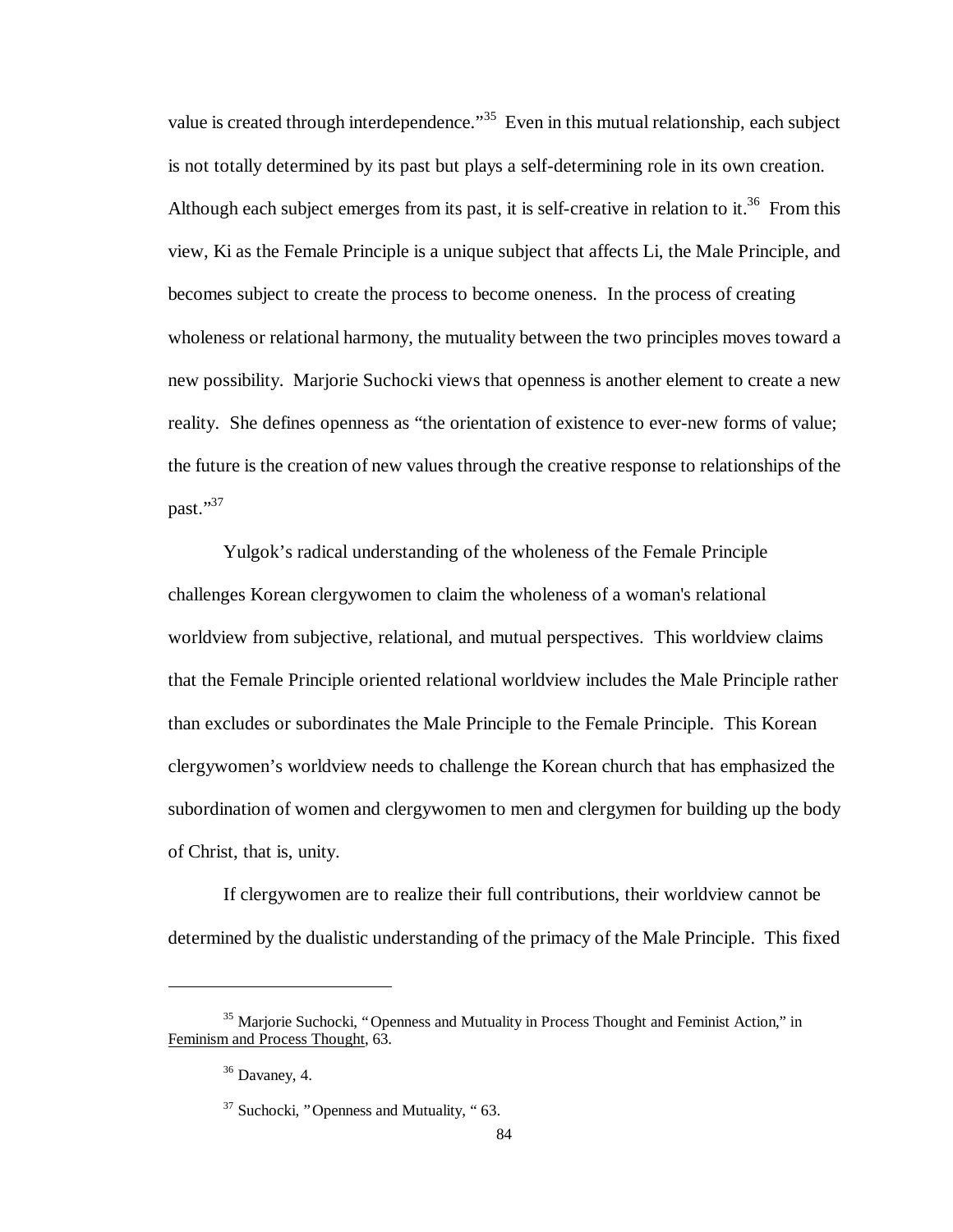value is created through interdependence."[35] Even in this mutual relationship, each subject is not totally determined by its past but plays a self-determining role in its own creation. Although each subject emerges from its past, it is self-creative in relation to it.[36] From this view, Ki as the Female Principle is a unique subject that affects Li, the Male Principle, and becomes subject to create the process to become oneness. In the process of creating wholeness or relational harmony, the mutuality between the two principles moves toward a new possibility. Marjorie Suchocki views that openness is another element to create a new reality. She defines openness as "the orientation of existence to ever-new forms of value; the future is the creation of new values through the creative response to relationships of the past."[37]

Yulgok's radical understanding of the wholeness of the Female Principle challenges Korean clergywomen to claim the wholeness of a woman's relational worldview from subjective, relational, and mutual perspectives. This worldview claims that the Female Principle oriented relational worldview includes the Male Principle rather than excludes or subordinates the Male Principle to the Female Principle. This Korean clergywomen's worldview needs to challenge the Korean church that has emphasized the subordination of women and clergywomen to men and clergymen for building up the body of Christ, that is, unity.

If clergywomen are to realize their full contributions, their worldview cannot be determined by the dualistic understanding of the primacy of the Male Principle. This fixed

---

[35] Marjorie Suchocki, "Openness and Mutuality in Process Thought and Feminist Action," in Feminism and Process Thought, 63.

[36] Davaney, 4.

[37] Suchocki, "Openness and Mutuality, " 63.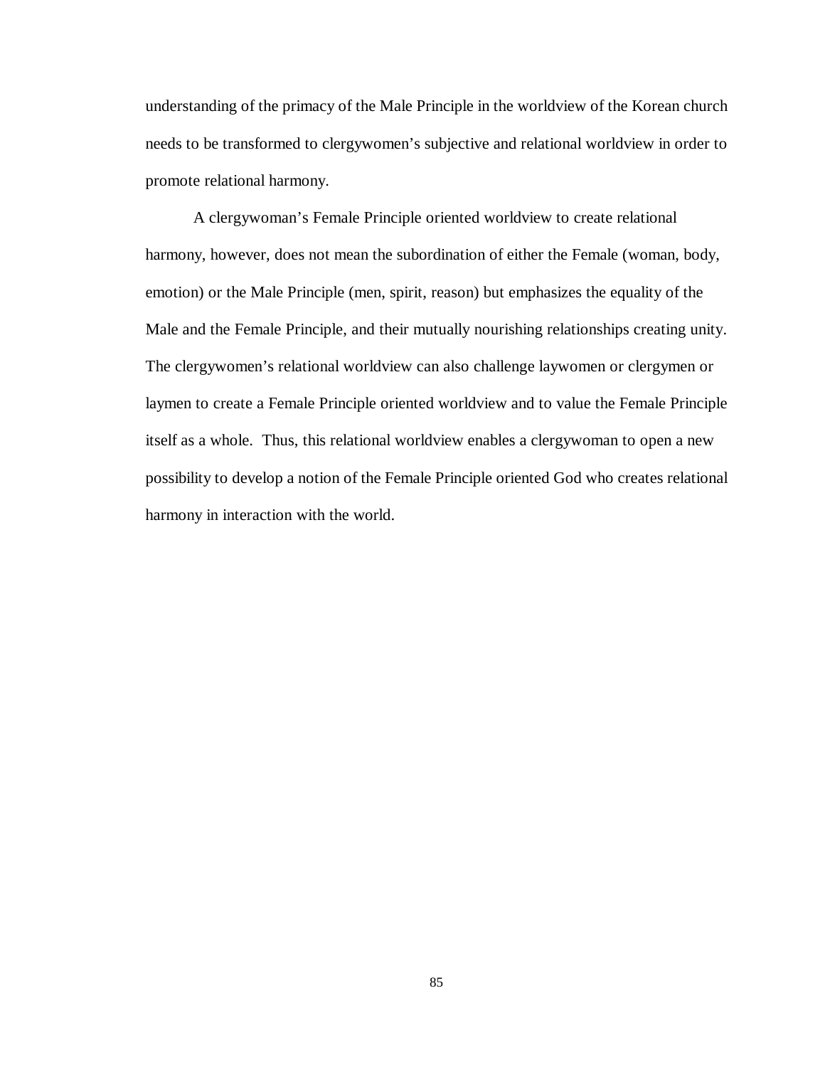understanding of the primacy of the Male Principle in the worldview of the Korean church needs to be transformed to clergywomen's subjective and relational worldview in order to promote relational harmony.

A clergywoman's Female Principle oriented worldview to create relational harmony, however, does not mean the subordination of either the Female (woman, body, emotion) or the Male Principle (men, spirit, reason) but emphasizes the equality of the Male and the Female Principle, and their mutually nourishing relationships creating unity. The clergywomen's relational worldview can also challenge laywomen or clergymen or laymen to create a Female Principle oriented worldview and to value the Female Principle itself as a whole. Thus, this relational worldview enables a clergywoman to open a new possibility to develop a notion of the Female Principle oriented God who creates relational harmony in interaction with the world.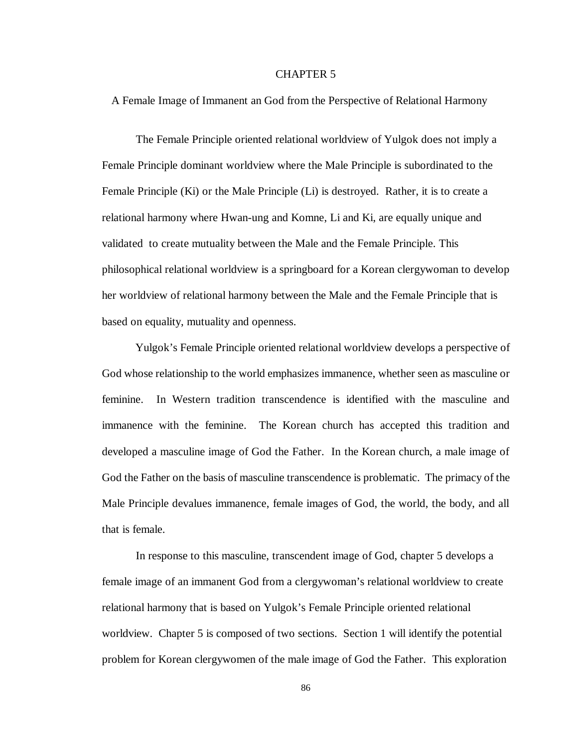# CHAPTER 5

## A Female Image of Immanent an God from the Perspective of Relational Harmony

The Female Principle oriented relational worldview of Yulgok does not imply a Female Principle dominant worldview where the Male Principle is subordinated to the Female Principle (Ki) or the Male Principle (Li) is destroyed. Rather, it is to create a relational harmony where Hwan-ung and Komne, Li and Ki, are equally unique and validated to create mutuality between the Male and the Female Principle. This philosophical relational worldview is a springboard for a Korean clergywoman to develop her worldview of relational harmony between the Male and the Female Principle that is based on equality, mutuality and openness.

Yulgok's Female Principle oriented relational worldview develops a perspective of God whose relationship to the world emphasizes immanence, whether seen as masculine or feminine. In Western tradition transcendence is identified with the masculine and immanence with the feminine. The Korean church has accepted this tradition and developed a masculine image of God the Father. In the Korean church, a male image of God the Father on the basis of masculine transcendence is problematic. The primacy of the Male Principle devalues immanence, female images of God, the world, the body, and all that is female.

In response to this masculine, transcendent image of God, chapter 5 develops a female image of an immanent God from a clergywoman's relational worldview to create relational harmony that is based on Yulgok's Female Principle oriented relational worldview. Chapter 5 is composed of two sections. Section 1 will identify the potential problem for Korean clergywomen of the male image of God the Father. This exploration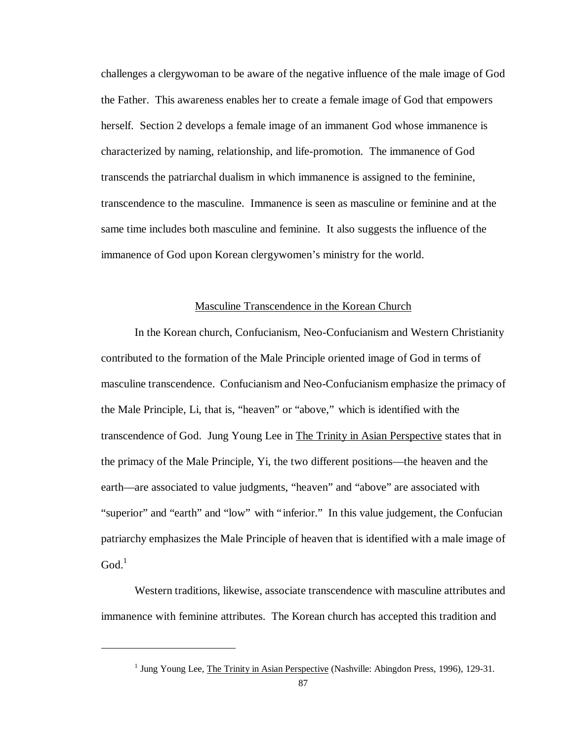challenges a clergywoman to be aware of the negative influence of the male image of God the Father. This awareness enables her to create a female image of God that empowers herself. Section 2 develops a female image of an immanent God whose immanence is characterized by naming, relationship, and life-promotion. The immanence of God transcends the patriarchal dualism in which immanence is assigned to the feminine, transcendence to the masculine. Immanence is seen as masculine or feminine and at the same time includes both masculine and feminine. It also suggests the influence of the immanence of God upon Korean clergywomen's ministry for the world.

## Masculine Transcendence in the Korean Church

In the Korean church, Confucianism, Neo-Confucianism and Western Christianity contributed to the formation of the Male Principle oriented image of God in terms of masculine transcendence. Confucianism and Neo-Confucianism emphasize the primacy of the Male Principle, Li, that is, "heaven" or "above," which is identified with the transcendence of God. Jung Young Lee in The Trinity in Asian Perspective states that in the primacy of the Male Principle, Yi, the two different positions—the heaven and the earth—are associated to value judgments, "heaven" and "above" are associated with "superior" and "earth" and "low" with "inferior." In this value judgement, the Confucian patriarchy emphasizes the Male Principle of heaven that is identified with a male image of God.[1]

Western traditions, likewise, associate transcendence with masculine attributes and immanence with feminine attributes. The Korean church has accepted this tradition and

[1] Jung Young Lee, The Trinity in Asian Perspective (Nashville: Abingdon Press, 1996), 129-31.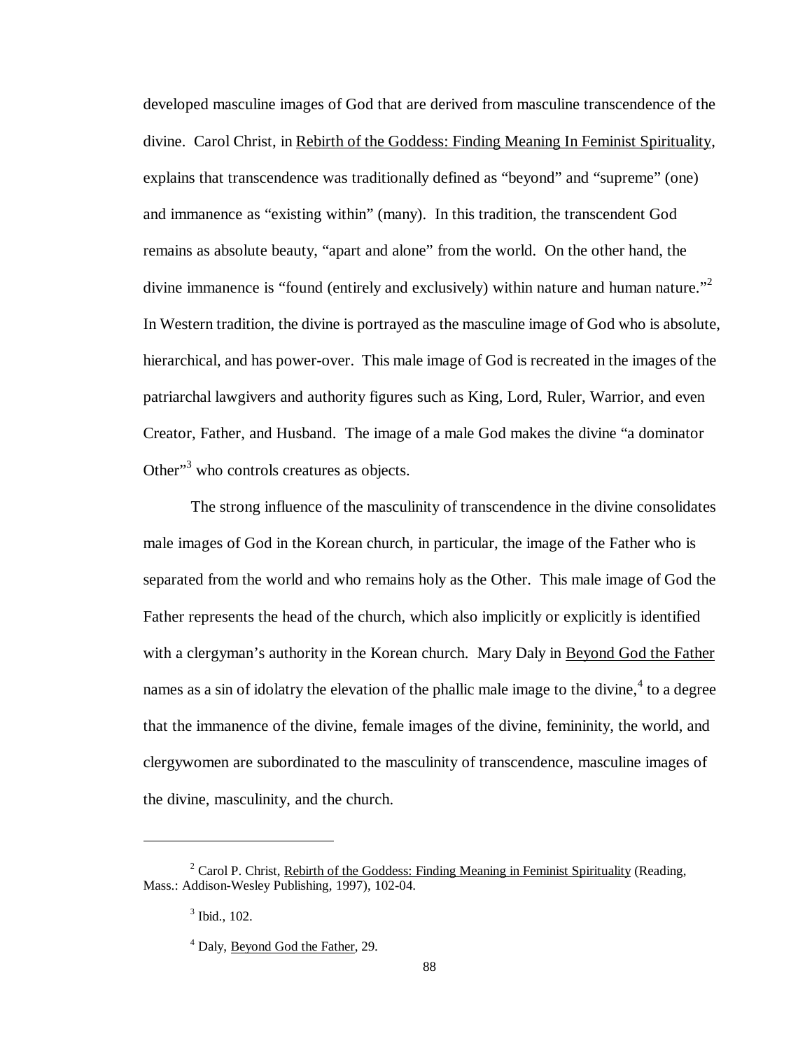developed masculine images of God that are derived from masculine transcendence of the divine. Carol Christ, in Rebirth of the Goddess: Finding Meaning In Feminist Spirituality, explains that transcendence was traditionally defined as "beyond" and "supreme" (one) and immanence as "existing within" (many). In this tradition, the transcendent God remains as absolute beauty, "apart and alone" from the world. On the other hand, the divine immanence is "found (entirely and exclusively) within nature and human nature."[2] In Western tradition, the divine is portrayed as the masculine image of God who is absolute, hierarchical, and has power-over. This male image of God is recreated in the images of the patriarchal lawgivers and authority figures such as King, Lord, Ruler, Warrior, and even Creator, Father, and Husband. The image of a male God makes the divine "a dominator Other"[3] who controls creatures as objects.

The strong influence of the masculinity of transcendence in the divine consolidates male images of God in the Korean church, in particular, the image of the Father who is separated from the world and who remains holy as the Other. This male image of God the Father represents the head of the church, which also implicitly or explicitly is identified with a clergyman's authority in the Korean church. Mary Daly in Beyond God the Father names as a sin of idolatry the elevation of the phallic male image to the divine,[4] to a degree that the immanence of the divine, female images of the divine, femininity, the world, and clergywomen are subordinated to the masculinity of transcendence, masculine images of the divine, masculinity, and the church.

---

[2] Carol P. Christ, Rebirth of the Goddess: Finding Meaning in Feminist Spirituality (Reading, Mass.: Addison-Wesley Publishing, 1997), 102-04.

[3] Ibid., 102.

[4] Daly, Beyond God the Father, 29.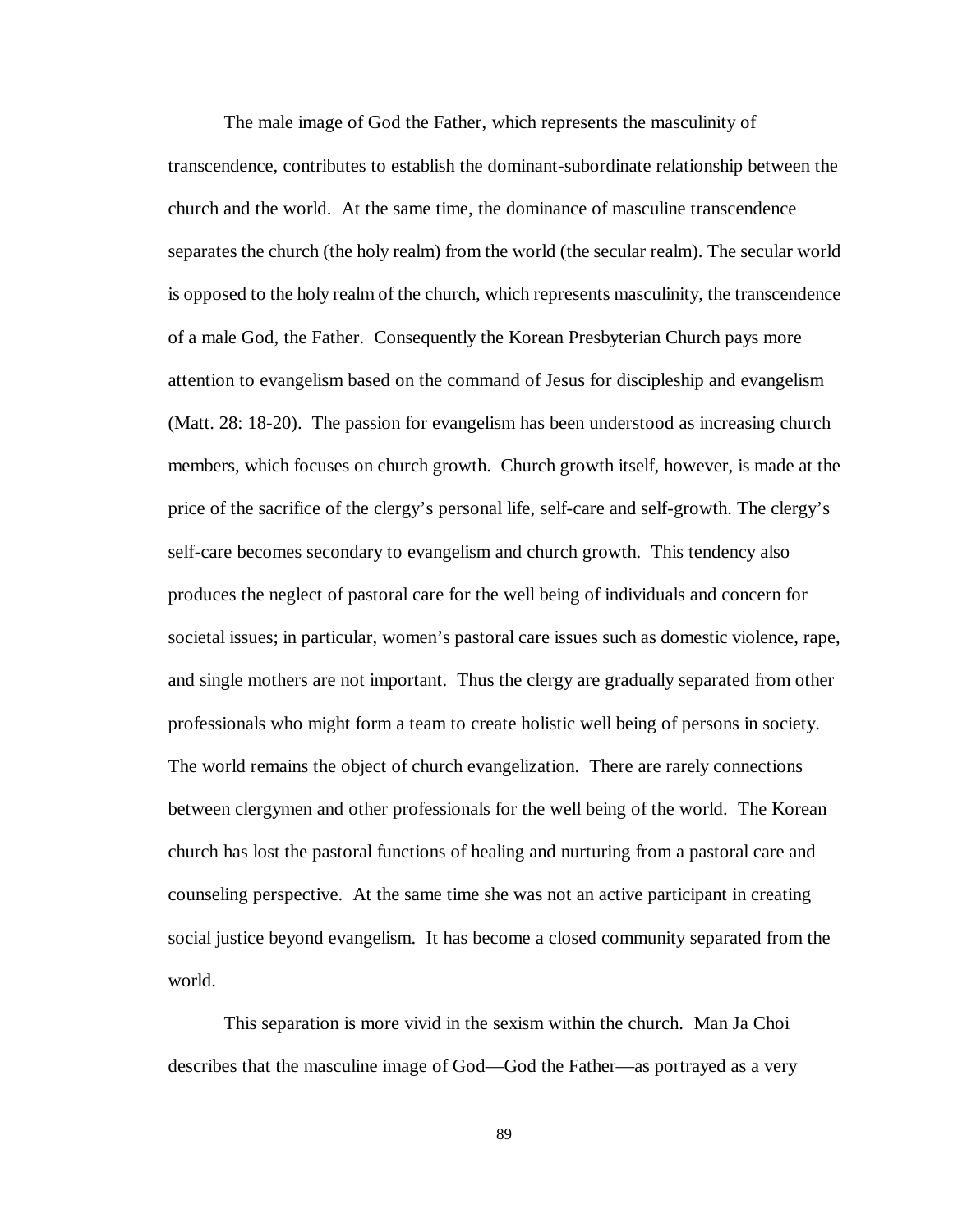The male image of God the Father, which represents the masculinity of transcendence, contributes to establish the dominant-subordinate relationship between the church and the world. At the same time, the dominance of masculine transcendence separates the church (the holy realm) from the world (the secular realm). The secular world is opposed to the holy realm of the church, which represents masculinity, the transcendence of a male God, the Father. Consequently the Korean Presbyterian Church pays more attention to evangelism based on the command of Jesus for discipleship and evangelism (Matt. 28: 18-20). The passion for evangelism has been understood as increasing church members, which focuses on church growth. Church growth itself, however, is made at the price of the sacrifice of the clergy's personal life, self-care and self-growth. The clergy's self-care becomes secondary to evangelism and church growth. This tendency also produces the neglect of pastoral care for the well being of individuals and concern for societal issues; in particular, women's pastoral care issues such as domestic violence, rape, and single mothers are not important. Thus the clergy are gradually separated from other professionals who might form a team to create holistic well being of persons in society. The world remains the object of church evangelization. There are rarely connections between clergymen and other professionals for the well being of the world. The Korean church has lost the pastoral functions of healing and nurturing from a pastoral care and counseling perspective. At the same time she was not an active participant in creating social justice beyond evangelism. It has become a closed community separated from the world.

This separation is more vivid in the sexism within the church. Man Ja Choi describes that the masculine image of God—God the Father—as portrayed as a very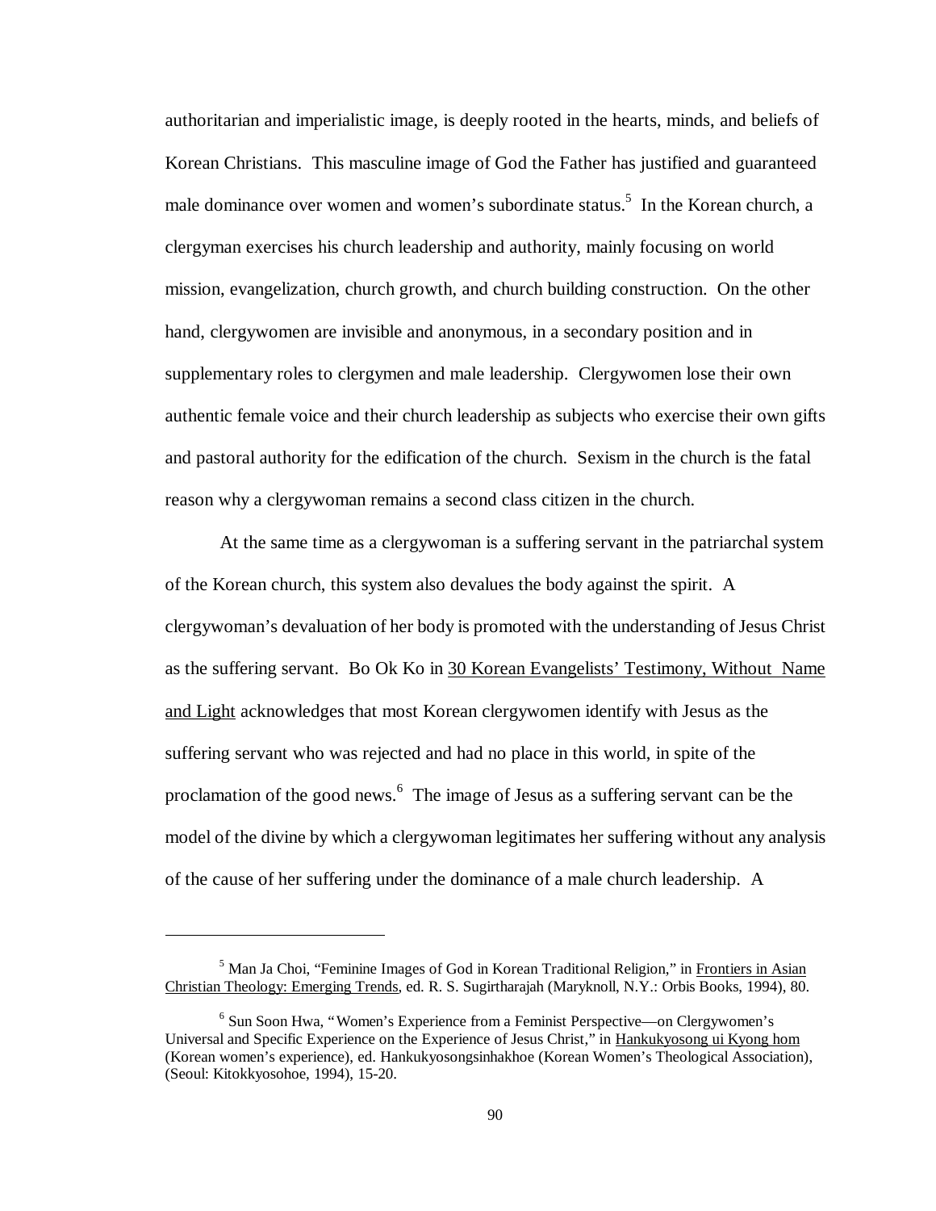authoritarian and imperialistic image, is deeply rooted in the hearts, minds, and beliefs of Korean Christians. This masculine image of God the Father has justified and guaranteed male dominance over women and women's subordinate status.[5] In the Korean church, a clergyman exercises his church leadership and authority, mainly focusing on world mission, evangelization, church growth, and church building construction. On the other hand, clergywomen are invisible and anonymous, in a secondary position and in supplementary roles to clergymen and male leadership. Clergywomen lose their own authentic female voice and their church leadership as subjects who exercise their own gifts and pastoral authority for the edification of the church. Sexism in the church is the fatal reason why a clergywoman remains a second class citizen in the church.

At the same time as a clergywoman is a suffering servant in the patriarchal system of the Korean church, this system also devalues the body against the spirit. A clergywoman's devaluation of her body is promoted with the understanding of Jesus Christ as the suffering servant. Bo Ok Ko in 30 Korean Evangelists' Testimony, Without Name and Light acknowledges that most Korean clergywomen identify with Jesus as the suffering servant who was rejected and had no place in this world, in spite of the proclamation of the good news.[6] The image of Jesus as a suffering servant can be the model of the divine by which a clergywoman legitimates her suffering without any analysis of the cause of her suffering under the dominance of a male church leadership. A

---

[5] Man Ja Choi, "Feminine Images of God in Korean Traditional Religion," in Frontiers in Asian Christian Theology: Emerging Trends, ed. R. S. Sugirtharajah (Maryknoll, N.Y.: Orbis Books, 1994), 80.

[6] Sun Soon Hwa, "Women's Experience from a Feminist Perspective—on Clergywomen's Universal and Specific Experience on the Experience of Jesus Christ," in Hankukyosong ui Kyong hom (Korean women's experience), ed. Hankukyosongsinhakhoe (Korean Women's Theological Association), (Seoul: Kitokkyosohoe, 1994), 15-20.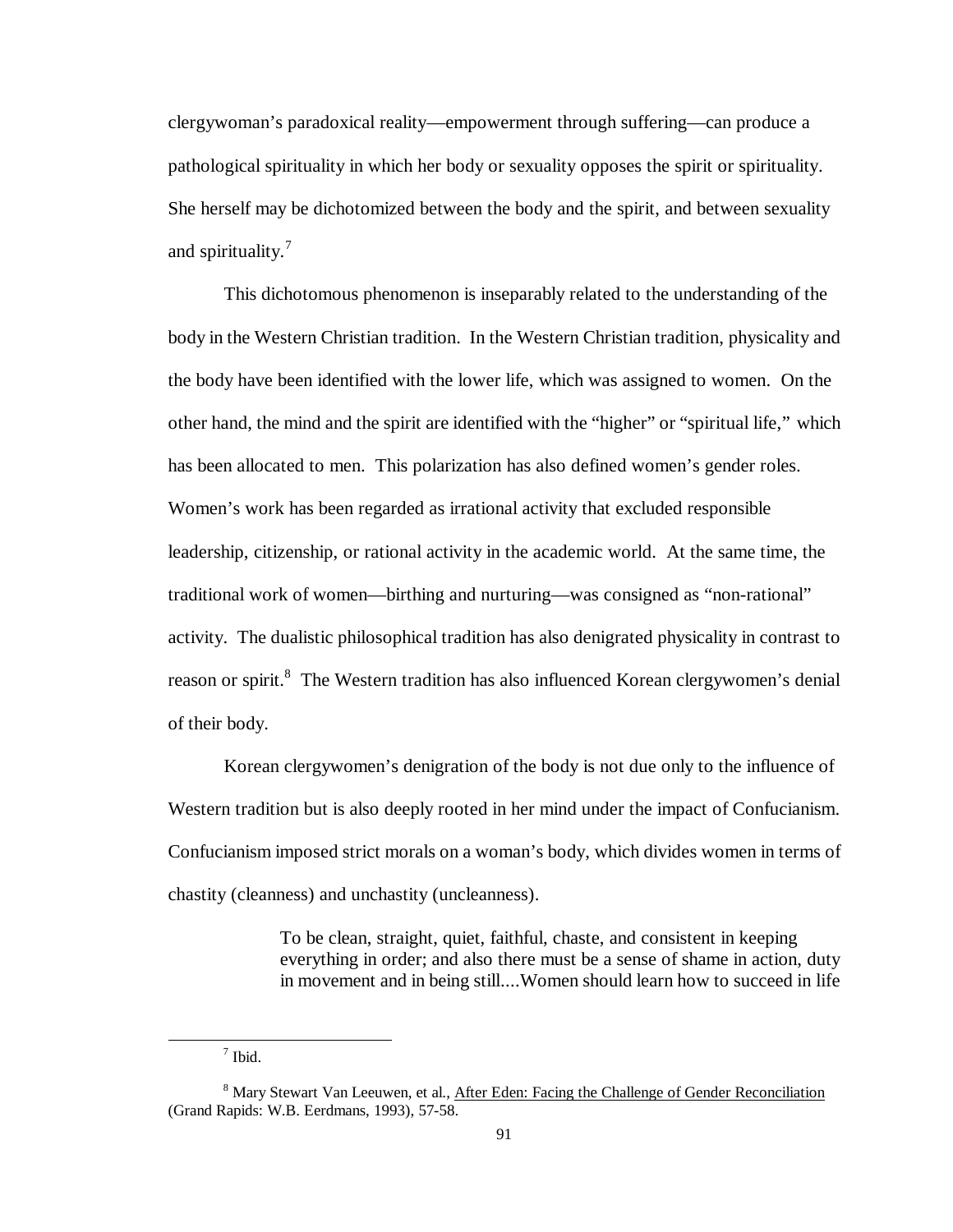clergywoman's paradoxical reality—empowerment through suffering—can produce a pathological spirituality in which her body or sexuality opposes the spirit or spirituality. She herself may be dichotomized between the body and the spirit, and between sexuality and spirituality.[7]

This dichotomous phenomenon is inseparably related to the understanding of the body in the Western Christian tradition. In the Western Christian tradition, physicality and the body have been identified with the lower life, which was assigned to women. On the other hand, the mind and the spirit are identified with the "higher" or "spiritual life," which has been allocated to men. This polarization has also defined women's gender roles. Women's work has been regarded as irrational activity that excluded responsible leadership, citizenship, or rational activity in the academic world. At the same time, the traditional work of women—birthing and nurturing—was consigned as "non-rational" activity. The dualistic philosophical tradition has also denigrated physicality in contrast to reason or spirit.[8] The Western tradition has also influenced Korean clergywomen's denial of their body.

Korean clergywomen's denigration of the body is not due only to the influence of Western tradition but is also deeply rooted in her mind under the impact of Confucianism. Confucianism imposed strict morals on a woman's body, which divides women in terms of chastity (cleanness) and unchastity (uncleanness).

> To be clean, straight, quiet, faithful, chaste, and consistent in keeping everything in order; and also there must be a sense of shame in action, duty in movement and in being still....Women should learn how to succeed in life

---

[7] Ibid.

[8] Mary Stewart Van Leeuwen, et al., After Eden: Facing the Challenge of Gender Reconciliation (Grand Rapids: W.B. Eerdmans, 1993), 57-58.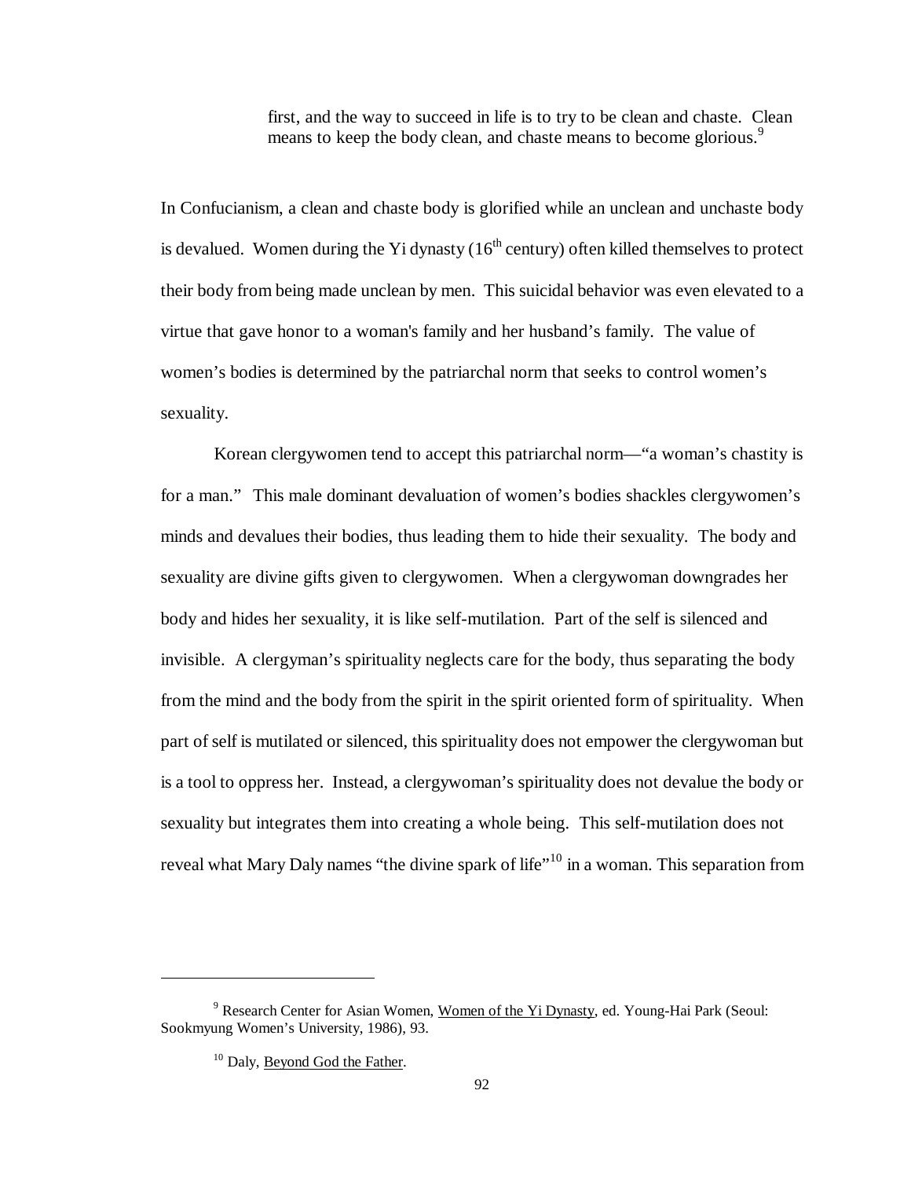> first, and the way to succeed in life is to try to be clean and chaste. Clean means to keep the body clean, and chaste means to become glorious.[9]

In Confucianism, a clean and chaste body is glorified while an unclean and unchaste body is devalued. Women during the Yi dynasty (16th century) often killed themselves to protect their body from being made unclean by men. This suicidal behavior was even elevated to a virtue that gave honor to a woman's family and her husband's family. The value of women's bodies is determined by the patriarchal norm that seeks to control women's sexuality.

Korean clergywomen tend to accept this patriarchal norm—"a woman's chastity is for a man." This male dominant devaluation of women's bodies shackles clergywomen's minds and devalues their bodies, thus leading them to hide their sexuality. The body and sexuality are divine gifts given to clergywomen. When a clergywoman downgrades her body and hides her sexuality, it is like self-mutilation. Part of the self is silenced and invisible. A clergyman's spirituality neglects care for the body, thus separating the body from the mind and the body from the spirit in the spirit oriented form of spirituality. When part of self is mutilated or silenced, this spirituality does not empower the clergywoman but is a tool to oppress her. Instead, a clergywoman's spirituality does not devalue the body or sexuality but integrates them into creating a whole being. This self-mutilation does not reveal what Mary Daly names "the divine spark of life"[10] in a woman. This separation from

---

[9] Research Center for Asian Women, Women of the Yi Dynasty, ed. Young-Hai Park (Seoul: Sookmyung Women's University, 1986), 93.

[10] Daly, Beyond God the Father.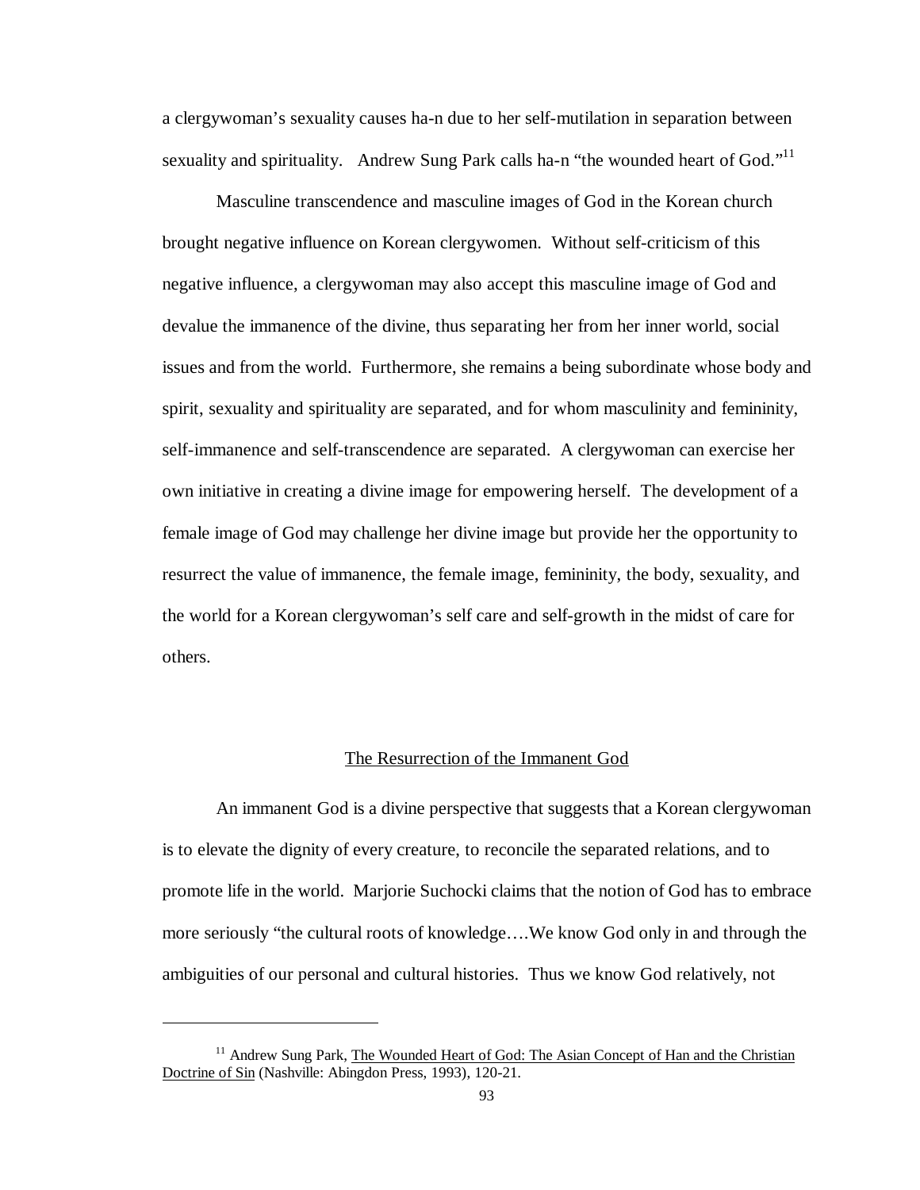a clergywoman's sexuality causes ha-n due to her self-mutilation in separation between sexuality and spirituality. Andrew Sung Park calls ha-n "the wounded heart of God."[11]

Masculine transcendence and masculine images of God in the Korean church brought negative influence on Korean clergywomen. Without self-criticism of this negative influence, a clergywoman may also accept this masculine image of God and devalue the immanence of the divine, thus separating her from her inner world, social issues and from the world. Furthermore, she remains a being subordinate whose body and spirit, sexuality and spirituality are separated, and for whom masculinity and femininity, self-immanence and self-transcendence are separated. A clergywoman can exercise her own initiative in creating a divine image for empowering herself. The development of a female image of God may challenge her divine image but provide her the opportunity to resurrect the value of immanence, the female image, femininity, the body, sexuality, and the world for a Korean clergywoman's self care and self-growth in the midst of care for others.

## The Resurrection of the Immanent God

An immanent God is a divine perspective that suggests that a Korean clergywoman is to elevate the dignity of every creature, to reconcile the separated relations, and to promote life in the world. Marjorie Suchocki claims that the notion of God has to embrace more seriously "the cultural roots of knowledge….We know God only in and through the ambiguities of our personal and cultural histories. Thus we know God relatively, not

---

[11] Andrew Sung Park, The Wounded Heart of God: The Asian Concept of Han and the Christian Doctrine of Sin (Nashville: Abingdon Press, 1993), 120-21.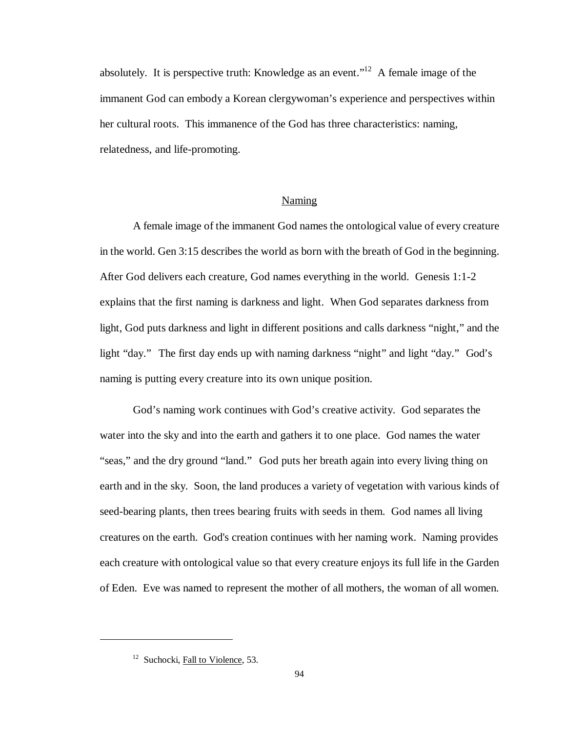absolutely. It is perspective truth: Knowledge as an event."[12] A female image of the immanent God can embody a Korean clergywoman's experience and perspectives within her cultural roots. This immanence of the God has three characteristics: naming, relatedness, and life-promoting.

## Naming

A female image of the immanent God names the ontological value of every creature in the world. Gen 3:15 describes the world as born with the breath of God in the beginning. After God delivers each creature, God names everything in the world. Genesis 1:1-2 explains that the first naming is darkness and light. When God separates darkness from light, God puts darkness and light in different positions and calls darkness "night," and the light "day." The first day ends up with naming darkness "night" and light "day." God's naming is putting every creature into its own unique position.

God's naming work continues with God's creative activity. God separates the water into the sky and into the earth and gathers it to one place. God names the water "seas," and the dry ground "land." God puts her breath again into every living thing on earth and in the sky. Soon, the land produces a variety of vegetation with various kinds of seed-bearing plants, then trees bearing fruits with seeds in them. God names all living creatures on the earth. God's creation continues with her naming work. Naming provides each creature with ontological value so that every creature enjoys its full life in the Garden of Eden. Eve was named to represent the mother of all mothers, the woman of all women.

---

[12] Suchocki, Fall to Violence, 53.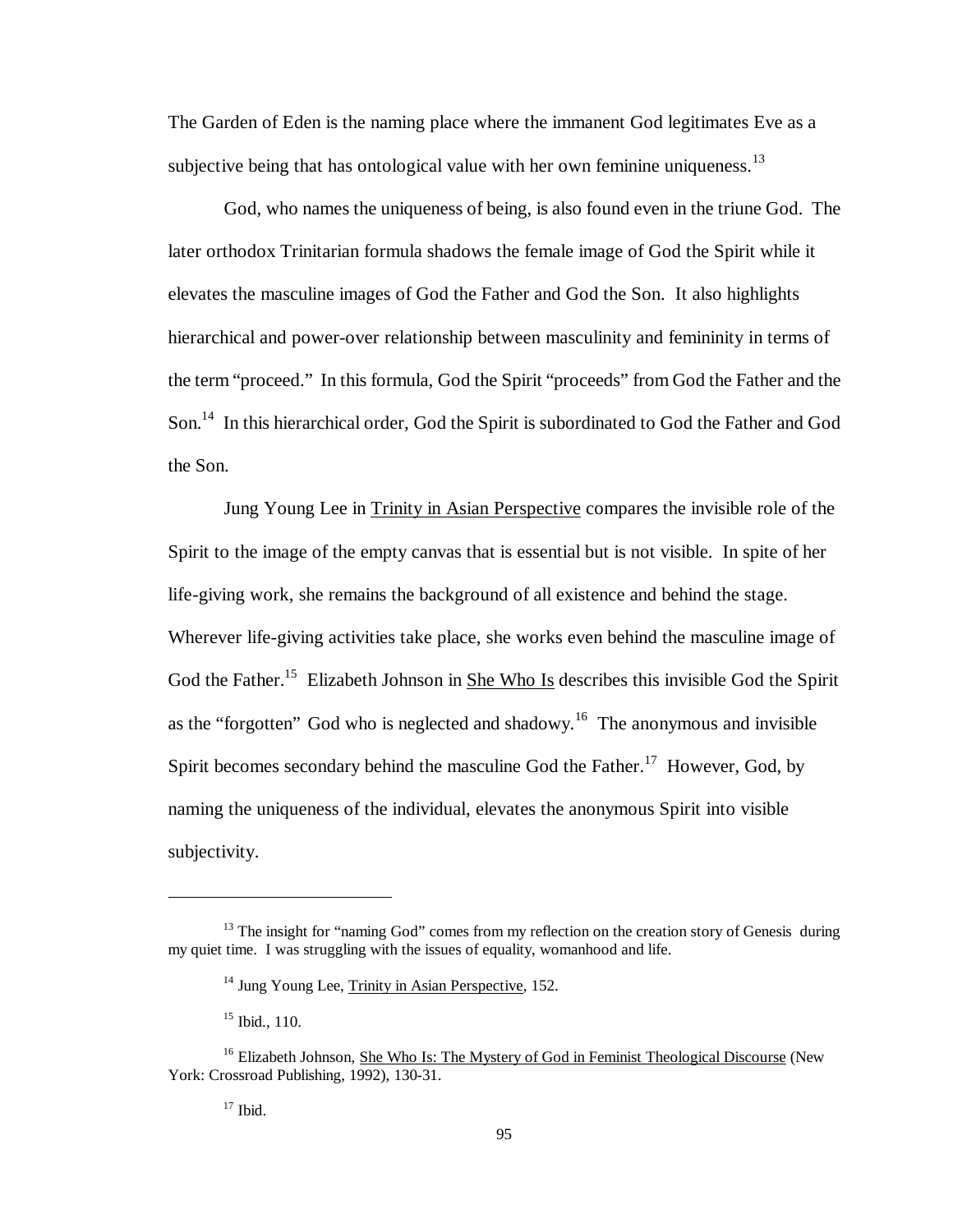The Garden of Eden is the naming place where the immanent God legitimates Eve as a subjective being that has ontological value with her own feminine uniqueness.[13]

God, who names the uniqueness of being, is also found even in the triune God. The later orthodox Trinitarian formula shadows the female image of God the Spirit while it elevates the masculine images of God the Father and God the Son. It also highlights hierarchical and power-over relationship between masculinity and femininity in terms of the term "proceed." In this formula, God the Spirit "proceeds" from God the Father and the Son.[14] In this hierarchical order, God the Spirit is subordinated to God the Father and God the Son.

Jung Young Lee in Trinity in Asian Perspective compares the invisible role of the Spirit to the image of the empty canvas that is essential but is not visible. In spite of her life-giving work, she remains the background of all existence and behind the stage. Wherever life-giving activities take place, she works even behind the masculine image of God the Father.[15] Elizabeth Johnson in She Who Is describes this invisible God the Spirit as the "forgotten" God who is neglected and shadowy.[16] The anonymous and invisible Spirit becomes secondary behind the masculine God the Father.[17] However, God, by naming the uniqueness of the individual, elevates the anonymous Spirit into visible subjectivity.

---

[13] The insight for "naming God" comes from my reflection on the creation story of Genesis during my quiet time. I was struggling with the issues of equality, womanhood and life.

[14] Jung Young Lee, Trinity in Asian Perspective, 152.

[15] Ibid., 110.

[16] Elizabeth Johnson, She Who Is: The Mystery of God in Feminist Theological Discourse (New York: Crossroad Publishing, 1992), 130-31.

[17] Ibid.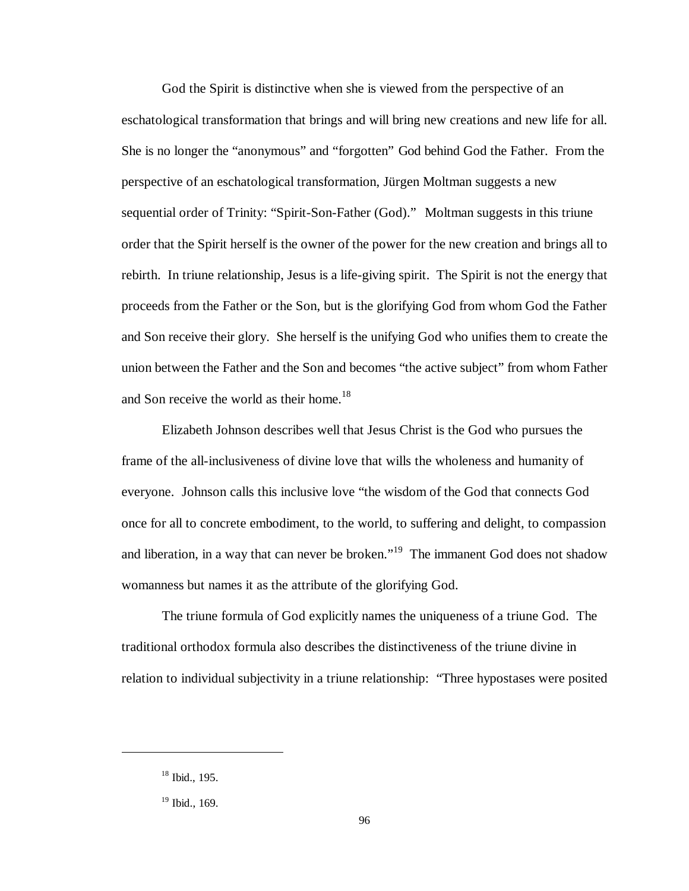God the Spirit is distinctive when she is viewed from the perspective of an eschatological transformation that brings and will bring new creations and new life for all. She is no longer the "anonymous" and "forgotten" God behind God the Father. From the perspective of an eschatological transformation, Jürgen Moltman suggests a new sequential order of Trinity: "Spirit-Son-Father (God)." Moltman suggests in this triune order that the Spirit herself is the owner of the power for the new creation and brings all to rebirth. In triune relationship, Jesus is a life-giving spirit. The Spirit is not the energy that proceeds from the Father or the Son, but is the glorifying God from whom God the Father and Son receive their glory. She herself is the unifying God who unifies them to create the union between the Father and the Son and becomes "the active subject" from whom Father and Son receive the world as their home.[18]

Elizabeth Johnson describes well that Jesus Christ is the God who pursues the frame of the all-inclusiveness of divine love that wills the wholeness and humanity of everyone. Johnson calls this inclusive love "the wisdom of the God that connects God once for all to concrete embodiment, to the world, to suffering and delight, to compassion and liberation, in a way that can never be broken."[19] The immanent God does not shadow womanness but names it as the attribute of the glorifying God.

The triune formula of God explicitly names the uniqueness of a triune God. The traditional orthodox formula also describes the distinctiveness of the triune divine in relation to individual subjectivity in a triune relationship: "Three hypostases were posited

---

[18] Ibid., 195.

[19] Ibid., 169.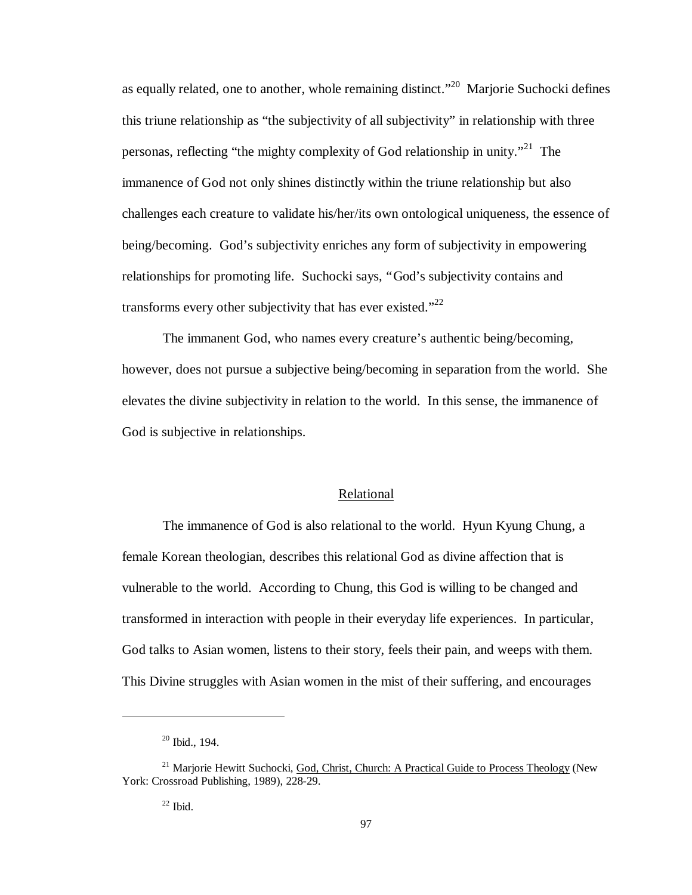as equally related, one to another, whole remaining distinct."[20] Marjorie Suchocki defines this triune relationship as "the subjectivity of all subjectivity" in relationship with three personas, reflecting "the mighty complexity of God relationship in unity."[21] The immanence of God not only shines distinctly within the triune relationship but also challenges each creature to validate his/her/its own ontological uniqueness, the essence of being/becoming. God's subjectivity enriches any form of subjectivity in empowering relationships for promoting life. Suchocki says, "God's subjectivity contains and transforms every other subjectivity that has ever existed."[22]

The immanent God, who names every creature's authentic being/becoming, however, does not pursue a subjective being/becoming in separation from the world. She elevates the divine subjectivity in relation to the world. In this sense, the immanence of God is subjective in relationships.

## Relational

The immanence of God is also relational to the world. Hyun Kyung Chung, a female Korean theologian, describes this relational God as divine affection that is vulnerable to the world. According to Chung, this God is willing to be changed and transformed in interaction with people in their everyday life experiences. In particular, God talks to Asian women, listens to their story, feels their pain, and weeps with them. This Divine struggles with Asian women in the mist of their suffering, and encourages

---

[20] Ibid., 194.

[21] Marjorie Hewitt Suchocki, God, Christ, Church: A Practical Guide to Process Theology (New York: Crossroad Publishing, 1989), 228-29.

[22] Ibid.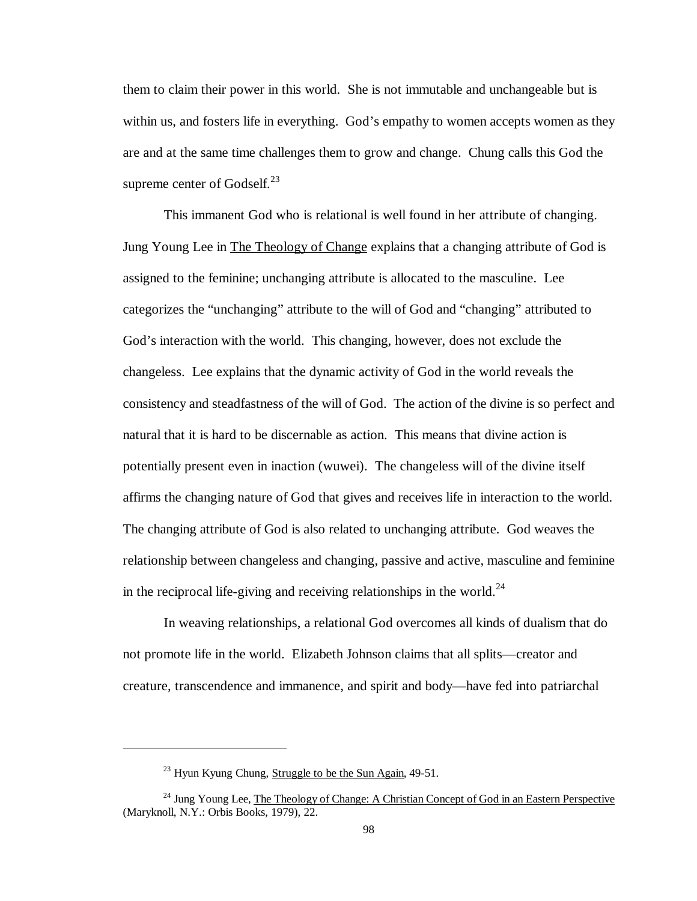them to claim their power in this world. She is not immutable and unchangeable but is within us, and fosters life in everything. God's empathy to women accepts women as they are and at the same time challenges them to grow and change. Chung calls this God the supreme center of Godself.[23]

This immanent God who is relational is well found in her attribute of changing. Jung Young Lee in The Theology of Change explains that a changing attribute of God is assigned to the feminine; unchanging attribute is allocated to the masculine. Lee categorizes the "unchanging" attribute to the will of God and "changing" attributed to God's interaction with the world. This changing, however, does not exclude the changeless. Lee explains that the dynamic activity of God in the world reveals the consistency and steadfastness of the will of God. The action of the divine is so perfect and natural that it is hard to be discernable as action. This means that divine action is potentially present even in inaction (wuwei). The changeless will of the divine itself affirms the changing nature of God that gives and receives life in interaction to the world. The changing attribute of God is also related to unchanging attribute. God weaves the relationship between changeless and changing, passive and active, masculine and feminine in the reciprocal life-giving and receiving relationships in the world.[24]

In weaving relationships, a relational God overcomes all kinds of dualism that do not promote life in the world. Elizabeth Johnson claims that all splits—creator and creature, transcendence and immanence, and spirit and body—have fed into patriarchal

---

[23] Hyun Kyung Chung, Struggle to be the Sun Again, 49-51.

[24] Jung Young Lee, The Theology of Change: A Christian Concept of God in an Eastern Perspective (Maryknoll, N.Y.: Orbis Books, 1979), 22.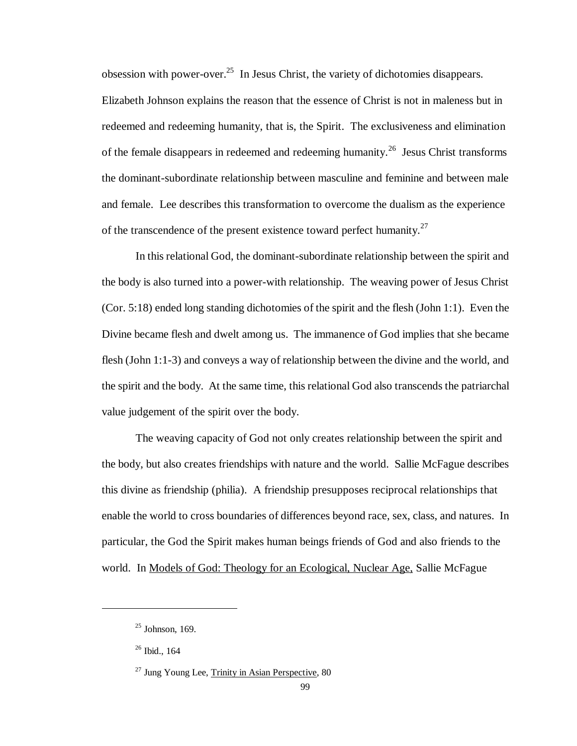obsession with power-over.[25] In Jesus Christ, the variety of dichotomies disappears. Elizabeth Johnson explains the reason that the essence of Christ is not in maleness but in redeemed and redeeming humanity, that is, the Spirit. The exclusiveness and elimination of the female disappears in redeemed and redeeming humanity.[26] Jesus Christ transforms the dominant-subordinate relationship between masculine and feminine and between male and female. Lee describes this transformation to overcome the dualism as the experience of the transcendence of the present existence toward perfect humanity.[27]

In this relational God, the dominant-subordinate relationship between the spirit and the body is also turned into a power-with relationship. The weaving power of Jesus Christ (Cor. 5:18) ended long standing dichotomies of the spirit and the flesh (John 1:1). Even the Divine became flesh and dwelt among us. The immanence of God implies that she became flesh (John 1:1-3) and conveys a way of relationship between the divine and the world, and the spirit and the body. At the same time, this relational God also transcends the patriarchal value judgement of the spirit over the body.

The weaving capacity of God not only creates relationship between the spirit and the body, but also creates friendships with nature and the world. Sallie McFague describes this divine as friendship (philia). A friendship presupposes reciprocal relationships that enable the world to cross boundaries of differences beyond race, sex, class, and natures. In particular, the God the Spirit makes human beings friends of God and also friends to the world. In Models of God: Theology for an Ecological, Nuclear Age, Sallie McFague

[25] Johnson, 169.

[26] Ibid., 164

[27] Jung Young Lee, Trinity in Asian Perspective, 80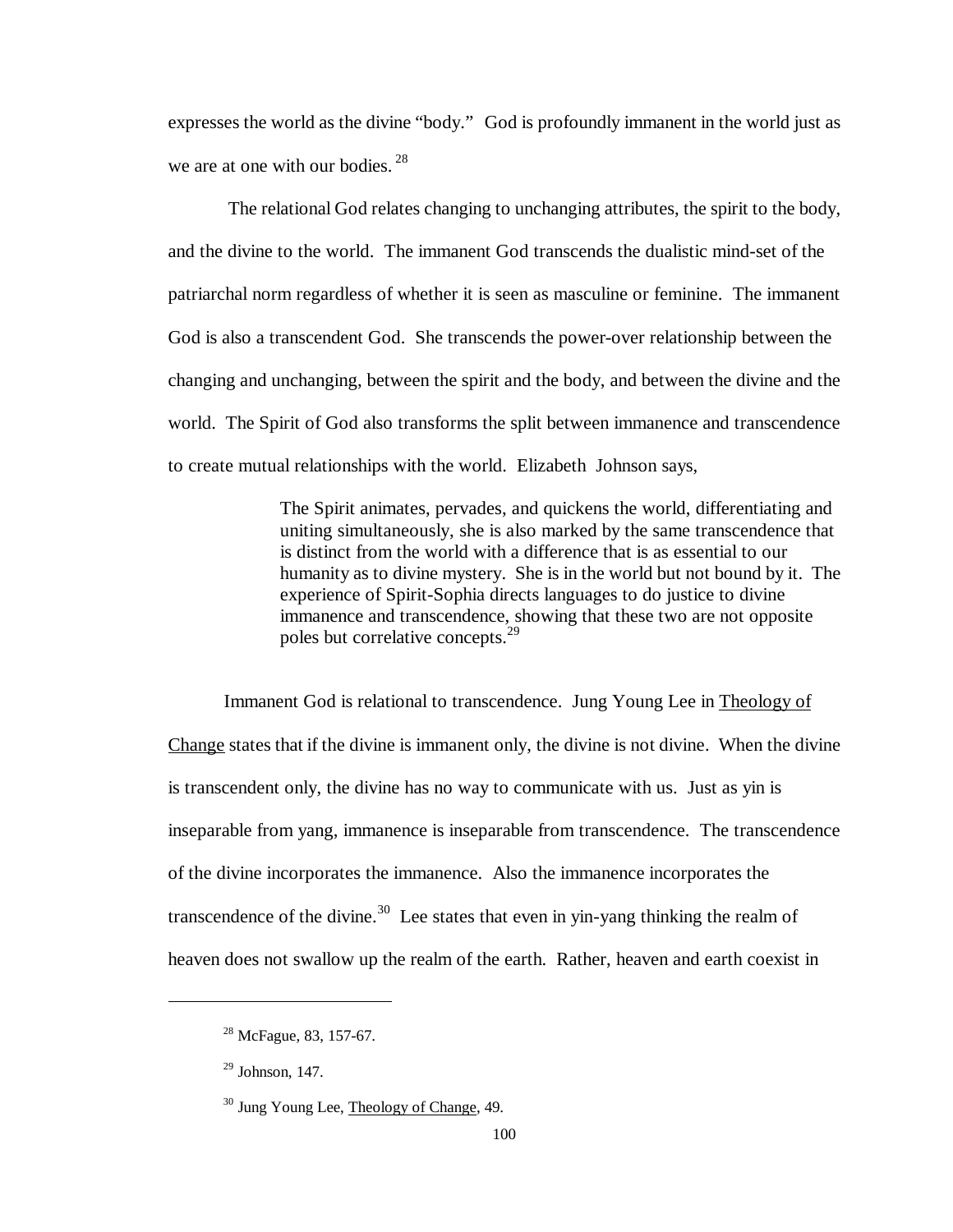expresses the world as the divine "body." God is profoundly immanent in the world just as we are at one with our bodies.[28]

The relational God relates changing to unchanging attributes, the spirit to the body, and the divine to the world. The immanent God transcends the dualistic mind-set of the patriarchal norm regardless of whether it is seen as masculine or feminine. The immanent God is also a transcendent God. She transcends the power-over relationship between the changing and unchanging, between the spirit and the body, and between the divine and the world. The Spirit of God also transforms the split between immanence and transcendence to create mutual relationships with the world. Elizabeth Johnson says,

> The Spirit animates, pervades, and quickens the world, differentiating and uniting simultaneously, she is also marked by the same transcendence that is distinct from the world with a difference that is as essential to our humanity as to divine mystery. She is in the world but not bound by it. The experience of Spirit-Sophia directs languages to do justice to divine immanence and transcendence, showing that these two are not opposite poles but correlative concepts.[29]

Immanent God is relational to transcendence. Jung Young Lee in <u>Theology of Change</u> states that if the divine is immanent only, the divine is not divine. When the divine is transcendent only, the divine has no way to communicate with us. Just as yin is inseparable from yang, immanence is inseparable from transcendence. The transcendence of the divine incorporates the immanence. Also the immanence incorporates the transcendence of the divine.[30] Lee states that even in yin-yang thinking the realm of heaven does not swallow up the realm of the earth. Rather, heaven and earth coexist in

---

[28] McFague, 83, 157-67.

[29] Johnson, 147.

[30] Jung Young Lee, <u>Theology of Change</u>, 49.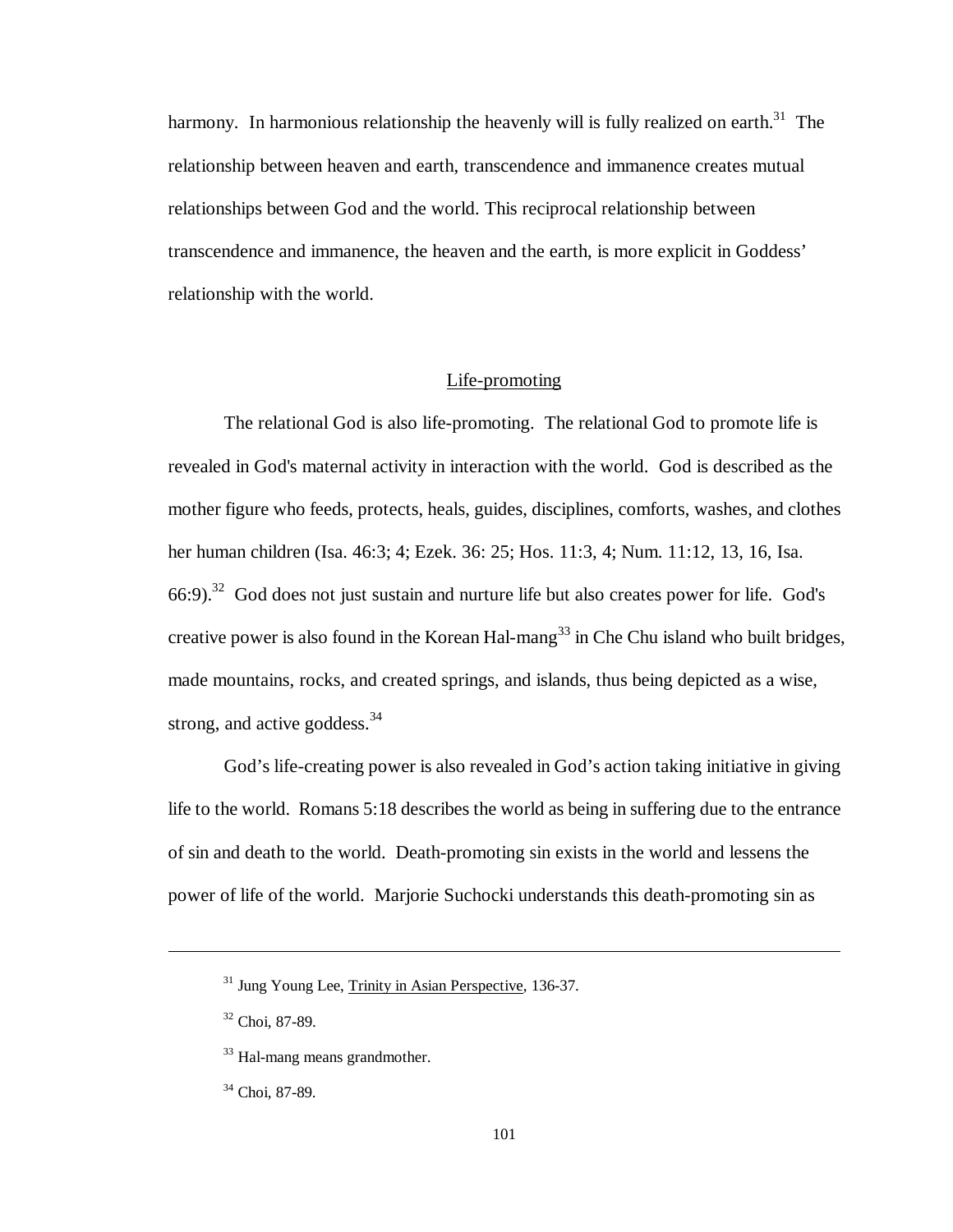harmony. In harmonious relationship the heavenly will is fully realized on earth.[31] The relationship between heaven and earth, transcendence and immanence creates mutual relationships between God and the world. This reciprocal relationship between transcendence and immanence, the heaven and the earth, is more explicit in Goddess' relationship with the world.

## Life-promoting

The relational God is also life-promoting. The relational God to promote life is revealed in God's maternal activity in interaction with the world. God is described as the mother figure who feeds, protects, heals, guides, disciplines, comforts, washes, and clothes her human children (Isa. 46:3; 4; Ezek. 36: 25; Hos. 11:3, 4; Num. 11:12, 13, 16, Isa. 66:9).[32] God does not just sustain and nurture life but also creates power for life. God's creative power is also found in the Korean Hal-mang[33] in Che Chu island who built bridges, made mountains, rocks, and created springs, and islands, thus being depicted as a wise, strong, and active goddess.[34]

God's life-creating power is also revealed in God's action taking initiative in giving life to the world. Romans 5:18 describes the world as being in suffering due to the entrance of sin and death to the world. Death-promoting sin exists in the world and lessens the power of life of the world. Marjorie Suchocki understands this death-promoting sin as

---

[31] Jung Young Lee, Trinity in Asian Perspective, 136-37.

[32] Choi, 87-89.

[33] Hal-mang means grandmother.

[34] Choi, 87-89.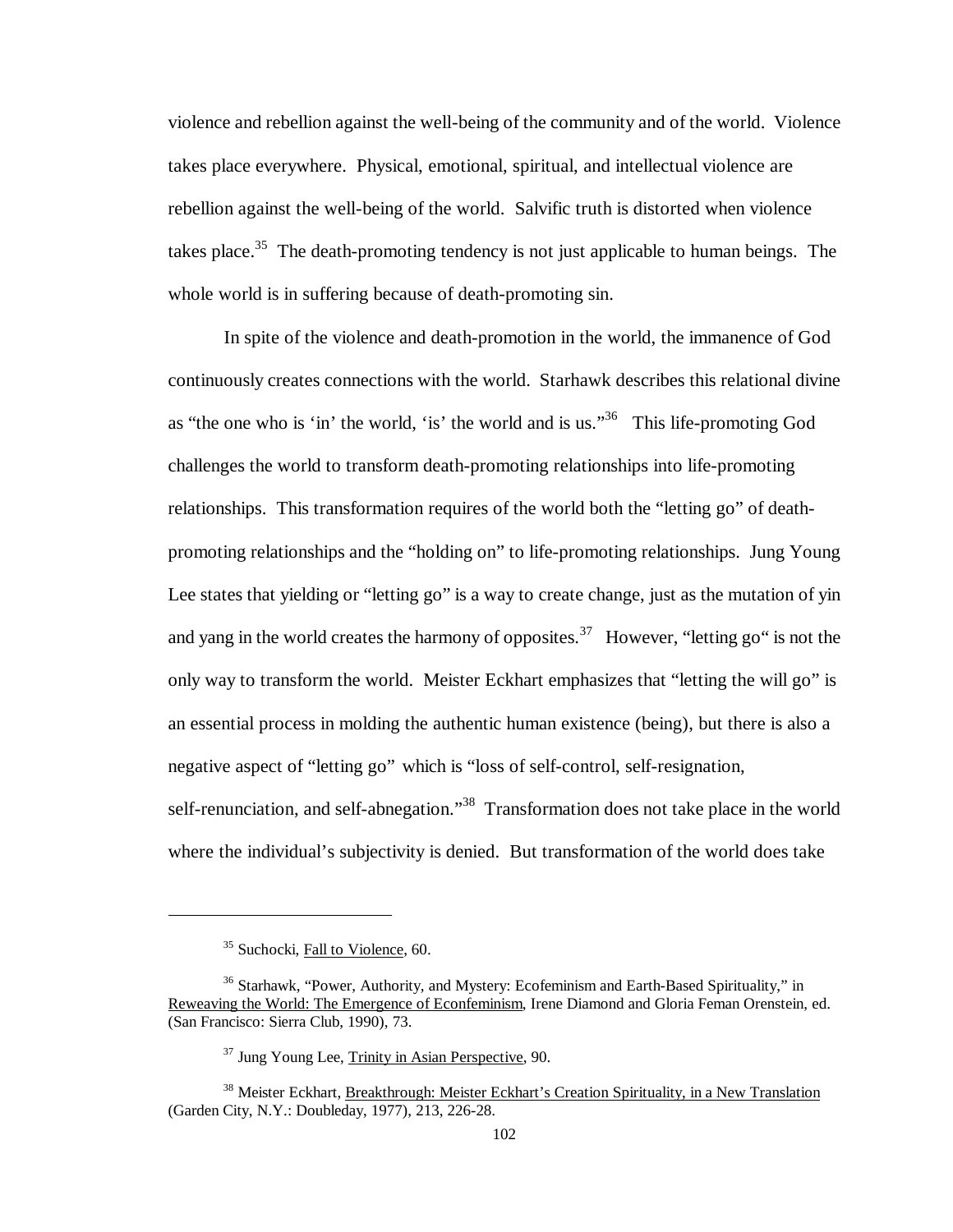violence and rebellion against the well-being of the community and of the world. Violence takes place everywhere. Physical, emotional, spiritual, and intellectual violence are rebellion against the well-being of the world. Salvific truth is distorted when violence takes place.[35] The death-promoting tendency is not just applicable to human beings. The whole world is in suffering because of death-promoting sin.

In spite of the violence and death-promotion in the world, the immanence of God continuously creates connections with the world. Starhawk describes this relational divine as "the one who is 'in' the world, 'is' the world and is us."[36] This life-promoting God challenges the world to transform death-promoting relationships into life-promoting relationships. This transformation requires of the world both the "letting go" of death-promoting relationships and the "holding on" to life-promoting relationships. Jung Young Lee states that yielding or "letting go" is a way to create change, just as the mutation of yin and yang in the world creates the harmony of opposites.[37] However, "letting go" is not the only way to transform the world. Meister Eckhart emphasizes that "letting the will go" is an essential process in molding the authentic human existence (being), but there is also a negative aspect of "letting go" which is "loss of self-control, self-resignation, self-renunciation, and self-abnegation."[38] Transformation does not take place in the world where the individual's subjectivity is denied. But transformation of the world does take

---

[35] Suchocki, Fall to Violence, 60.

[36] Starhawk, "Power, Authority, and Mystery: Ecofeminism and Earth-Based Spirituality," in Reweaving the World: The Emergence of Econfeminism, Irene Diamond and Gloria Feman Orenstein, ed. (San Francisco: Sierra Club, 1990), 73.

[37] Jung Young Lee, Trinity in Asian Perspective, 90.

[38] Meister Eckhart, Breakthrough: Meister Eckhart's Creation Spirituality, in a New Translation (Garden City, N.Y.: Doubleday, 1977), 213, 226-28.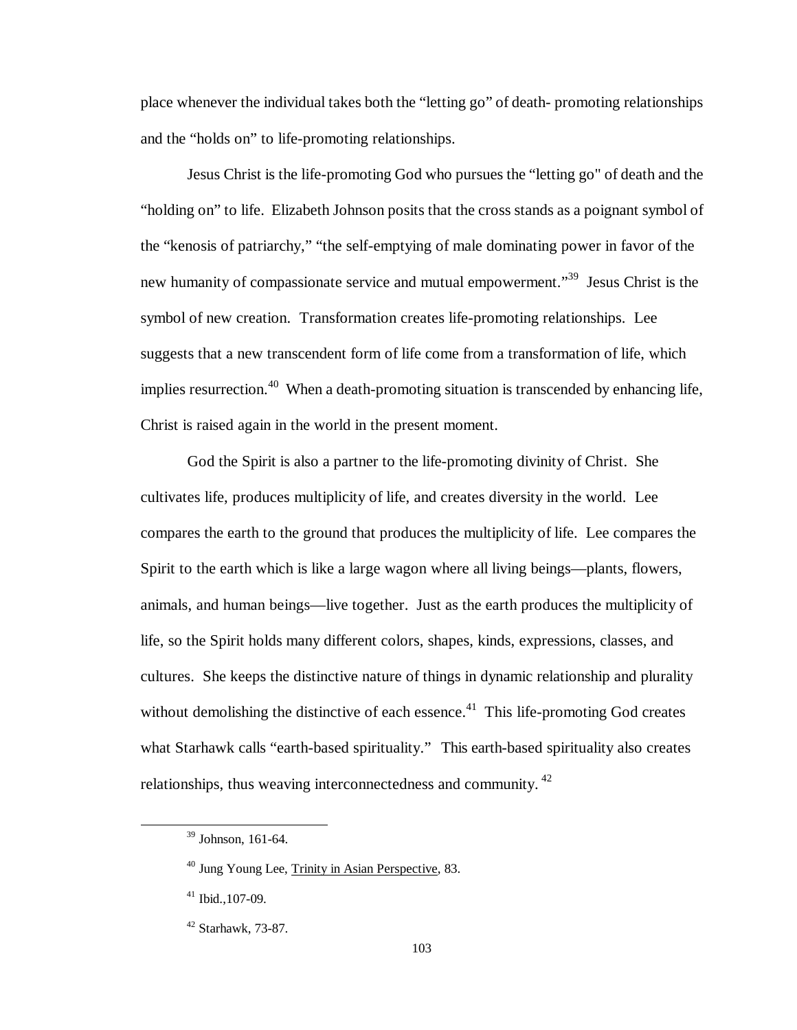place whenever the individual takes both the "letting go" of death- promoting relationships and the "holds on" to life-promoting relationships.

Jesus Christ is the life-promoting God who pursues the "letting go" of death and the "holding on" to life. Elizabeth Johnson posits that the cross stands as a poignant symbol of the "kenosis of patriarchy," "the self-emptying of male dominating power in favor of the new humanity of compassionate service and mutual empowerment."[39] Jesus Christ is the symbol of new creation. Transformation creates life-promoting relationships. Lee suggests that a new transcendent form of life come from a transformation of life, which implies resurrection.[40] When a death-promoting situation is transcended by enhancing life, Christ is raised again in the world in the present moment.

God the Spirit is also a partner to the life-promoting divinity of Christ. She cultivates life, produces multiplicity of life, and creates diversity in the world. Lee compares the earth to the ground that produces the multiplicity of life. Lee compares the Spirit to the earth which is like a large wagon where all living beings—plants, flowers, animals, and human beings—live together. Just as the earth produces the multiplicity of life, so the Spirit holds many different colors, shapes, kinds, expressions, classes, and cultures. She keeps the distinctive nature of things in dynamic relationship and plurality without demolishing the distinctive of each essence.[41] This life-promoting God creates what Starhawk calls "earth-based spirituality." This earth-based spirituality also creates relationships, thus weaving interconnectedness and community.[42]

---

[39] Johnson, 161-64.

[40] Jung Young Lee, Trinity in Asian Perspective, 83.

[41] Ibid.,107-09.

[42] Starhawk, 73-87.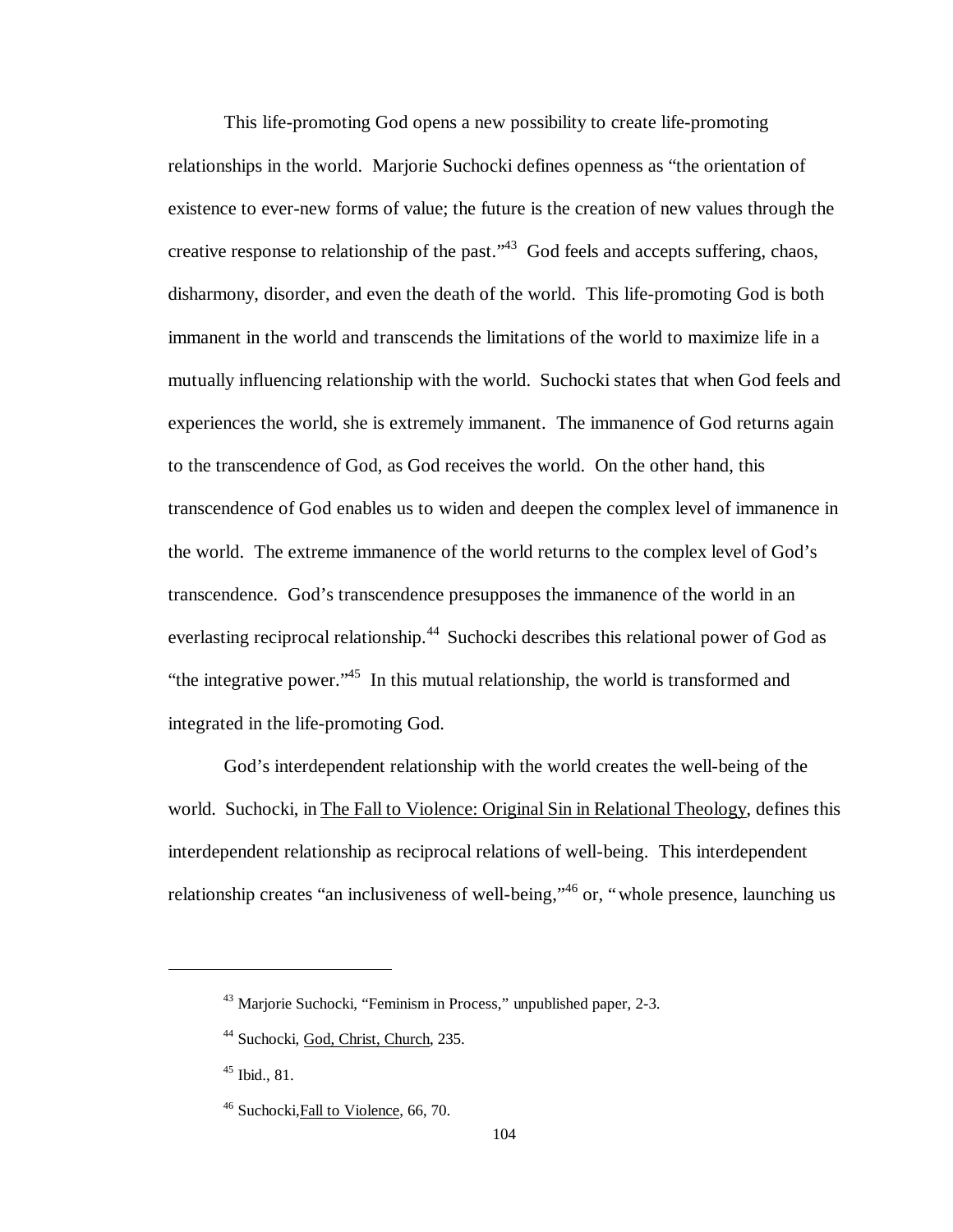This life-promoting God opens a new possibility to create life-promoting relationships in the world. Marjorie Suchocki defines openness as "the orientation of existence to ever-new forms of value; the future is the creation of new values through the creative response to relationship of the past."[43] God feels and accepts suffering, chaos, disharmony, disorder, and even the death of the world. This life-promoting God is both immanent in the world and transcends the limitations of the world to maximize life in a mutually influencing relationship with the world. Suchocki states that when God feels and experiences the world, she is extremely immanent. The immanence of God returns again to the transcendence of God, as God receives the world. On the other hand, this transcendence of God enables us to widen and deepen the complex level of immanence in the world. The extreme immanence of the world returns to the complex level of God's transcendence. God's transcendence presupposes the immanence of the world in an everlasting reciprocal relationship.[44] Suchocki describes this relational power of God as "the integrative power."[45] In this mutual relationship, the world is transformed and integrated in the life-promoting God.

God's interdependent relationship with the world creates the well-being of the world. Suchocki, in The Fall to Violence: Original Sin in Relational Theology, defines this interdependent relationship as reciprocal relations of well-being. This interdependent relationship creates "an inclusiveness of well-being,"[46] or, "whole presence, launching us

---

[43] Marjorie Suchocki, "Feminism in Process," unpublished paper, 2-3.

[44] Suchocki, God, Christ, Church, 235.

[45] Ibid., 81.

[46] Suchocki, Fall to Violence, 66, 70.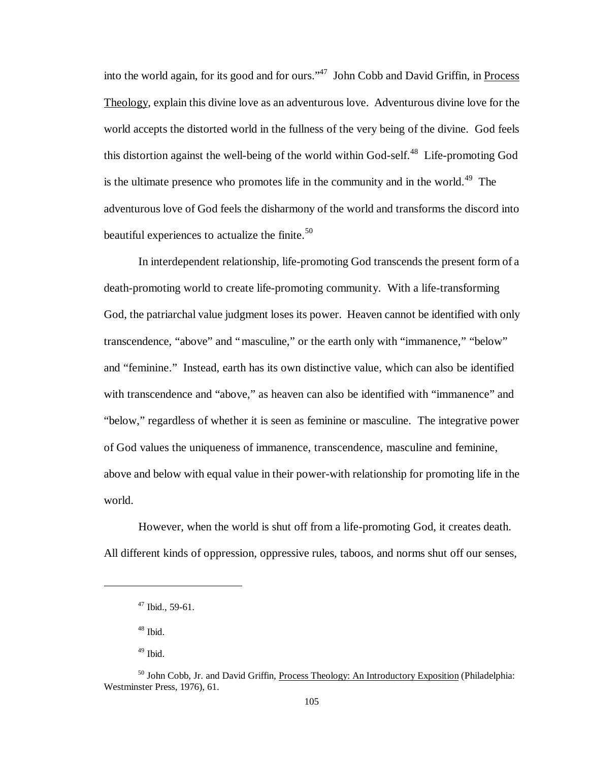into the world again, for its good and for ours."[47] John Cobb and David Griffin, in Process Theology, explain this divine love as an adventurous love. Adventurous divine love for the world accepts the distorted world in the fullness of the very being of the divine. God feels this distortion against the well-being of the world within God-self.[48] Life-promoting God is the ultimate presence who promotes life in the community and in the world.[49] The adventurous love of God feels the disharmony of the world and transforms the discord into beautiful experiences to actualize the finite.[50]

In interdependent relationship, life-promoting God transcends the present form of a death-promoting world to create life-promoting community. With a life-transforming God, the patriarchal value judgment loses its power. Heaven cannot be identified with only transcendence, "above" and "masculine," or the earth only with "immanence," "below" and "feminine." Instead, earth has its own distinctive value, which can also be identified with transcendence and "above," as heaven can also be identified with "immanence" and "below," regardless of whether it is seen as feminine or masculine. The integrative power of God values the uniqueness of immanence, transcendence, masculine and feminine, above and below with equal value in their power-with relationship for promoting life in the world.

However, when the world is shut off from a life-promoting God, it creates death. All different kinds of oppression, oppressive rules, taboos, and norms shut off our senses,

---

[47] Ibid., 59-61.

[48] Ibid.

[49] Ibid.

[50] John Cobb, Jr. and David Griffin, Process Theology: An Introductory Exposition (Philadelphia: Westminster Press, 1976), 61.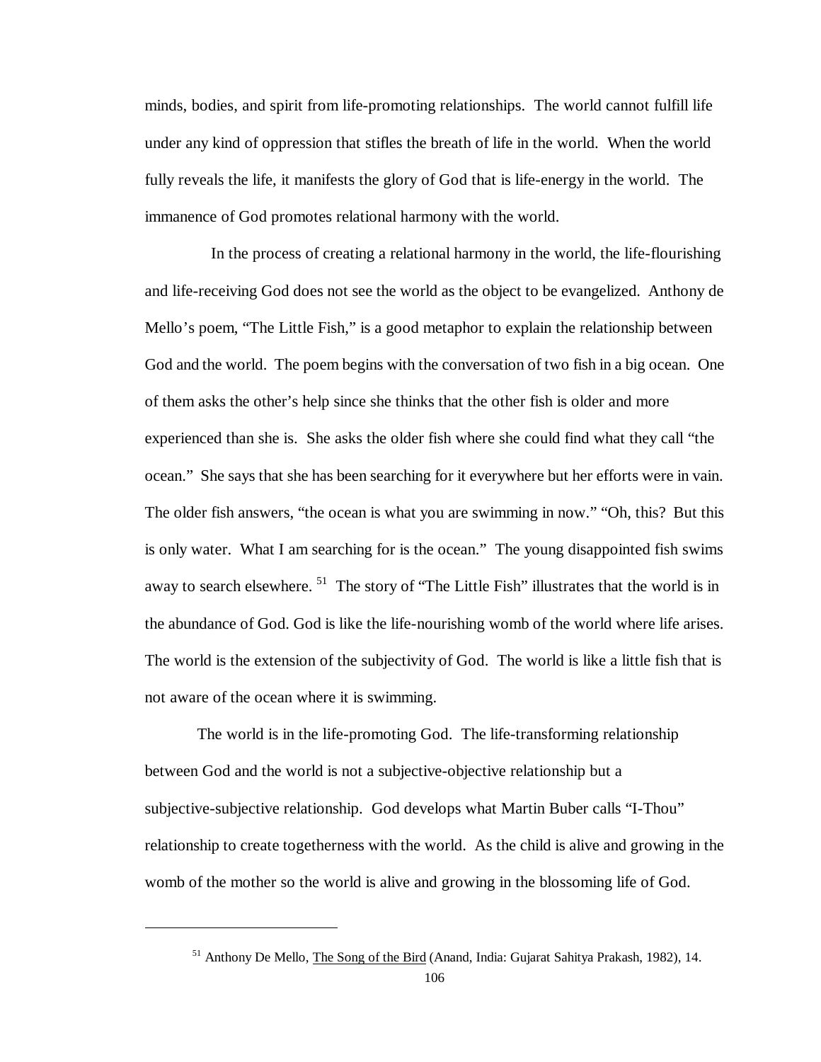minds, bodies, and spirit from life-promoting relationships. The world cannot fulfill life under any kind of oppression that stifles the breath of life in the world. When the world fully reveals the life, it manifests the glory of God that is life-energy in the world. The immanence of God promotes relational harmony with the world.

In the process of creating a relational harmony in the world, the life-flourishing and life-receiving God does not see the world as the object to be evangelized. Anthony de Mello's poem, "The Little Fish," is a good metaphor to explain the relationship between God and the world. The poem begins with the conversation of two fish in a big ocean. One of them asks the other's help since she thinks that the other fish is older and more experienced than she is. She asks the older fish where she could find what they call "the ocean." She says that she has been searching for it everywhere but her efforts were in vain. The older fish answers, "the ocean is what you are swimming in now." "Oh, this? But this is only water. What I am searching for is the ocean." The young disappointed fish swims away to search elsewhere. [51] The story of "The Little Fish" illustrates that the world is in the abundance of God. God is like the life-nourishing womb of the world where life arises. The world is the extension of the subjectivity of God. The world is like a little fish that is not aware of the ocean where it is swimming.

The world is in the life-promoting God. The life-transforming relationship between God and the world is not a subjective-objective relationship but a subjective-subjective relationship. God develops what Martin Buber calls "I-Thou" relationship to create togetherness with the world. As the child is alive and growing in the womb of the mother so the world is alive and growing in the blossoming life of God.

---

[51] Anthony De Mello, The Song of the Bird (Anand, India: Gujarat Sahitya Prakash, 1982), 14.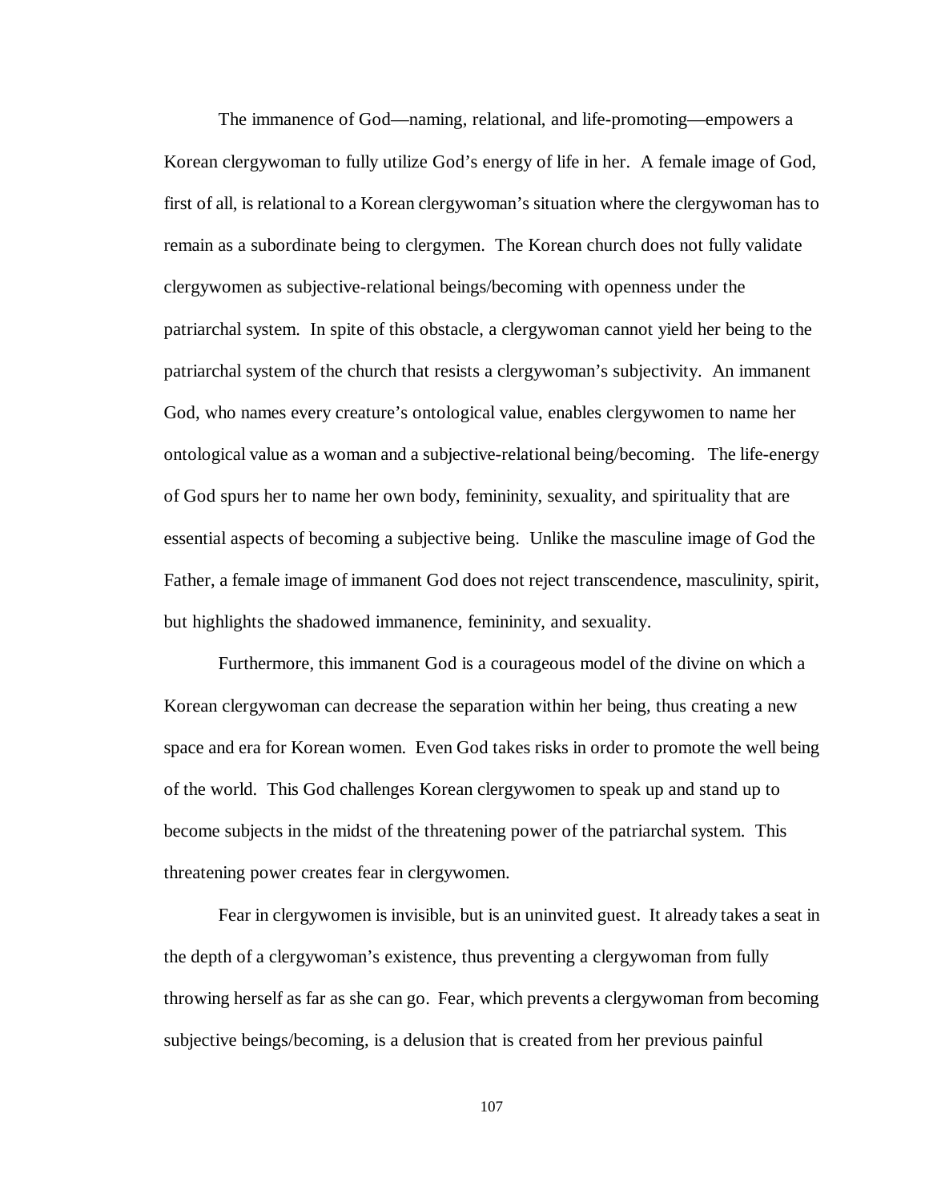The immanence of God—naming, relational, and life-promoting—empowers a Korean clergywoman to fully utilize God's energy of life in her. A female image of God, first of all, is relational to a Korean clergywoman's situation where the clergywoman has to remain as a subordinate being to clergymen. The Korean church does not fully validate clergywomen as subjective-relational beings/becoming with openness under the patriarchal system. In spite of this obstacle, a clergywoman cannot yield her being to the patriarchal system of the church that resists a clergywoman's subjectivity. An immanent God, who names every creature's ontological value, enables clergywomen to name her ontological value as a woman and a subjective-relational being/becoming. The life-energy of God spurs her to name her own body, femininity, sexuality, and spirituality that are essential aspects of becoming a subjective being. Unlike the masculine image of God the Father, a female image of immanent God does not reject transcendence, masculinity, spirit, but highlights the shadowed immanence, femininity, and sexuality.

Furthermore, this immanent God is a courageous model of the divine on which a Korean clergywoman can decrease the separation within her being, thus creating a new space and era for Korean women. Even God takes risks in order to promote the well being of the world. This God challenges Korean clergywomen to speak up and stand up to become subjects in the midst of the threatening power of the patriarchal system. This threatening power creates fear in clergywomen.

Fear in clergywomen is invisible, but is an uninvited guest. It already takes a seat in the depth of a clergywoman's existence, thus preventing a clergywoman from fully throwing herself as far as she can go. Fear, which prevents a clergywoman from becoming subjective beings/becoming, is a delusion that is created from her previous painful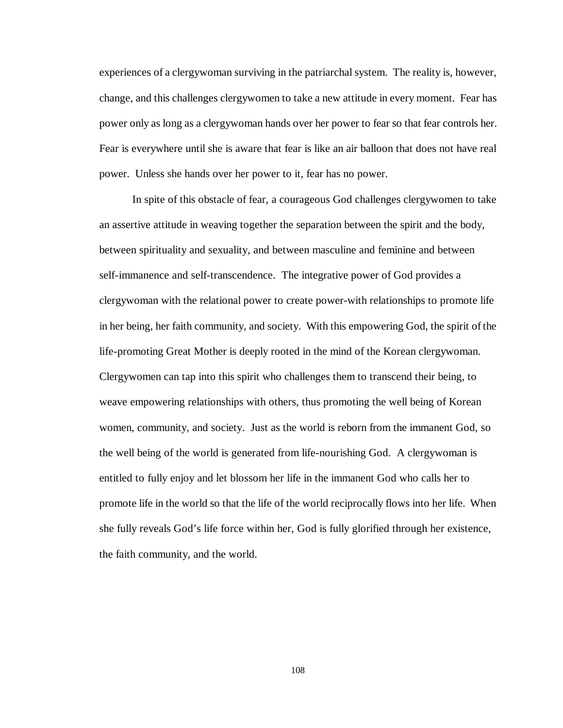experiences of a clergywoman surviving in the patriarchal system. The reality is, however, change, and this challenges clergywomen to take a new attitude in every moment. Fear has power only as long as a clergywoman hands over her power to fear so that fear controls her. Fear is everywhere until she is aware that fear is like an air balloon that does not have real power. Unless she hands over her power to it, fear has no power.

In spite of this obstacle of fear, a courageous God challenges clergywomen to take an assertive attitude in weaving together the separation between the spirit and the body, between spirituality and sexuality, and between masculine and feminine and between self-immanence and self-transcendence. The integrative power of God provides a clergywoman with the relational power to create power-with relationships to promote life in her being, her faith community, and society. With this empowering God, the spirit of the life-promoting Great Mother is deeply rooted in the mind of the Korean clergywoman. Clergywomen can tap into this spirit who challenges them to transcend their being, to weave empowering relationships with others, thus promoting the well being of Korean women, community, and society. Just as the world is reborn from the immanent God, so the well being of the world is generated from life-nourishing God. A clergywoman is entitled to fully enjoy and let blossom her life in the immanent God who calls her to promote life in the world so that the life of the world reciprocally flows into her life. When she fully reveals God's life force within her, God is fully glorified through her existence, the faith community, and the world.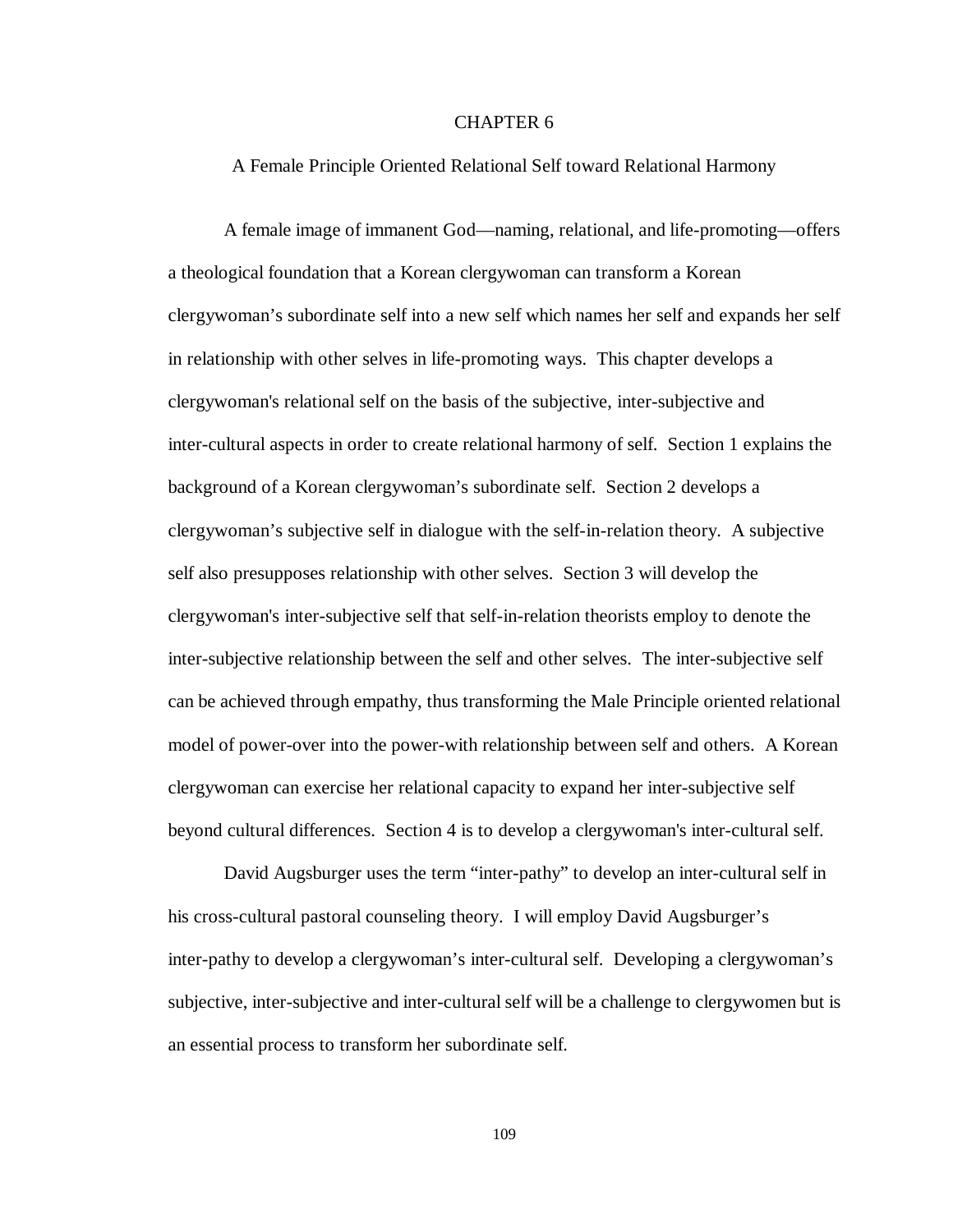# CHAPTER 6

## A Female Principle Oriented Relational Self toward Relational Harmony

A female image of immanent God—naming, relational, and life-promoting—offers a theological foundation that a Korean clergywoman can transform a Korean clergywoman's subordinate self into a new self which names her self and expands her self in relationship with other selves in life-promoting ways. This chapter develops a clergywoman's relational self on the basis of the subjective, inter-subjective and inter-cultural aspects in order to create relational harmony of self. Section 1 explains the background of a Korean clergywoman's subordinate self. Section 2 develops a clergywoman's subjective self in dialogue with the self-in-relation theory. A subjective self also presupposes relationship with other selves. Section 3 will develop the clergywoman's inter-subjective self that self-in-relation theorists employ to denote the inter-subjective relationship between the self and other selves. The inter-subjective self can be achieved through empathy, thus transforming the Male Principle oriented relational model of power-over into the power-with relationship between self and others. A Korean clergywoman can exercise her relational capacity to expand her inter-subjective self beyond cultural differences. Section 4 is to develop a clergywoman's inter-cultural self.

David Augsburger uses the term "inter-pathy" to develop an inter-cultural self in his cross-cultural pastoral counseling theory. I will employ David Augsburger's inter-pathy to develop a clergywoman's inter-cultural self. Developing a clergywoman's subjective, inter-subjective and inter-cultural self will be a challenge to clergywomen but is an essential process to transform her subordinate self.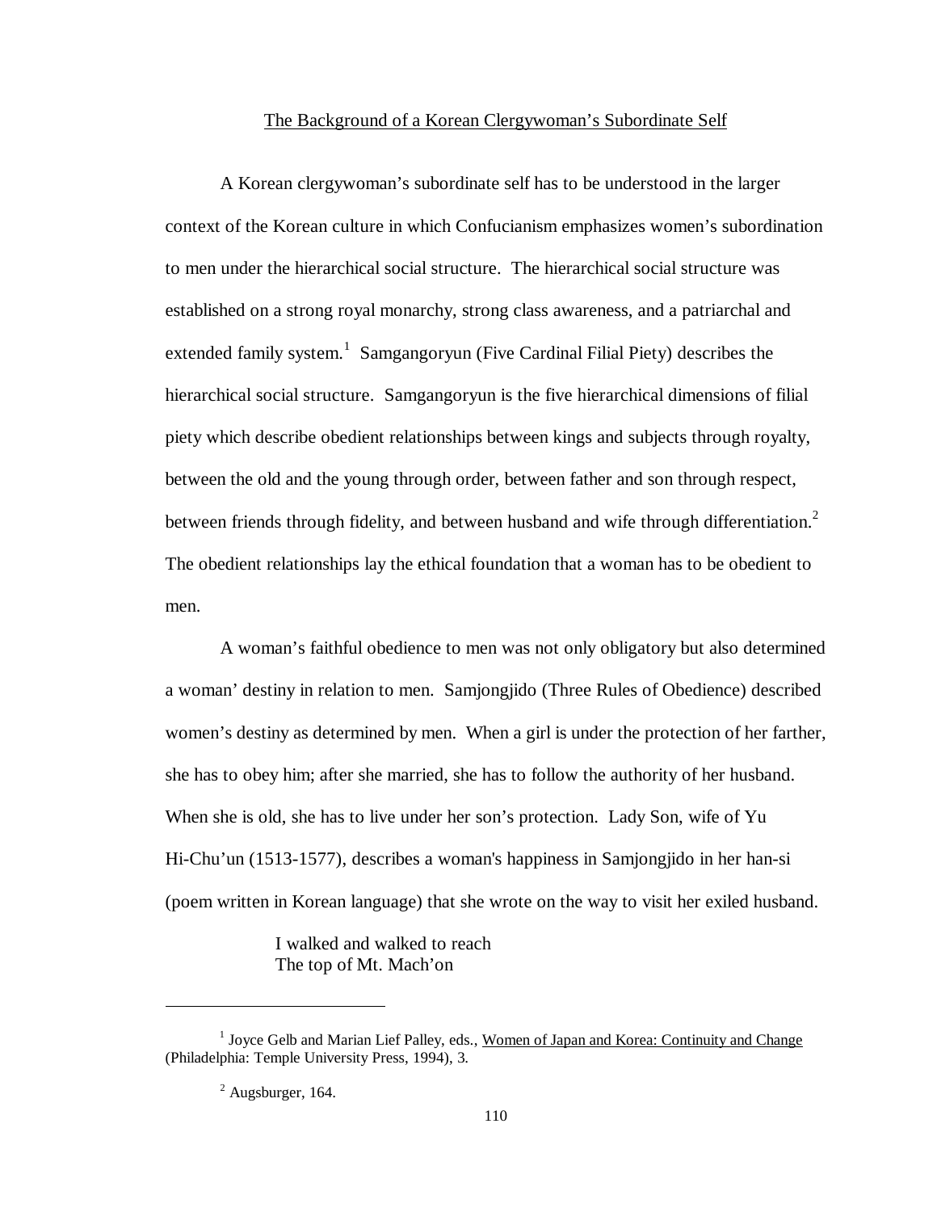## The Background of a Korean Clergywoman's Subordinate Self

A Korean clergywoman's subordinate self has to be understood in the larger context of the Korean culture in which Confucianism emphasizes women's subordination to men under the hierarchical social structure. The hierarchical social structure was established on a strong royal monarchy, strong class awareness, and a patriarchal and extended family system.[1] Samgangoryun (Five Cardinal Filial Piety) describes the hierarchical social structure. Samgangoryun is the five hierarchical dimensions of filial piety which describe obedient relationships between kings and subjects through royalty, between the old and the young through order, between father and son through respect, between friends through fidelity, and between husband and wife through differentiation.[2] The obedient relationships lay the ethical foundation that a woman has to be obedient to men.

A woman's faithful obedience to men was not only obligatory but also determined a woman' destiny in relation to men. Samjongjido (Three Rules of Obedience) described women's destiny as determined by men. When a girl is under the protection of her farther, she has to obey him; after she married, she has to follow the authority of her husband. When she is old, she has to live under her son's protection. Lady Son, wife of Yu Hi-Chu'un (1513-1577), describes a woman's happiness in Samjongjido in her han-si (poem written in Korean language) that she wrote on the way to visit her exiled husband.

> I walked and walked to reach
> The top of Mt. Mach'on

---

[1] Joyce Gelb and Marian Lief Palley, eds., Women of Japan and Korea: Continuity and Change (Philadelphia: Temple University Press, 1994), 3.

[2] Augsburger, 164.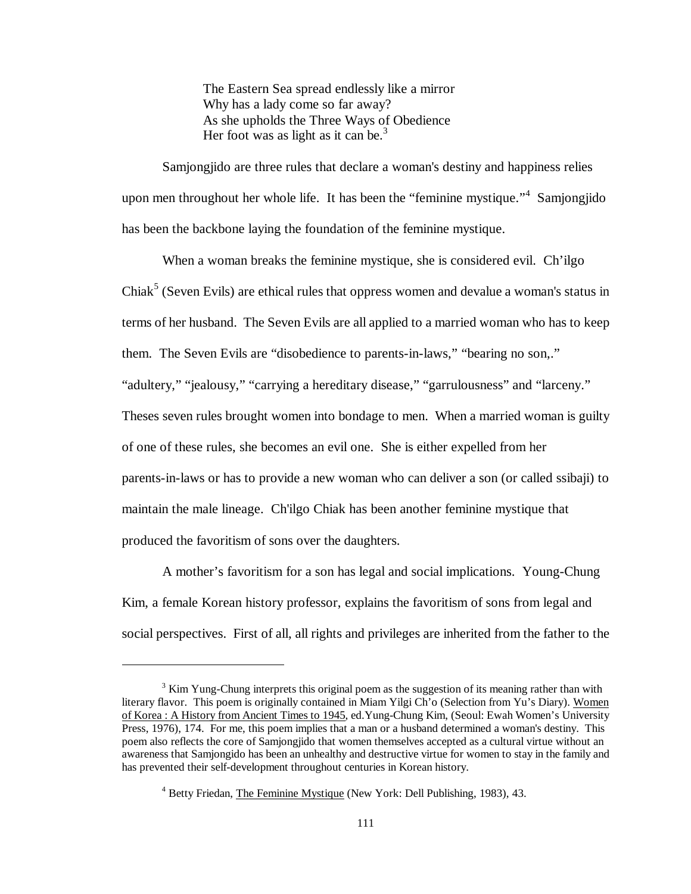> The Eastern Sea spread endlessly like a mirror
> Why has a lady come so far away?
> As she upholds the Three Ways of Obedience
> Her foot was as light as it can be.[3]

Samjongjido are three rules that declare a woman's destiny and happiness relies upon men throughout her whole life. It has been the "feminine mystique."[4] Samjongjido has been the backbone laying the foundation of the feminine mystique.

When a woman breaks the feminine mystique, she is considered evil. Ch'ilgo Chiak[5] (Seven Evils) are ethical rules that oppress women and devalue a woman's status in terms of her husband. The Seven Evils are all applied to a married woman who has to keep them. The Seven Evils are "disobedience to parents-in-laws," "bearing no son,." "adultery," "jealousy," "carrying a hereditary disease," "garrulousness" and "larceny." Theses seven rules brought women into bondage to men. When a married woman is guilty of one of these rules, she becomes an evil one. She is either expelled from her parents-in-laws or has to provide a new woman who can deliver a son (or called ssibaji) to maintain the male lineage. Ch'ilgo Chiak has been another feminine mystique that produced the favoritism of sons over the daughters.

A mother's favoritism for a son has legal and social implications. Young-Chung Kim, a female Korean history professor, explains the favoritism of sons from legal and social perspectives. First of all, all rights and privileges are inherited from the father to the

---

[3] Kim Yung-Chung interprets this original poem as the suggestion of its meaning rather than with literary flavor. This poem is originally contained in Miam Yilgi Ch'o (Selection from Yu's Diary). Women of Korea : A History from Ancient Times to 1945, ed.Yung-Chung Kim, (Seoul: Ewah Women's University Press, 1976), 174. For me, this poem implies that a man or a husband determined a woman's destiny. This poem also reflects the core of Samjongjido that women themselves accepted as a cultural virtue without an awareness that Samjongido has been an unhealthy and destructive virtue for women to stay in the family and has prevented their self-development throughout centuries in Korean history.

[4] Betty Friedan, The Feminine Mystique (New York: Dell Publishing, 1983), 43.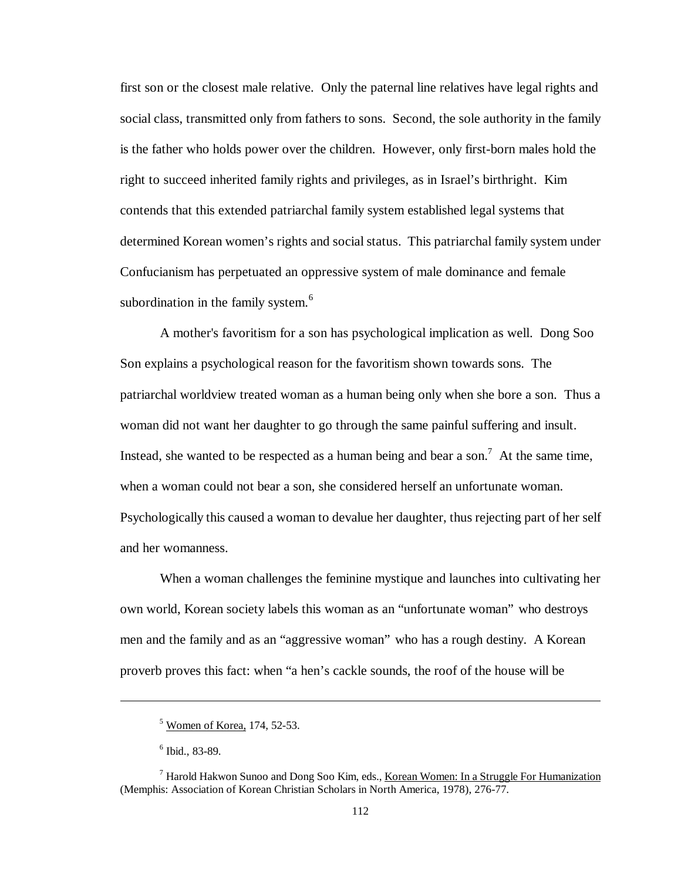first son or the closest male relative. Only the paternal line relatives have legal rights and social class, transmitted only from fathers to sons. Second, the sole authority in the family is the father who holds power over the children. However, only first-born males hold the right to succeed inherited family rights and privileges, as in Israel's birthright. Kim contends that this extended patriarchal family system established legal systems that determined Korean women's rights and social status. This patriarchal family system under Confucianism has perpetuated an oppressive system of male dominance and female subordination in the family system.[6]

A mother's favoritism for a son has psychological implication as well. Dong Soo Son explains a psychological reason for the favoritism shown towards sons. The patriarchal worldview treated woman as a human being only when she bore a son. Thus a woman did not want her daughter to go through the same painful suffering and insult. Instead, she wanted to be respected as a human being and bear a son.[7] At the same time, when a woman could not bear a son, she considered herself an unfortunate woman. Psychologically this caused a woman to devalue her daughter, thus rejecting part of her self and her womanness.

When a woman challenges the feminine mystique and launches into cultivating her own world, Korean society labels this woman as an "unfortunate woman" who destroys men and the family and as an "aggressive woman" who has a rough destiny. A Korean proverb proves this fact: when "a hen's cackle sounds, the roof of the house will be

---

[5] Women of Korea, 174, 52-53.

[6] Ibid., 83-89.

[7] Harold Hakwon Sunoo and Dong Soo Kim, eds., Korean Women: In a Struggle For Humanization (Memphis: Association of Korean Christian Scholars in North America, 1978), 276-77.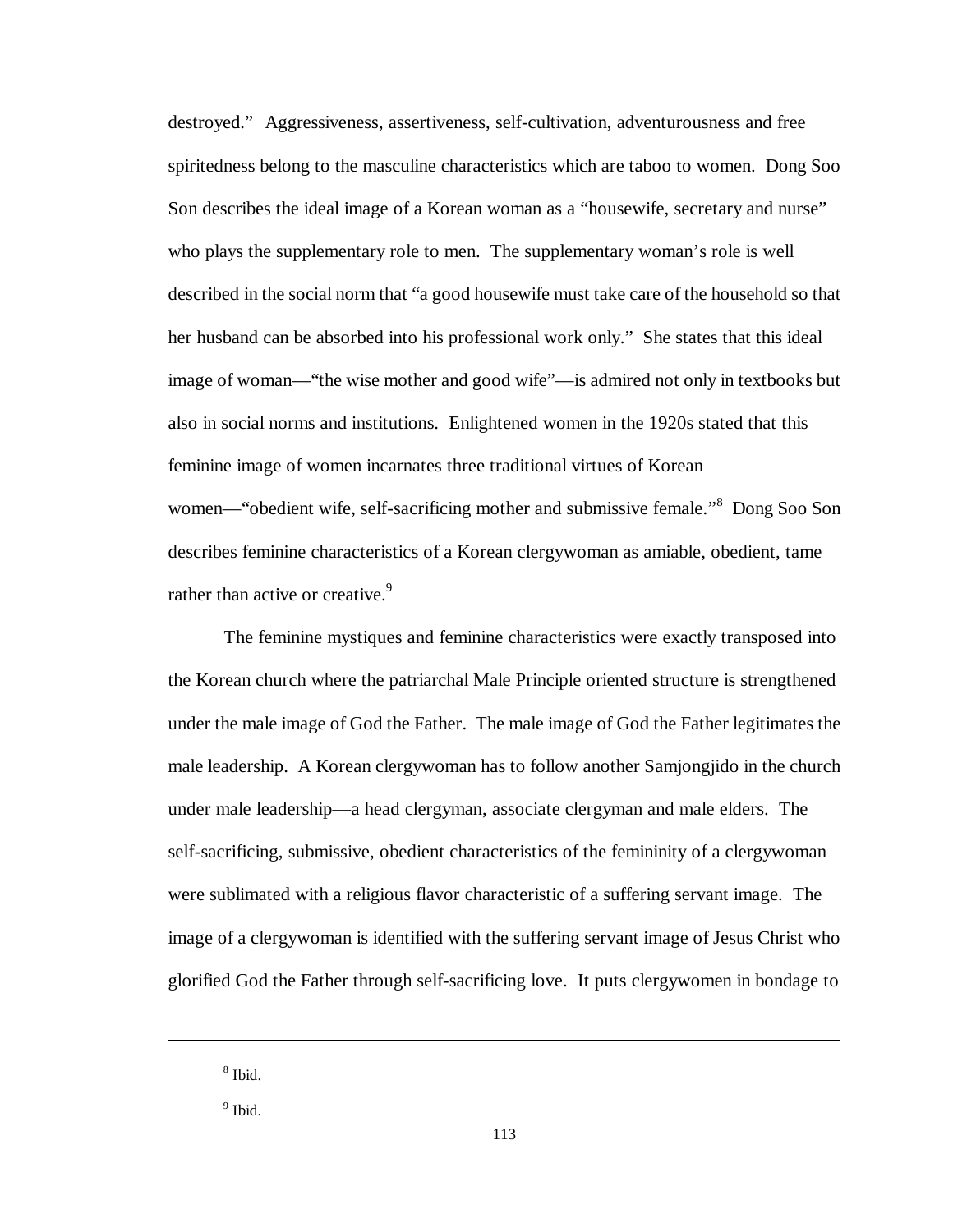destroyed." Aggressiveness, assertiveness, self-cultivation, adventurousness and free spiritedness belong to the masculine characteristics which are taboo to women. Dong Soo Son describes the ideal image of a Korean woman as a "housewife, secretary and nurse" who plays the supplementary role to men. The supplementary woman's role is well described in the social norm that "a good housewife must take care of the household so that her husband can be absorbed into his professional work only." She states that this ideal image of woman—"the wise mother and good wife"—is admired not only in textbooks but also in social norms and institutions. Enlightened women in the 1920s stated that this feminine image of women incarnates three traditional virtues of Korean women—"obedient wife, self-sacrificing mother and submissive female."[8] Dong Soo Son describes feminine characteristics of a Korean clergywoman as amiable, obedient, tame rather than active or creative.[9]

The feminine mystiques and feminine characteristics were exactly transposed into the Korean church where the patriarchal Male Principle oriented structure is strengthened under the male image of God the Father. The male image of God the Father legitimates the male leadership. A Korean clergywoman has to follow another Samjongjido in the church under male leadership—a head clergyman, associate clergyman and male elders. The self-sacrificing, submissive, obedient characteristics of the femininity of a clergywoman were sublimated with a religious flavor characteristic of a suffering servant image. The image of a clergywoman is identified with the suffering servant image of Jesus Christ who glorified God the Father through self-sacrificing love. It puts clergywomen in bondage to

---

[8] Ibid.

[9] Ibid.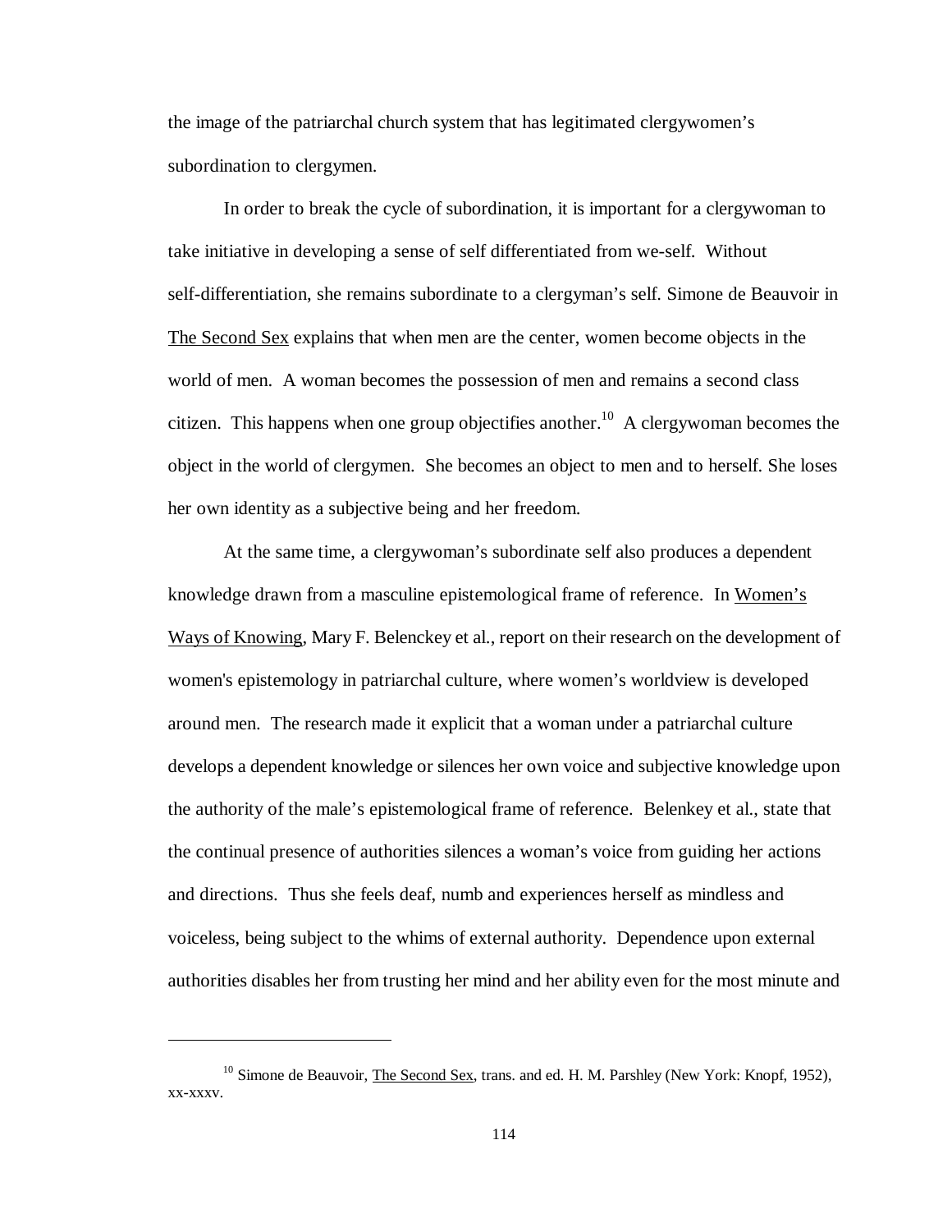the image of the patriarchal church system that has legitimated clergywomen's subordination to clergymen.

In order to break the cycle of subordination, it is important for a clergywoman to take initiative in developing a sense of self differentiated from we-self. Without self-differentiation, she remains subordinate to a clergyman's self. Simone de Beauvoir in The Second Sex explains that when men are the center, women become objects in the world of men. A woman becomes the possession of men and remains a second class citizen. This happens when one group objectifies another.[10] A clergywoman becomes the object in the world of clergymen. She becomes an object to men and to herself. She loses her own identity as a subjective being and her freedom.

At the same time, a clergywoman's subordinate self also produces a dependent knowledge drawn from a masculine epistemological frame of reference. In Women's Ways of Knowing, Mary F. Belenckey et al., report on their research on the development of women's epistemology in patriarchal culture, where women's worldview is developed around men. The research made it explicit that a woman under a patriarchal culture develops a dependent knowledge or silences her own voice and subjective knowledge upon the authority of the male's epistemological frame of reference. Belenkey et al., state that the continual presence of authorities silences a woman's voice from guiding her actions and directions. Thus she feels deaf, numb and experiences herself as mindless and voiceless, being subject to the whims of external authority. Dependence upon external authorities disables her from trusting her mind and her ability even for the most minute and

---

[10] Simone de Beauvoir, The Second Sex, trans. and ed. H. M. Parshley (New York: Knopf, 1952), xx-xxxv.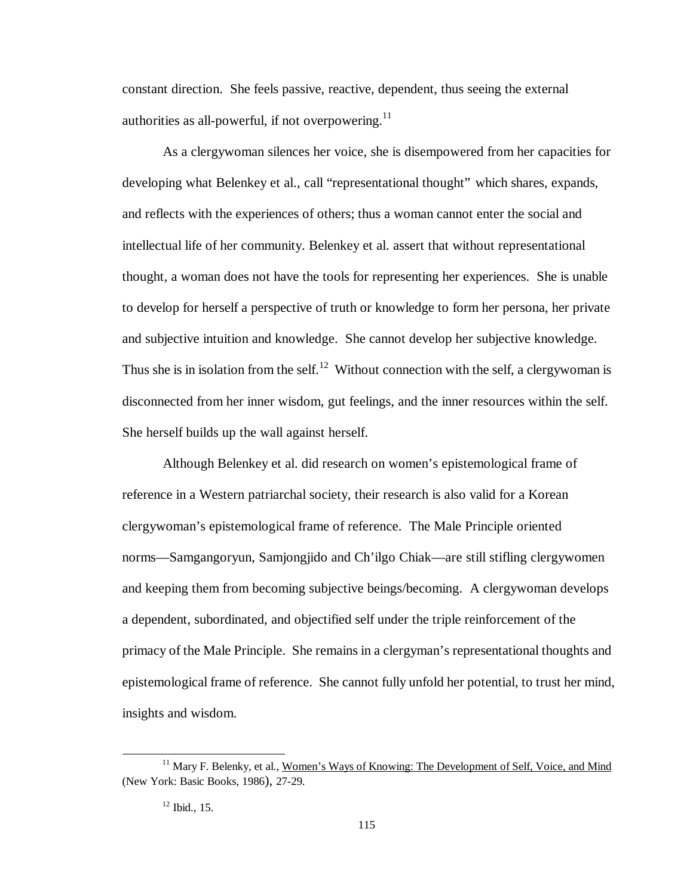constant direction. She feels passive, reactive, dependent, thus seeing the external authorities as all-powerful, if not overpowering.[11]

As a clergywoman silences her voice, she is disempowered from her capacities for developing what Belenkey et al., call "representational thought" which shares, expands, and reflects with the experiences of others; thus a woman cannot enter the social and intellectual life of her community. Belenkey et al. assert that without representational thought, a woman does not have the tools for representing her experiences. She is unable to develop for herself a perspective of truth or knowledge to form her persona, her private and subjective intuition and knowledge. She cannot develop her subjective knowledge. Thus she is in isolation from the self.[12] Without connection with the self, a clergywoman is disconnected from her inner wisdom, gut feelings, and the inner resources within the self. She herself builds up the wall against herself.

Although Belenkey et al. did research on women's epistemological frame of reference in a Western patriarchal society, their research is also valid for a Korean clergywoman's epistemological frame of reference. The Male Principle oriented norms—Samgangoryun, Samjongjido and Ch'ilgo Chiak—are still stifling clergywomen and keeping them from becoming subjective beings/becoming. A clergywoman develops a dependent, subordinated, and objectified self under the triple reinforcement of the primacy of the Male Principle. She remains in a clergyman's representational thoughts and epistemological frame of reference. She cannot fully unfold her potential, to trust her mind, insights and wisdom.

---

[11] Mary F. Belenky, et al., Women's Ways of Knowing: The Development of Self, Voice, and Mind (New York: Basic Books, 1986), 27-29.

[12] Ibid., 15.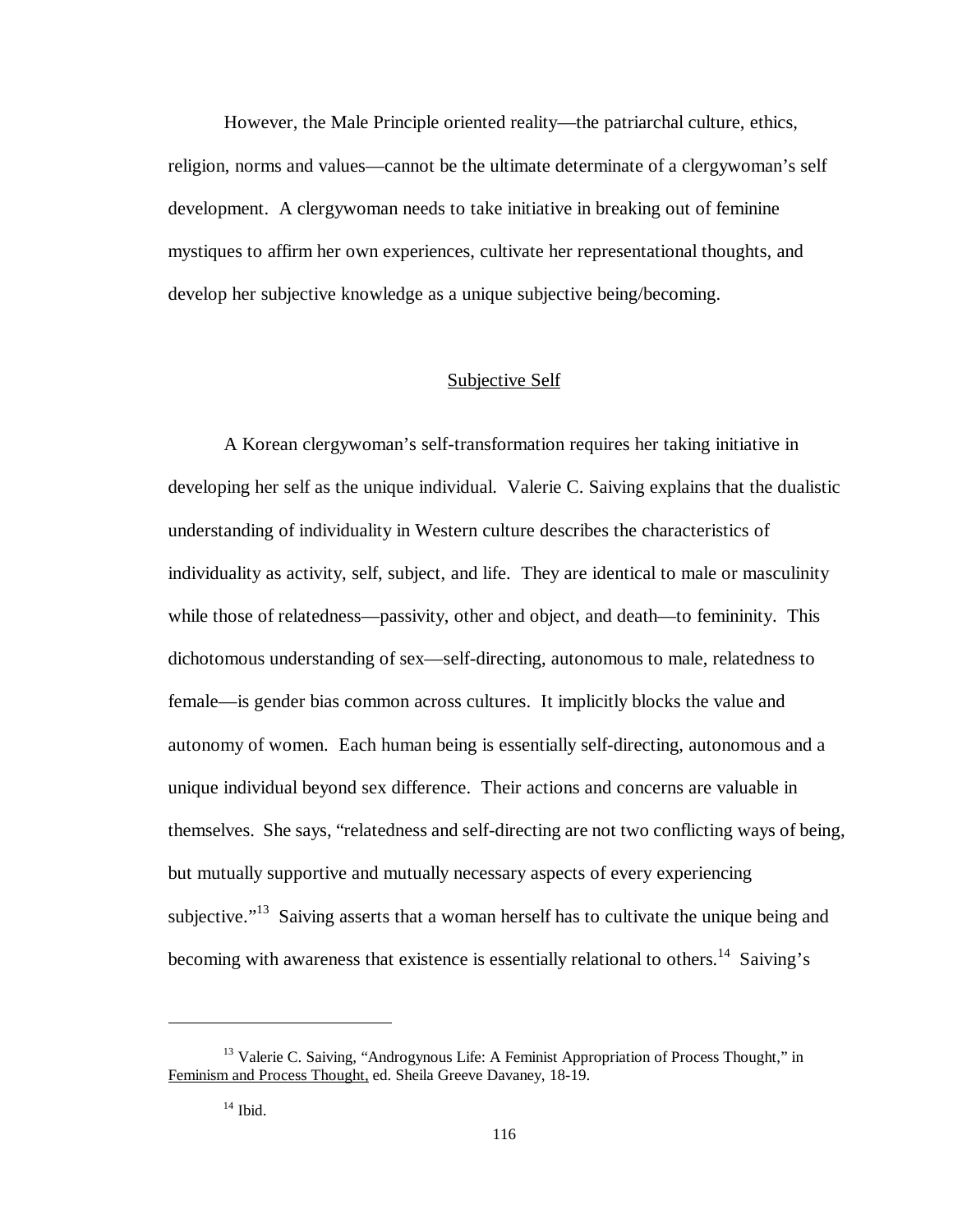However, the Male Principle oriented reality—the patriarchal culture, ethics, religion, norms and values—cannot be the ultimate determinate of a clergywoman's self development. A clergywoman needs to take initiative in breaking out of feminine mystiques to affirm her own experiences, cultivate her representational thoughts, and develop her subjective knowledge as a unique subjective being/becoming.

## Subjective Self

A Korean clergywoman's self-transformation requires her taking initiative in developing her self as the unique individual. Valerie C. Saiving explains that the dualistic understanding of individuality in Western culture describes the characteristics of individuality as activity, self, subject, and life. They are identical to male or masculinity while those of relatedness—passivity, other and object, and death—to femininity. This dichotomous understanding of sex—self-directing, autonomous to male, relatedness to female—is gender bias common across cultures. It implicitly blocks the value and autonomy of women. Each human being is essentially self-directing, autonomous and a unique individual beyond sex difference. Their actions and concerns are valuable in themselves. She says, "relatedness and self-directing are not two conflicting ways of being, but mutually supportive and mutually necessary aspects of every experiencing subjective."[13] Saiving asserts that a woman herself has to cultivate the unique being and becoming with awareness that existence is essentially relational to others.[14] Saiving's

---

[13] Valerie C. Saiving, "Androgynous Life: A Feminist Appropriation of Process Thought," in Feminism and Process Thought, ed. Sheila Greeve Davaney, 18-19.

[14] Ibid.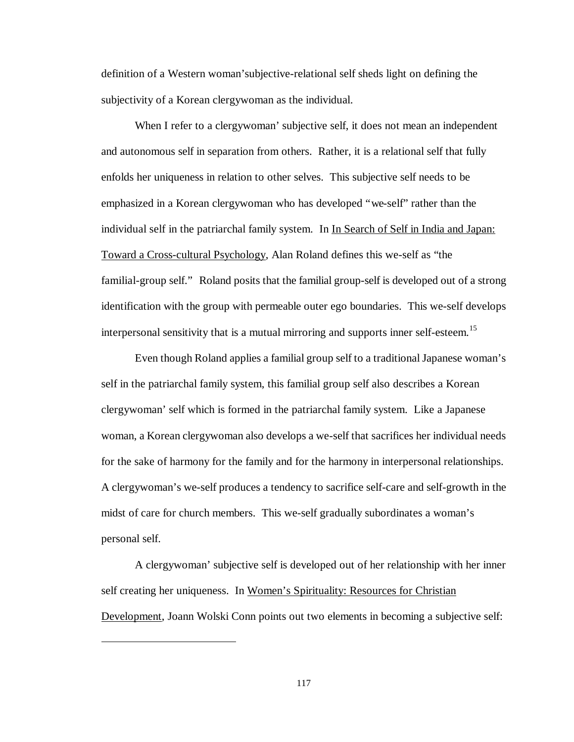definition of a Western woman'subjective-relational self sheds light on defining the subjectivity of a Korean clergywoman as the individual.

When I refer to a clergywoman' subjective self, it does not mean an independent and autonomous self in separation from others. Rather, it is a relational self that fully enfolds her uniqueness in relation to other selves. This subjective self needs to be emphasized in a Korean clergywoman who has developed "we-self" rather than the individual self in the patriarchal family system. In <u>In Search of Self in India and Japan: Toward a Cross-cultural Psychology</u>, Alan Roland defines this we-self as "the familial-group self." Roland posits that the familial group-self is developed out of a strong identification with the group with permeable outer ego boundaries. This we-self develops interpersonal sensitivity that is a mutual mirroring and supports inner self-esteem.[15]

Even though Roland applies a familial group self to a traditional Japanese woman's self in the patriarchal family system, this familial group self also describes a Korean clergywoman' self which is formed in the patriarchal family system. Like a Japanese woman, a Korean clergywoman also develops a we-self that sacrifices her individual needs for the sake of harmony for the family and for the harmony in interpersonal relationships. A clergywoman's we-self produces a tendency to sacrifice self-care and self-growth in the midst of care for church members. This we-self gradually subordinates a woman's personal self.

A clergywoman' subjective self is developed out of her relationship with her inner self creating her uniqueness. In <u>Women's Spirituality: Resources for Christian Development</u>, Joann Wolski Conn points out two elements in becoming a subjective self: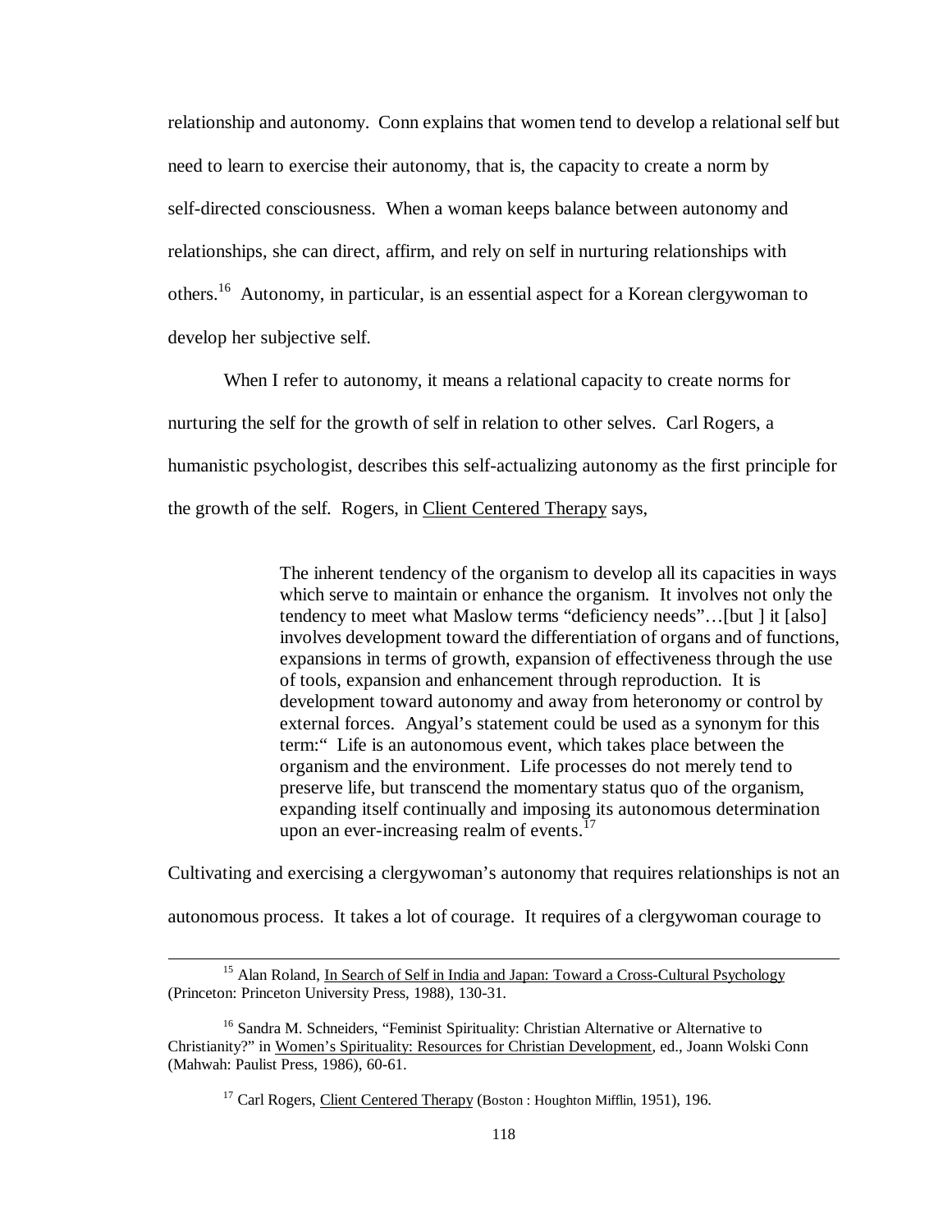relationship and autonomy. Conn explains that women tend to develop a relational self but need to learn to exercise their autonomy, that is, the capacity to create a norm by self-directed consciousness. When a woman keeps balance between autonomy and relationships, she can direct, affirm, and rely on self in nurturing relationships with others.[16] Autonomy, in particular, is an essential aspect for a Korean clergywoman to develop her subjective self.

When I refer to autonomy, it means a relational capacity to create norms for nurturing the self for the growth of self in relation to other selves. Carl Rogers, a humanistic psychologist, describes this self-actualizing autonomy as the first principle for the growth of the self. Rogers, in Client Centered Therapy says,

> The inherent tendency of the organism to develop all its capacities in ways which serve to maintain or enhance the organism. It involves not only the tendency to meet what Maslow terms "deficiency needs"…[but ] it [also] involves development toward the differentiation of organs and of functions, expansions in terms of growth, expansion of effectiveness through the use of tools, expansion and enhancement through reproduction. It is development toward autonomy and away from heteronomy or control by external forces. Angyal's statement could be used as a synonym for this term:" Life is an autonomous event, which takes place between the organism and the environment. Life processes do not merely tend to preserve life, but transcend the momentary status quo of the organism, expanding itself continually and imposing its autonomous determination upon an ever-increasing realm of events.[17]

Cultivating and exercising a clergywoman's autonomy that requires relationships is not an autonomous process. It takes a lot of courage. It requires of a clergywoman courage to

---

[15] Alan Roland, In Search of Self in India and Japan: Toward a Cross-Cultural Psychology (Princeton: Princeton University Press, 1988), 130-31.

[16] Sandra M. Schneiders, "Feminist Spirituality: Christian Alternative or Alternative to Christianity?" in Women's Spirituality: Resources for Christian Development, ed., Joann Wolski Conn (Mahwah: Paulist Press, 1986), 60-61.

[17] Carl Rogers, Client Centered Therapy (Boston : Houghton Mifflin, 1951), 196.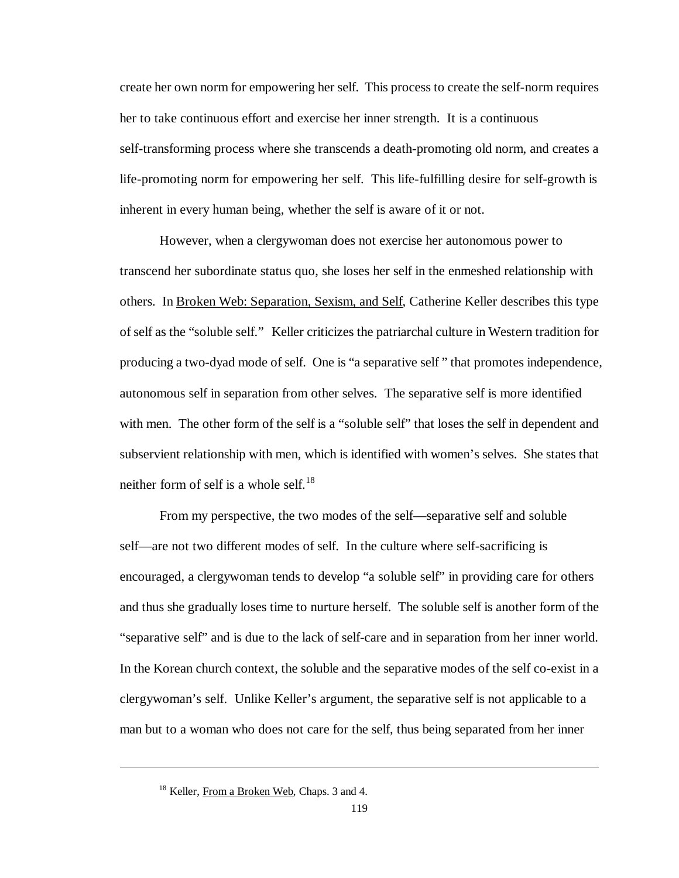create her own norm for empowering her self. This process to create the self-norm requires her to take continuous effort and exercise her inner strength. It is a continuous self-transforming process where she transcends a death-promoting old norm, and creates a life-promoting norm for empowering her self. This life-fulfilling desire for self-growth is inherent in every human being, whether the self is aware of it or not.

However, when a clergywoman does not exercise her autonomous power to transcend her subordinate status quo, she loses her self in the enmeshed relationship with others. In Broken Web: Separation, Sexism, and Self, Catherine Keller describes this type of self as the "soluble self." Keller criticizes the patriarchal culture in Western tradition for producing a two-dyad mode of self. One is "a separative self " that promotes independence, autonomous self in separation from other selves. The separative self is more identified with men. The other form of the self is a "soluble self" that loses the self in dependent and subservient relationship with men, which is identified with women's selves. She states that neither form of self is a whole self.[18]

From my perspective, the two modes of the self—separative self and soluble self—are not two different modes of self. In the culture where self-sacrificing is encouraged, a clergywoman tends to develop "a soluble self" in providing care for others and thus she gradually loses time to nurture herself. The soluble self is another form of the "separative self" and is due to the lack of self-care and in separation from her inner world. In the Korean church context, the soluble and the separative modes of the self co-exist in a clergywoman's self. Unlike Keller's argument, the separative self is not applicable to a man but to a woman who does not care for the self, thus being separated from her inner

---

[18] Keller, From a Broken Web, Chaps. 3 and 4.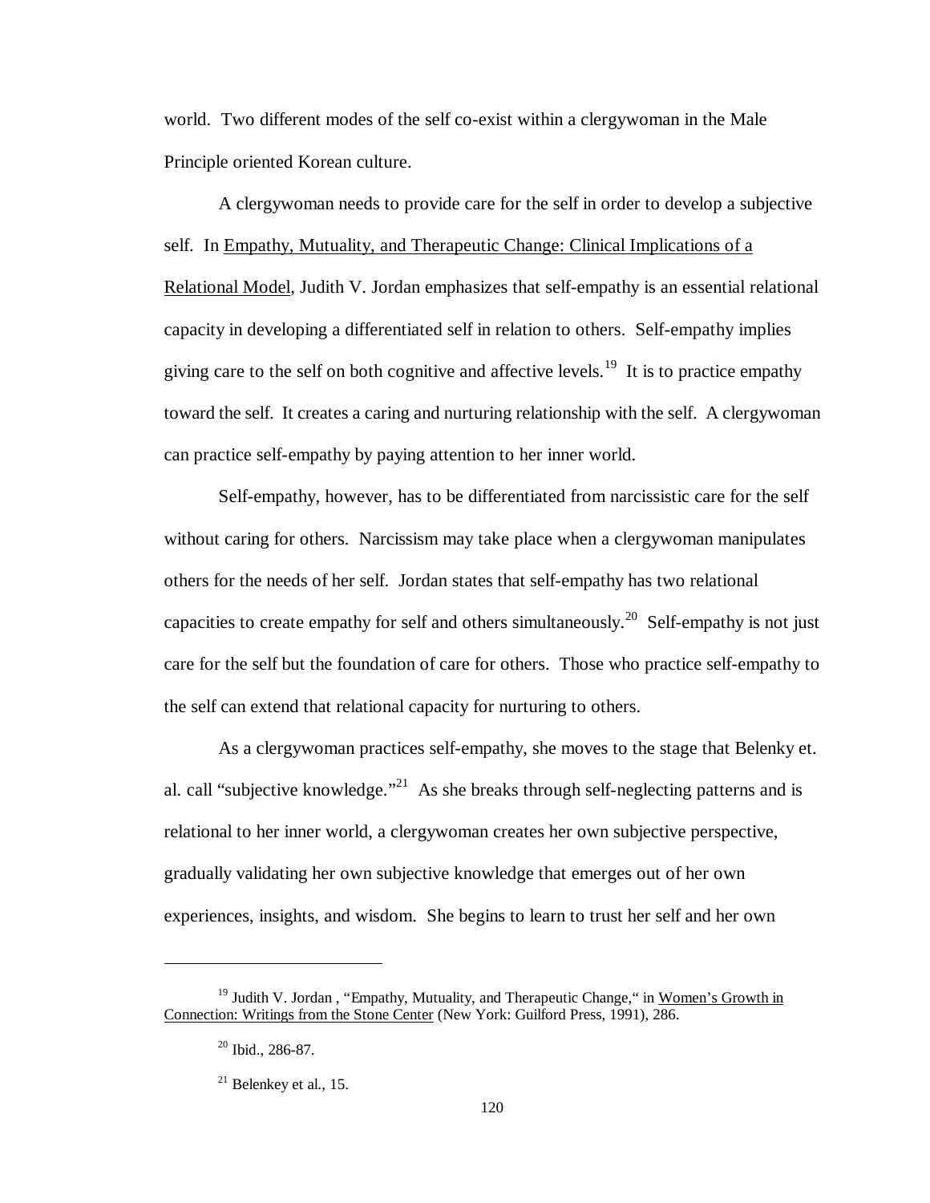world. Two different modes of the self co-exist within a clergywoman in the Male Principle oriented Korean culture.

A clergywoman needs to provide care for the self in order to develop a subjective self. In Empathy, Mutuality, and Therapeutic Change: Clinical Implications of a Relational Model, Judith V. Jordan emphasizes that self-empathy is an essential relational capacity in developing a differentiated self in relation to others. Self-empathy implies giving care to the self on both cognitive and affective levels.[19] It is to practice empathy toward the self. It creates a caring and nurturing relationship with the self. A clergywoman can practice self-empathy by paying attention to her inner world.

Self-empathy, however, has to be differentiated from narcissistic care for the self without caring for others. Narcissism may take place when a clergywoman manipulates others for the needs of her self. Jordan states that self-empathy has two relational capacities to create empathy for self and others simultaneously.[20] Self-empathy is not just care for the self but the foundation of care for others. Those who practice self-empathy to the self can extend that relational capacity for nurturing to others.

As a clergywoman practices self-empathy, she moves to the stage that Belenky et. al. call "subjective knowledge."[21] As she breaks through self-neglecting patterns and is relational to her inner world, a clergywoman creates her own subjective perspective, gradually validating her own subjective knowledge that emerges out of her own experiences, insights, and wisdom. She begins to learn to trust her self and her own

---

[19] Judith V. Jordan , "Empathy, Mutuality, and Therapeutic Change," in Women's Growth in Connection: Writings from the Stone Center (New York: Guilford Press, 1991), 286.

[20] Ibid., 286-87.

[21] Belenkey et al., 15.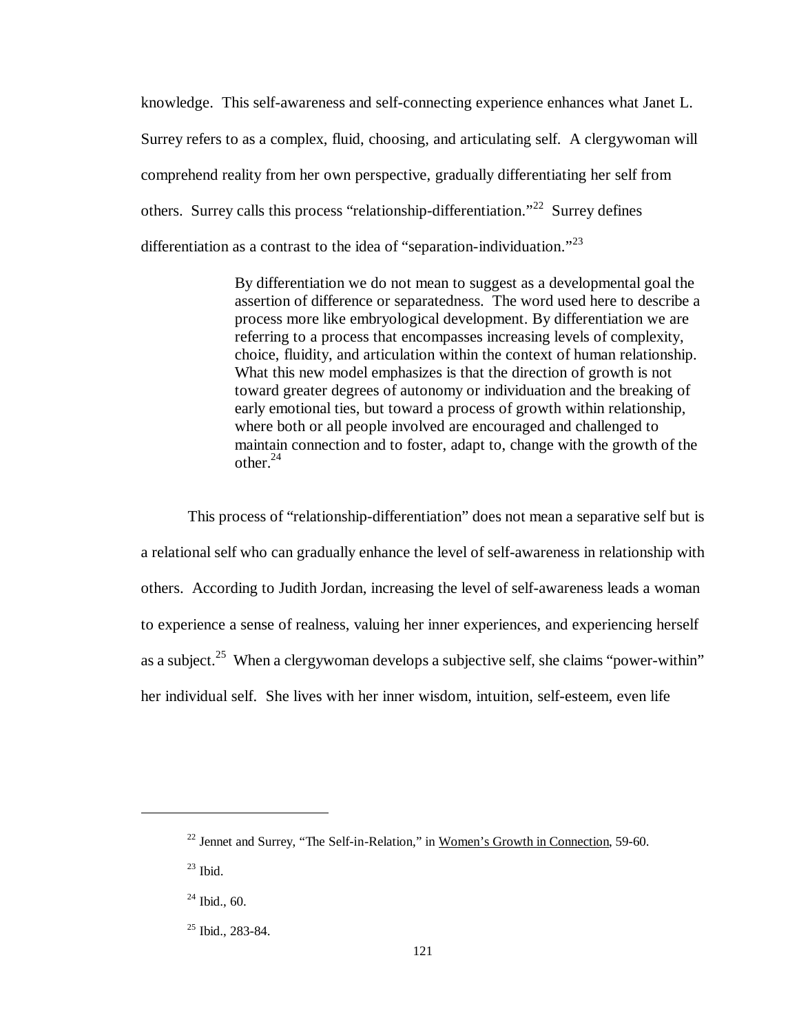knowledge. This self-awareness and self-connecting experience enhances what Janet L. Surrey refers to as a complex, fluid, choosing, and articulating self. A clergywoman will comprehend reality from her own perspective, gradually differentiating her self from others. Surrey calls this process "relationship-differentiation."[22] Surrey defines differentiation as a contrast to the idea of "separation-individuation."[23]

> By differentiation we do not mean to suggest as a developmental goal the assertion of difference or separatedness. The word used here to describe a process more like embryological development. By differentiation we are referring to a process that encompasses increasing levels of complexity, choice, fluidity, and articulation within the context of human relationship. What this new model emphasizes is that the direction of growth is not toward greater degrees of autonomy or individuation and the breaking of early emotional ties, but toward a process of growth within relationship, where both or all people involved are encouraged and challenged to maintain connection and to foster, adapt to, change with the growth of the other.[24]

This process of "relationship-differentiation" does not mean a separative self but is a relational self who can gradually enhance the level of self-awareness in relationship with others. According to Judith Jordan, increasing the level of self-awareness leads a woman to experience a sense of realness, valuing her inner experiences, and experiencing herself as a subject.[25] When a clergywoman develops a subjective self, she claims "power-within" her individual self. She lives with her inner wisdom, intuition, self-esteem, even life

---

[22] Jennet and Surrey, "The Self-in-Relation," in Women's Growth in Connection, 59-60.

[23] Ibid.

[24] Ibid., 60.

[25] Ibid., 283-84.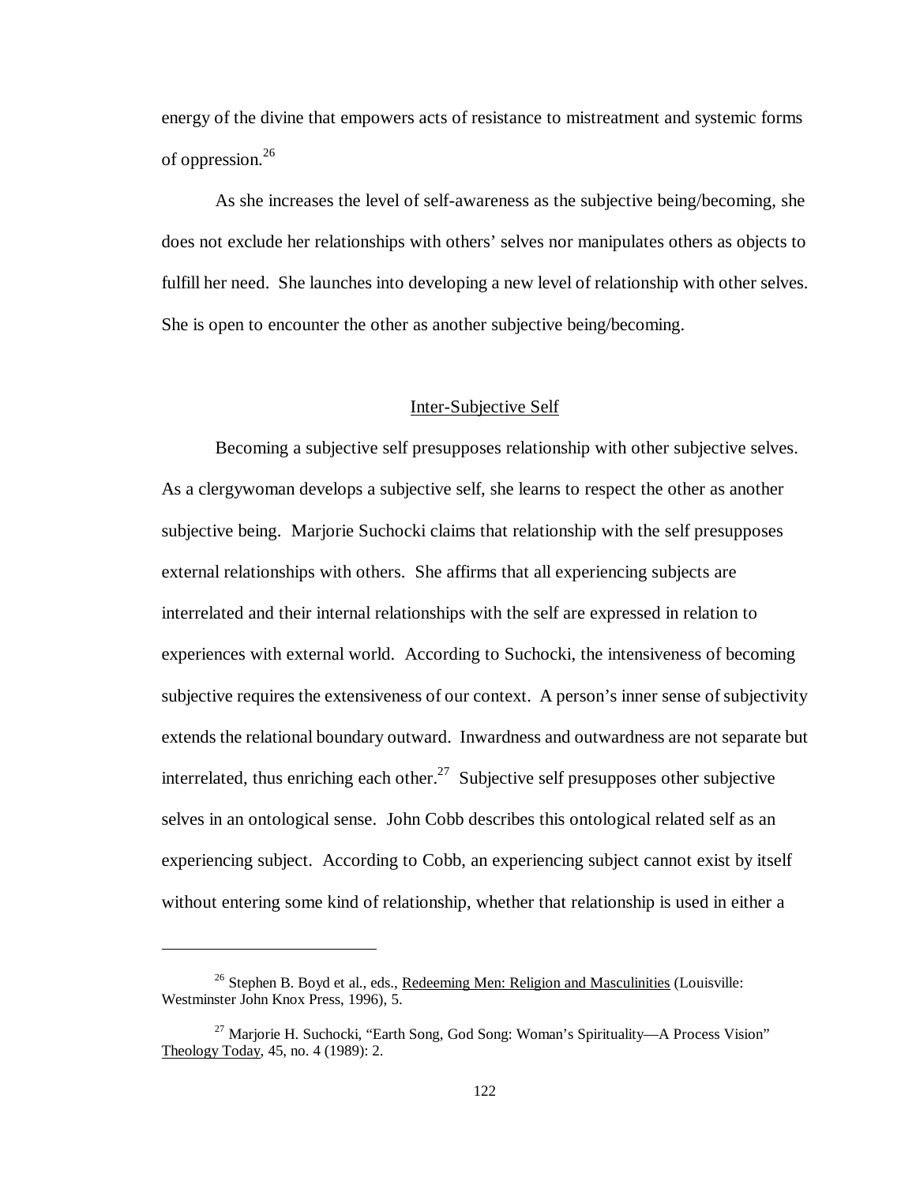energy of the divine that empowers acts of resistance to mistreatment and systemic forms of oppression.[26]

As she increases the level of self-awareness as the subjective being/becoming, she does not exclude her relationships with others' selves nor manipulates others as objects to fulfill her need. She launches into developing a new level of relationship with other selves. She is open to encounter the other as another subjective being/becoming.

## Inter-Subjective Self

Becoming a subjective self presupposes relationship with other subjective selves. As a clergywoman develops a subjective self, she learns to respect the other as another subjective being. Marjorie Suchocki claims that relationship with the self presupposes external relationships with others. She affirms that all experiencing subjects are interrelated and their internal relationships with the self are expressed in relation to experiences with external world. According to Suchocki, the intensiveness of becoming subjective requires the extensiveness of our context. A person's inner sense of subjectivity extends the relational boundary outward. Inwardness and outwardness are not separate but interrelated, thus enriching each other.[27] Subjective self presupposes other subjective selves in an ontological sense. John Cobb describes this ontological related self as an experiencing subject. According to Cobb, an experiencing subject cannot exist by itself without entering some kind of relationship, whether that relationship is used in either a

---

[26] Stephen B. Boyd et al., eds., Redeeming Men: Religion and Masculinities (Louisville: Westminster John Knox Press, 1996), 5.

[27] Marjorie H. Suchocki, "Earth Song, God Song: Woman's Spirituality—A Process Vision" Theology Today, 45, no. 4 (1989): 2.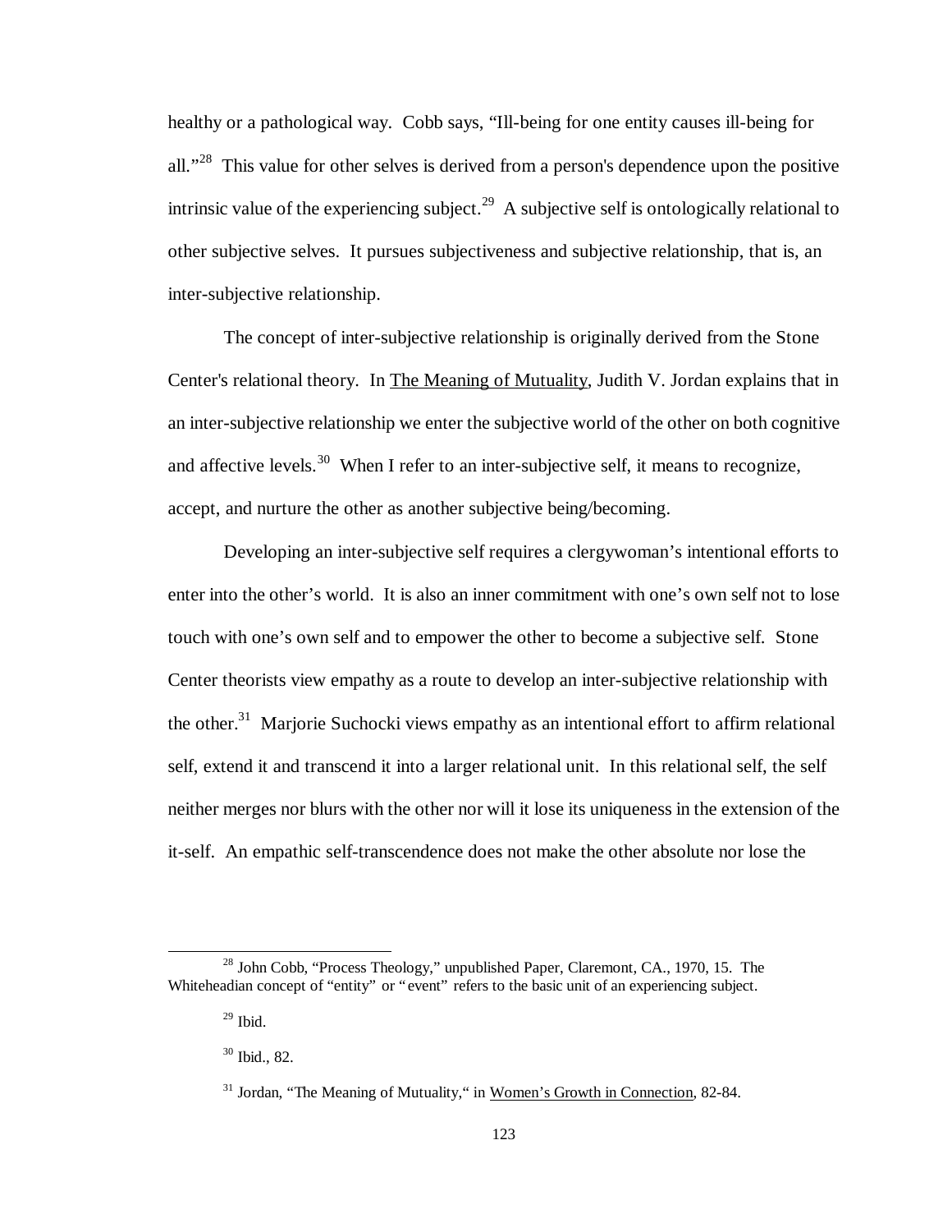healthy or a pathological way. Cobb says, "Ill-being for one entity causes ill-being for all."[28] This value for other selves is derived from a person's dependence upon the positive intrinsic value of the experiencing subject.[29] A subjective self is ontologically relational to other subjective selves. It pursues subjectiveness and subjective relationship, that is, an inter-subjective relationship.

The concept of inter-subjective relationship is originally derived from the Stone Center's relational theory. In The Meaning of Mutuality, Judith V. Jordan explains that in an inter-subjective relationship we enter the subjective world of the other on both cognitive and affective levels.[30] When I refer to an inter-subjective self, it means to recognize, accept, and nurture the other as another subjective being/becoming.

Developing an inter-subjective self requires a clergywoman's intentional efforts to enter into the other's world. It is also an inner commitment with one's own self not to lose touch with one's own self and to empower the other to become a subjective self. Stone Center theorists view empathy as a route to develop an inter-subjective relationship with the other.[31] Marjorie Suchocki views empathy as an intentional effort to affirm relational self, extend it and transcend it into a larger relational unit. In this relational self, the self neither merges nor blurs with the other nor will it lose its uniqueness in the extension of the it-self. An empathic self-transcendence does not make the other absolute nor lose the

---

[28] John Cobb, "Process Theology," unpublished Paper, Claremont, CA., 1970, 15. The Whiteheadian concept of "entity" or "event" refers to the basic unit of an experiencing subject.

[29] Ibid.

[30] Ibid., 82.

[31] Jordan, "The Meaning of Mutuality," in Women's Growth in Connection, 82-84.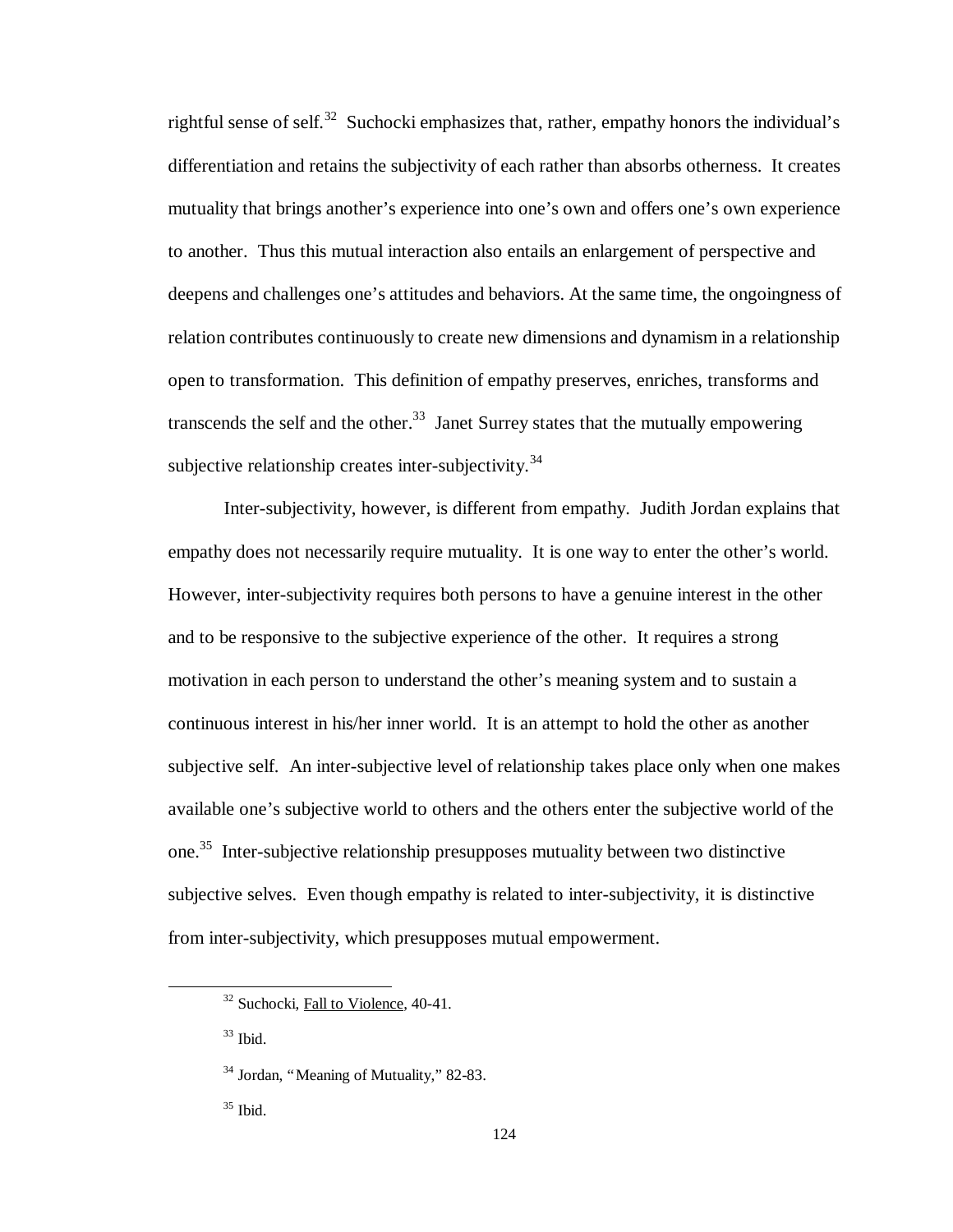rightful sense of self.[32] Suchocki emphasizes that, rather, empathy honors the individual's differentiation and retains the subjectivity of each rather than absorbs otherness. It creates mutuality that brings another's experience into one's own and offers one's own experience to another. Thus this mutual interaction also entails an enlargement of perspective and deepens and challenges one's attitudes and behaviors. At the same time, the ongoingness of relation contributes continuously to create new dimensions and dynamism in a relationship open to transformation. This definition of empathy preserves, enriches, transforms and transcends the self and the other.[33] Janet Surrey states that the mutually empowering subjective relationship creates inter-subjectivity.[34]

Inter-subjectivity, however, is different from empathy. Judith Jordan explains that empathy does not necessarily require mutuality. It is one way to enter the other's world. However, inter-subjectivity requires both persons to have a genuine interest in the other and to be responsive to the subjective experience of the other. It requires a strong motivation in each person to understand the other's meaning system and to sustain a continuous interest in his/her inner world. It is an attempt to hold the other as another subjective self. An inter-subjective level of relationship takes place only when one makes available one's subjective world to others and the others enter the subjective world of the one.[35] Inter-subjective relationship presupposes mutuality between two distinctive subjective selves. Even though empathy is related to inter-subjectivity, it is distinctive from inter-subjectivity, which presupposes mutual empowerment.

---

[32] Suchocki, Fall to Violence, 40-41.

[33] Ibid.

[34] Jordan, "Meaning of Mutuality," 82-83.

[35] Ibid.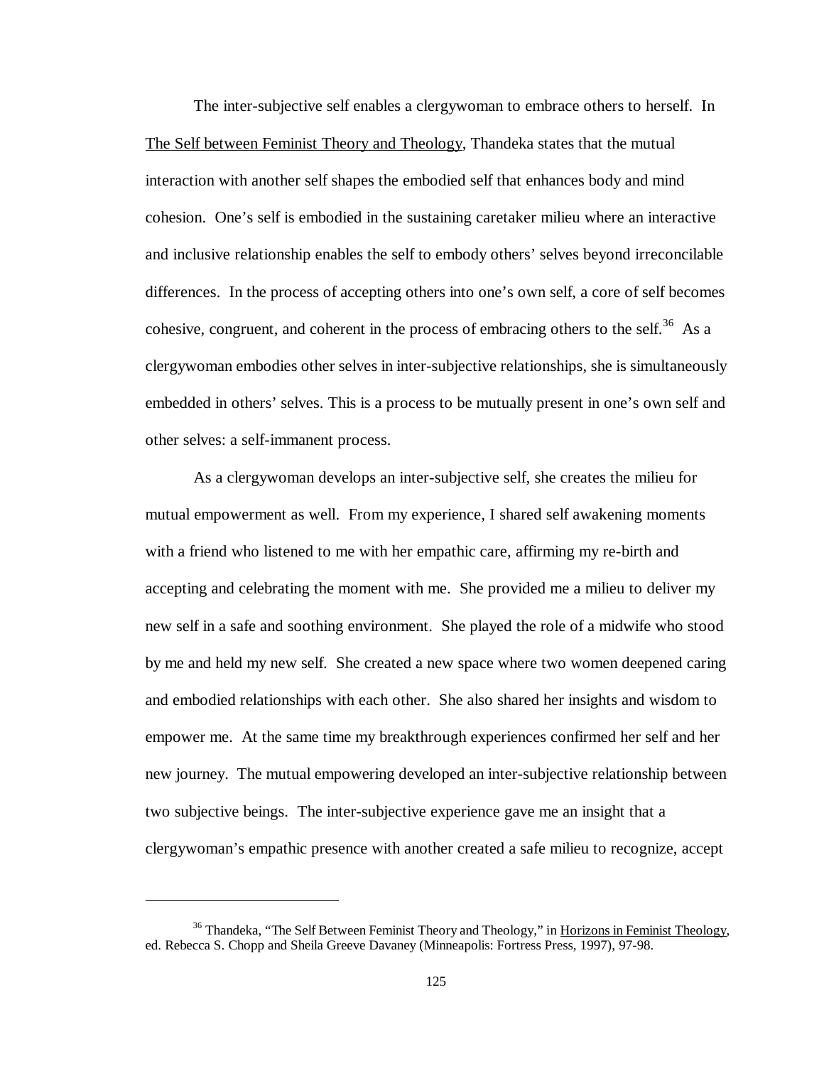The inter-subjective self enables a clergywoman to embrace others to herself. In The Self between Feminist Theory and Theology, Thandeka states that the mutual interaction with another self shapes the embodied self that enhances body and mind cohesion. One's self is embodied in the sustaining caretaker milieu where an interactive and inclusive relationship enables the self to embody others' selves beyond irreconcilable differences. In the process of accepting others into one's own self, a core of self becomes cohesive, congruent, and coherent in the process of embracing others to the self.[36] As a clergywoman embodies other selves in inter-subjective relationships, she is simultaneously embedded in others' selves. This is a process to be mutually present in one's own self and other selves: a self-immanent process.

As a clergywoman develops an inter-subjective self, she creates the milieu for mutual empowerment as well. From my experience, I shared self awakening moments with a friend who listened to me with her empathic care, affirming my re-birth and accepting and celebrating the moment with me. She provided me a milieu to deliver my new self in a safe and soothing environment. She played the role of a midwife who stood by me and held my new self. She created a new space where two women deepened caring and embodied relationships with each other. She also shared her insights and wisdom to empower me. At the same time my breakthrough experiences confirmed her self and her new journey. The mutual empowering developed an inter-subjective relationship between two subjective beings. The inter-subjective experience gave me an insight that a clergywoman's empathic presence with another created a safe milieu to recognize, accept

---

[36] Thandeka, "The Self Between Feminist Theory and Theology," in Horizons in Feminist Theology, ed. Rebecca S. Chopp and Sheila Greeve Davaney (Minneapolis: Fortress Press, 1997), 97-98.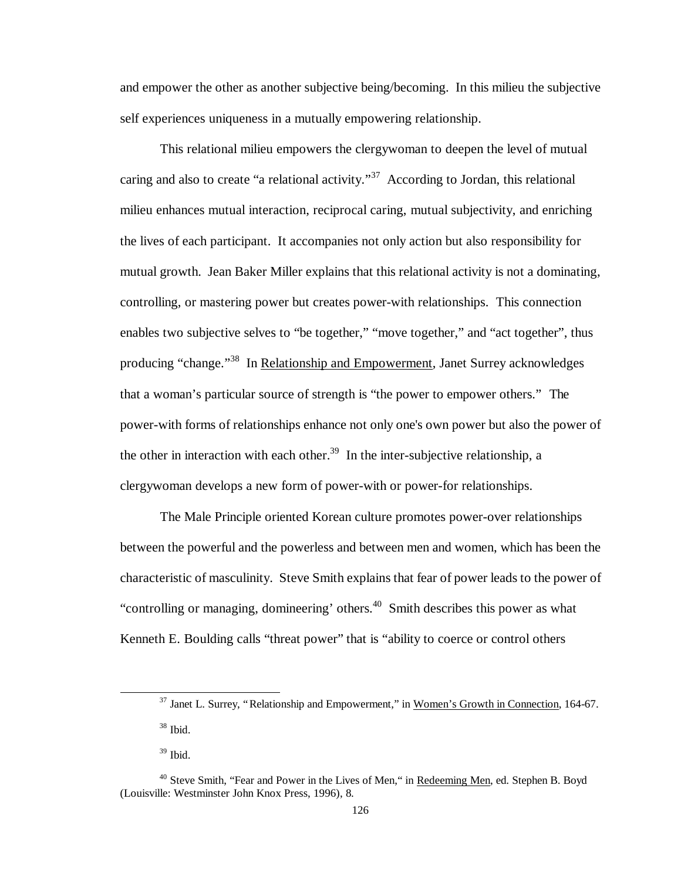and empower the other as another subjective being/becoming. In this milieu the subjective self experiences uniqueness in a mutually empowering relationship.

This relational milieu empowers the clergywoman to deepen the level of mutual caring and also to create "a relational activity."[37] According to Jordan, this relational milieu enhances mutual interaction, reciprocal caring, mutual subjectivity, and enriching the lives of each participant. It accompanies not only action but also responsibility for mutual growth. Jean Baker Miller explains that this relational activity is not a dominating, controlling, or mastering power but creates power-with relationships. This connection enables two subjective selves to "be together," "move together," and "act together", thus producing "change."[38] In Relationship and Empowerment, Janet Surrey acknowledges that a woman's particular source of strength is "the power to empower others." The power-with forms of relationships enhance not only one's own power but also the power of the other in interaction with each other.[39] In the inter-subjective relationship, a clergywoman develops a new form of power-with or power-for relationships.

The Male Principle oriented Korean culture promotes power-over relationships between the powerful and the powerless and between men and women, which has been the characteristic of masculinity. Steve Smith explains that fear of power leads to the power of "controlling or managing, domineering' others.[40] Smith describes this power as what Kenneth E. Boulding calls "threat power" that is "ability to coerce or control others

---

[37] Janet L. Surrey, "Relationship and Empowerment," in Women's Growth in Connection, 164-67.

[38] Ibid.

[39] Ibid.

[40] Steve Smith, "Fear and Power in the Lives of Men," in Redeeming Men, ed. Stephen B. Boyd (Louisville: Westminster John Knox Press, 1996), 8.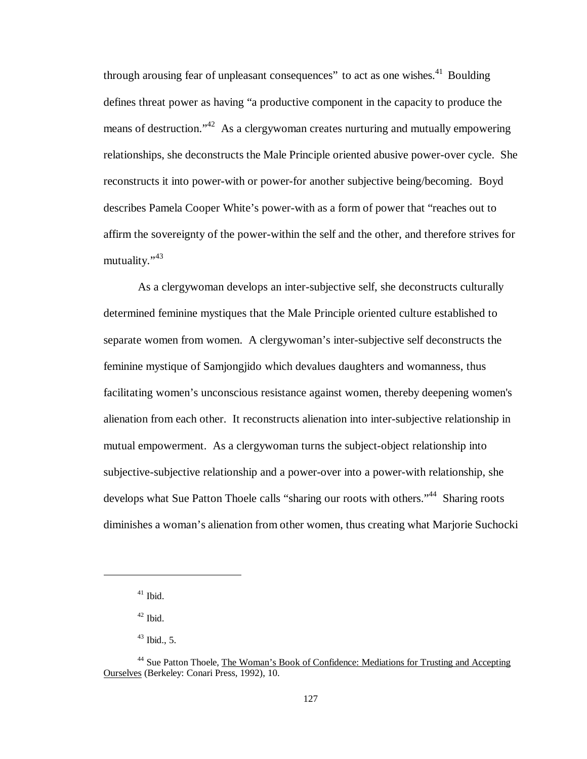through arousing fear of unpleasant consequences" to act as one wishes.[41] Boulding defines threat power as having "a productive component in the capacity to produce the means of destruction."[42] As a clergywoman creates nurturing and mutually empowering relationships, she deconstructs the Male Principle oriented abusive power-over cycle. She reconstructs it into power-with or power-for another subjective being/becoming. Boyd describes Pamela Cooper White's power-with as a form of power that "reaches out to affirm the sovereignty of the power-within the self and the other, and therefore strives for mutuality."[43]

As a clergywoman develops an inter-subjective self, she deconstructs culturally determined feminine mystiques that the Male Principle oriented culture established to separate women from women. A clergywoman's inter-subjective self deconstructs the feminine mystique of Samjongjido which devalues daughters and womanness, thus facilitating women's unconscious resistance against women, thereby deepening women's alienation from each other. It reconstructs alienation into inter-subjective relationship in mutual empowerment. As a clergywoman turns the subject-object relationship into subjective-subjective relationship and a power-over into a power-with relationship, she develops what Sue Patton Thoele calls "sharing our roots with others."[44] Sharing roots diminishes a woman's alienation from other women, thus creating what Marjorie Suchocki

---

[41] Ibid.

[42] Ibid.

[43] Ibid., 5.

[44] Sue Patton Thoele, The Woman's Book of Confidence: Mediations for Trusting and Accepting Ourselves (Berkeley: Conari Press, 1992), 10.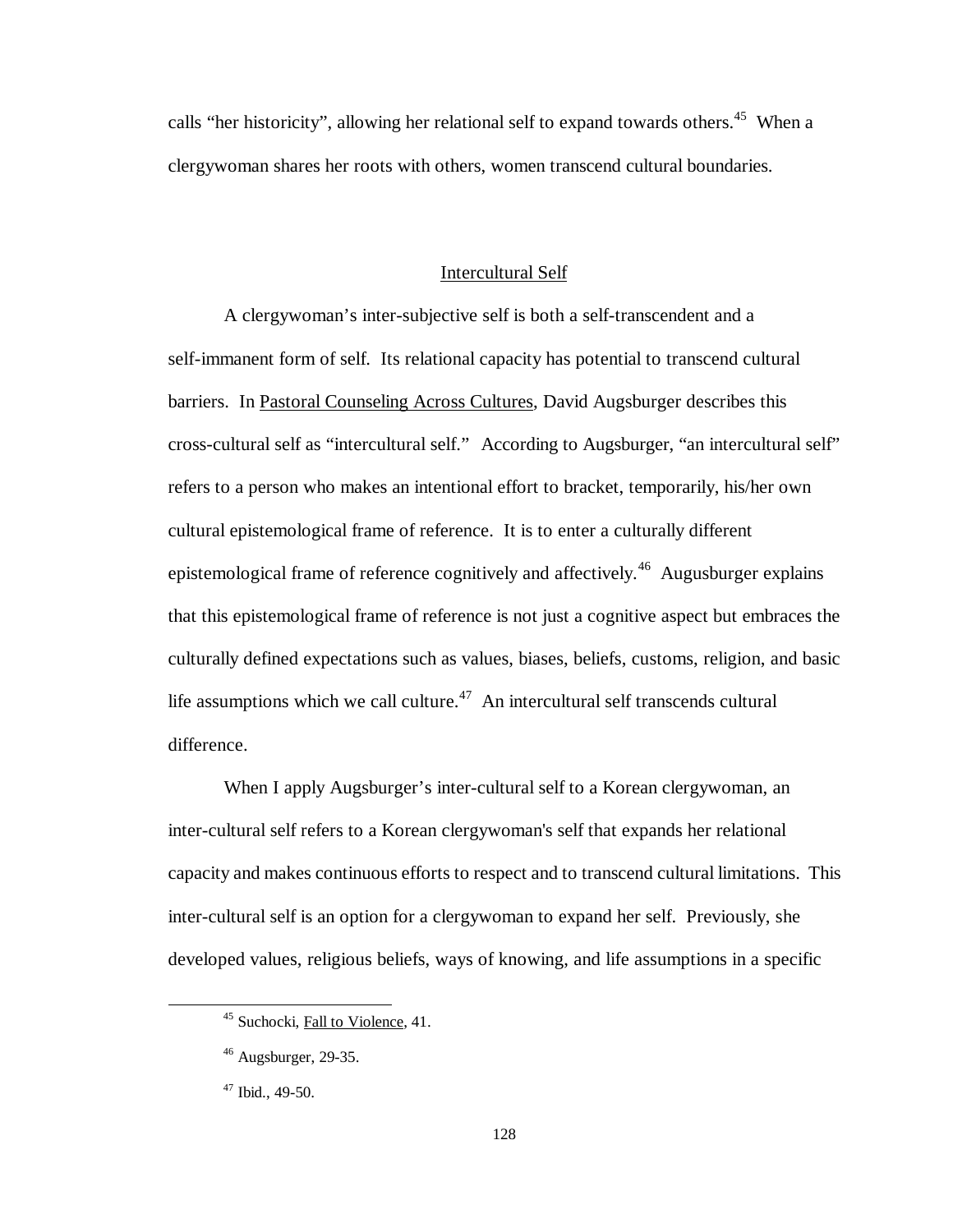calls "her historicity", allowing her relational self to expand towards others.[45] When a clergywoman shares her roots with others, women transcend cultural boundaries.

## Intercultural Self

A clergywoman's inter-subjective self is both a self-transcendent and a self-immanent form of self. Its relational capacity has potential to transcend cultural barriers. In Pastoral Counseling Across Cultures, David Augsburger describes this cross-cultural self as "intercultural self." According to Augsburger, "an intercultural self" refers to a person who makes an intentional effort to bracket, temporarily, his/her own cultural epistemological frame of reference. It is to enter a culturally different epistemological frame of reference cognitively and affectively.[46] Augusburger explains that this epistemological frame of reference is not just a cognitive aspect but embraces the culturally defined expectations such as values, biases, beliefs, customs, religion, and basic life assumptions which we call culture.[47] An intercultural self transcends cultural difference.

When I apply Augsburger's inter-cultural self to a Korean clergywoman, an inter-cultural self refers to a Korean clergywoman's self that expands her relational capacity and makes continuous efforts to respect and to transcend cultural limitations. This inter-cultural self is an option for a clergywoman to expand her self. Previously, she developed values, religious beliefs, ways of knowing, and life assumptions in a specific

---

[45] Suchocki, Fall to Violence, 41.

[46] Augsburger, 29-35.

[47] Ibid., 49-50.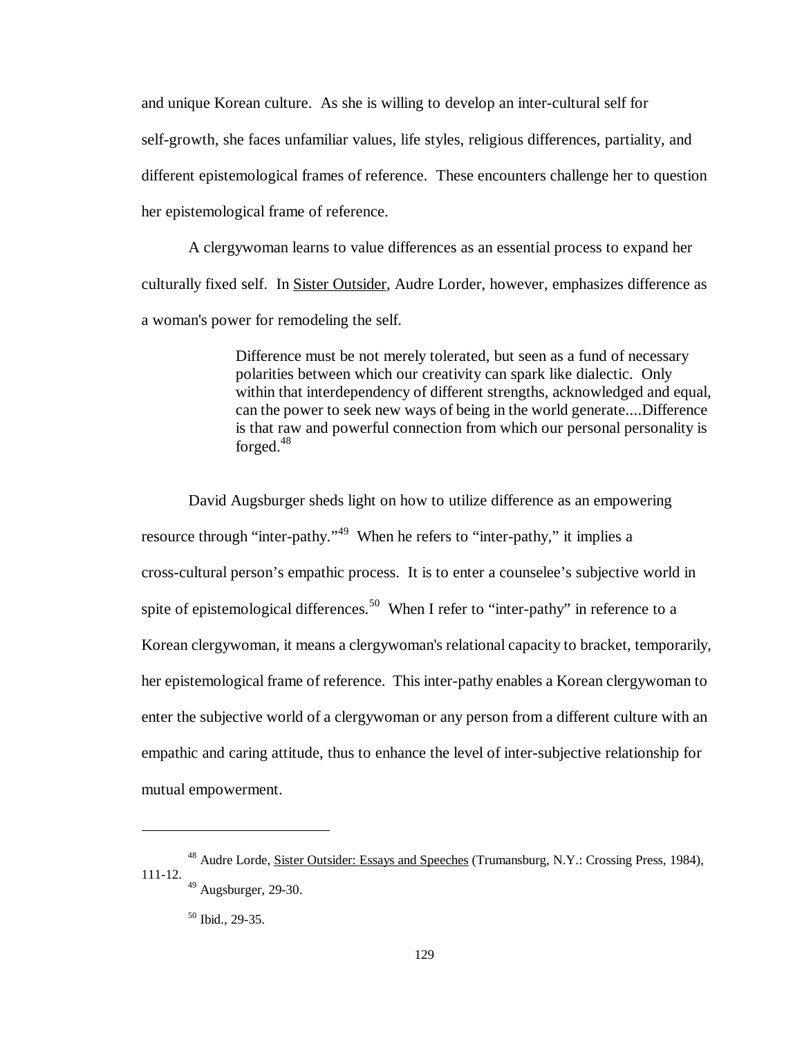and unique Korean culture. As she is willing to develop an inter-cultural self for self-growth, she faces unfamiliar values, life styles, religious differences, partiality, and different epistemological frames of reference. These encounters challenge her to question her epistemological frame of reference.

A clergywoman learns to value differences as an essential process to expand her culturally fixed self. In Sister Outsider, Audre Lorder, however, emphasizes difference as a woman's power for remodeling the self.

> Difference must be not merely tolerated, but seen as a fund of necessary polarities between which our creativity can spark like dialectic. Only within that interdependency of different strengths, acknowledged and equal, can the power to seek new ways of being in the world generate....Difference is that raw and powerful connection from which our personal personality is forged.[48]

David Augsburger sheds light on how to utilize difference as an empowering resource through "inter-pathy."[49] When he refers to "inter-pathy," it implies a cross-cultural person's empathic process. It is to enter a counselee's subjective world in spite of epistemological differences.[50] When I refer to "inter-pathy" in reference to a Korean clergywoman, it means a clergywoman's relational capacity to bracket, temporarily, her epistemological frame of reference. This inter-pathy enables a Korean clergywoman to enter the subjective world of a clergywoman or any person from a different culture with an empathic and caring attitude, thus to enhance the level of inter-subjective relationship for mutual empowerment.

---

[48] Audre Lorde, Sister Outsider: Essays and Speeches (Trumansburg, N.Y.: Crossing Press, 1984), 111-12.

[49] Augsburger, 29-30.

[50] Ibid., 29-35.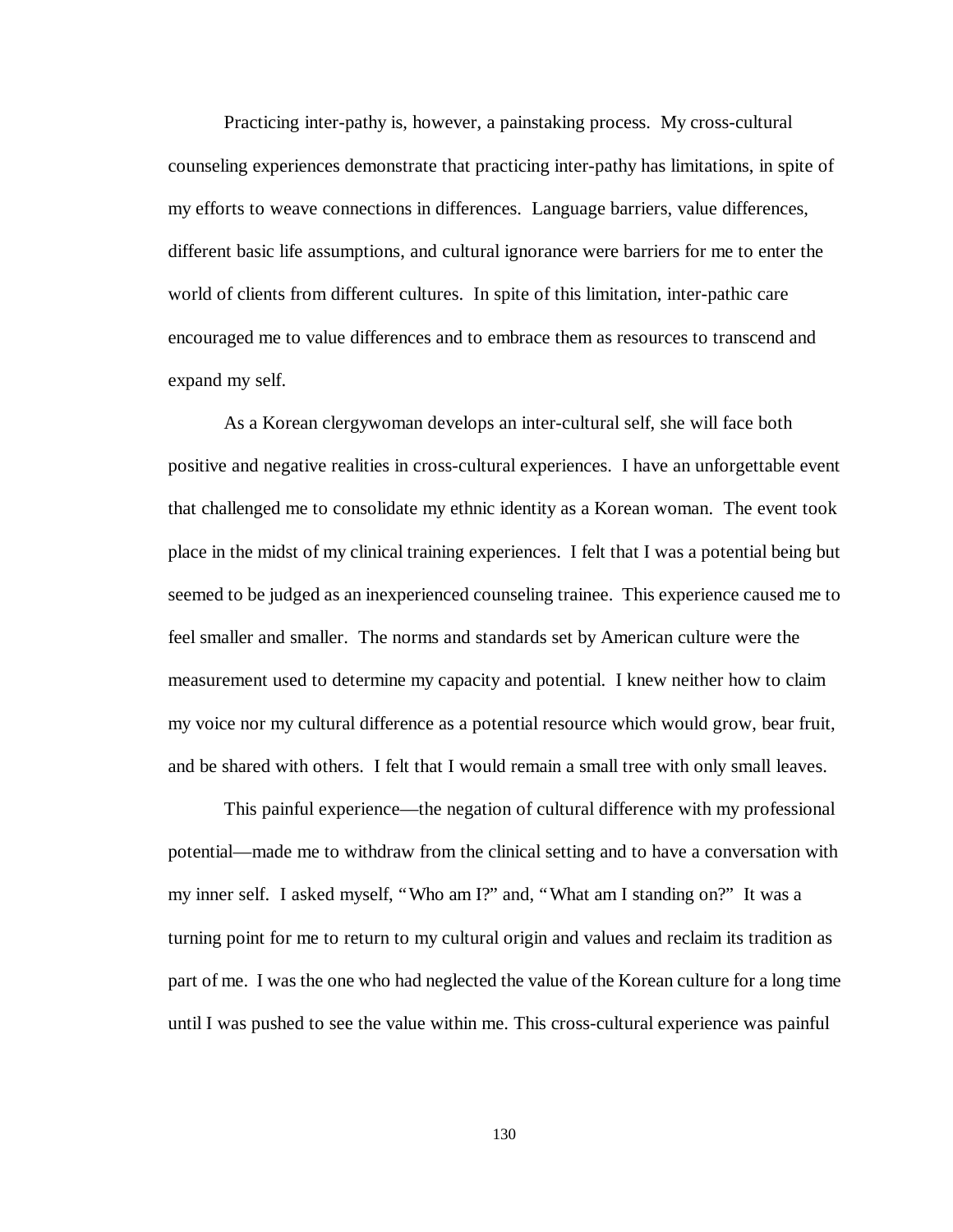Practicing inter-pathy is, however, a painstaking process. My cross-cultural counseling experiences demonstrate that practicing inter-pathy has limitations, in spite of my efforts to weave connections in differences. Language barriers, value differences, different basic life assumptions, and cultural ignorance were barriers for me to enter the world of clients from different cultures. In spite of this limitation, inter-pathic care encouraged me to value differences and to embrace them as resources to transcend and expand my self.

As a Korean clergywoman develops an inter-cultural self, she will face both positive and negative realities in cross-cultural experiences. I have an unforgettable event that challenged me to consolidate my ethnic identity as a Korean woman. The event took place in the midst of my clinical training experiences. I felt that I was a potential being but seemed to be judged as an inexperienced counseling trainee. This experience caused me to feel smaller and smaller. The norms and standards set by American culture were the measurement used to determine my capacity and potential. I knew neither how to claim my voice nor my cultural difference as a potential resource which would grow, bear fruit, and be shared with others. I felt that I would remain a small tree with only small leaves.

This painful experience—the negation of cultural difference with my professional potential—made me to withdraw from the clinical setting and to have a conversation with my inner self. I asked myself, "Who am I?" and, "What am I standing on?" It was a turning point for me to return to my cultural origin and values and reclaim its tradition as part of me. I was the one who had neglected the value of the Korean culture for a long time until I was pushed to see the value within me. This cross-cultural experience was painful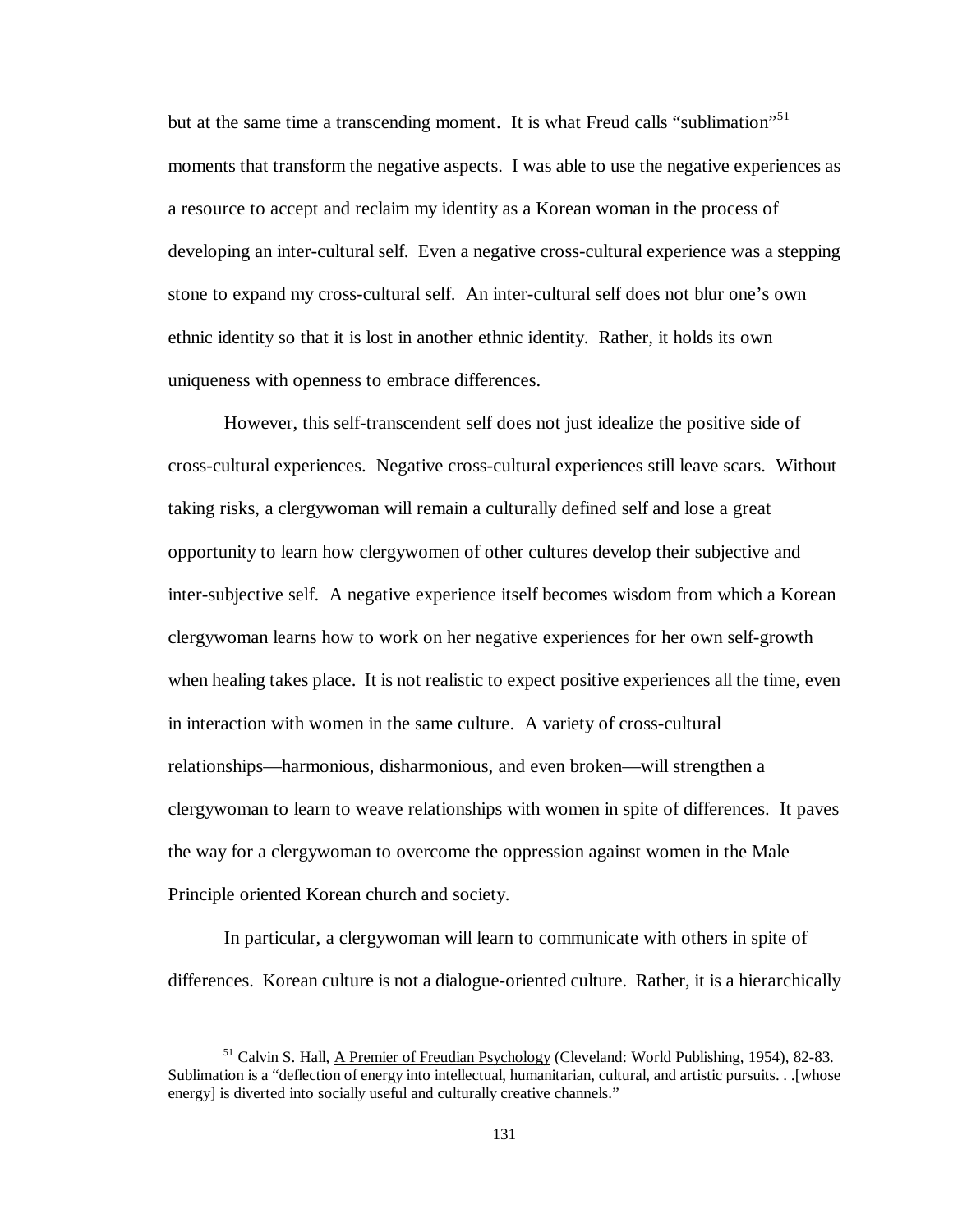but at the same time a transcending moment. It is what Freud calls "sublimation"[51] moments that transform the negative aspects. I was able to use the negative experiences as a resource to accept and reclaim my identity as a Korean woman in the process of developing an inter-cultural self. Even a negative cross-cultural experience was a stepping stone to expand my cross-cultural self. An inter-cultural self does not blur one's own ethnic identity so that it is lost in another ethnic identity. Rather, it holds its own uniqueness with openness to embrace differences.

However, this self-transcendent self does not just idealize the positive side of cross-cultural experiences. Negative cross-cultural experiences still leave scars. Without taking risks, a clergywoman will remain a culturally defined self and lose a great opportunity to learn how clergywomen of other cultures develop their subjective and inter-subjective self. A negative experience itself becomes wisdom from which a Korean clergywoman learns how to work on her negative experiences for her own self-growth when healing takes place. It is not realistic to expect positive experiences all the time, even in interaction with women in the same culture. A variety of cross-cultural relationships—harmonious, disharmonious, and even broken—will strengthen a clergywoman to learn to weave relationships with women in spite of differences. It paves the way for a clergywoman to overcome the oppression against women in the Male Principle oriented Korean church and society.

In particular, a clergywoman will learn to communicate with others in spite of differences. Korean culture is not a dialogue-oriented culture. Rather, it is a hierarchically

---

[51] Calvin S. Hall, A Premier of Freudian Psychology (Cleveland: World Publishing, 1954), 82-83. Sublimation is a "deflection of energy into intellectual, humanitarian, cultural, and artistic pursuits. . .[whose energy] is diverted into socially useful and culturally creative channels."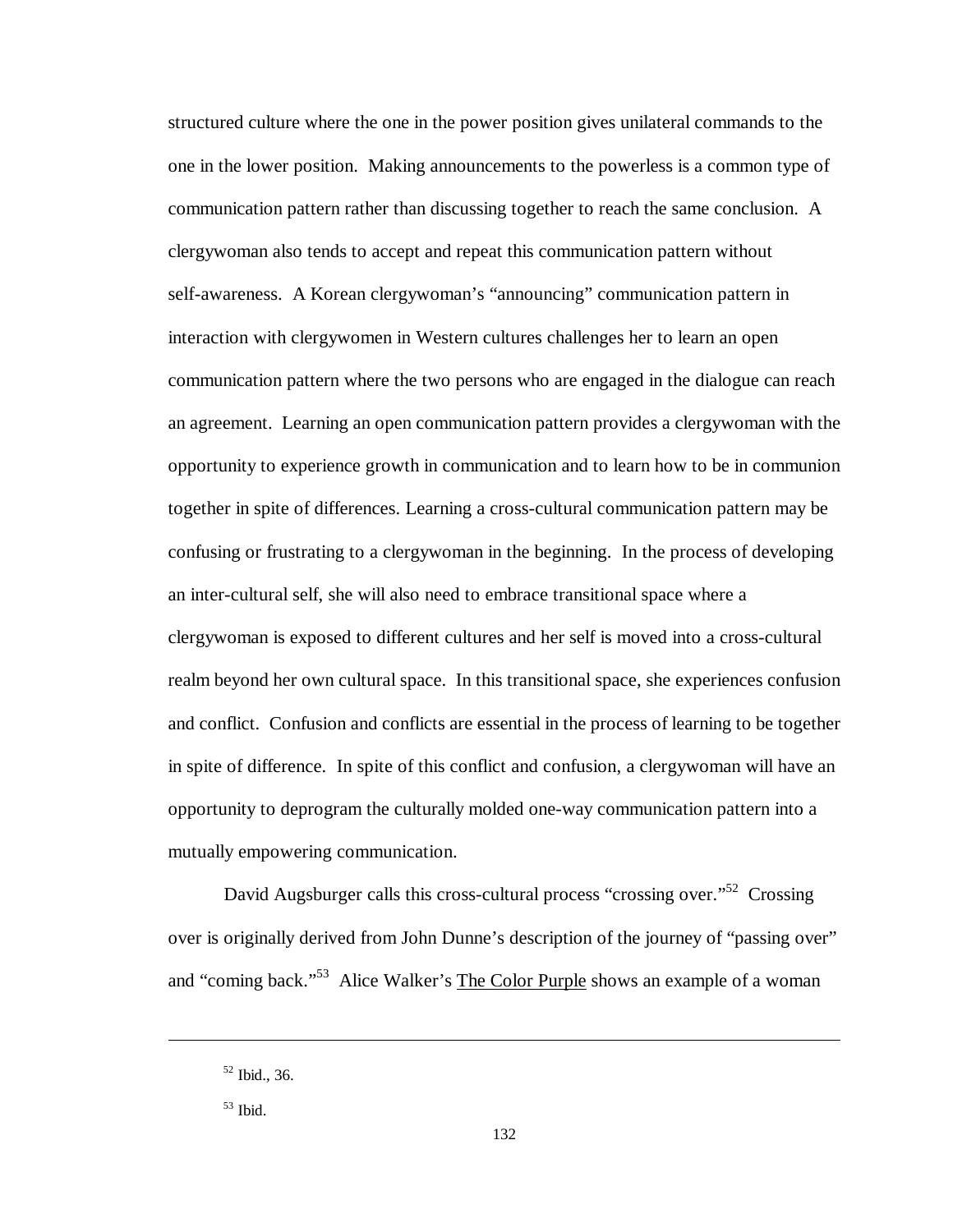structured culture where the one in the power position gives unilateral commands to the one in the lower position. Making announcements to the powerless is a common type of communication pattern rather than discussing together to reach the same conclusion. A clergywoman also tends to accept and repeat this communication pattern without self-awareness. A Korean clergywoman's "announcing" communication pattern in interaction with clergywomen in Western cultures challenges her to learn an open communication pattern where the two persons who are engaged in the dialogue can reach an agreement. Learning an open communication pattern provides a clergywoman with the opportunity to experience growth in communication and to learn how to be in communion together in spite of differences. Learning a cross-cultural communication pattern may be confusing or frustrating to a clergywoman in the beginning. In the process of developing an inter-cultural self, she will also need to embrace transitional space where a clergywoman is exposed to different cultures and her self is moved into a cross-cultural realm beyond her own cultural space. In this transitional space, she experiences confusion and conflict. Confusion and conflicts are essential in the process of learning to be together in spite of difference. In spite of this conflict and confusion, a clergywoman will have an opportunity to deprogram the culturally molded one-way communication pattern into a mutually empowering communication.

David Augsburger calls this cross-cultural process "crossing over."[52] Crossing over is originally derived from John Dunne's description of the journey of "passing over" and "coming back."[53] Alice Walker's The Color Purple shows an example of a woman

---

[52] Ibid., 36.

[53] Ibid.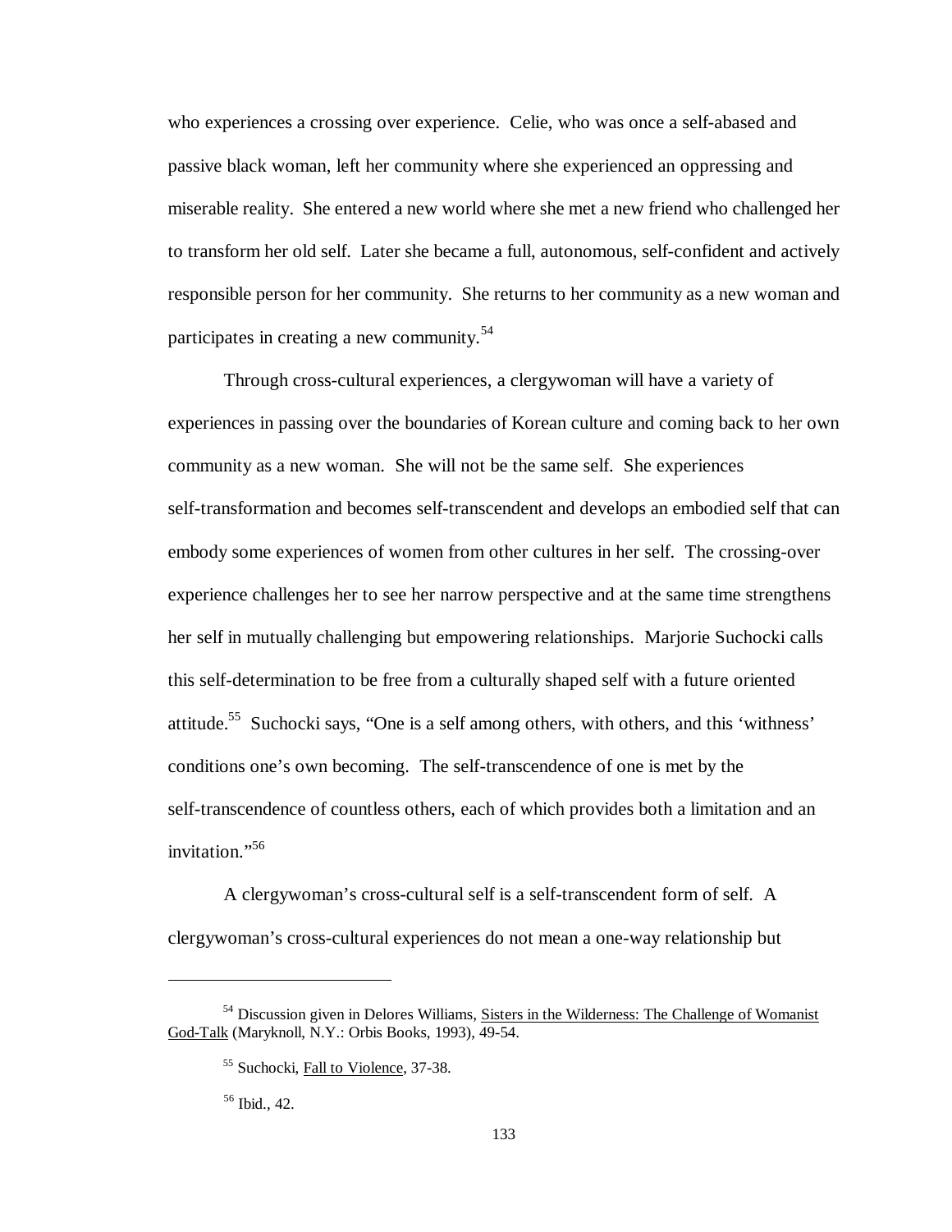who experiences a crossing over experience. Celie, who was once a self-abased and passive black woman, left her community where she experienced an oppressing and miserable reality. She entered a new world where she met a new friend who challenged her to transform her old self. Later she became a full, autonomous, self-confident and actively responsible person for her community. She returns to her community as a new woman and participates in creating a new community.[54]

Through cross-cultural experiences, a clergywoman will have a variety of experiences in passing over the boundaries of Korean culture and coming back to her own community as a new woman. She will not be the same self. She experiences self-transformation and becomes self-transcendent and develops an embodied self that can embody some experiences of women from other cultures in her self. The crossing-over experience challenges her to see her narrow perspective and at the same time strengthens her self in mutually challenging but empowering relationships. Marjorie Suchocki calls this self-determination to be free from a culturally shaped self with a future oriented attitude.[55] Suchocki says, "One is a self among others, with others, and this 'withness' conditions one's own becoming. The self-transcendence of one is met by the self-transcendence of countless others, each of which provides both a limitation and an invitation."[56]

A clergywoman's cross-cultural self is a self-transcendent form of self. A clergywoman's cross-cultural experiences do not mean a one-way relationship but

---

[54] Discussion given in Delores Williams, Sisters in the Wilderness: The Challenge of Womanist God-Talk (Maryknoll, N.Y.: Orbis Books, 1993), 49-54.

[55] Suchocki, Fall to Violence, 37-38.

[56] Ibid., 42.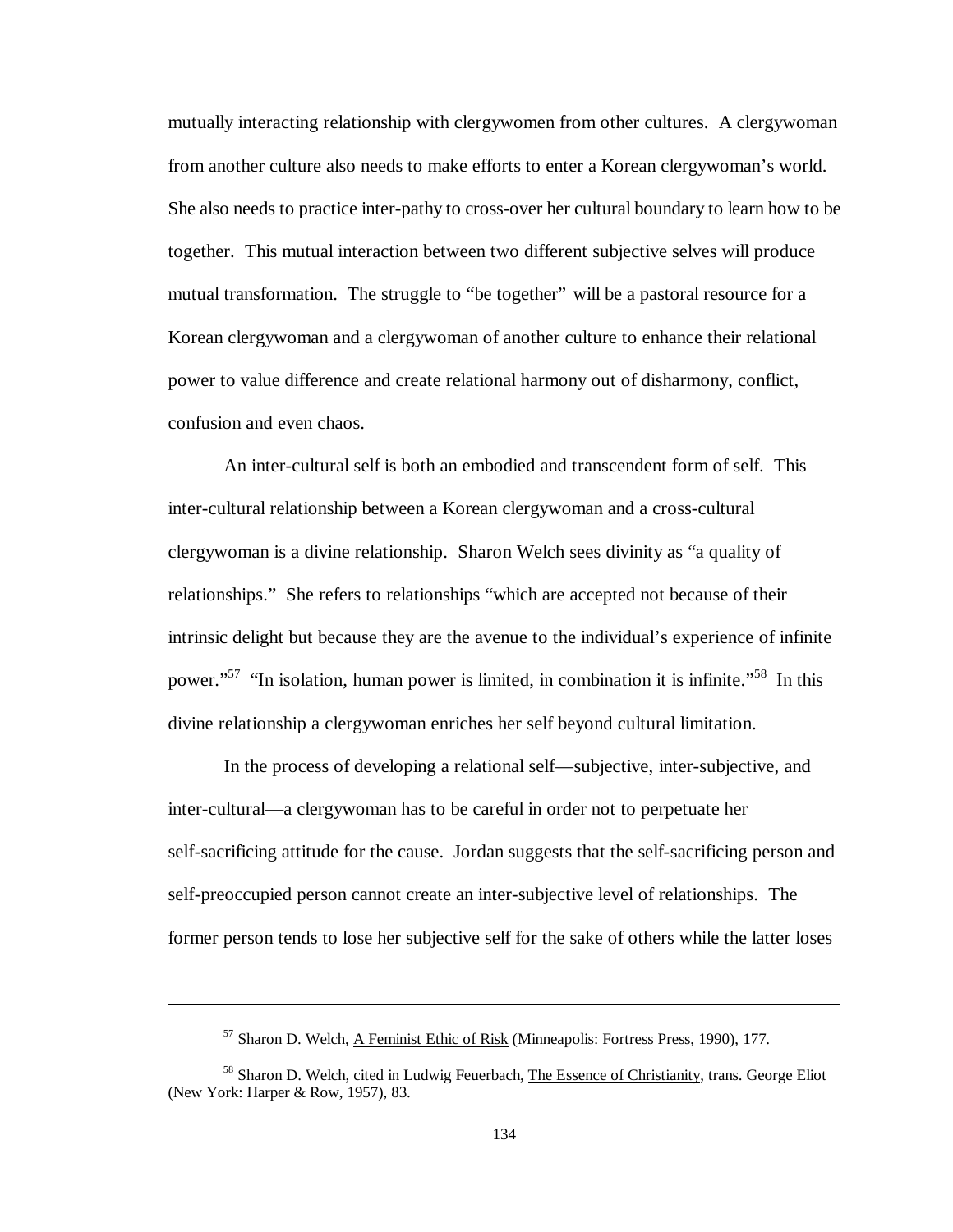mutually interacting relationship with clergywomen from other cultures. A clergywoman from another culture also needs to make efforts to enter a Korean clergywoman's world. She also needs to practice inter-pathy to cross-over her cultural boundary to learn how to be together. This mutual interaction between two different subjective selves will produce mutual transformation. The struggle to "be together" will be a pastoral resource for a Korean clergywoman and a clergywoman of another culture to enhance their relational power to value difference and create relational harmony out of disharmony, conflict, confusion and even chaos.

An inter-cultural self is both an embodied and transcendent form of self. This inter-cultural relationship between a Korean clergywoman and a cross-cultural clergywoman is a divine relationship. Sharon Welch sees divinity as "a quality of relationships." She refers to relationships "which are accepted not because of their intrinsic delight but because they are the avenue to the individual's experience of infinite power."[57] "In isolation, human power is limited, in combination it is infinite."[58] In this divine relationship a clergywoman enriches her self beyond cultural limitation.

In the process of developing a relational self—subjective, inter-subjective, and inter-cultural—a clergywoman has to be careful in order not to perpetuate her self-sacrificing attitude for the cause. Jordan suggests that the self-sacrificing person and self-preoccupied person cannot create an inter-subjective level of relationships. The former person tends to lose her subjective self for the sake of others while the latter loses

---

[57] Sharon D. Welch, A Feminist Ethic of Risk (Minneapolis: Fortress Press, 1990), 177.

[58] Sharon D. Welch, cited in Ludwig Feuerbach, The Essence of Christianity, trans. George Eliot (New York: Harper & Row, 1957), 83.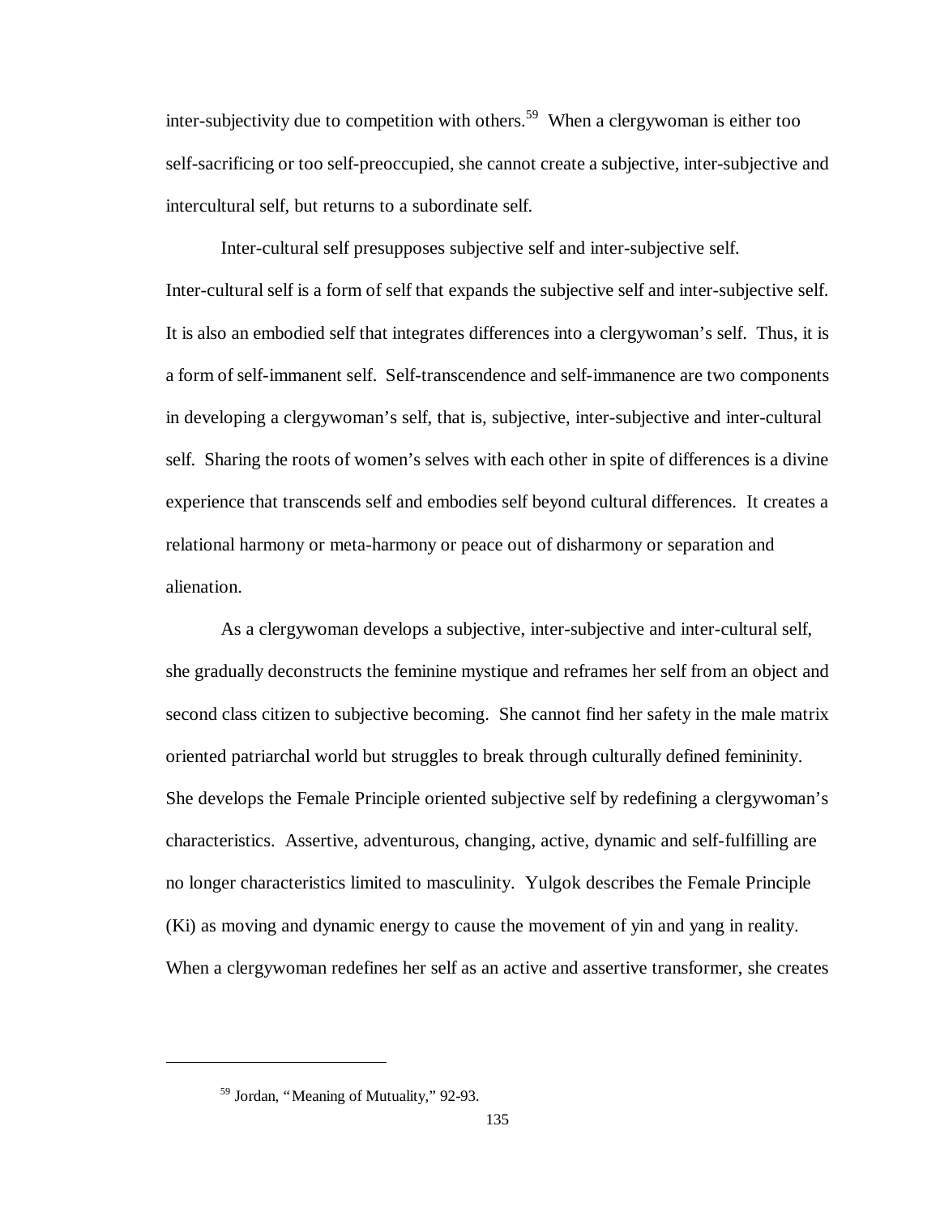inter-subjectivity due to competition with others.[59] When a clergywoman is either too self-sacrificing or too self-preoccupied, she cannot create a subjective, inter-subjective and intercultural self, but returns to a subordinate self.

Inter-cultural self presupposes subjective self and inter-subjective self. Inter-cultural self is a form of self that expands the subjective self and inter-subjective self. It is also an embodied self that integrates differences into a clergywoman's self. Thus, it is a form of self-immanent self. Self-transcendence and self-immanence are two components in developing a clergywoman's self, that is, subjective, inter-subjective and inter-cultural self. Sharing the roots of women's selves with each other in spite of differences is a divine experience that transcends self and embodies self beyond cultural differences. It creates a relational harmony or meta-harmony or peace out of disharmony or separation and alienation.

As a clergywoman develops a subjective, inter-subjective and inter-cultural self, she gradually deconstructs the feminine mystique and reframes her self from an object and second class citizen to subjective becoming. She cannot find her safety in the male matrix oriented patriarchal world but struggles to break through culturally defined femininity. She develops the Female Principle oriented subjective self by redefining a clergywoman's characteristics. Assertive, adventurous, changing, active, dynamic and self-fulfilling are no longer characteristics limited to masculinity. Yulgok describes the Female Principle (Ki) as moving and dynamic energy to cause the movement of yin and yang in reality. When a clergywoman redefines her self as an active and assertive transformer, she creates

[59] Jordan, "Meaning of Mutuality," 92-93.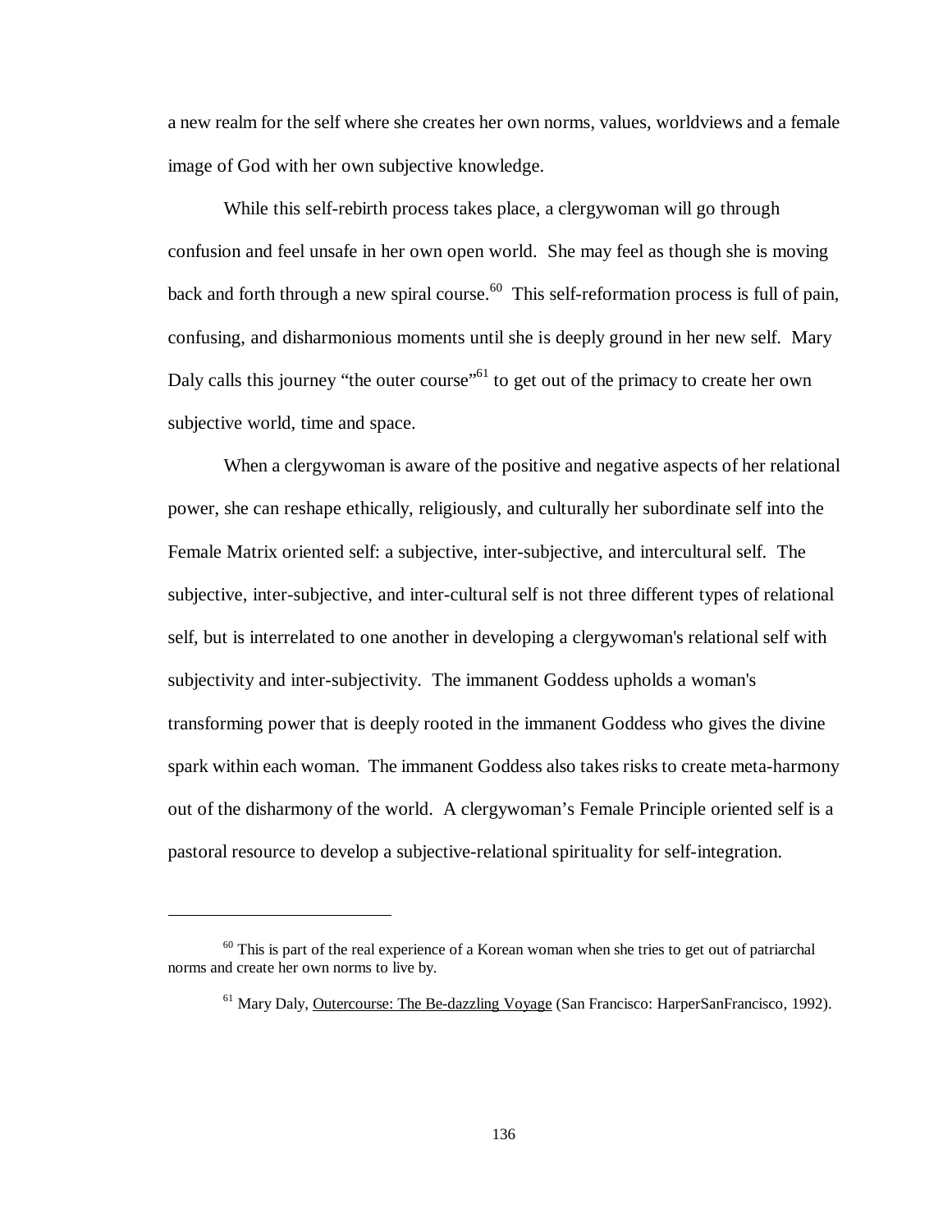a new realm for the self where she creates her own norms, values, worldviews and a female image of God with her own subjective knowledge.

While this self-rebirth process takes place, a clergywoman will go through confusion and feel unsafe in her own open world. She may feel as though she is moving back and forth through a new spiral course.[60] This self-reformation process is full of pain, confusing, and disharmonious moments until she is deeply ground in her new self. Mary Daly calls this journey "the outer course"[61] to get out of the primacy to create her own subjective world, time and space.

When a clergywoman is aware of the positive and negative aspects of her relational power, she can reshape ethically, religiously, and culturally her subordinate self into the Female Matrix oriented self: a subjective, inter-subjective, and intercultural self. The subjective, inter-subjective, and inter-cultural self is not three different types of relational self, but is interrelated to one another in developing a clergywoman's relational self with subjectivity and inter-subjectivity. The immanent Goddess upholds a woman's transforming power that is deeply rooted in the immanent Goddess who gives the divine spark within each woman. The immanent Goddess also takes risks to create meta-harmony out of the disharmony of the world. A clergywoman's Female Principle oriented self is a pastoral resource to develop a subjective-relational spirituality for self-integration.

---

[60] This is part of the real experience of a Korean woman when she tries to get out of patriarchal norms and create her own norms to live by.

[61] Mary Daly, Outercourse: The Be-dazzling Voyage (San Francisco: HarperSanFrancisco, 1992).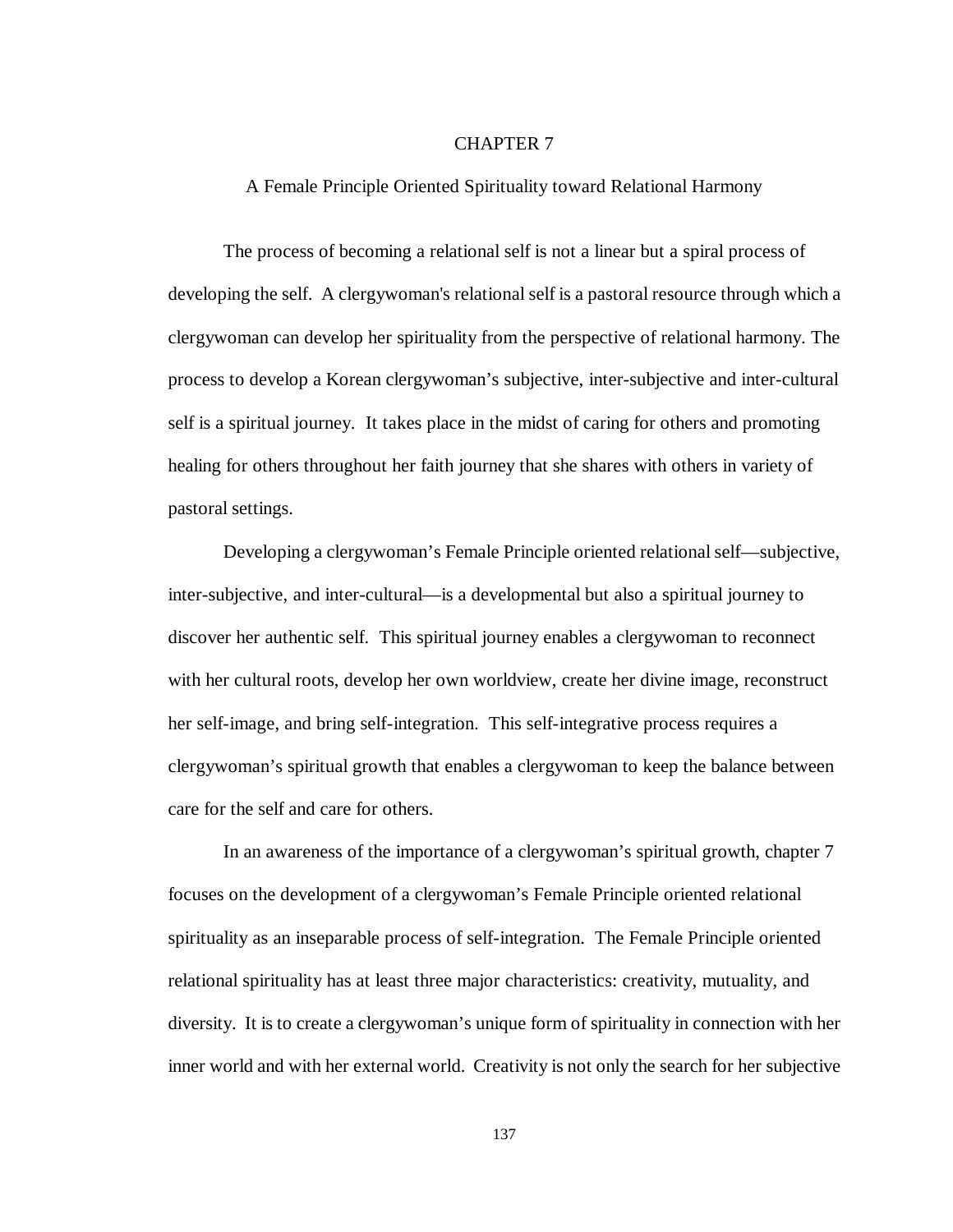# CHAPTER 7

## A Female Principle Oriented Spirituality toward Relational Harmony

The process of becoming a relational self is not a linear but a spiral process of developing the self. A clergywoman's relational self is a pastoral resource through which a clergywoman can develop her spirituality from the perspective of relational harmony. The process to develop a Korean clergywoman's subjective, inter-subjective and inter-cultural self is a spiritual journey. It takes place in the midst of caring for others and promoting healing for others throughout her faith journey that she shares with others in variety of pastoral settings.

Developing a clergywoman's Female Principle oriented relational self—subjective, inter-subjective, and inter-cultural—is a developmental but also a spiritual journey to discover her authentic self. This spiritual journey enables a clergywoman to reconnect with her cultural roots, develop her own worldview, create her divine image, reconstruct her self-image, and bring self-integration. This self-integrative process requires a clergywoman's spiritual growth that enables a clergywoman to keep the balance between care for the self and care for others.

In an awareness of the importance of a clergywoman's spiritual growth, chapter 7 focuses on the development of a clergywoman's Female Principle oriented relational spirituality as an inseparable process of self-integration. The Female Principle oriented relational spirituality has at least three major characteristics: creativity, mutuality, and diversity. It is to create a clergywoman's unique form of spirituality in connection with her inner world and with her external world. Creativity is not only the search for her subjective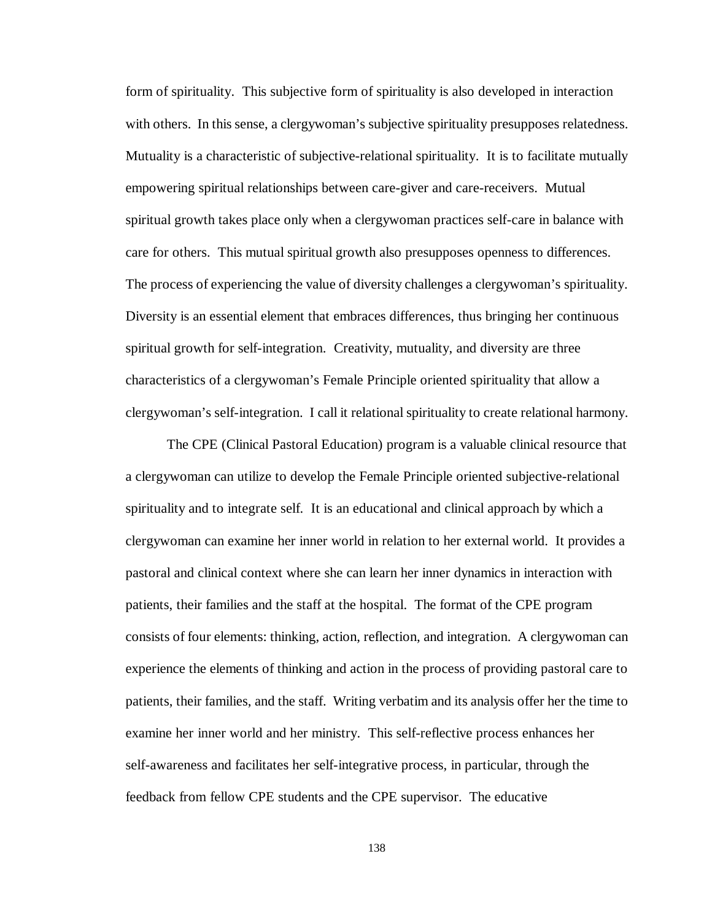form of spirituality. This subjective form of spirituality is also developed in interaction with others. In this sense, a clergywoman's subjective spirituality presupposes relatedness. Mutuality is a characteristic of subjective-relational spirituality. It is to facilitate mutually empowering spiritual relationships between care-giver and care-receivers. Mutual spiritual growth takes place only when a clergywoman practices self-care in balance with care for others. This mutual spiritual growth also presupposes openness to differences. The process of experiencing the value of diversity challenges a clergywoman's spirituality. Diversity is an essential element that embraces differences, thus bringing her continuous spiritual growth for self-integration. Creativity, mutuality, and diversity are three characteristics of a clergywoman's Female Principle oriented spirituality that allow a clergywoman's self-integration. I call it relational spirituality to create relational harmony.

The CPE (Clinical Pastoral Education) program is a valuable clinical resource that a clergywoman can utilize to develop the Female Principle oriented subjective-relational spirituality and to integrate self. It is an educational and clinical approach by which a clergywoman can examine her inner world in relation to her external world. It provides a pastoral and clinical context where she can learn her inner dynamics in interaction with patients, their families and the staff at the hospital. The format of the CPE program consists of four elements: thinking, action, reflection, and integration. A clergywoman can experience the elements of thinking and action in the process of providing pastoral care to patients, their families, and the staff. Writing verbatim and its analysis offer her the time to examine her inner world and her ministry. This self-reflective process enhances her self-awareness and facilitates her self-integrative process, in particular, through the feedback from fellow CPE students and the CPE supervisor. The educative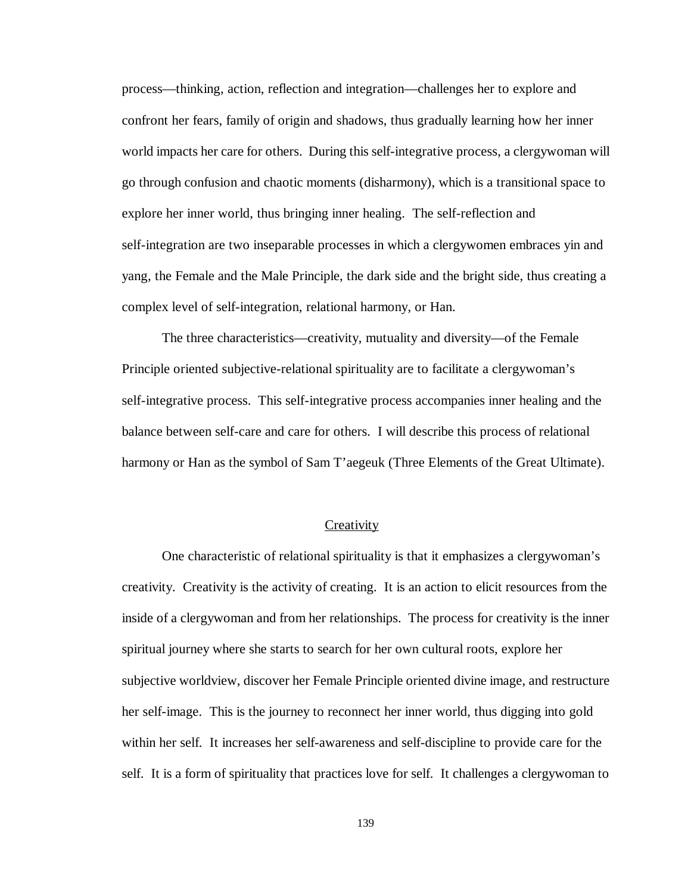process—thinking, action, reflection and integration—challenges her to explore and confront her fears, family of origin and shadows, thus gradually learning how her inner world impacts her care for others. During this self-integrative process, a clergywoman will go through confusion and chaotic moments (disharmony), which is a transitional space to explore her inner world, thus bringing inner healing. The self-reflection and self-integration are two inseparable processes in which a clergywomen embraces yin and yang, the Female and the Male Principle, the dark side and the bright side, thus creating a complex level of self-integration, relational harmony, or Han.

The three characteristics—creativity, mutuality and diversity—of the Female Principle oriented subjective-relational spirituality are to facilitate a clergywoman's self-integrative process. This self-integrative process accompanies inner healing and the balance between self-care and care for others. I will describe this process of relational harmony or Han as the symbol of Sam T'aegeuk (Three Elements of the Great Ultimate).

## Creativity

One characteristic of relational spirituality is that it emphasizes a clergywoman's creativity. Creativity is the activity of creating. It is an action to elicit resources from the inside of a clergywoman and from her relationships. The process for creativity is the inner spiritual journey where she starts to search for her own cultural roots, explore her subjective worldview, discover her Female Principle oriented divine image, and restructure her self-image. This is the journey to reconnect her inner world, thus digging into gold within her self. It increases her self-awareness and self-discipline to provide care for the self. It is a form of spirituality that practices love for self. It challenges a clergywoman to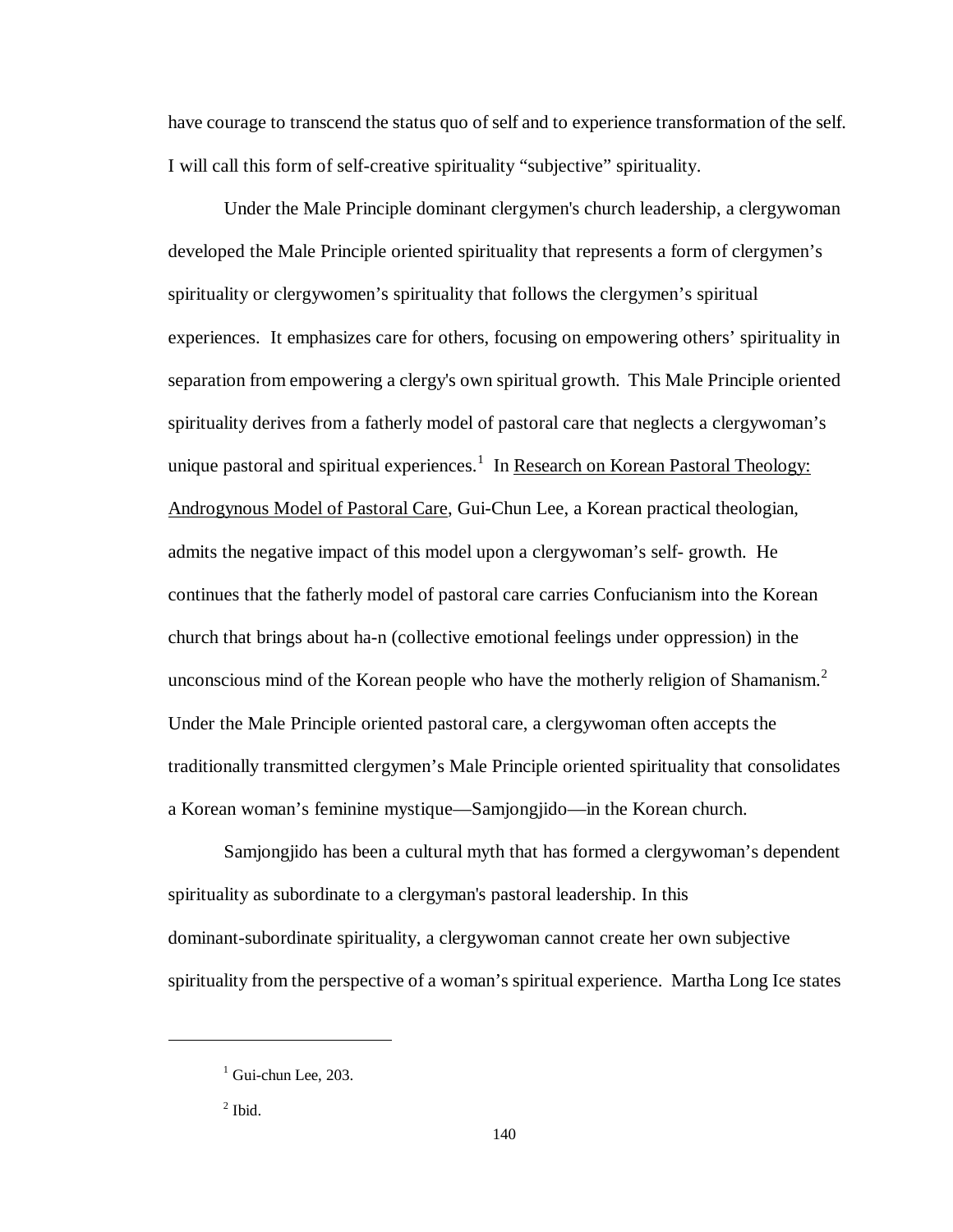have courage to transcend the status quo of self and to experience transformation of the self. I will call this form of self-creative spirituality "subjective" spirituality.

Under the Male Principle dominant clergymen's church leadership, a clergywoman developed the Male Principle oriented spirituality that represents a form of clergymen's spirituality or clergywomen's spirituality that follows the clergymen's spiritual experiences. It emphasizes care for others, focusing on empowering others' spirituality in separation from empowering a clergy's own spiritual growth. This Male Principle oriented spirituality derives from a fatherly model of pastoral care that neglects a clergywoman's unique pastoral and spiritual experiences.[1] In Research on Korean Pastoral Theology: Androgynous Model of Pastoral Care, Gui-Chun Lee, a Korean practical theologian, admits the negative impact of this model upon a clergywoman's self- growth. He continues that the fatherly model of pastoral care carries Confucianism into the Korean church that brings about ha-n (collective emotional feelings under oppression) in the unconscious mind of the Korean people who have the motherly religion of Shamanism.[2] Under the Male Principle oriented pastoral care, a clergywoman often accepts the traditionally transmitted clergymen's Male Principle oriented spirituality that consolidates a Korean woman's feminine mystique—Samjongjido—in the Korean church.

Samjongjido has been a cultural myth that has formed a clergywoman's dependent spirituality as subordinate to a clergyman's pastoral leadership. In this dominant-subordinate spirituality, a clergywoman cannot create her own subjective spirituality from the perspective of a woman's spiritual experience. Martha Long Ice states

---

[1] Gui-chun Lee, 203.

[2] Ibid.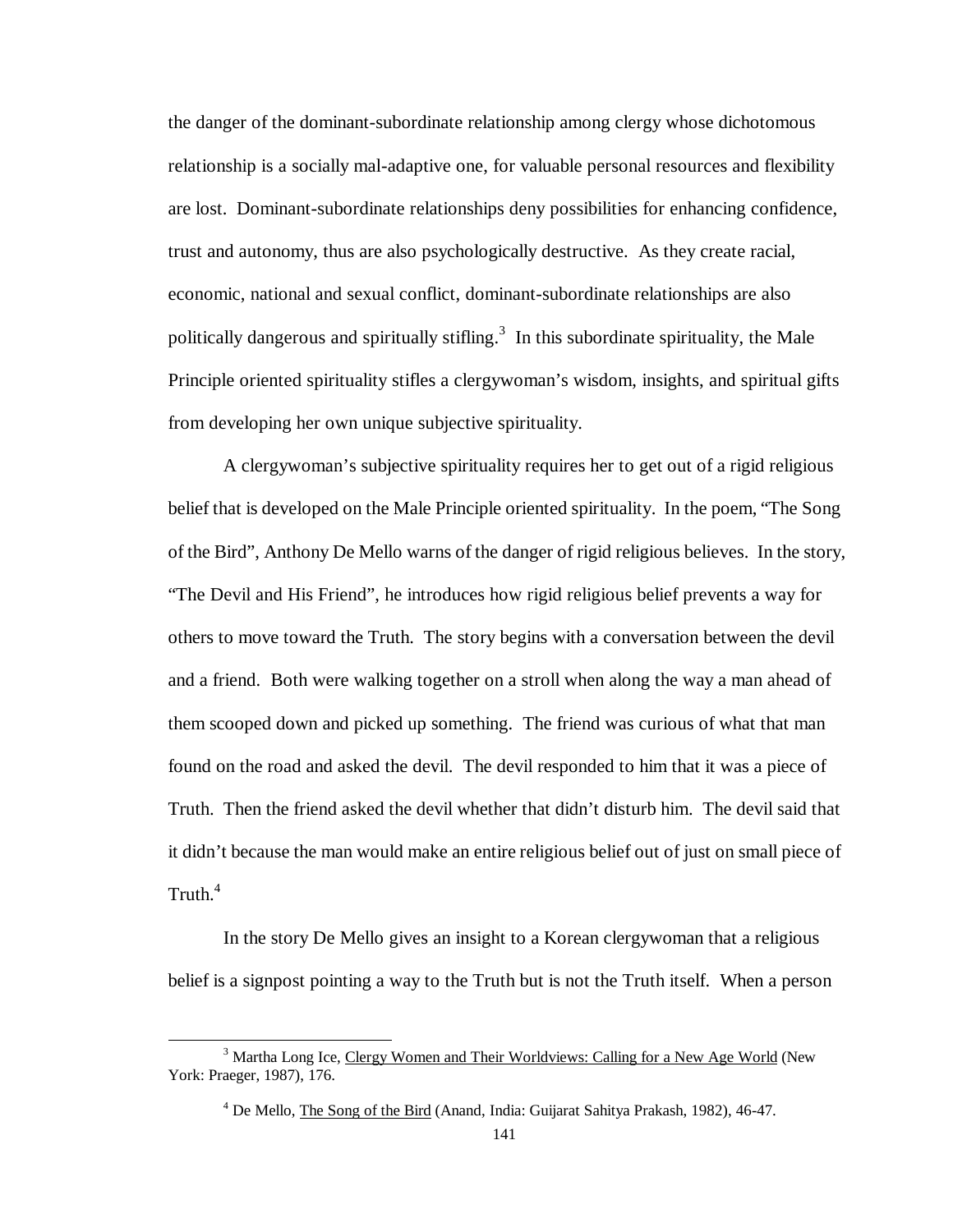the danger of the dominant-subordinate relationship among clergy whose dichotomous relationship is a socially mal-adaptive one, for valuable personal resources and flexibility are lost. Dominant-subordinate relationships deny possibilities for enhancing confidence, trust and autonomy, thus are also psychologically destructive. As they create racial, economic, national and sexual conflict, dominant-subordinate relationships are also politically dangerous and spiritually stifling.[3] In this subordinate spirituality, the Male Principle oriented spirituality stifles a clergywoman's wisdom, insights, and spiritual gifts from developing her own unique subjective spirituality.

A clergywoman's subjective spirituality requires her to get out of a rigid religious belief that is developed on the Male Principle oriented spirituality. In the poem, "The Song of the Bird", Anthony De Mello warns of the danger of rigid religious believes. In the story, "The Devil and His Friend", he introduces how rigid religious belief prevents a way for others to move toward the Truth. The story begins with a conversation between the devil and a friend. Both were walking together on a stroll when along the way a man ahead of them scooped down and picked up something. The friend was curious of what that man found on the road and asked the devil. The devil responded to him that it was a piece of Truth. Then the friend asked the devil whether that didn't disturb him. The devil said that it didn't because the man would make an entire religious belief out of just on small piece of Truth.[4]

In the story De Mello gives an insight to a Korean clergywoman that a religious belief is a signpost pointing a way to the Truth but is not the Truth itself. When a person

---

[3] Martha Long Ice, Clergy Women and Their Worldviews: Calling for a New Age World (New York: Praeger, 1987), 176.

[4] De Mello, The Song of the Bird (Anand, India: Guijarat Sahitya Prakash, 1982), 46-47.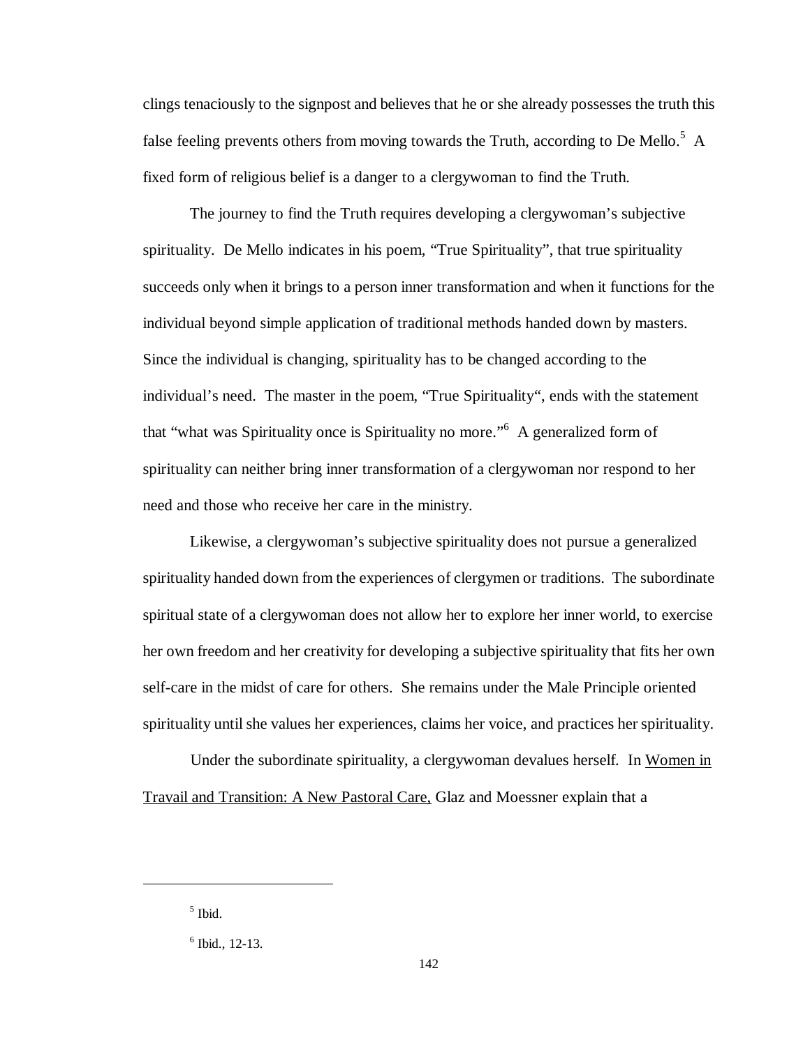clings tenaciously to the signpost and believes that he or she already possesses the truth this false feeling prevents others from moving towards the Truth, according to De Mello.[5] A fixed form of religious belief is a danger to a clergywoman to find the Truth.

The journey to find the Truth requires developing a clergywoman's subjective spirituality. De Mello indicates in his poem, "True Spirituality", that true spirituality succeeds only when it brings to a person inner transformation and when it functions for the individual beyond simple application of traditional methods handed down by masters. Since the individual is changing, spirituality has to be changed according to the individual's need. The master in the poem, "True Spirituality", ends with the statement that "what was Spirituality once is Spirituality no more."[6] A generalized form of spirituality can neither bring inner transformation of a clergywoman nor respond to her need and those who receive her care in the ministry.

Likewise, a clergywoman's subjective spirituality does not pursue a generalized spirituality handed down from the experiences of clergymen or traditions. The subordinate spiritual state of a clergywoman does not allow her to explore her inner world, to exercise her own freedom and her creativity for developing a subjective spirituality that fits her own self-care in the midst of care for others. She remains under the Male Principle oriented spirituality until she values her experiences, claims her voice, and practices her spirituality.

Under the subordinate spirituality, a clergywoman devalues herself. In Women in Travail and Transition: A New Pastoral Care, Glaz and Moessner explain that a

---

[5] Ibid.

[6] Ibid., 12-13.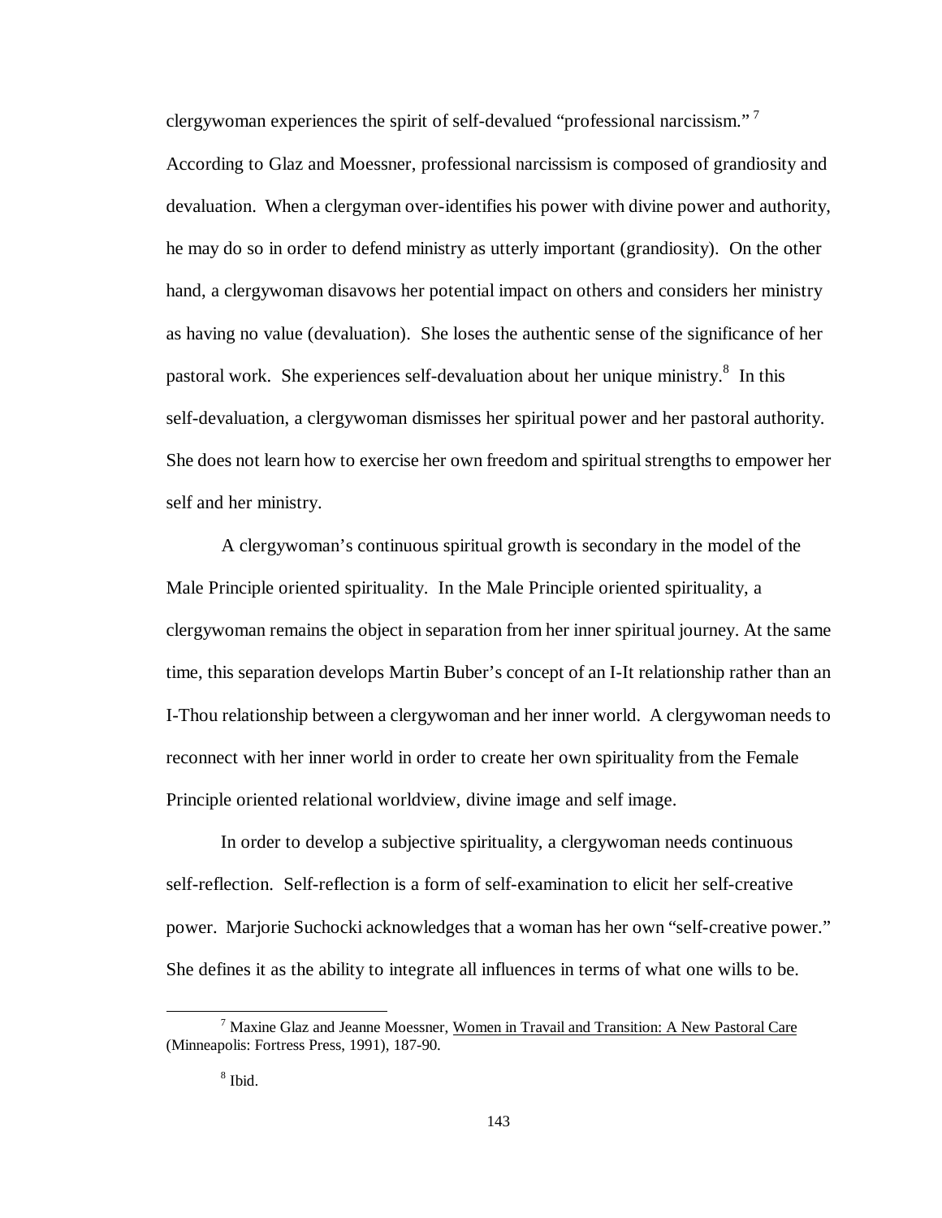clergywoman experiences the spirit of self-devalued "professional narcissism."[7] According to Glaz and Moessner, professional narcissism is composed of grandiosity and devaluation. When a clergyman over-identifies his power with divine power and authority, he may do so in order to defend ministry as utterly important (grandiosity). On the other hand, a clergywoman disavows her potential impact on others and considers her ministry as having no value (devaluation). She loses the authentic sense of the significance of her pastoral work. She experiences self-devaluation about her unique ministry.[8] In this self-devaluation, a clergywoman dismisses her spiritual power and her pastoral authority. She does not learn how to exercise her own freedom and spiritual strengths to empower her self and her ministry.

A clergywoman's continuous spiritual growth is secondary in the model of the Male Principle oriented spirituality. In the Male Principle oriented spirituality, a clergywoman remains the object in separation from her inner spiritual journey. At the same time, this separation develops Martin Buber's concept of an I-It relationship rather than an I-Thou relationship between a clergywoman and her inner world. A clergywoman needs to reconnect with her inner world in order to create her own spirituality from the Female Principle oriented relational worldview, divine image and self image.

In order to develop a subjective spirituality, a clergywoman needs continuous self-reflection. Self-reflection is a form of self-examination to elicit her self-creative power. Marjorie Suchocki acknowledges that a woman has her own "self-creative power." She defines it as the ability to integrate all influences in terms of what one wills to be.

---

[7] Maxine Glaz and Jeanne Moessner, Women in Travail and Transition: A New Pastoral Care (Minneapolis: Fortress Press, 1991), 187-90.

[8] Ibid.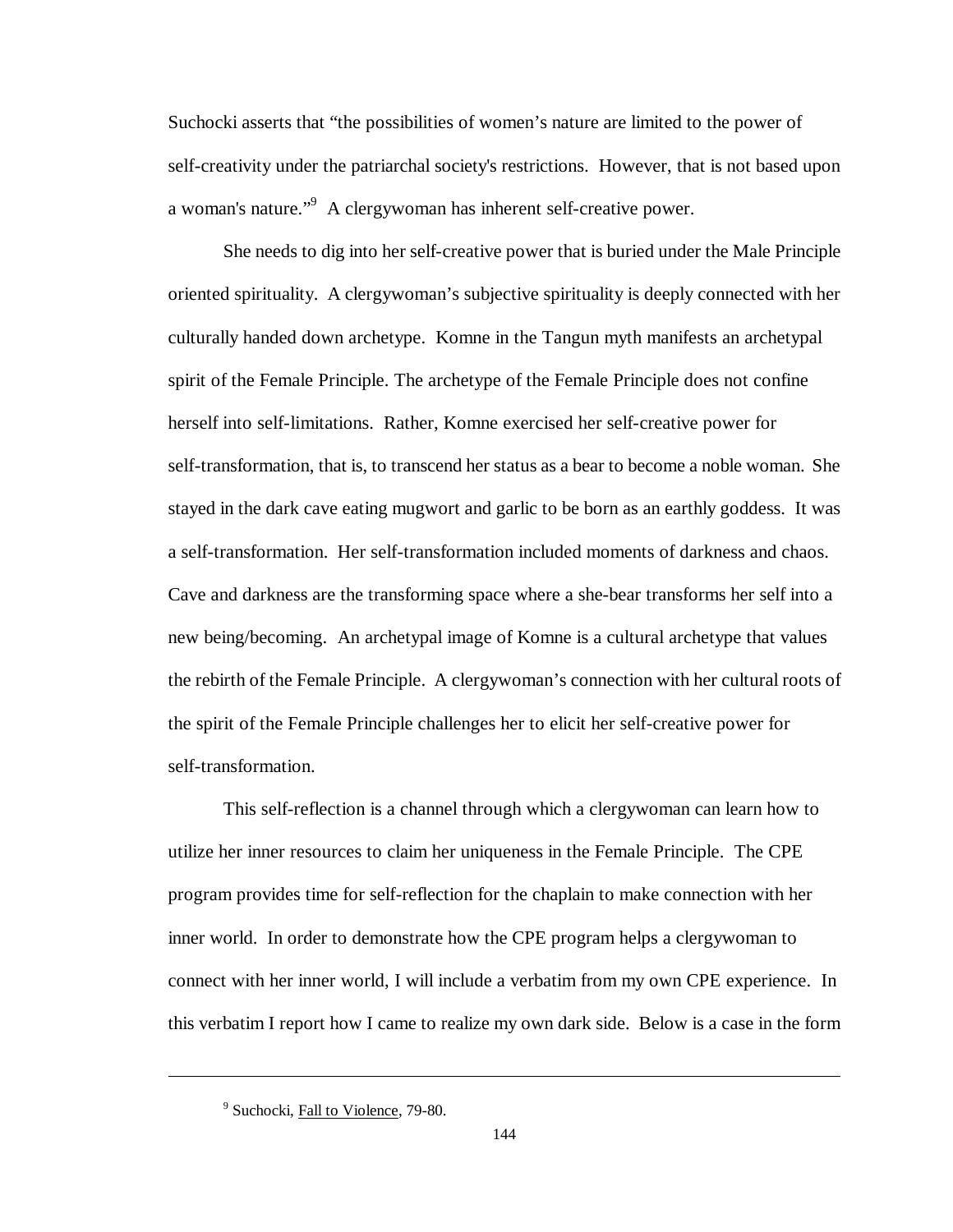Suchocki asserts that “the possibilities of women’s nature are limited to the power of self-creativity under the patriarchal society's restrictions. However, that is not based upon a woman's nature.”[9] A clergywoman has inherent self-creative power.

She needs to dig into her self-creative power that is buried under the Male Principle oriented spirituality. A clergywoman’s subjective spirituality is deeply connected with her culturally handed down archetype. Komne in the Tangun myth manifests an archetypal spirit of the Female Principle. The archetype of the Female Principle does not confine herself into self-limitations. Rather, Komne exercised her self-creative power for self-transformation, that is, to transcend her status as a bear to become a noble woman. She stayed in the dark cave eating mugwort and garlic to be born as an earthly goddess. It was a self-transformation. Her self-transformation included moments of darkness and chaos. Cave and darkness are the transforming space where a she-bear transforms her self into a new being/becoming. An archetypal image of Komne is a cultural archetype that values the rebirth of the Female Principle. A clergywoman’s connection with her cultural roots of the spirit of the Female Principle challenges her to elicit her self-creative power for self-transformation.

This self-reflection is a channel through which a clergywoman can learn how to utilize her inner resources to claim her uniqueness in the Female Principle. The CPE program provides time for self-reflection for the chaplain to make connection with her inner world. In order to demonstrate how the CPE program helps a clergywoman to connect with her inner world, I will include a verbatim from my own CPE experience. In this verbatim I report how I came to realize my own dark side. Below is a case in the form

---

[9] Suchocki, Fall to Violence, 79-80.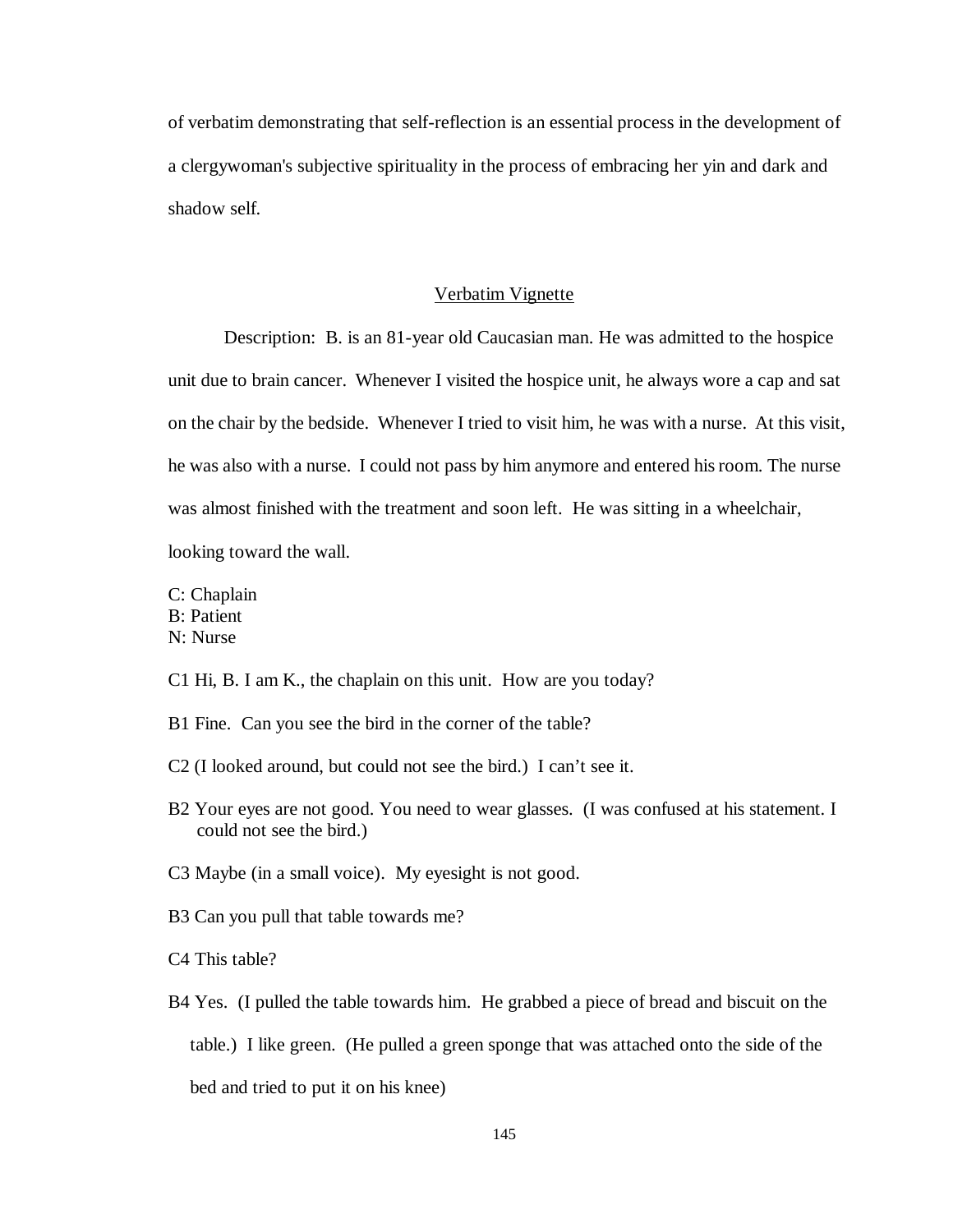of verbatim demonstrating that self-reflection is an essential process in the development of a clergywoman's subjective spirituality in the process of embracing her yin and dark and shadow self.

## Verbatim Vignette

Description: B. is an 81-year old Caucasian man. He was admitted to the hospice unit due to brain cancer. Whenever I visited the hospice unit, he always wore a cap and sat on the chair by the bedside. Whenever I tried to visit him, he was with a nurse. At this visit, he was also with a nurse. I could not pass by him anymore and entered his room. The nurse was almost finished with the treatment and soon left. He was sitting in a wheelchair, looking toward the wall.

C: Chaplain
B: Patient
N: Nurse

C1 Hi, B. I am K., the chaplain on this unit. How are you today?

B1 Fine. Can you see the bird in the corner of the table?

C2 (I looked around, but could not see the bird.) I can't see it.

B2 Your eyes are not good. You need to wear glasses. (I was confused at his statement. I could not see the bird.)

C3 Maybe (in a small voice). My eyesight is not good.

B3 Can you pull that table towards me?

C4 This table?

B4 Yes. (I pulled the table towards him. He grabbed a piece of bread and biscuit on the table.) I like green. (He pulled a green sponge that was attached onto the side of the bed and tried to put it on his knee)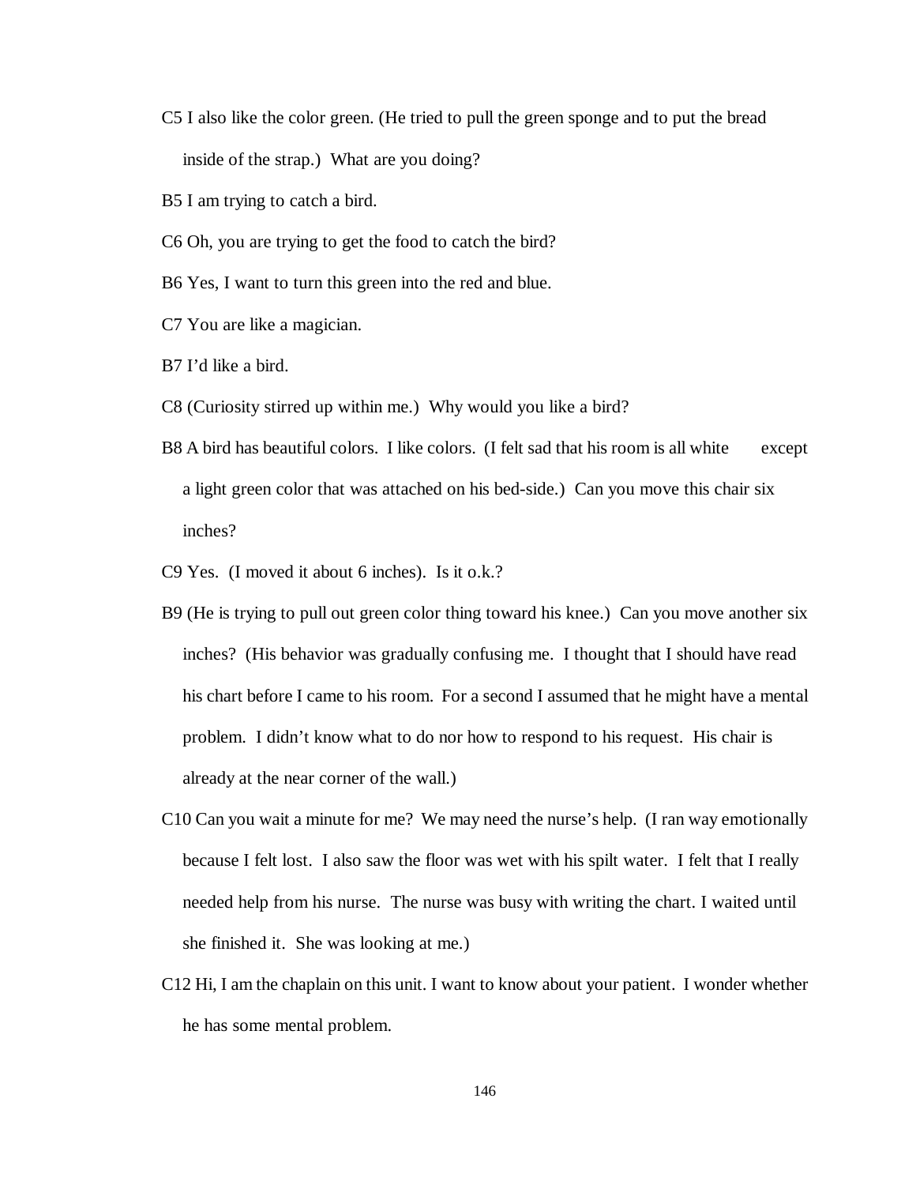C5 I also like the color green. (He tried to pull the green sponge and to put the bread inside of the strap.) What are you doing?

B5 I am trying to catch a bird.

C6 Oh, you are trying to get the food to catch the bird?

B6 Yes, I want to turn this green into the red and blue.

C7 You are like a magician.

B7 I'd like a bird.

C8 (Curiosity stirred up within me.) Why would you like a bird?

B8 A bird has beautiful colors. I like colors. (I felt sad that his room is all white except a light green color that was attached on his bed-side.) Can you move this chair six inches?

C9 Yes. (I moved it about 6 inches). Is it o.k.?

B9 (He is trying to pull out green color thing toward his knee.) Can you move another six inches? (His behavior was gradually confusing me. I thought that I should have read his chart before I came to his room. For a second I assumed that he might have a mental problem. I didn't know what to do nor how to respond to his request. His chair is already at the near corner of the wall.)

C10 Can you wait a minute for me? We may need the nurse's help. (I ran way emotionally because I felt lost. I also saw the floor was wet with his spilt water. I felt that I really needed help from his nurse. The nurse was busy with writing the chart. I waited until she finished it. She was looking at me.)

C12 Hi, I am the chaplain on this unit. I want to know about your patient. I wonder whether he has some mental problem.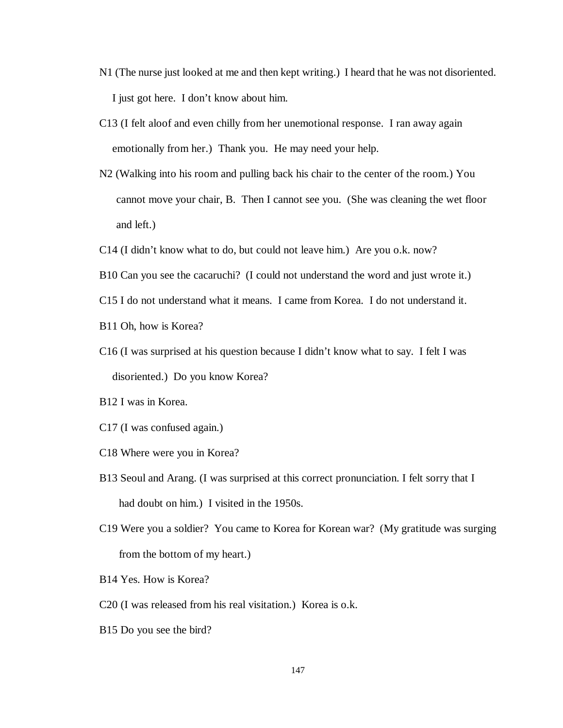N1 (The nurse just looked at me and then kept writing.) I heard that he was not disoriented. I just got here. I don't know about him.

C13 (I felt aloof and even chilly from her unemotional response. I ran away again emotionally from her.) Thank you. He may need your help.

N2 (Walking into his room and pulling back his chair to the center of the room.) You cannot move your chair, B. Then I cannot see you. (She was cleaning the wet floor and left.)

C14 (I didn't know what to do, but could not leave him.) Are you o.k. now?

B10 Can you see the cacaruchi? (I could not understand the word and just wrote it.)

C15 I do not understand what it means. I came from Korea. I do not understand it.

B11 Oh, how is Korea?

C16 (I was surprised at his question because I didn't know what to say. I felt I was disoriented.) Do you know Korea?

B12 I was in Korea.

C17 (I was confused again.)

C18 Where were you in Korea?

B13 Seoul and Arang. (I was surprised at this correct pronunciation. I felt sorry that I had doubt on him.) I visited in the 1950s.

C19 Were you a soldier? You came to Korea for Korean war? (My gratitude was surging from the bottom of my heart.)

B14 Yes. How is Korea?

C20 (I was released from his real visitation.) Korea is o.k.

B15 Do you see the bird?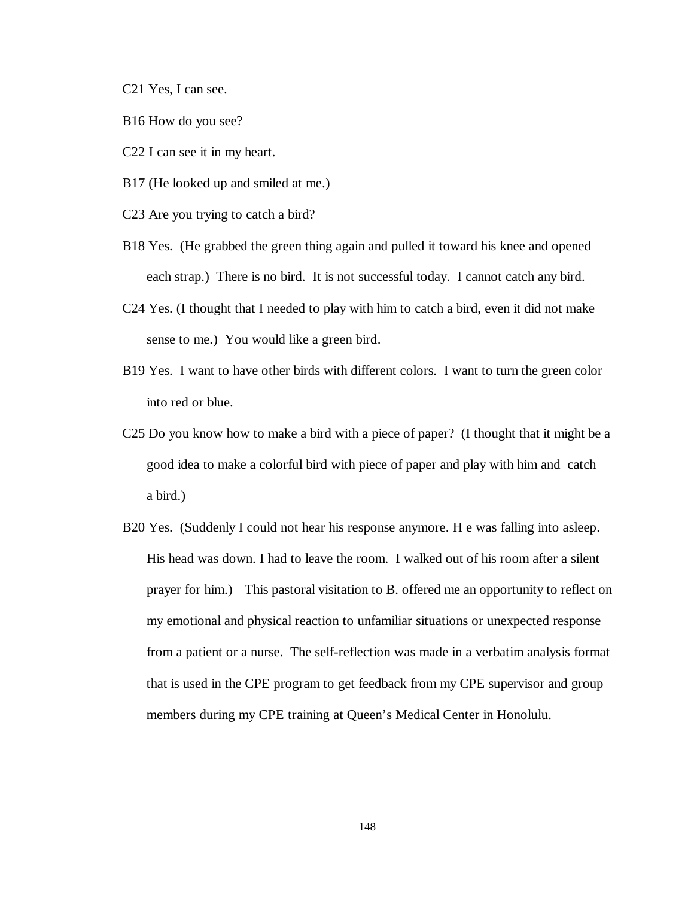C21 Yes, I can see.

B16 How do you see?

C22 I can see it in my heart.

B17 (He looked up and smiled at me.)

C23 Are you trying to catch a bird?

B18 Yes. (He grabbed the green thing again and pulled it toward his knee and opened each strap.) There is no bird. It is not successful today. I cannot catch any bird.

C24 Yes. (I thought that I needed to play with him to catch a bird, even it did not make sense to me.) You would like a green bird.

B19 Yes. I want to have other birds with different colors. I want to turn the green color into red or blue.

C25 Do you know how to make a bird with a piece of paper? (I thought that it might be a good idea to make a colorful bird with piece of paper and play with him and catch a bird.)

B20 Yes. (Suddenly I could not hear his response anymore. H e was falling into asleep. His head was down. I had to leave the room. I walked out of his room after a silent prayer for him.) This pastoral visitation to B. offered me an opportunity to reflect on my emotional and physical reaction to unfamiliar situations or unexpected response from a patient or a nurse. The self-reflection was made in a verbatim analysis format that is used in the CPE program to get feedback from my CPE supervisor and group members during my CPE training at Queen's Medical Center in Honolulu.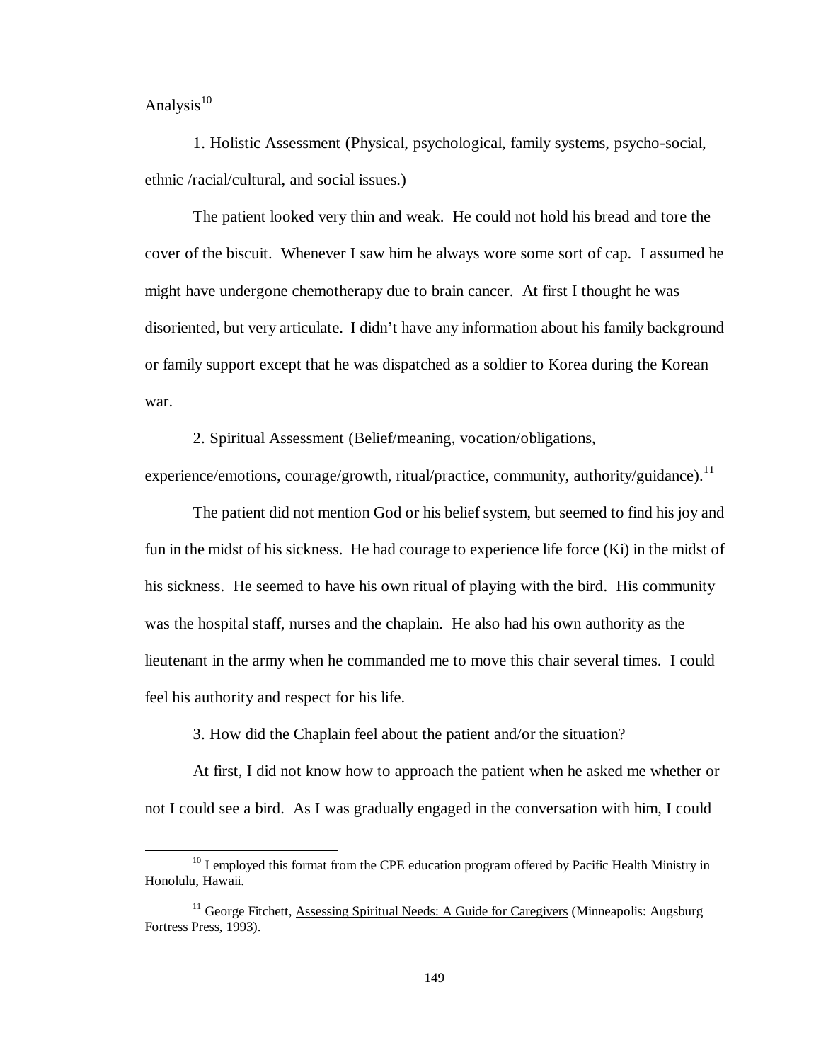Analysis[10]

1. Holistic Assessment (Physical, psychological, family systems, psycho-social, ethnic /racial/cultural, and social issues.)

The patient looked very thin and weak. He could not hold his bread and tore the cover of the biscuit. Whenever I saw him he always wore some sort of cap. I assumed he might have undergone chemotherapy due to brain cancer. At first I thought he was disoriented, but very articulate. I didn't have any information about his family background or family support except that he was dispatched as a soldier to Korea during the Korean war.

2. Spiritual Assessment (Belief/meaning, vocation/obligations, experience/emotions, courage/growth, ritual/practice, community, authority/guidance).[11]

The patient did not mention God or his belief system, but seemed to find his joy and fun in the midst of his sickness. He had courage to experience life force (Ki) in the midst of his sickness. He seemed to have his own ritual of playing with the bird. His community was the hospital staff, nurses and the chaplain. He also had his own authority as the lieutenant in the army when he commanded me to move this chair several times. I could feel his authority and respect for his life.

3. How did the Chaplain feel about the patient and/or the situation?

At first, I did not know how to approach the patient when he asked me whether or not I could see a bird. As I was gradually engaged in the conversation with him, I could

---

[10] I employed this format from the CPE education program offered by Pacific Health Ministry in Honolulu, Hawaii.

[11] George Fitchett, Assessing Spiritual Needs: A Guide for Caregivers (Minneapolis: Augsburg Fortress Press, 1993).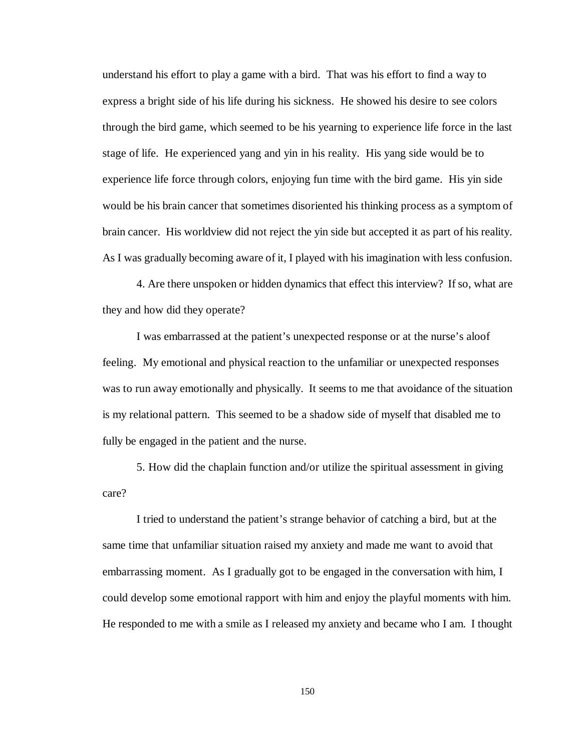understand his effort to play a game with a bird. That was his effort to find a way to express a bright side of his life during his sickness. He showed his desire to see colors through the bird game, which seemed to be his yearning to experience life force in the last stage of life. He experienced yang and yin in his reality. His yang side would be to experience life force through colors, enjoying fun time with the bird game. His yin side would be his brain cancer that sometimes disoriented his thinking process as a symptom of brain cancer. His worldview did not reject the yin side but accepted it as part of his reality. As I was gradually becoming aware of it, I played with his imagination with less confusion.

4. Are there unspoken or hidden dynamics that effect this interview? If so, what are they and how did they operate?

I was embarrassed at the patient's unexpected response or at the nurse's aloof feeling. My emotional and physical reaction to the unfamiliar or unexpected responses was to run away emotionally and physically. It seems to me that avoidance of the situation is my relational pattern. This seemed to be a shadow side of myself that disabled me to fully be engaged in the patient and the nurse.

5. How did the chaplain function and/or utilize the spiritual assessment in giving care?

I tried to understand the patient's strange behavior of catching a bird, but at the same time that unfamiliar situation raised my anxiety and made me want to avoid that embarrassing moment. As I gradually got to be engaged in the conversation with him, I could develop some emotional rapport with him and enjoy the playful moments with him. He responded to me with a smile as I released my anxiety and became who I am. I thought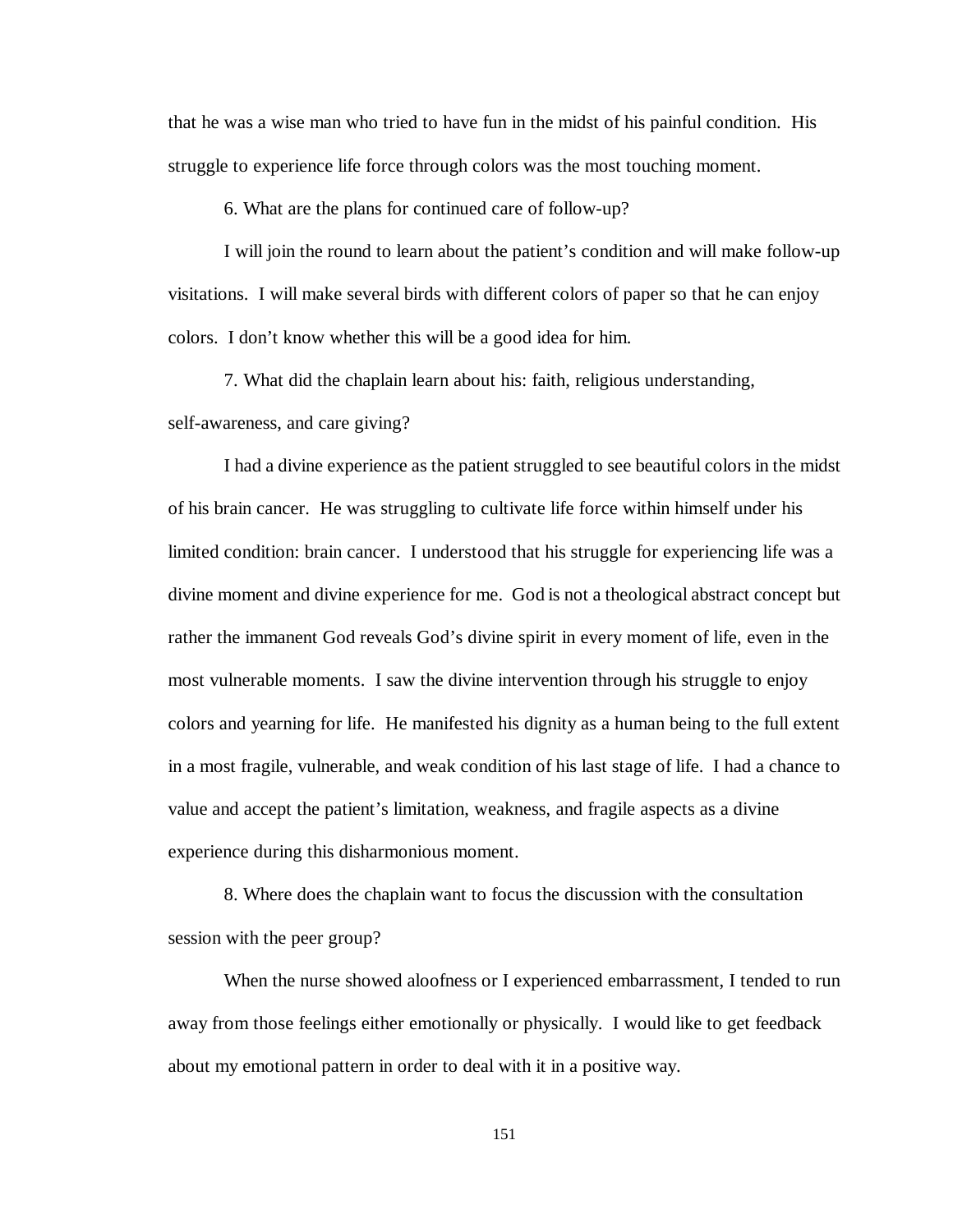that he was a wise man who tried to have fun in the midst of his painful condition. His struggle to experience life force through colors was the most touching moment.

6. What are the plans for continued care of follow-up?

I will join the round to learn about the patient's condition and will make follow-up visitations. I will make several birds with different colors of paper so that he can enjoy colors. I don't know whether this will be a good idea for him.

7. What did the chaplain learn about his: faith, religious understanding, self-awareness, and care giving?

I had a divine experience as the patient struggled to see beautiful colors in the midst of his brain cancer. He was struggling to cultivate life force within himself under his limited condition: brain cancer. I understood that his struggle for experiencing life was a divine moment and divine experience for me. God is not a theological abstract concept but rather the immanent God reveals God's divine spirit in every moment of life, even in the most vulnerable moments. I saw the divine intervention through his struggle to enjoy colors and yearning for life. He manifested his dignity as a human being to the full extent in a most fragile, vulnerable, and weak condition of his last stage of life. I had a chance to value and accept the patient's limitation, weakness, and fragile aspects as a divine experience during this disharmonious moment.

8. Where does the chaplain want to focus the discussion with the consultation session with the peer group?

When the nurse showed aloofness or I experienced embarrassment, I tended to run away from those feelings either emotionally or physically. I would like to get feedback about my emotional pattern in order to deal with it in a positive way.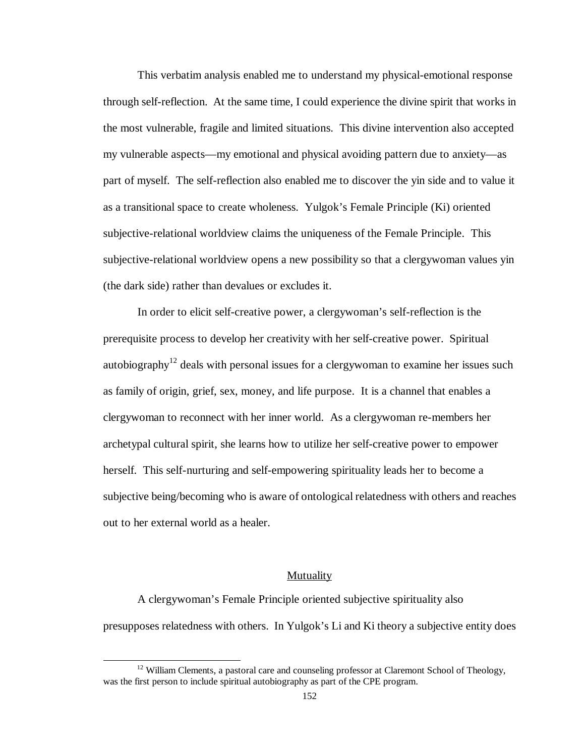This verbatim analysis enabled me to understand my physical-emotional response through self-reflection. At the same time, I could experience the divine spirit that works in the most vulnerable, fragile and limited situations. This divine intervention also accepted my vulnerable aspects—my emotional and physical avoiding pattern due to anxiety—as part of myself. The self-reflection also enabled me to discover the yin side and to value it as a transitional space to create wholeness. Yulgok's Female Principle (Ki) oriented subjective-relational worldview claims the uniqueness of the Female Principle. This subjective-relational worldview opens a new possibility so that a clergywoman values yin (the dark side) rather than devalues or excludes it.

In order to elicit self-creative power, a clergywoman's self-reflection is the prerequisite process to develop her creativity with her self-creative power. Spiritual autobiography[12] deals with personal issues for a clergywoman to examine her issues such as family of origin, grief, sex, money, and life purpose. It is a channel that enables a clergywoman to reconnect with her inner world. As a clergywoman re-members her archetypal cultural spirit, she learns how to utilize her self-creative power to empower herself. This self-nurturing and self-empowering spirituality leads her to become a subjective being/becoming who is aware of ontological relatedness with others and reaches out to her external world as a healer.

## Mutuality

A clergywoman's Female Principle oriented subjective spirituality also presupposes relatedness with others. In Yulgok's Li and Ki theory a subjective entity does

---

[12] William Clements, a pastoral care and counseling professor at Claremont School of Theology, was the first person to include spiritual autobiography as part of the CPE program.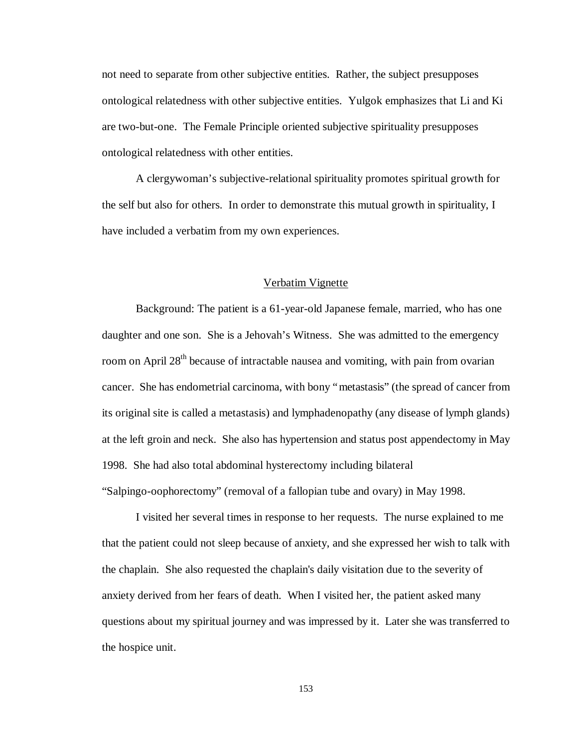not need to separate from other subjective entities. Rather, the subject presupposes ontological relatedness with other subjective entities. Yulgok emphasizes that Li and Ki are two-but-one. The Female Principle oriented subjective spirituality presupposes ontological relatedness with other entities.

A clergywoman's subjective-relational spirituality promotes spiritual growth for the self but also for others. In order to demonstrate this mutual growth in spirituality, I have included a verbatim from my own experiences.

## Verbatim Vignette

Background: The patient is a 61-year-old Japanese female, married, who has one daughter and one son. She is a Jehovah's Witness. She was admitted to the emergency room on April 28th because of intractable nausea and vomiting, with pain from ovarian cancer. She has endometrial carcinoma, with bony "metastasis" (the spread of cancer from its original site is called a metastasis) and lymphadenopathy (any disease of lymph glands) at the left groin and neck. She also has hypertension and status post appendectomy in May 1998. She had also total abdominal hysterectomy including bilateral "Salpingo-oophorectomy" (removal of a fallopian tube and ovary) in May 1998.

I visited her several times in response to her requests. The nurse explained to me that the patient could not sleep because of anxiety, and she expressed her wish to talk with the chaplain. She also requested the chaplain's daily visitation due to the severity of anxiety derived from her fears of death. When I visited her, the patient asked many questions about my spiritual journey and was impressed by it. Later she was transferred to the hospice unit.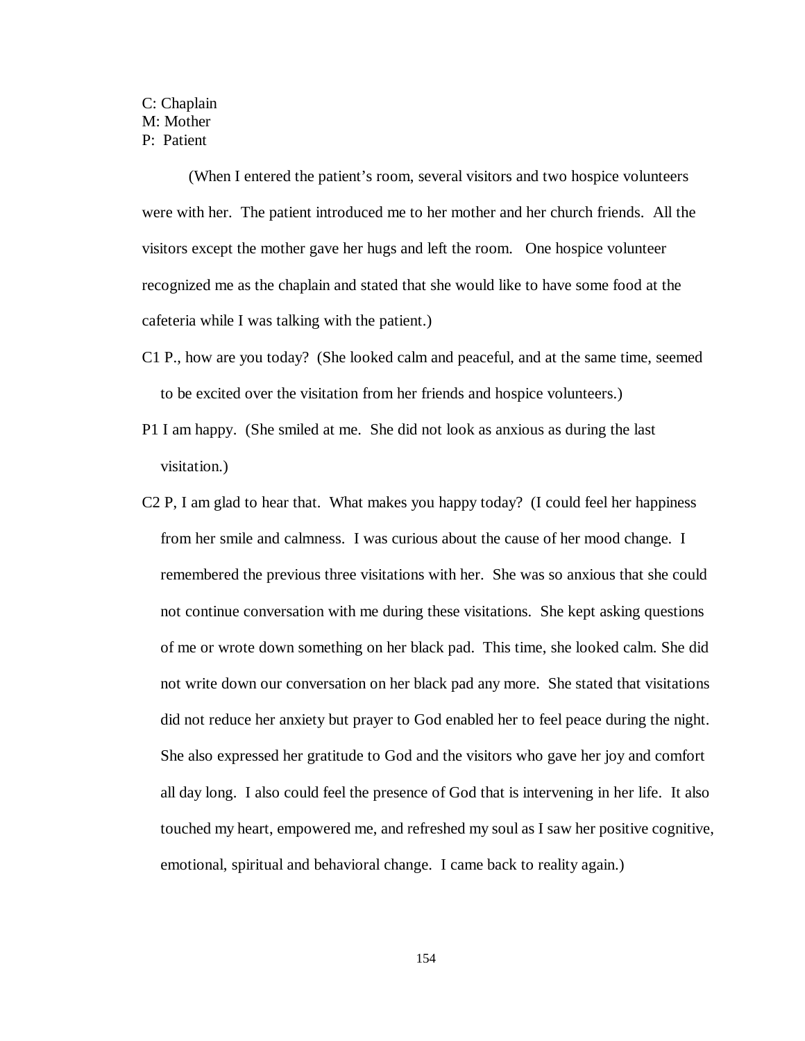C: Chaplain
M: Mother
P: Patient

(When I entered the patient's room, several visitors and two hospice volunteers were with her. The patient introduced me to her mother and her church friends. All the visitors except the mother gave her hugs and left the room. One hospice volunteer recognized me as the chaplain and stated that she would like to have some food at the cafeteria while I was talking with the patient.)

C1 P., how are you today? (She looked calm and peaceful, and at the same time, seemed to be excited over the visitation from her friends and hospice volunteers.)

P1 I am happy. (She smiled at me. She did not look as anxious as during the last visitation.)

C2 P, I am glad to hear that. What makes you happy today? (I could feel her happiness from her smile and calmness. I was curious about the cause of her mood change. I remembered the previous three visitations with her. She was so anxious that she could not continue conversation with me during these visitations. She kept asking questions of me or wrote down something on her black pad. This time, she looked calm. She did not write down our conversation on her black pad any more. She stated that visitations did not reduce her anxiety but prayer to God enabled her to feel peace during the night. She also expressed her gratitude to God and the visitors who gave her joy and comfort all day long. I also could feel the presence of God that is intervening in her life. It also touched my heart, empowered me, and refreshed my soul as I saw her positive cognitive, emotional, spiritual and behavioral change. I came back to reality again.)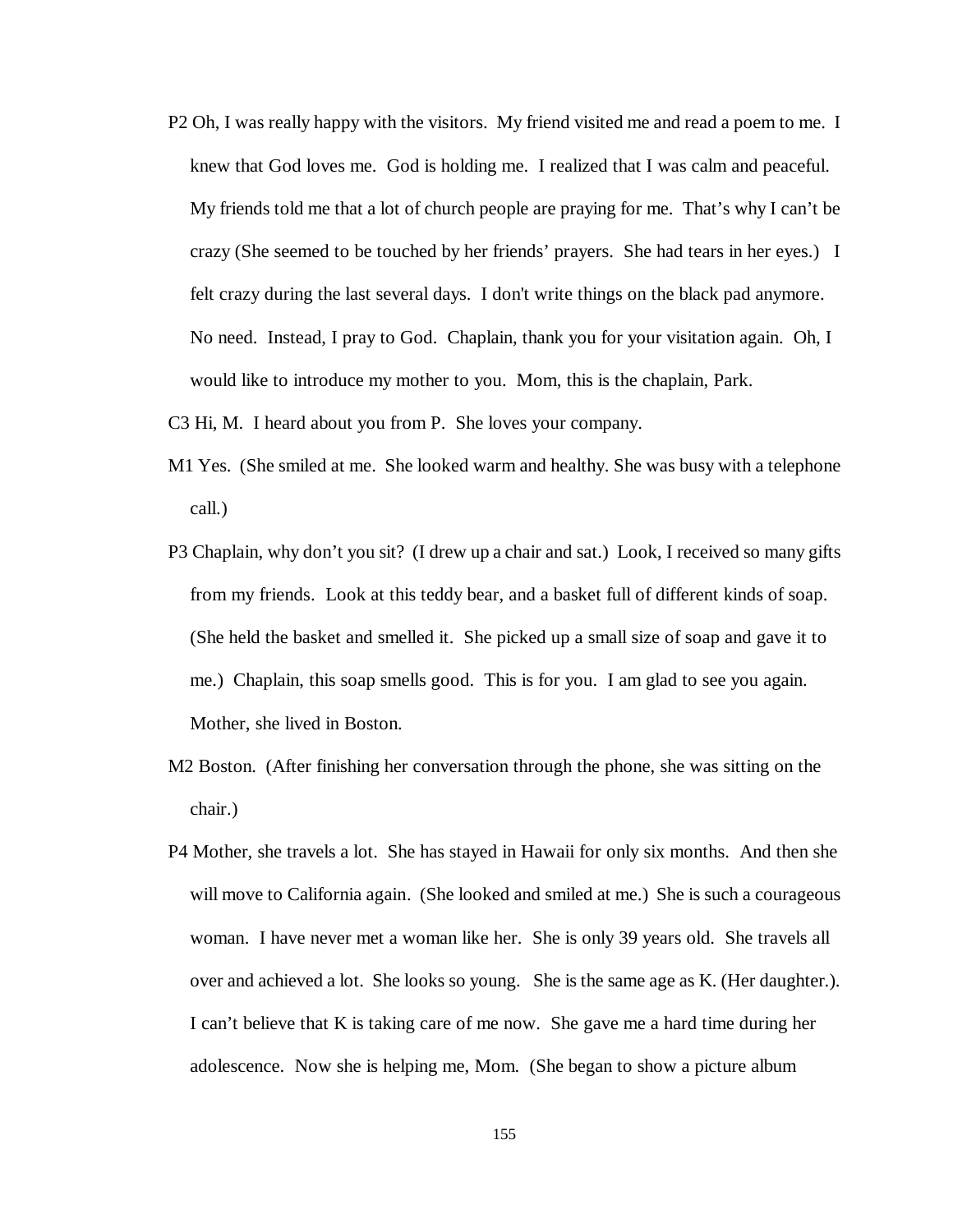P2 Oh, I was really happy with the visitors. My friend visited me and read a poem to me. I knew that God loves me. God is holding me. I realized that I was calm and peaceful. My friends told me that a lot of church people are praying for me. That's why I can't be crazy (She seemed to be touched by her friends' prayers. She had tears in her eyes.) I felt crazy during the last several days. I don't write things on the black pad anymore. No need. Instead, I pray to God. Chaplain, thank you for your visitation again. Oh, I would like to introduce my mother to you. Mom, this is the chaplain, Park.

C3 Hi, M. I heard about you from P. She loves your company.

M1 Yes. (She smiled at me. She looked warm and healthy. She was busy with a telephone call.)

P3 Chaplain, why don't you sit? (I drew up a chair and sat.) Look, I received so many gifts from my friends. Look at this teddy bear, and a basket full of different kinds of soap. (She held the basket and smelled it. She picked up a small size of soap and gave it to me.) Chaplain, this soap smells good. This is for you. I am glad to see you again. Mother, she lived in Boston.

M2 Boston. (After finishing her conversation through the phone, she was sitting on the chair.)

P4 Mother, she travels a lot. She has stayed in Hawaii for only six months. And then she will move to California again. (She looked and smiled at me.) She is such a courageous woman. I have never met a woman like her. She is only 39 years old. She travels all over and achieved a lot. She looks so young. She is the same age as K. (Her daughter.). I can't believe that K is taking care of me now. She gave me a hard time during her adolescence. Now she is helping me, Mom. (She began to show a picture album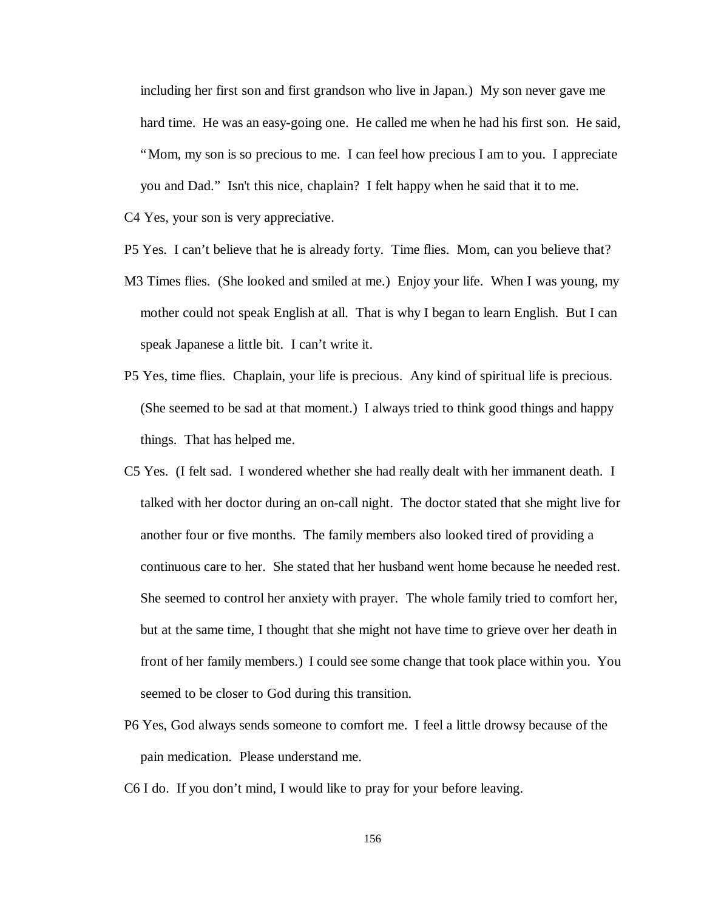including her first son and first grandson who live in Japan.) My son never gave me hard time. He was an easy-going one. He called me when he had his first son. He said, "Mom, my son is so precious to me. I can feel how precious I am to you. I appreciate you and Dad." Isn't this nice, chaplain? I felt happy when he said that it to me.

C4 Yes, your son is very appreciative.

P5 Yes. I can't believe that he is already forty. Time flies. Mom, can you believe that?

M3 Times flies. (She looked and smiled at me.) Enjoy your life. When I was young, my mother could not speak English at all. That is why I began to learn English. But I can speak Japanese a little bit. I can't write it.

P5 Yes, time flies. Chaplain, your life is precious. Any kind of spiritual life is precious. (She seemed to be sad at that moment.) I always tried to think good things and happy things. That has helped me.

C5 Yes. (I felt sad. I wondered whether she had really dealt with her immanent death. I talked with her doctor during an on-call night. The doctor stated that she might live for another four or five months. The family members also looked tired of providing a continuous care to her. She stated that her husband went home because he needed rest. She seemed to control her anxiety with prayer. The whole family tried to comfort her, but at the same time, I thought that she might not have time to grieve over her death in front of her family members.) I could see some change that took place within you. You seemed to be closer to God during this transition.

P6 Yes, God always sends someone to comfort me. I feel a little drowsy because of the pain medication. Please understand me.

C6 I do. If you don't mind, I would like to pray for your before leaving.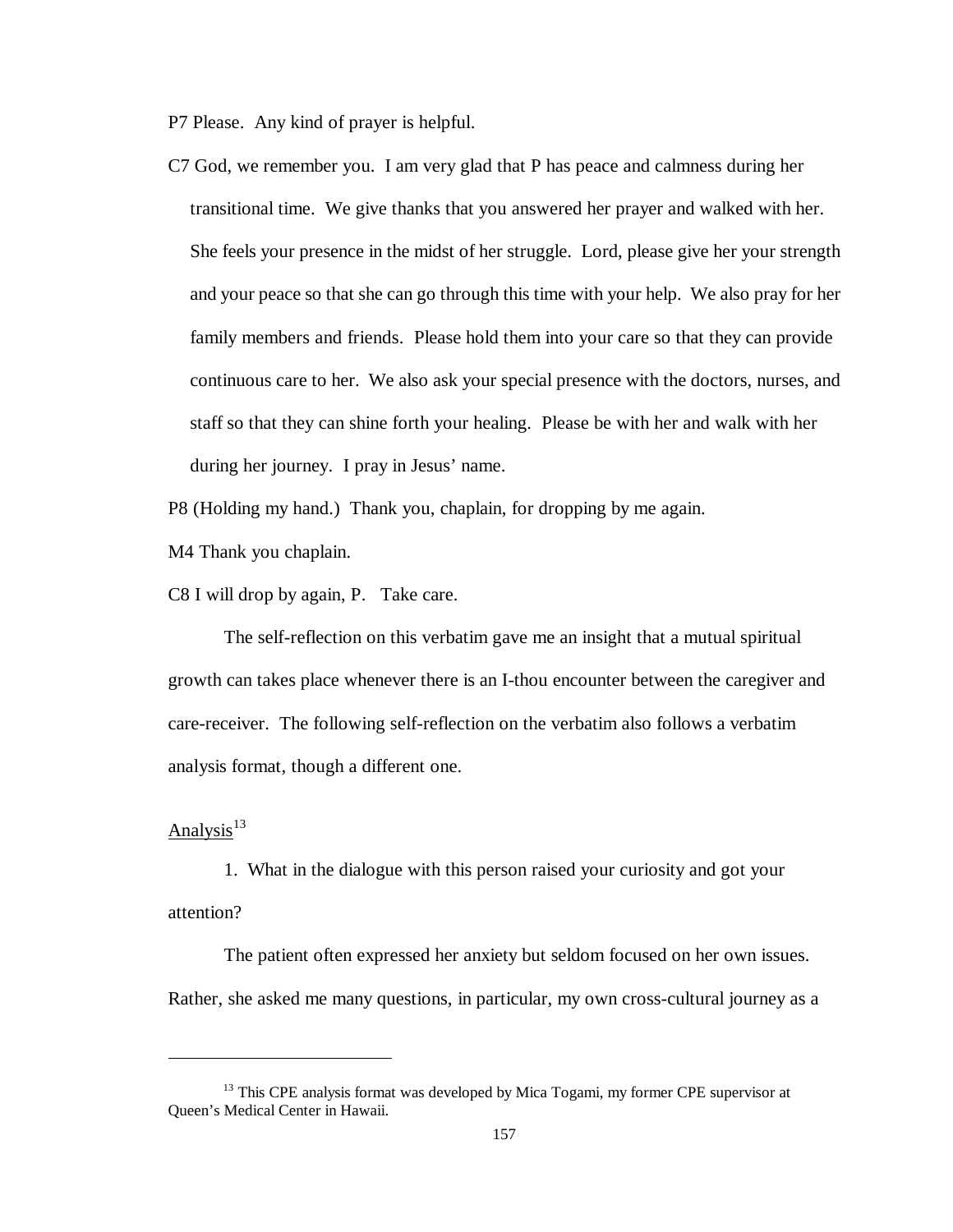P7 Please. Any kind of prayer is helpful.

C7 God, we remember you. I am very glad that P has peace and calmness during her transitional time. We give thanks that you answered her prayer and walked with her. She feels your presence in the midst of her struggle. Lord, please give her your strength and your peace so that she can go through this time with your help. We also pray for her family members and friends. Please hold them into your care so that they can provide continuous care to her. We also ask your special presence with the doctors, nurses, and staff so that they can shine forth your healing. Please be with her and walk with her during her journey. I pray in Jesus' name.

P8 (Holding my hand.) Thank you, chaplain, for dropping by me again.

M4 Thank you chaplain.

C8 I will drop by again, P. Take care.

The self-reflection on this verbatim gave me an insight that a mutual spiritual growth can takes place whenever there is an I-thou encounter between the caregiver and care-receiver. The following self-reflection on the verbatim also follows a verbatim analysis format, though a different one.

Analysis[13]

1. What in the dialogue with this person raised your curiosity and got your attention?

The patient often expressed her anxiety but seldom focused on her own issues. Rather, she asked me many questions, in particular, my own cross-cultural journey as a

[13] This CPE analysis format was developed by Mica Togami, my former CPE supervisor at Queen's Medical Center in Hawaii.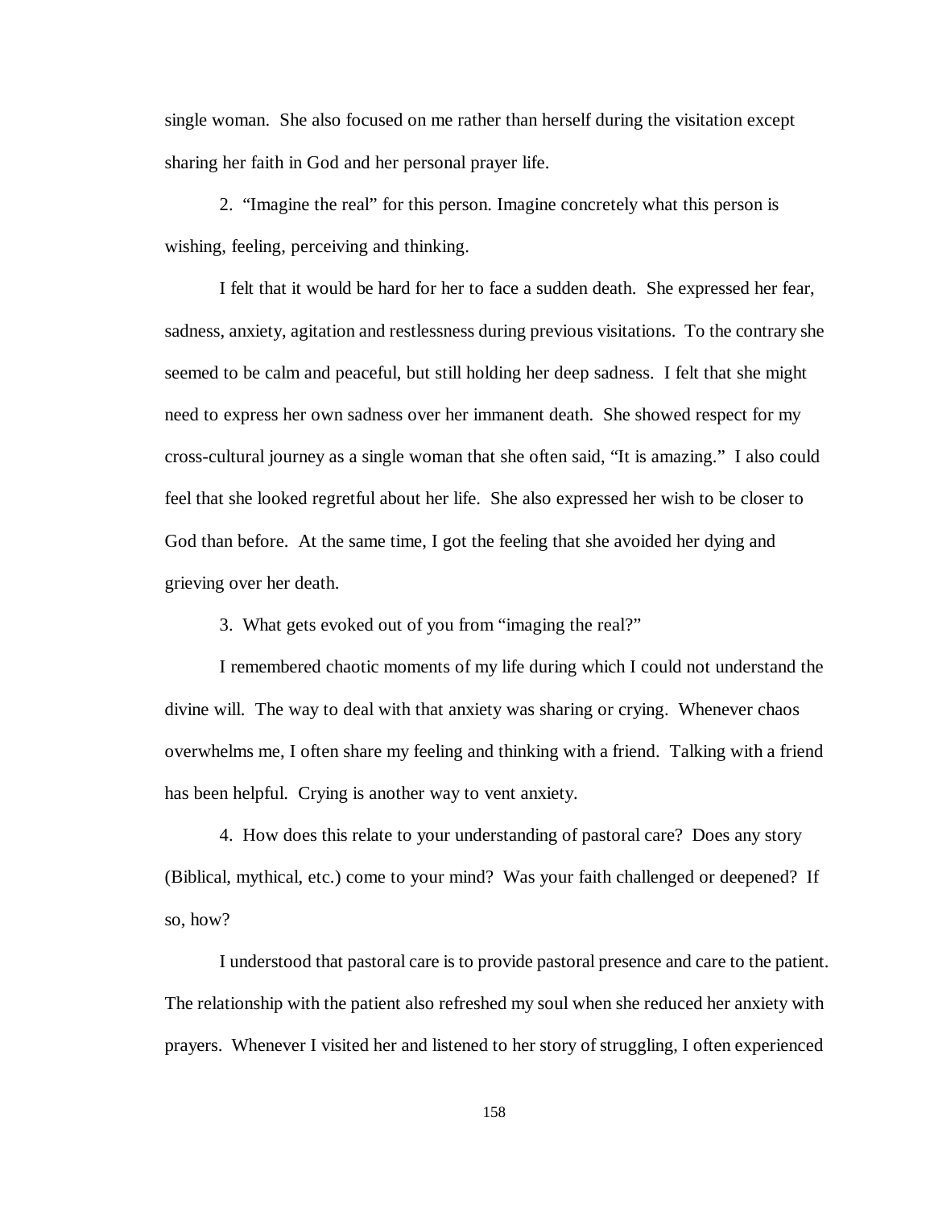single woman. She also focused on me rather than herself during the visitation except sharing her faith in God and her personal prayer life.

2. "Imagine the real" for this person. Imagine concretely what this person is wishing, feeling, perceiving and thinking.

I felt that it would be hard for her to face a sudden death. She expressed her fear, sadness, anxiety, agitation and restlessness during previous visitations. To the contrary she seemed to be calm and peaceful, but still holding her deep sadness. I felt that she might need to express her own sadness over her immanent death. She showed respect for my cross-cultural journey as a single woman that she often said, "It is amazing." I also could feel that she looked regretful about her life. She also expressed her wish to be closer to God than before. At the same time, I got the feeling that she avoided her dying and grieving over her death.

3. What gets evoked out of you from "imaging the real?"

I remembered chaotic moments of my life during which I could not understand the divine will. The way to deal with that anxiety was sharing or crying. Whenever chaos overwhelms me, I often share my feeling and thinking with a friend. Talking with a friend has been helpful. Crying is another way to vent anxiety.

4. How does this relate to your understanding of pastoral care? Does any story (Biblical, mythical, etc.) come to your mind? Was your faith challenged or deepened? If so, how?

I understood that pastoral care is to provide pastoral presence and care to the patient. The relationship with the patient also refreshed my soul when she reduced her anxiety with prayers. Whenever I visited her and listened to her story of struggling, I often experienced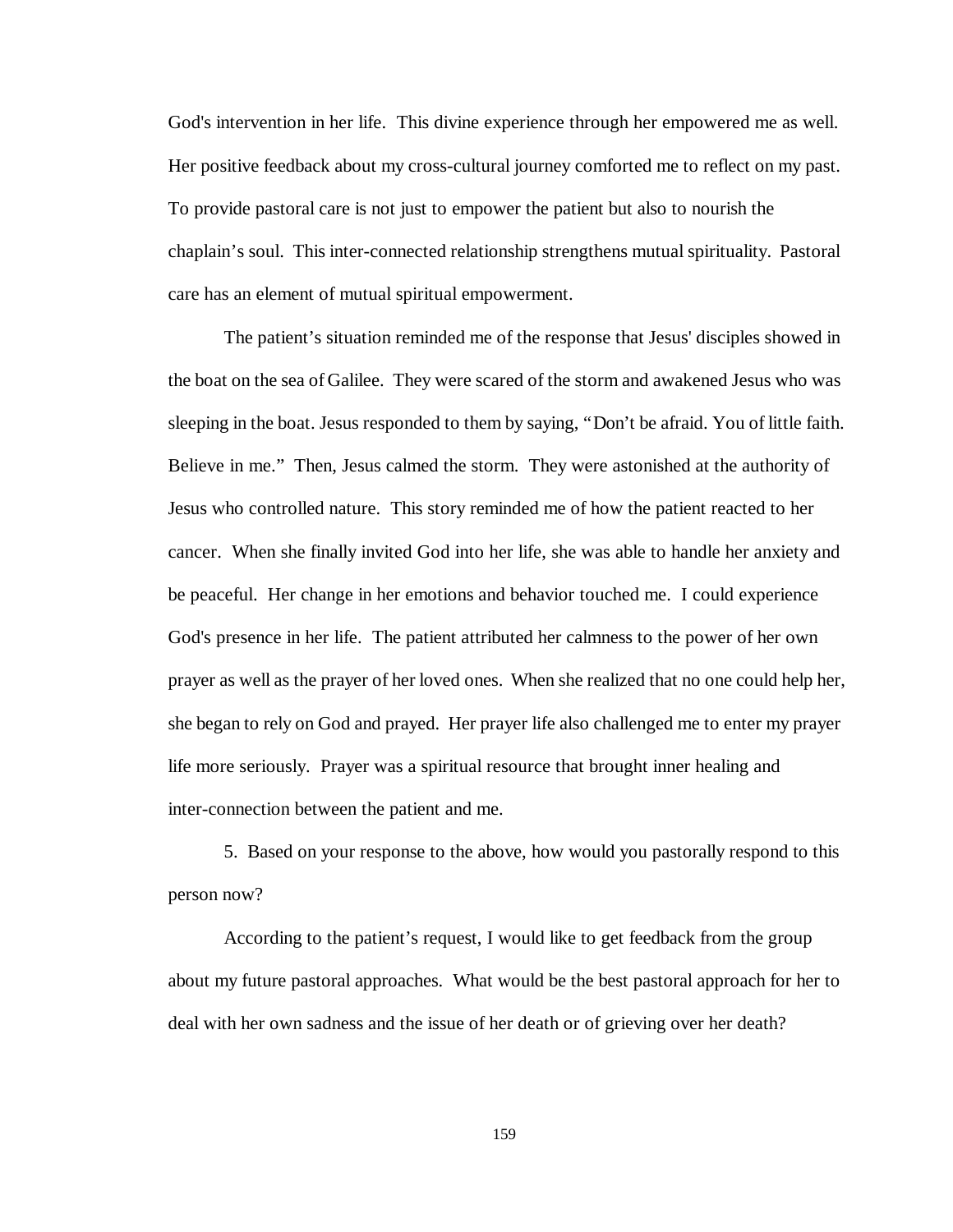God's intervention in her life. This divine experience through her empowered me as well. Her positive feedback about my cross-cultural journey comforted me to reflect on my past. To provide pastoral care is not just to empower the patient but also to nourish the chaplain's soul. This inter-connected relationship strengthens mutual spirituality. Pastoral care has an element of mutual spiritual empowerment.

The patient's situation reminded me of the response that Jesus' disciples showed in the boat on the sea of Galilee. They were scared of the storm and awakened Jesus who was sleeping in the boat. Jesus responded to them by saying, "Don't be afraid. You of little faith. Believe in me." Then, Jesus calmed the storm. They were astonished at the authority of Jesus who controlled nature. This story reminded me of how the patient reacted to her cancer. When she finally invited God into her life, she was able to handle her anxiety and be peaceful. Her change in her emotions and behavior touched me. I could experience God's presence in her life. The patient attributed her calmness to the power of her own prayer as well as the prayer of her loved ones. When she realized that no one could help her, she began to rely on God and prayed. Her prayer life also challenged me to enter my prayer life more seriously. Prayer was a spiritual resource that brought inner healing and inter-connection between the patient and me.

5. Based on your response to the above, how would you pastorally respond to this person now?

According to the patient's request, I would like to get feedback from the group about my future pastoral approaches. What would be the best pastoral approach for her to deal with her own sadness and the issue of her death or of grieving over her death?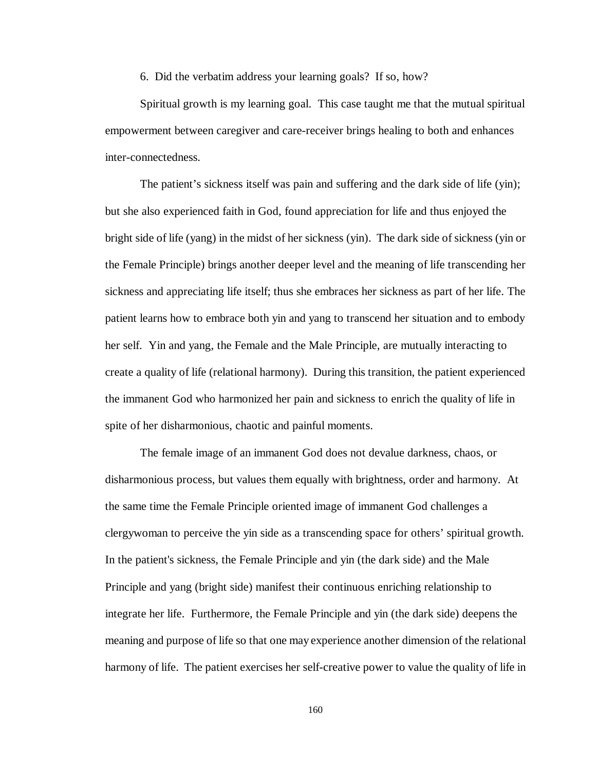6. Did the verbatim address your learning goals? If so, how?

Spiritual growth is my learning goal. This case taught me that the mutual spiritual empowerment between caregiver and care-receiver brings healing to both and enhances inter-connectedness.

The patient's sickness itself was pain and suffering and the dark side of life (yin); but she also experienced faith in God, found appreciation for life and thus enjoyed the bright side of life (yang) in the midst of her sickness (yin). The dark side of sickness (yin or the Female Principle) brings another deeper level and the meaning of life transcending her sickness and appreciating life itself; thus she embraces her sickness as part of her life. The patient learns how to embrace both yin and yang to transcend her situation and to embody her self. Yin and yang, the Female and the Male Principle, are mutually interacting to create a quality of life (relational harmony). During this transition, the patient experienced the immanent God who harmonized her pain and sickness to enrich the quality of life in spite of her disharmonious, chaotic and painful moments.

The female image of an immanent God does not devalue darkness, chaos, or disharmonious process, but values them equally with brightness, order and harmony. At the same time the Female Principle oriented image of immanent God challenges a clergywoman to perceive the yin side as a transcending space for others' spiritual growth. In the patient's sickness, the Female Principle and yin (the dark side) and the Male Principle and yang (bright side) manifest their continuous enriching relationship to integrate her life. Furthermore, the Female Principle and yin (the dark side) deepens the meaning and purpose of life so that one may experience another dimension of the relational harmony of life. The patient exercises her self-creative power to value the quality of life in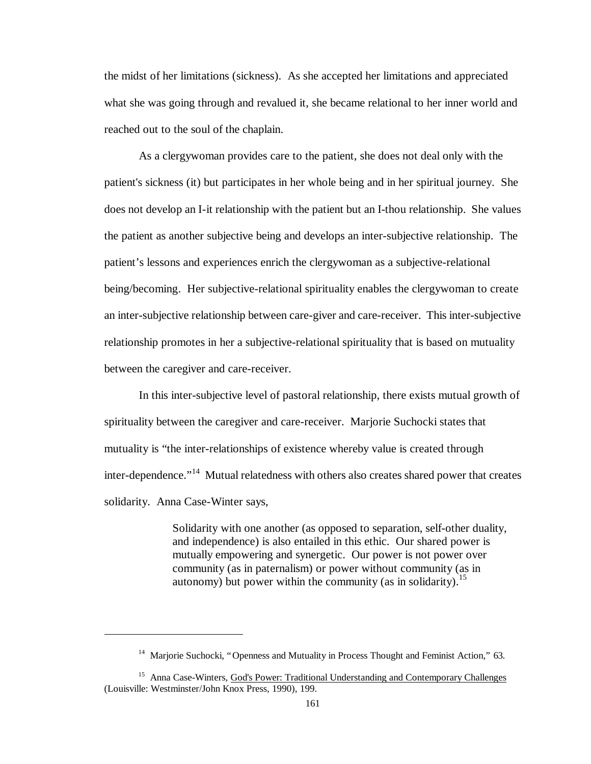the midst of her limitations (sickness). As she accepted her limitations and appreciated what she was going through and revalued it, she became relational to her inner world and reached out to the soul of the chaplain.

As a clergywoman provides care to the patient, she does not deal only with the patient's sickness (it) but participates in her whole being and in her spiritual journey. She does not develop an I-it relationship with the patient but an I-thou relationship. She values the patient as another subjective being and develops an inter-subjective relationship. The patient’s lessons and experiences enrich the clergywoman as a subjective-relational being/becoming. Her subjective-relational spirituality enables the clergywoman to create an inter-subjective relationship between care-giver and care-receiver. This inter-subjective relationship promotes in her a subjective-relational spirituality that is based on mutuality between the caregiver and care-receiver.

In this inter-subjective level of pastoral relationship, there exists mutual growth of spirituality between the caregiver and care-receiver. Marjorie Suchocki states that mutuality is “the inter-relationships of existence whereby value is created through inter-dependence.”[14] Mutual relatedness with others also creates shared power that creates solidarity. Anna Case-Winter says,

> Solidarity with one another (as opposed to separation, self-other duality, and independence) is also entailed in this ethic. Our shared power is mutually empowering and synergetic. Our power is not power over community (as in paternalism) or power without community (as in autonomy) but power within the community (as in solidarity).[15]

---

[14] Marjorie Suchocki, “Openness and Mutuality in Process Thought and Feminist Action,” 63.

[15] Anna Case-Winters, God's Power: Traditional Understanding and Contemporary Challenges (Louisville: Westminster/John Knox Press, 1990), 199.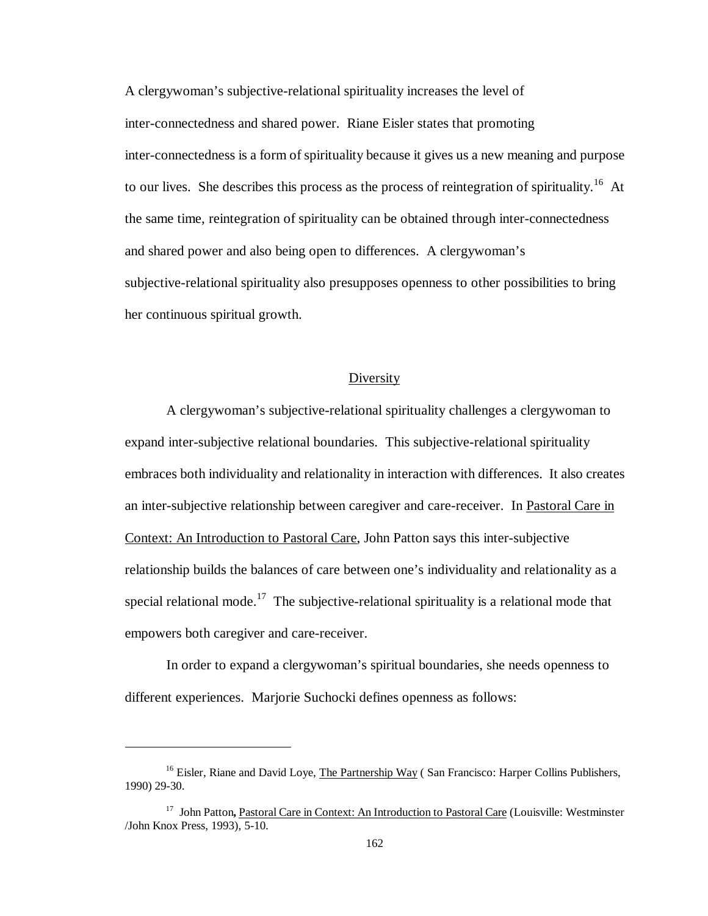A clergywoman's subjective-relational spirituality increases the level of inter-connectedness and shared power. Riane Eisler states that promoting inter-connectedness is a form of spirituality because it gives us a new meaning and purpose to our lives. She describes this process as the process of reintegration of spirituality.[16] At the same time, reintegration of spirituality can be obtained through inter-connectedness and shared power and also being open to differences. A clergywoman's subjective-relational spirituality also presupposes openness to other possibilities to bring her continuous spiritual growth.

## Diversity

A clergywoman's subjective-relational spirituality challenges a clergywoman to expand inter-subjective relational boundaries. This subjective-relational spirituality embraces both individuality and relationality in interaction with differences. It also creates an inter-subjective relationship between caregiver and care-receiver. In Pastoral Care in Context: An Introduction to Pastoral Care, John Patton says this inter-subjective relationship builds the balances of care between one's individuality and relationality as a special relational mode.[17] The subjective-relational spirituality is a relational mode that empowers both caregiver and care-receiver.

In order to expand a clergywoman's spiritual boundaries, she needs openness to different experiences. Marjorie Suchocki defines openness as follows:

---

[16] Eisler, Riane and David Loye, The Partnership Way ( San Francisco: Harper Collins Publishers, 1990) 29-30.

[17] John Patton**,** Pastoral Care in Context: An Introduction to Pastoral Care (Louisville: Westminster /John Knox Press, 1993), 5-10.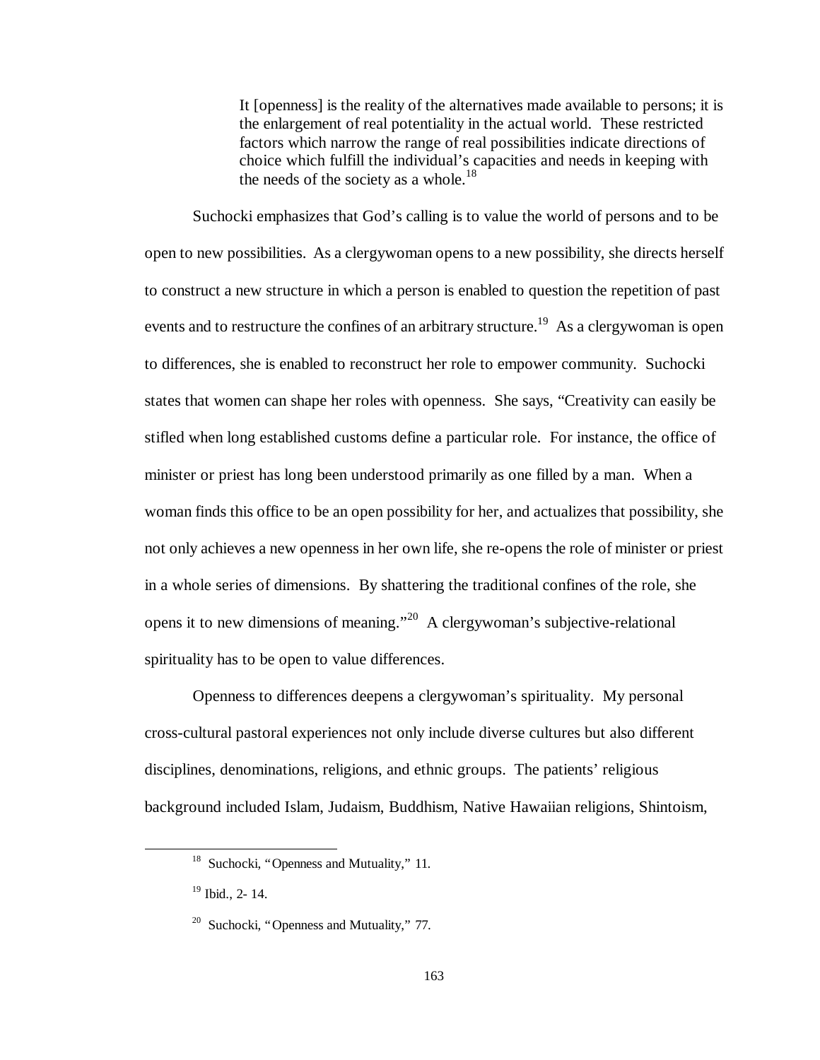> It [openness] is the reality of the alternatives made available to persons; it is the enlargement of real potentiality in the actual world. These restricted factors which narrow the range of real possibilities indicate directions of choice which fulfill the individual's capacities and needs in keeping with the needs of the society as a whole.[18]

Suchocki emphasizes that God's calling is to value the world of persons and to be open to new possibilities. As a clergywoman opens to a new possibility, she directs herself to construct a new structure in which a person is enabled to question the repetition of past events and to restructure the confines of an arbitrary structure.[19] As a clergywoman is open to differences, she is enabled to reconstruct her role to empower community. Suchocki states that women can shape her roles with openness. She says, "Creativity can easily be stifled when long established customs define a particular role. For instance, the office of minister or priest has long been understood primarily as one filled by a man. When a woman finds this office to be an open possibility for her, and actualizes that possibility, she not only achieves a new openness in her own life, she re-opens the role of minister or priest in a whole series of dimensions. By shattering the traditional confines of the role, she opens it to new dimensions of meaning."[20] A clergywoman's subjective-relational spirituality has to be open to value differences.

Openness to differences deepens a clergywoman's spirituality. My personal cross-cultural pastoral experiences not only include diverse cultures but also different disciplines, denominations, religions, and ethnic groups. The patients' religious background included Islam, Judaism, Buddhism, Native Hawaiian religions, Shintoism,

---

[18] Suchocki, "Openness and Mutuality," 11.

[19] Ibid., 2- 14.

[20] Suchocki, "Openness and Mutuality," 77.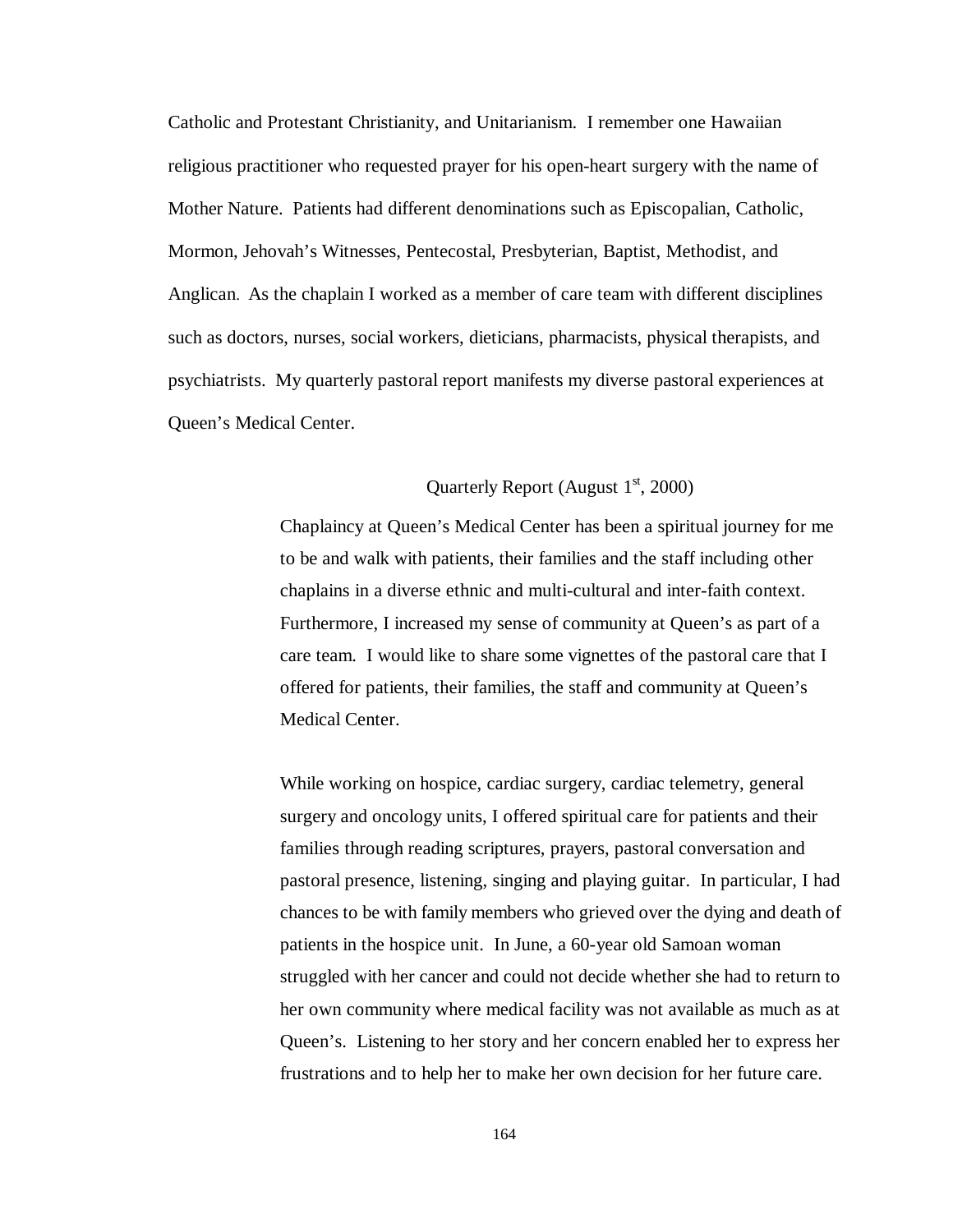Catholic and Protestant Christianity, and Unitarianism. I remember one Hawaiian religious practitioner who requested prayer for his open-heart surgery with the name of Mother Nature. Patients had different denominations such as Episcopalian, Catholic, Mormon, Jehovah's Witnesses, Pentecostal, Presbyterian, Baptist, Methodist, and Anglican. As the chaplain I worked as a member of care team with different disciplines such as doctors, nurses, social workers, dieticians, pharmacists, physical therapists, and psychiatrists. My quarterly pastoral report manifests my diverse pastoral experiences at Queen's Medical Center.

Quarterly Report (August 1st, 2000)

> Chaplaincy at Queen's Medical Center has been a spiritual journey for me to be and walk with patients, their families and the staff including other chaplains in a diverse ethnic and multi-cultural and inter-faith context. Furthermore, I increased my sense of community at Queen's as part of a care team. I would like to share some vignettes of the pastoral care that I offered for patients, their families, the staff and community at Queen's Medical Center.
>
> While working on hospice, cardiac surgery, cardiac telemetry, general surgery and oncology units, I offered spiritual care for patients and their families through reading scriptures, prayers, pastoral conversation and pastoral presence, listening, singing and playing guitar. In particular, I had chances to be with family members who grieved over the dying and death of patients in the hospice unit. In June, a 60-year old Samoan woman struggled with her cancer and could not decide whether she had to return to her own community where medical facility was not available as much as at Queen's. Listening to her story and her concern enabled her to express her frustrations and to help her to make her own decision for her future care.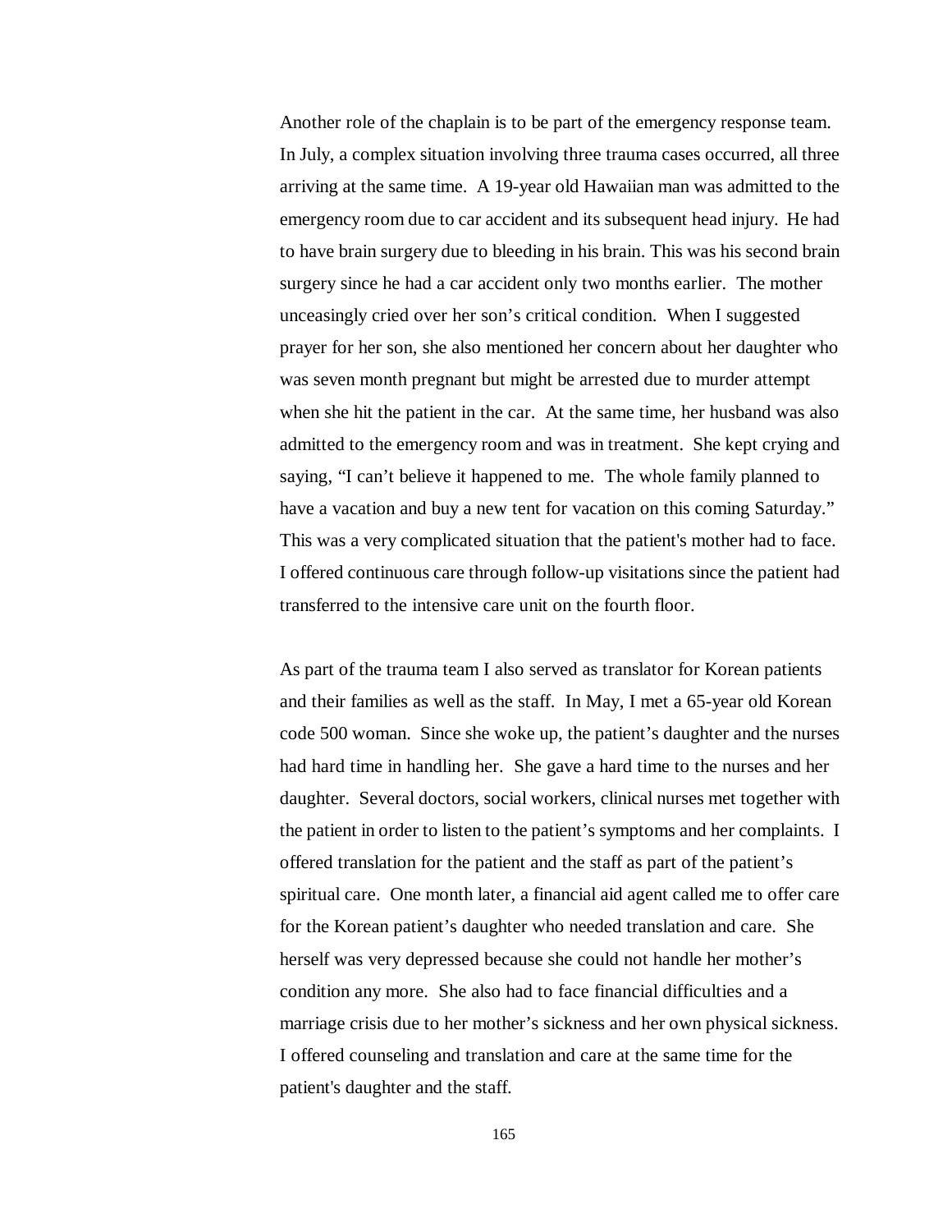Another role of the chaplain is to be part of the emergency response team. In July, a complex situation involving three trauma cases occurred, all three arriving at the same time. A 19-year old Hawaiian man was admitted to the emergency room due to car accident and its subsequent head injury. He had to have brain surgery due to bleeding in his brain. This was his second brain surgery since he had a car accident only two months earlier. The mother unceasingly cried over her son's critical condition. When I suggested prayer for her son, she also mentioned her concern about her daughter who was seven month pregnant but might be arrested due to murder attempt when she hit the patient in the car. At the same time, her husband was also admitted to the emergency room and was in treatment. She kept crying and saying, "I can't believe it happened to me. The whole family planned to have a vacation and buy a new tent for vacation on this coming Saturday." This was a very complicated situation that the patient's mother had to face. I offered continuous care through follow-up visitations since the patient had transferred to the intensive care unit on the fourth floor.

As part of the trauma team I also served as translator for Korean patients and their families as well as the staff. In May, I met a 65-year old Korean code 500 woman. Since she woke up, the patient's daughter and the nurses had hard time in handling her. She gave a hard time to the nurses and her daughter. Several doctors, social workers, clinical nurses met together with the patient in order to listen to the patient's symptoms and her complaints. I offered translation for the patient and the staff as part of the patient's spiritual care. One month later, a financial aid agent called me to offer care for the Korean patient's daughter who needed translation and care. She herself was very depressed because she could not handle her mother's condition any more. She also had to face financial difficulties and a marriage crisis due to her mother's sickness and her own physical sickness. I offered counseling and translation and care at the same time for the patient's daughter and the staff.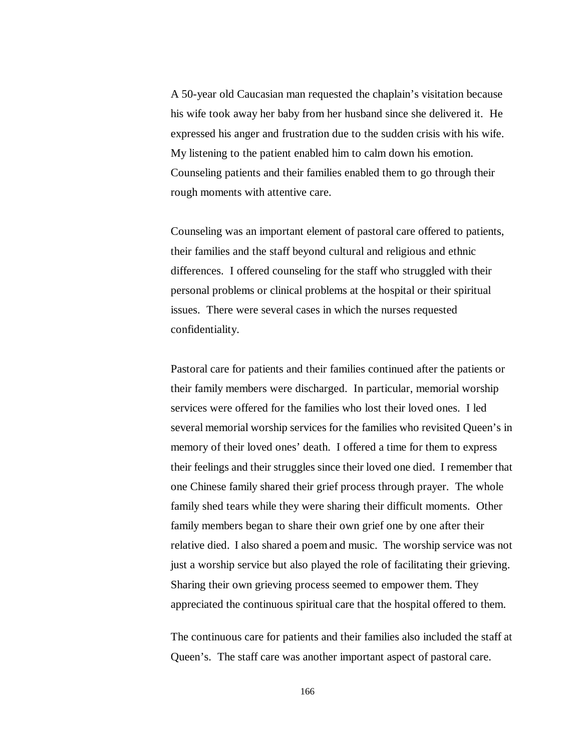A 50-year old Caucasian man requested the chaplain's visitation because his wife took away her baby from her husband since she delivered it. He expressed his anger and frustration due to the sudden crisis with his wife. My listening to the patient enabled him to calm down his emotion. Counseling patients and their families enabled them to go through their rough moments with attentive care.

Counseling was an important element of pastoral care offered to patients, their families and the staff beyond cultural and religious and ethnic differences. I offered counseling for the staff who struggled with their personal problems or clinical problems at the hospital or their spiritual issues. There were several cases in which the nurses requested confidentiality.

Pastoral care for patients and their families continued after the patients or their family members were discharged. In particular, memorial worship services were offered for the families who lost their loved ones. I led several memorial worship services for the families who revisited Queen's in memory of their loved ones' death. I offered a time for them to express their feelings and their struggles since their loved one died. I remember that one Chinese family shared their grief process through prayer. The whole family shed tears while they were sharing their difficult moments. Other family members began to share their own grief one by one after their relative died. I also shared a poem and music. The worship service was not just a worship service but also played the role of facilitating their grieving. Sharing their own grieving process seemed to empower them. They appreciated the continuous spiritual care that the hospital offered to them.

The continuous care for patients and their families also included the staff at Queen's. The staff care was another important aspect of pastoral care.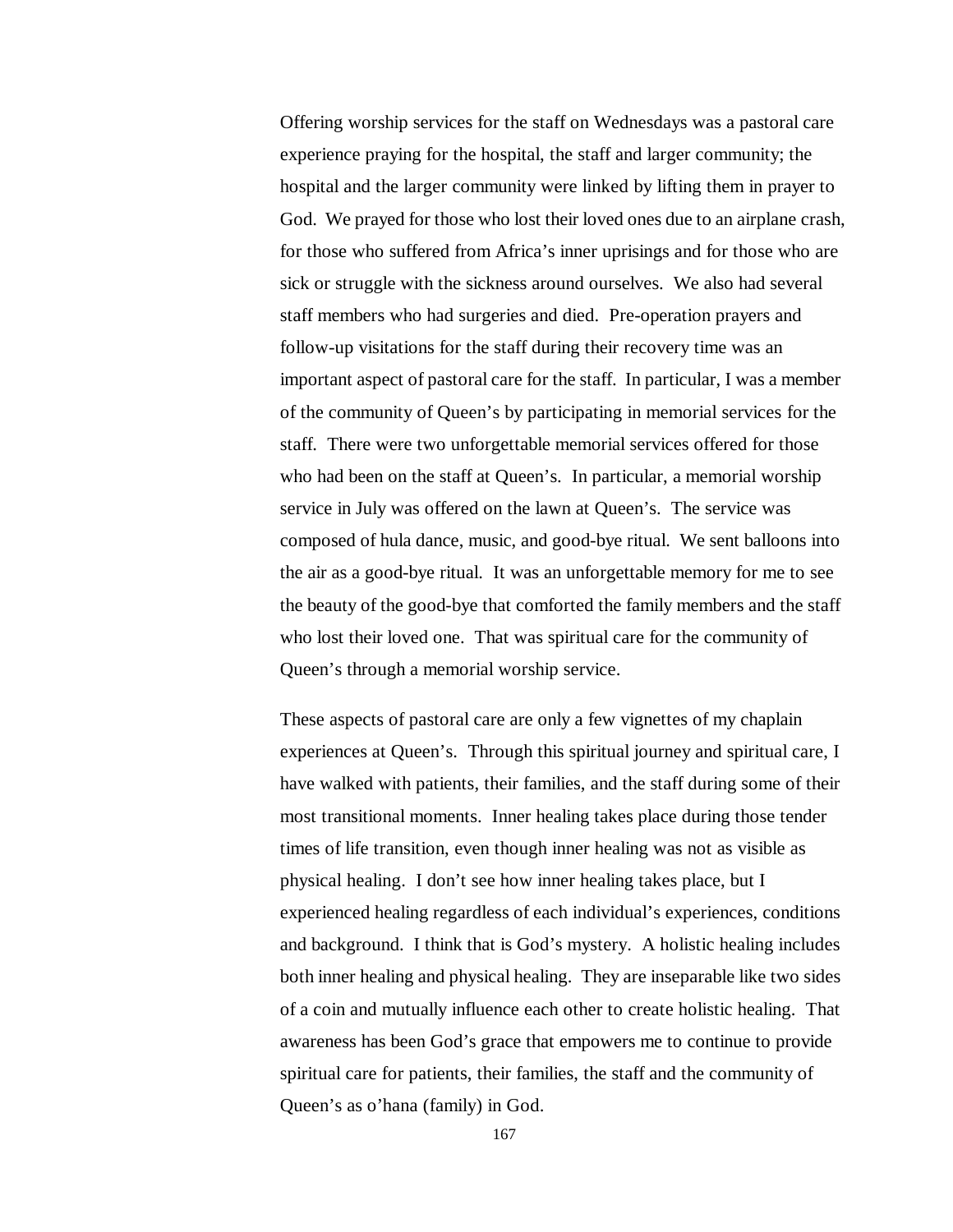Offering worship services for the staff on Wednesdays was a pastoral care experience praying for the hospital, the staff and larger community; the hospital and the larger community were linked by lifting them in prayer to God. We prayed for those who lost their loved ones due to an airplane crash, for those who suffered from Africa's inner uprisings and for those who are sick or struggle with the sickness around ourselves. We also had several staff members who had surgeries and died. Pre-operation prayers and follow-up visitations for the staff during their recovery time was an important aspect of pastoral care for the staff. In particular, I was a member of the community of Queen's by participating in memorial services for the staff. There were two unforgettable memorial services offered for those who had been on the staff at Queen's. In particular, a memorial worship service in July was offered on the lawn at Queen's. The service was composed of hula dance, music, and good-bye ritual. We sent balloons into the air as a good-bye ritual. It was an unforgettable memory for me to see the beauty of the good-bye that comforted the family members and the staff who lost their loved one. That was spiritual care for the community of Queen's through a memorial worship service.

These aspects of pastoral care are only a few vignettes of my chaplain experiences at Queen's. Through this spiritual journey and spiritual care, I have walked with patients, their families, and the staff during some of their most transitional moments. Inner healing takes place during those tender times of life transition, even though inner healing was not as visible as physical healing. I don't see how inner healing takes place, but I experienced healing regardless of each individual's experiences, conditions and background. I think that is God's mystery. A holistic healing includes both inner healing and physical healing. They are inseparable like two sides of a coin and mutually influence each other to create holistic healing. That awareness has been God's grace that empowers me to continue to provide spiritual care for patients, their families, the staff and the community of Queen's as o'hana (family) in God.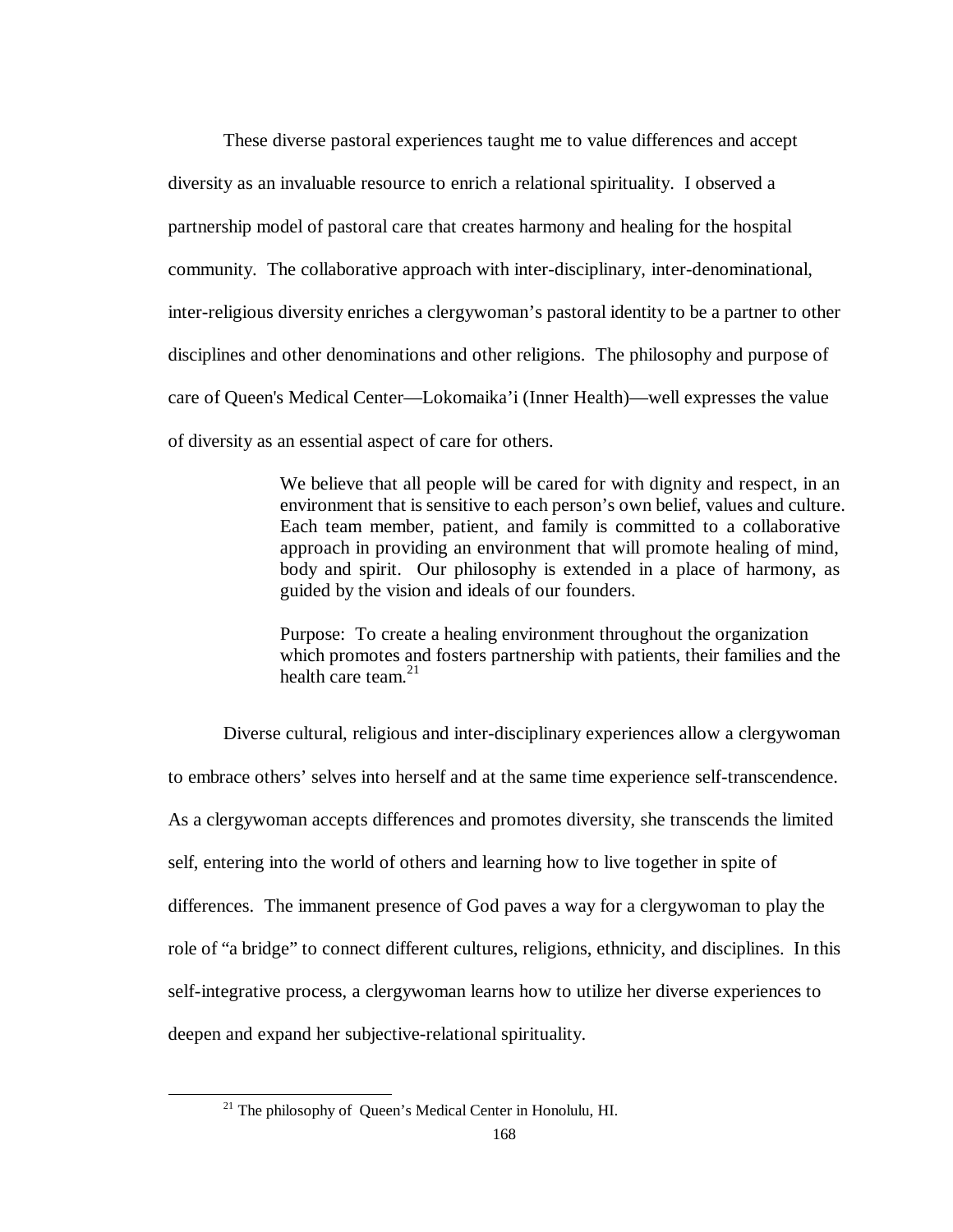These diverse pastoral experiences taught me to value differences and accept diversity as an invaluable resource to enrich a relational spirituality. I observed a partnership model of pastoral care that creates harmony and healing for the hospital community. The collaborative approach with inter-disciplinary, inter-denominational, inter-religious diversity enriches a clergywoman's pastoral identity to be a partner to other disciplines and other denominations and other religions. The philosophy and purpose of care of Queen's Medical Center—Lokomaika'i (Inner Health)—well expresses the value of diversity as an essential aspect of care for others.

> We believe that all people will be cared for with dignity and respect, in an environment that is sensitive to each person's own belief, values and culture. Each team member, patient, and family is committed to a collaborative approach in providing an environment that will promote healing of mind, body and spirit. Our philosophy is extended in a place of harmony, as guided by the vision and ideals of our founders.
>
> Purpose: To create a healing environment throughout the organization which promotes and fosters partnership with patients, their families and the health care team.[21]

Diverse cultural, religious and inter-disciplinary experiences allow a clergywoman to embrace others' selves into herself and at the same time experience self-transcendence. As a clergywoman accepts differences and promotes diversity, she transcends the limited self, entering into the world of others and learning how to live together in spite of differences. The immanent presence of God paves a way for a clergywoman to play the role of "a bridge" to connect different cultures, religions, ethnicity, and disciplines. In this self-integrative process, a clergywoman learns how to utilize her diverse experiences to deepen and expand her subjective-relational spirituality.

---

[21] The philosophy of Queen's Medical Center in Honolulu, HI.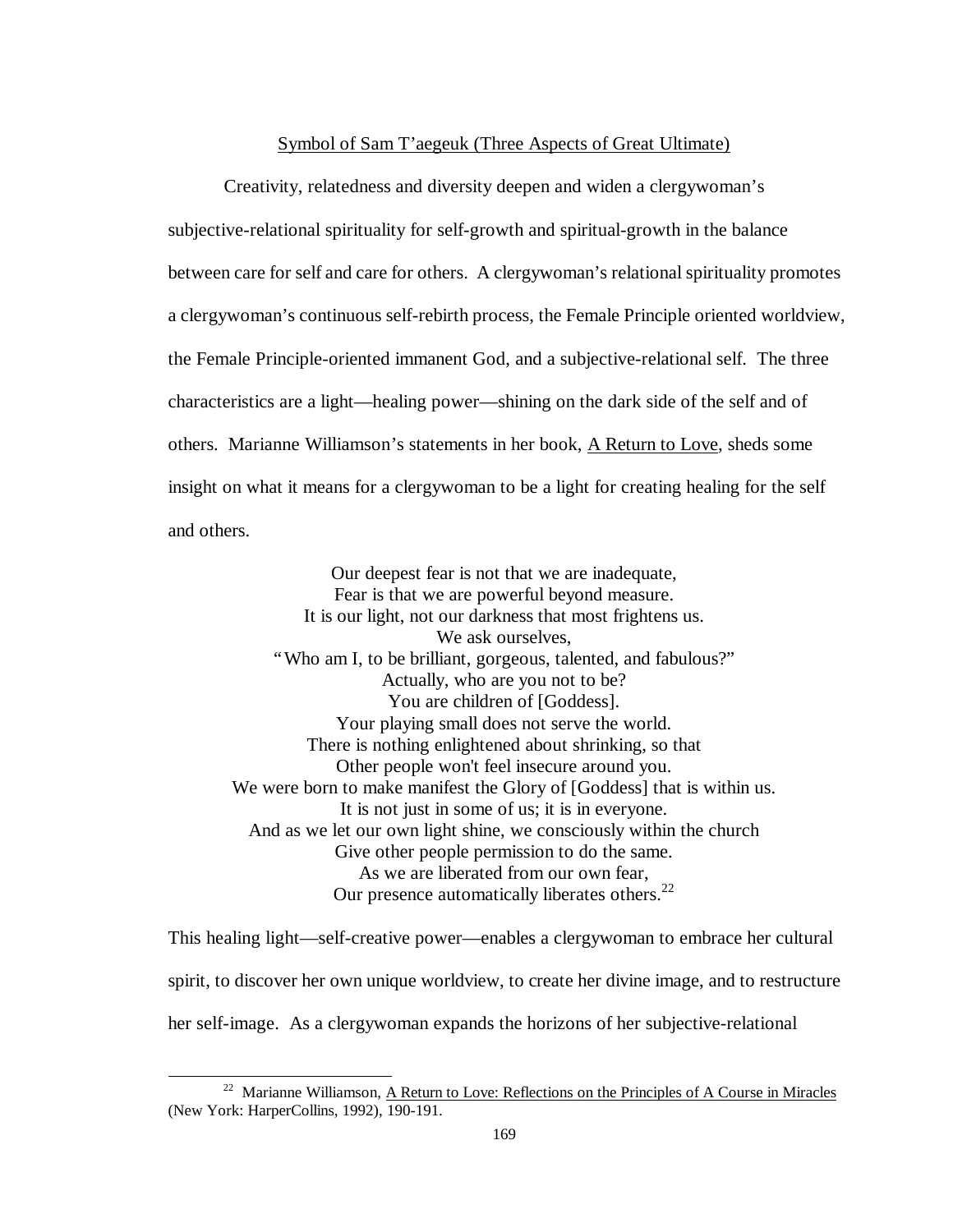Symbol of Sam T'aegeuk (Three Aspects of Great Ultimate)

Creativity, relatedness and diversity deepen and widen a clergywoman's subjective-relational spirituality for self-growth and spiritual-growth in the balance between care for self and care for others. A clergywoman's relational spirituality promotes a clergywoman's continuous self-rebirth process, the Female Principle oriented worldview, the Female Principle-oriented immanent God, and a subjective-relational self. The three characteristics are a light—healing power—shining on the dark side of the self and of others. Marianne Williamson's statements in her book, A Return to Love, sheds some insight on what it means for a clergywoman to be a light for creating healing for the self and others.

> Our deepest fear is not that we are inadequate,
> Fear is that we are powerful beyond measure.
> It is our light, not our darkness that most frightens us.
> We ask ourselves,
> "Who am I, to be brilliant, gorgeous, talented, and fabulous?"
> Actually, who are you not to be?
> You are children of [Goddess].
> Your playing small does not serve the world.
> There is nothing enlightened about shrinking, so that
> Other people won't feel insecure around you.
> We were born to make manifest the Glory of [Goddess] that is within us.
> It is not just in some of us; it is in everyone.
> And as we let our own light shine, we consciously within the church
> Give other people permission to do the same.
> As we are liberated from our own fear,
> Our presence automatically liberates others.[22]

This healing light—self-creative power—enables a clergywoman to embrace her cultural spirit, to discover her own unique worldview, to create her divine image, and to restructure her self-image. As a clergywoman expands the horizons of her subjective-relational

---

[22] Marianne Williamson, A Return to Love: Reflections on the Principles of A Course in Miracles (New York: HarperCollins, 1992), 190-191.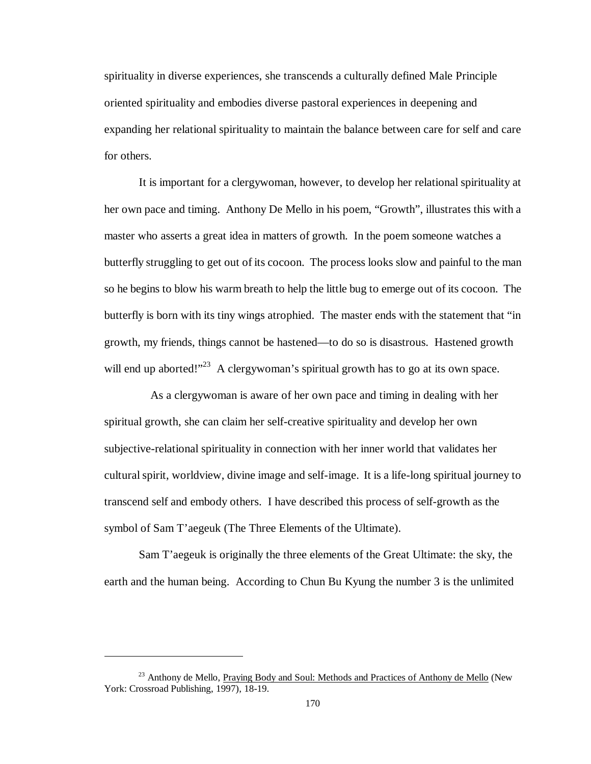spirituality in diverse experiences, she transcends a culturally defined Male Principle oriented spirituality and embodies diverse pastoral experiences in deepening and expanding her relational spirituality to maintain the balance between care for self and care for others.

It is important for a clergywoman, however, to develop her relational spirituality at her own pace and timing. Anthony De Mello in his poem, "Growth", illustrates this with a master who asserts a great idea in matters of growth. In the poem someone watches a butterfly struggling to get out of its cocoon. The process looks slow and painful to the man so he begins to blow his warm breath to help the little bug to emerge out of its cocoon. The butterfly is born with its tiny wings atrophied. The master ends with the statement that "in growth, my friends, things cannot be hastened—to do so is disastrous. Hastened growth will end up aborted!"[23] A clergywoman's spiritual growth has to go at its own space.

As a clergywoman is aware of her own pace and timing in dealing with her spiritual growth, she can claim her self-creative spirituality and develop her own subjective-relational spirituality in connection with her inner world that validates her cultural spirit, worldview, divine image and self-image. It is a life-long spiritual journey to transcend self and embody others. I have described this process of self-growth as the symbol of Sam T'aegeuk (The Three Elements of the Ultimate).

Sam T'aegeuk is originally the three elements of the Great Ultimate: the sky, the earth and the human being. According to Chun Bu Kyung the number 3 is the unlimited

---

[23] Anthony de Mello, Praying Body and Soul: Methods and Practices of Anthony de Mello (New York: Crossroad Publishing, 1997), 18-19.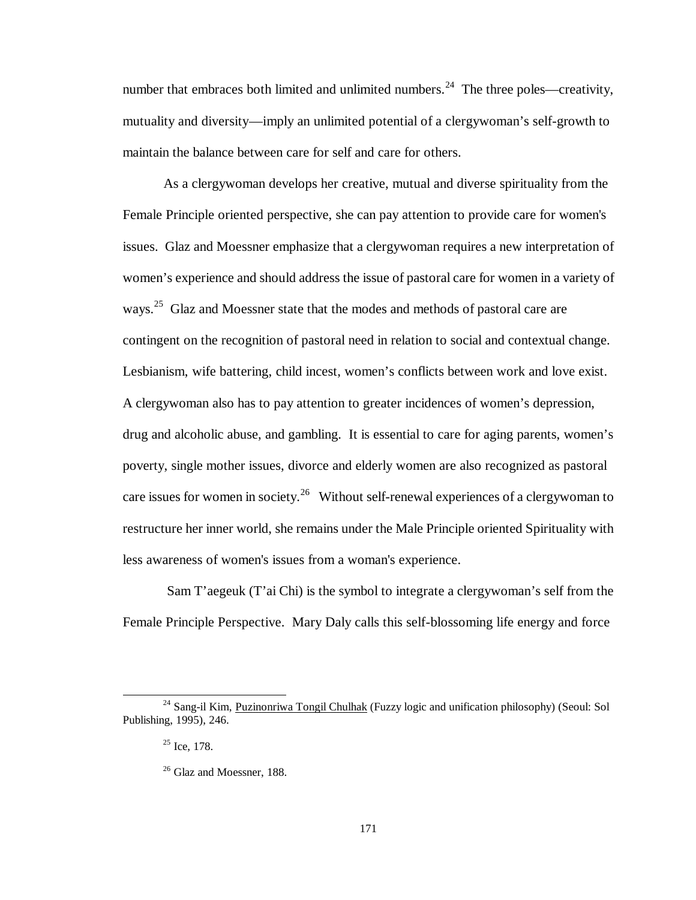number that embraces both limited and unlimited numbers.[24] The three poles—creativity, mutuality and diversity—imply an unlimited potential of a clergywoman's self-growth to maintain the balance between care for self and care for others.

As a clergywoman develops her creative, mutual and diverse spirituality from the Female Principle oriented perspective, she can pay attention to provide care for women's issues. Glaz and Moessner emphasize that a clergywoman requires a new interpretation of women's experience and should address the issue of pastoral care for women in a variety of ways.[25] Glaz and Moessner state that the modes and methods of pastoral care are contingent on the recognition of pastoral need in relation to social and contextual change. Lesbianism, wife battering, child incest, women's conflicts between work and love exist. A clergywoman also has to pay attention to greater incidences of women's depression, drug and alcoholic abuse, and gambling. It is essential to care for aging parents, women's poverty, single mother issues, divorce and elderly women are also recognized as pastoral care issues for women in society.[26] Without self-renewal experiences of a clergywoman to restructure her inner world, she remains under the Male Principle oriented Spirituality with less awareness of women's issues from a woman's experience.

Sam T'aegeuk (T'ai Chi) is the symbol to integrate a clergywoman's self from the Female Principle Perspective. Mary Daly calls this self-blossoming life energy and force

---

[24] Sang-il Kim, Puzinonriwa Tongil Chulhak (Fuzzy logic and unification philosophy) (Seoul: Sol Publishing, 1995), 246.

[25] Ice, 178.

[26] Glaz and Moessner, 188.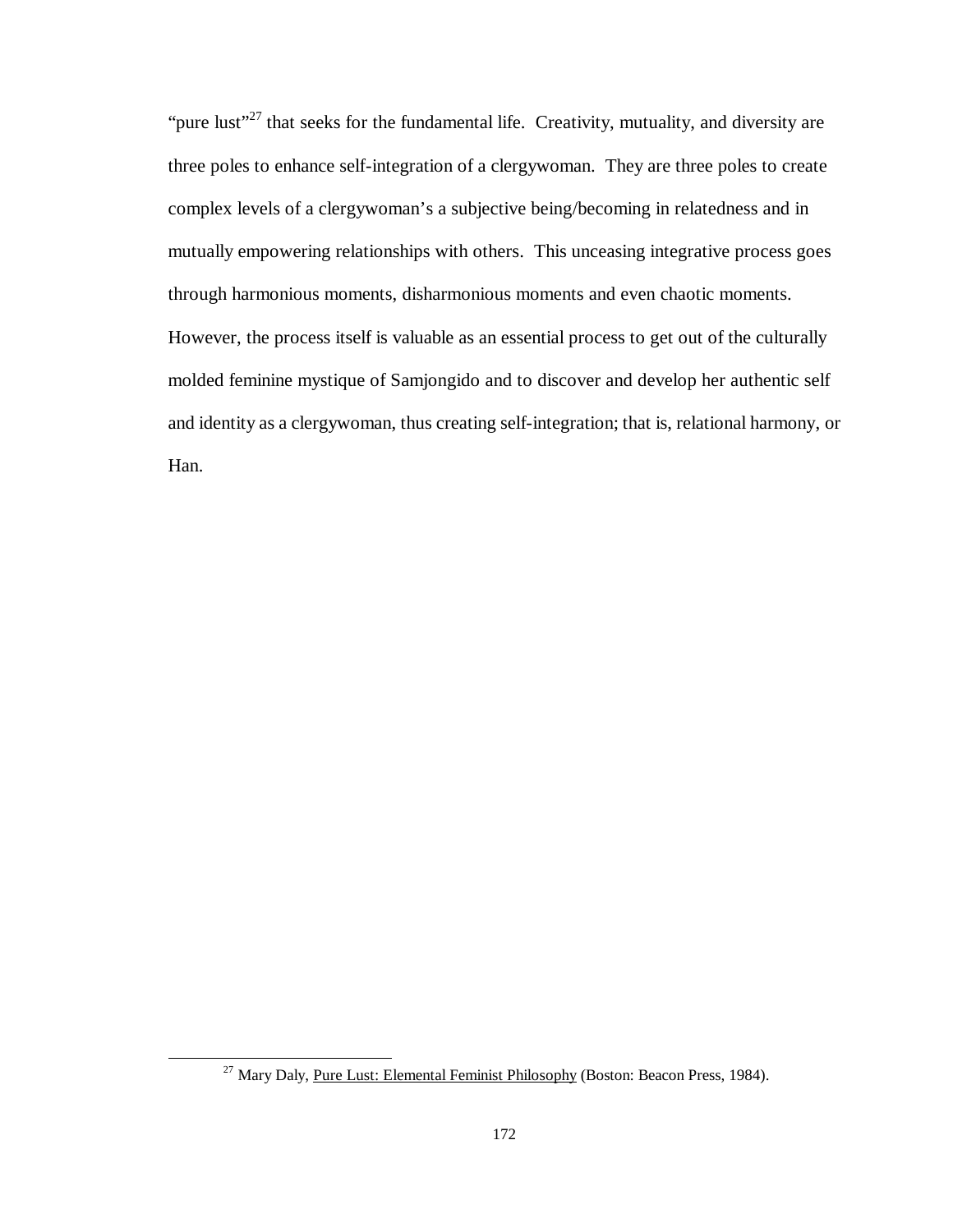"pure lust"[27] that seeks for the fundamental life. Creativity, mutuality, and diversity are three poles to enhance self-integration of a clergywoman. They are three poles to create complex levels of a clergywoman's a subjective being/becoming in relatedness and in mutually empowering relationships with others. This unceasing integrative process goes through harmonious moments, disharmonious moments and even chaotic moments. However, the process itself is valuable as an essential process to get out of the culturally molded feminine mystique of Samjongido and to discover and develop her authentic self and identity as a clergywoman, thus creating self-integration; that is, relational harmony, or Han.

---

[27] Mary Daly, Pure Lust: Elemental Feminist Philosophy (Boston: Beacon Press, 1984).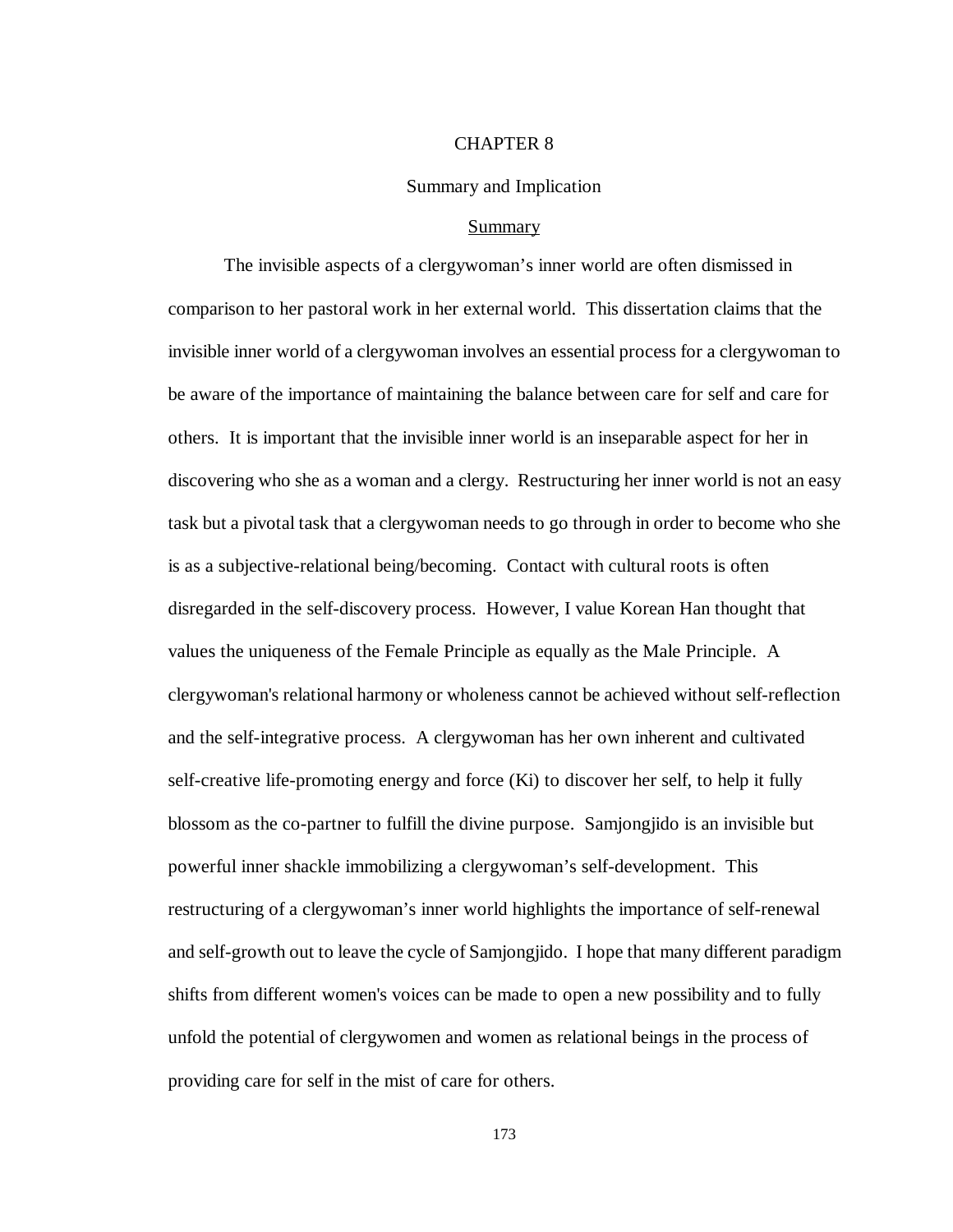# CHAPTER 8

## Summary and Implication

### Summary

The invisible aspects of a clergywoman's inner world are often dismissed in comparison to her pastoral work in her external world. This dissertation claims that the invisible inner world of a clergywoman involves an essential process for a clergywoman to be aware of the importance of maintaining the balance between care for self and care for others. It is important that the invisible inner world is an inseparable aspect for her in discovering who she as a woman and a clergy. Restructuring her inner world is not an easy task but a pivotal task that a clergywoman needs to go through in order to become who she is as a subjective-relational being/becoming. Contact with cultural roots is often disregarded in the self-discovery process. However, I value Korean Han thought that values the uniqueness of the Female Principle as equally as the Male Principle. A clergywoman's relational harmony or wholeness cannot be achieved without self-reflection and the self-integrative process. A clergywoman has her own inherent and cultivated self-creative life-promoting energy and force (Ki) to discover her self, to help it fully blossom as the co-partner to fulfill the divine purpose. Samjongjido is an invisible but powerful inner shackle immobilizing a clergywoman's self-development. This restructuring of a clergywoman's inner world highlights the importance of self-renewal and self-growth out to leave the cycle of Samjongjido. I hope that many different paradigm shifts from different women's voices can be made to open a new possibility and to fully unfold the potential of clergywomen and women as relational beings in the process of providing care for self in the mist of care for others.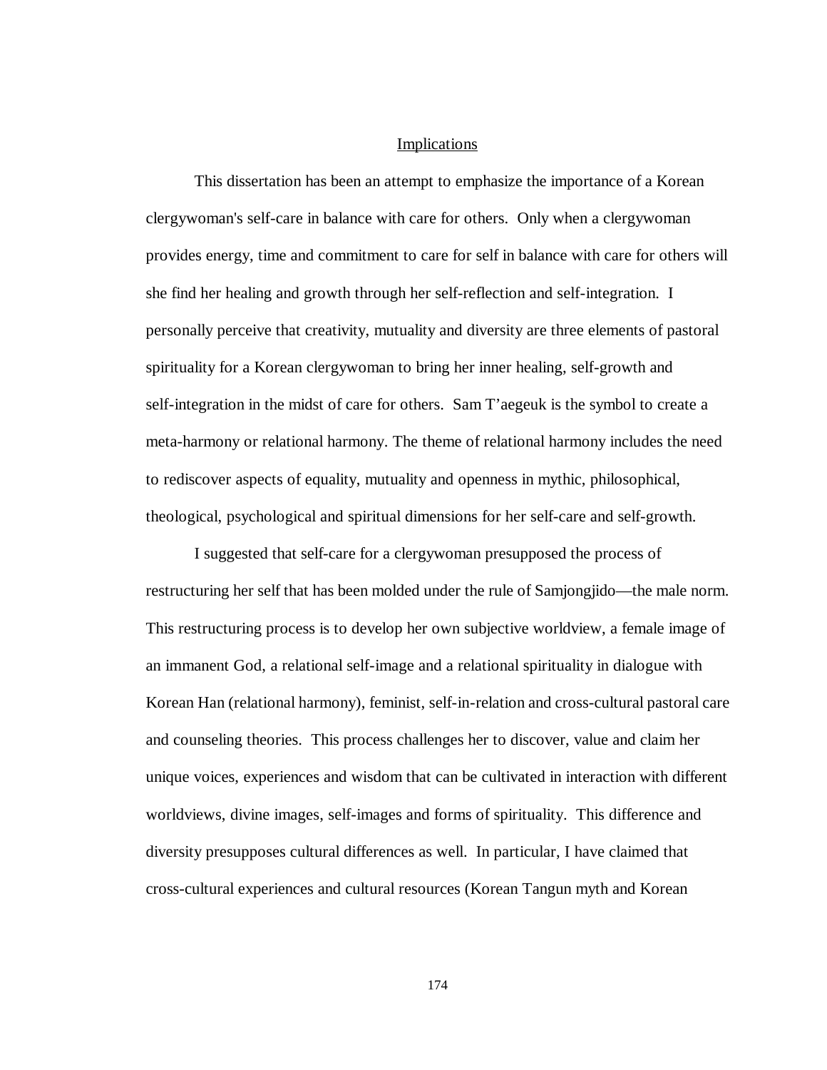## Implications

This dissertation has been an attempt to emphasize the importance of a Korean clergywoman's self-care in balance with care for others. Only when a clergywoman provides energy, time and commitment to care for self in balance with care for others will she find her healing and growth through her self-reflection and self-integration. I personally perceive that creativity, mutuality and diversity are three elements of pastoral spirituality for a Korean clergywoman to bring her inner healing, self-growth and self-integration in the midst of care for others. Sam T'aegeuk is the symbol to create a meta-harmony or relational harmony. The theme of relational harmony includes the need to rediscover aspects of equality, mutuality and openness in mythic, philosophical, theological, psychological and spiritual dimensions for her self-care and self-growth.

I suggested that self-care for a clergywoman presupposed the process of restructuring her self that has been molded under the rule of Samjongjido—the male norm. This restructuring process is to develop her own subjective worldview, a female image of an immanent God, a relational self-image and a relational spirituality in dialogue with Korean Han (relational harmony), feminist, self-in-relation and cross-cultural pastoral care and counseling theories. This process challenges her to discover, value and claim her unique voices, experiences and wisdom that can be cultivated in interaction with different worldviews, divine images, self-images and forms of spirituality. This difference and diversity presupposes cultural differences as well. In particular, I have claimed that cross-cultural experiences and cultural resources (Korean Tangun myth and Korean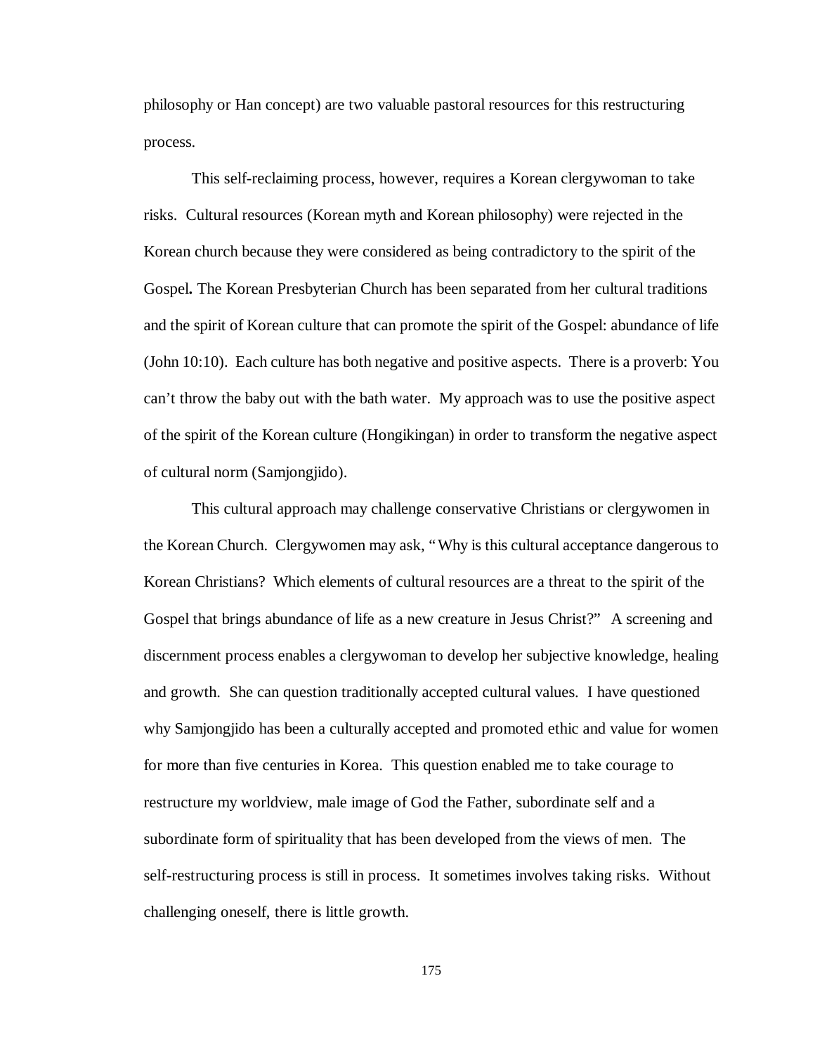philosophy or Han concept) are two valuable pastoral resources for this restructuring process.

This self-reclaiming process, however, requires a Korean clergywoman to take risks. Cultural resources (Korean myth and Korean philosophy) were rejected in the Korean church because they were considered as being contradictory to the spirit of the Gospel**.** The Korean Presbyterian Church has been separated from her cultural traditions and the spirit of Korean culture that can promote the spirit of the Gospel: abundance of life (John 10:10). Each culture has both negative and positive aspects. There is a proverb: You can't throw the baby out with the bath water. My approach was to use the positive aspect of the spirit of the Korean culture (Hongikingan) in order to transform the negative aspect of cultural norm (Samjongjido).

This cultural approach may challenge conservative Christians or clergywomen in the Korean Church. Clergywomen may ask, "Why is this cultural acceptance dangerous to Korean Christians? Which elements of cultural resources are a threat to the spirit of the Gospel that brings abundance of life as a new creature in Jesus Christ?" A screening and discernment process enables a clergywoman to develop her subjective knowledge, healing and growth. She can question traditionally accepted cultural values. I have questioned why Samjongjido has been a culturally accepted and promoted ethic and value for women for more than five centuries in Korea. This question enabled me to take courage to restructure my worldview, male image of God the Father, subordinate self and a subordinate form of spirituality that has been developed from the views of men. The self-restructuring process is still in process. It sometimes involves taking risks. Without challenging oneself, there is little growth.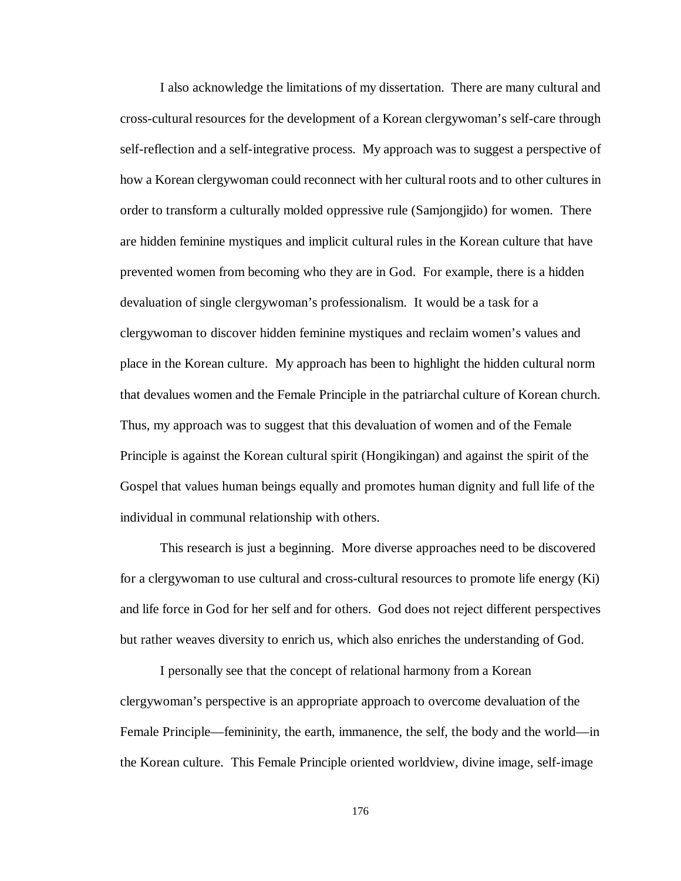I also acknowledge the limitations of my dissertation. There are many cultural and cross-cultural resources for the development of a Korean clergywoman's self-care through self-reflection and a self-integrative process. My approach was to suggest a perspective of how a Korean clergywoman could reconnect with her cultural roots and to other cultures in order to transform a culturally molded oppressive rule (Samjongjido) for women. There are hidden feminine mystiques and implicit cultural rules in the Korean culture that have prevented women from becoming who they are in God. For example, there is a hidden devaluation of single clergywoman's professionalism. It would be a task for a clergywoman to discover hidden feminine mystiques and reclaim women's values and place in the Korean culture. My approach has been to highlight the hidden cultural norm that devalues women and the Female Principle in the patriarchal culture of Korean church. Thus, my approach was to suggest that this devaluation of women and of the Female Principle is against the Korean cultural spirit (Hongikingan) and against the spirit of the Gospel that values human beings equally and promotes human dignity and full life of the individual in communal relationship with others.

This research is just a beginning. More diverse approaches need to be discovered for a clergywoman to use cultural and cross-cultural resources to promote life energy (Ki) and life force in God for her self and for others. God does not reject different perspectives but rather weaves diversity to enrich us, which also enriches the understanding of God.

I personally see that the concept of relational harmony from a Korean clergywoman's perspective is an appropriate approach to overcome devaluation of the Female Principle—femininity, the earth, immanence, the self, the body and the world—in the Korean culture. This Female Principle oriented worldview, divine image, self-image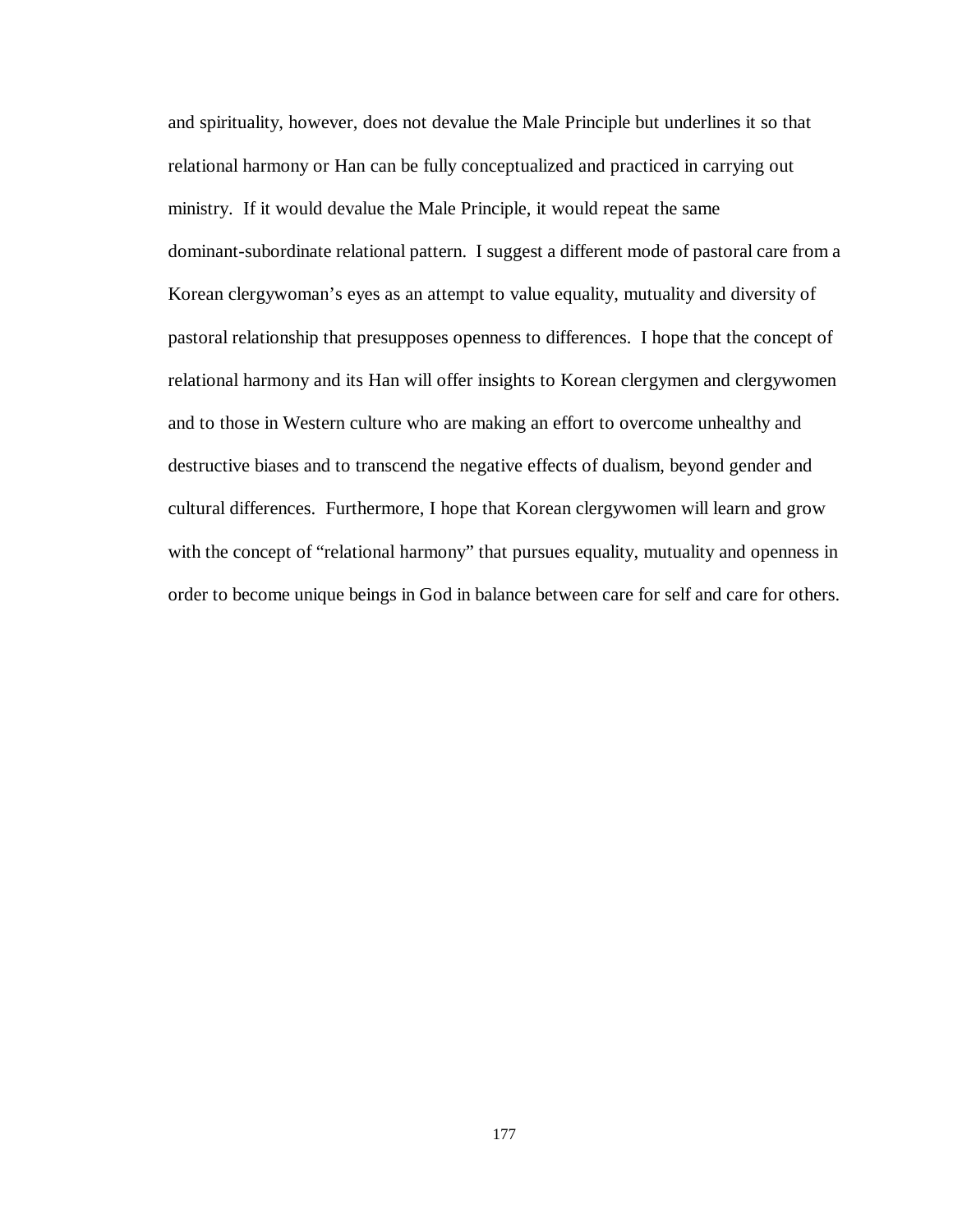and spirituality, however, does not devalue the Male Principle but underlines it so that relational harmony or Han can be fully conceptualized and practiced in carrying out ministry. If it would devalue the Male Principle, it would repeat the same dominant-subordinate relational pattern. I suggest a different mode of pastoral care from a Korean clergywoman's eyes as an attempt to value equality, mutuality and diversity of pastoral relationship that presupposes openness to differences. I hope that the concept of relational harmony and its Han will offer insights to Korean clergymen and clergywomen and to those in Western culture who are making an effort to overcome unhealthy and destructive biases and to transcend the negative effects of dualism, beyond gender and cultural differences. Furthermore, I hope that Korean clergywomen will learn and grow with the concept of "relational harmony" that pursues equality, mutuality and openness in order to become unique beings in God in balance between care for self and care for others.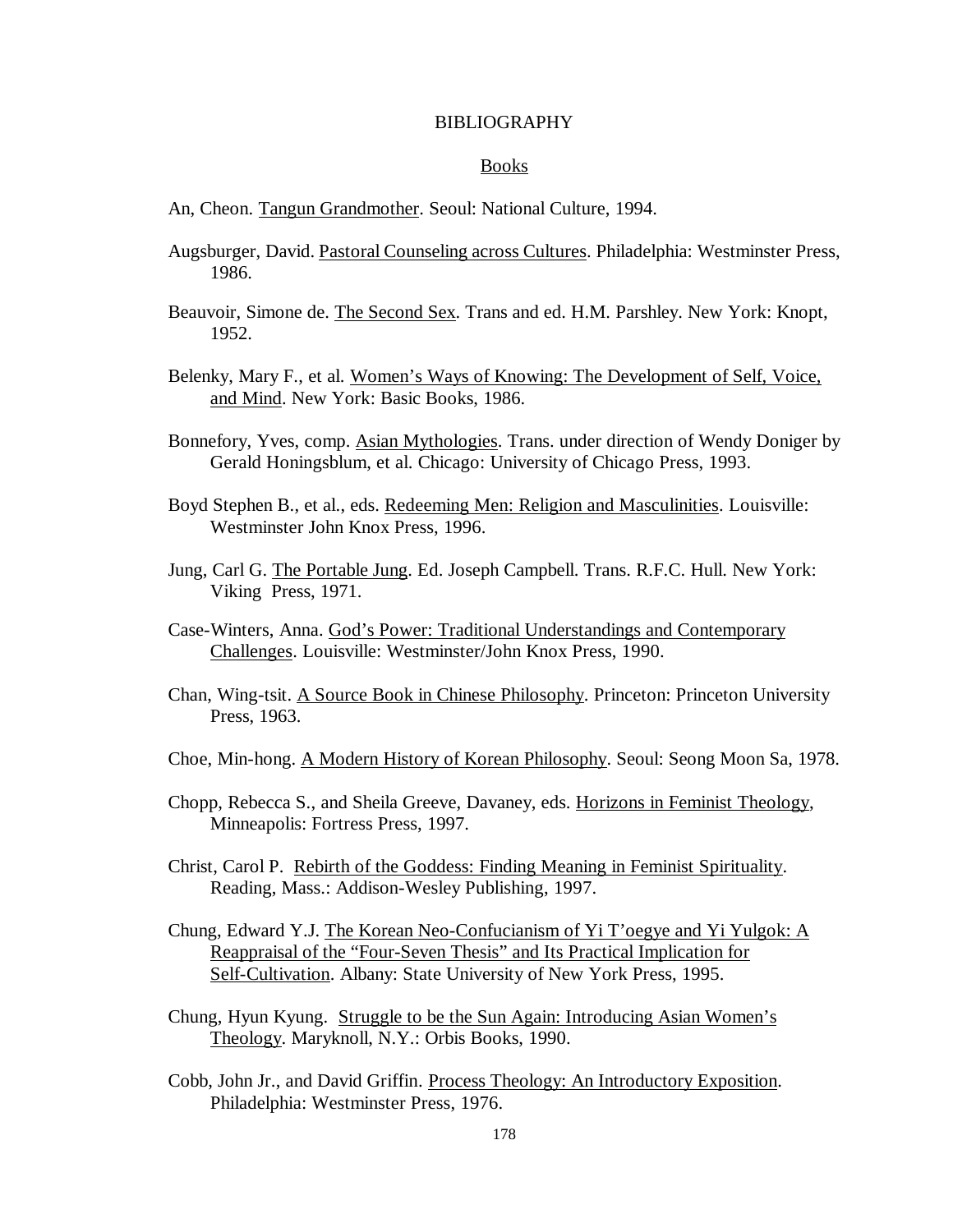# BIBLIOGRAPHY

## Books

An, Cheon. Tangun Grandmother. Seoul: National Culture, 1994.

Augsburger, David. Pastoral Counseling across Cultures. Philadelphia: Westminster Press, 1986.

Beauvoir, Simone de. The Second Sex. Trans and ed. H.M. Parshley. New York: Knopt, 1952.

Belenky, Mary F., et al. Women's Ways of Knowing: The Development of Self, Voice, and Mind. New York: Basic Books, 1986.

Bonnefory, Yves, comp. Asian Mythologies. Trans. under direction of Wendy Doniger by Gerald Honingsblum, et al. Chicago: University of Chicago Press, 1993.

Boyd Stephen B., et al., eds. Redeeming Men: Religion and Masculinities. Louisville: Westminster John Knox Press, 1996.

Jung, Carl G. The Portable Jung. Ed. Joseph Campbell. Trans. R.F.C. Hull. New York: Viking Press, 1971.

Case-Winters, Anna. God's Power: Traditional Understandings and Contemporary Challenges. Louisville: Westminster/John Knox Press, 1990.

Chan, Wing-tsit. A Source Book in Chinese Philosophy. Princeton: Princeton University Press, 1963.

Choe, Min-hong. A Modern History of Korean Philosophy. Seoul: Seong Moon Sa, 1978.

Chopp, Rebecca S., and Sheila Greeve, Davaney, eds. Horizons in Feminist Theology, Minneapolis: Fortress Press, 1997.

Christ, Carol P. Rebirth of the Goddess: Finding Meaning in Feminist Spirituality. Reading, Mass.: Addison-Wesley Publishing, 1997.

Chung, Edward Y.J. The Korean Neo-Confucianism of Yi T'oegye and Yi Yulgok: A Reappraisal of the "Four-Seven Thesis" and Its Practical Implication for Self-Cultivation. Albany: State University of New York Press, 1995.

Chung, Hyun Kyung. Struggle to be the Sun Again: Introducing Asian Women's Theology. Maryknoll, N.Y.: Orbis Books, 1990.

Cobb, John Jr., and David Griffin. Process Theology: An Introductory Exposition. Philadelphia: Westminster Press, 1976.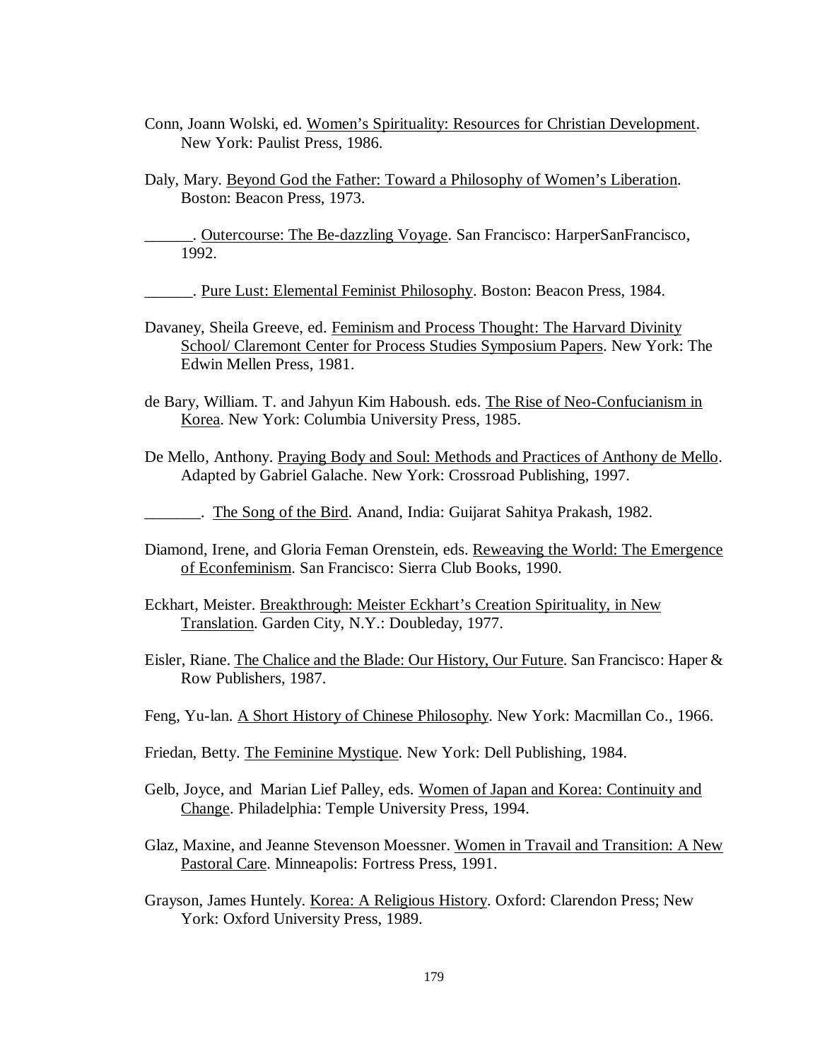Conn, Joann Wolski, ed. Women's Spirituality: Resources for Christian Development. New York: Paulist Press, 1986.

Daly, Mary. Beyond God the Father: Toward a Philosophy of Women's Liberation. Boston: Beacon Press, 1973.

______. Outercourse: The Be-dazzling Voyage. San Francisco: HarperSanFrancisco, 1992.

______. Pure Lust: Elemental Feminist Philosophy. Boston: Beacon Press, 1984.

Davaney, Sheila Greeve, ed. Feminism and Process Thought: The Harvard Divinity School/ Claremont Center for Process Studies Symposium Papers. New York: The Edwin Mellen Press, 1981.

de Bary, William. T. and Jahyun Kim Haboush. eds. The Rise of Neo-Confucianism in Korea. New York: Columbia University Press, 1985.

De Mello, Anthony. Praying Body and Soul: Methods and Practices of Anthony de Mello. Adapted by Gabriel Galache. New York: Crossroad Publishing, 1997.

_______. The Song of the Bird. Anand, India: Guijarat Sahitya Prakash, 1982.

Diamond, Irene, and Gloria Feman Orenstein, eds. Reweaving the World: The Emergence of Econfeminism. San Francisco: Sierra Club Books, 1990.

Eckhart, Meister. Breakthrough: Meister Eckhart's Creation Spirituality, in New Translation. Garden City, N.Y.: Doubleday, 1977.

Eisler, Riane. The Chalice and the Blade: Our History, Our Future. San Francisco: Haper & Row Publishers, 1987.

Feng, Yu-lan. A Short History of Chinese Philosophy. New York: Macmillan Co., 1966.

Friedan, Betty. The Feminine Mystique. New York: Dell Publishing, 1984.

Gelb, Joyce, and Marian Lief Palley, eds. Women of Japan and Korea: Continuity and Change. Philadelphia: Temple University Press, 1994.

Glaz, Maxine, and Jeanne Stevenson Moessner. Women in Travail and Transition: A New Pastoral Care. Minneapolis: Fortress Press, 1991.

Grayson, James Huntely. Korea: A Religious History. Oxford: Clarendon Press; New York: Oxford University Press, 1989.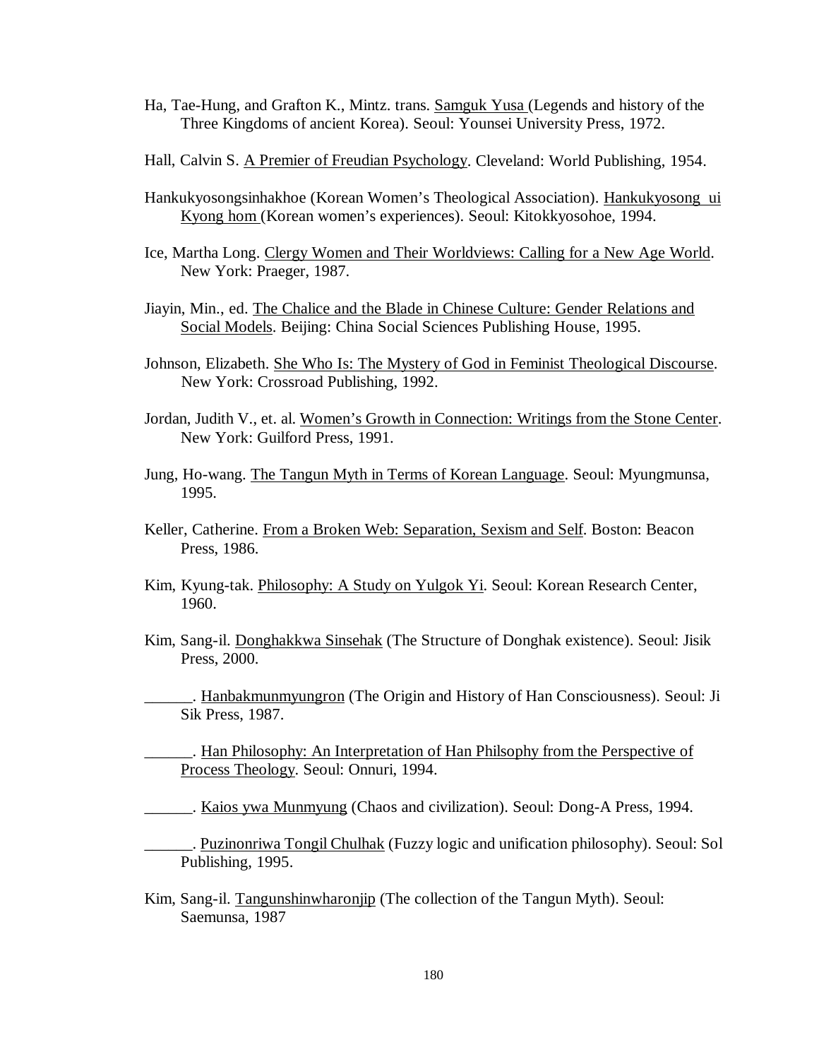Ha, Tae-Hung, and Grafton K., Mintz. trans. <u>Samguk Yusa</u> (Legends and history of the Three Kingdoms of ancient Korea). Seoul: Younsei University Press, 1972.

Hall, Calvin S. <u>A Premier of Freudian Psychology</u>. Cleveland: World Publishing, 1954.

Hankukyosongsinhakhoe (Korean Women's Theological Association). <u>Hankukyosong ui Kyong hom</u> (Korean women's experiences). Seoul: Kitokkyosohoe, 1994.

Ice, Martha Long. <u>Clergy Women and Their Worldviews: Calling for a New Age World</u>. New York: Praeger, 1987.

Jiayin, Min., ed. <u>The Chalice and the Blade in Chinese Culture: Gender Relations and Social Models</u>. Beijing: China Social Sciences Publishing House, 1995.

Johnson, Elizabeth. <u>She Who Is: The Mystery of God in Feminist Theological Discourse</u>. New York: Crossroad Publishing, 1992.

Jordan, Judith V., et. al. <u>Women's Growth in Connection: Writings from the Stone Center</u>. New York: Guilford Press, 1991.

Jung, Ho-wang. <u>The Tangun Myth in Terms of Korean Language</u>. Seoul: Myungmunsa, 1995.

Keller, Catherine. <u>From a Broken Web: Separation, Sexism and Self</u>. Boston: Beacon Press, 1986.

Kim, Kyung-tak. <u>Philosophy: A Study on Yulgok Yi</u>. Seoul: Korean Research Center, 1960.

Kim, Sang-il. <u>Donghakkwa Sinsehak</u> (The Structure of Donghak existence). Seoul: Jisik Press, 2000.

______. <u>Hanbakmunmyungron</u> (The Origin and History of Han Consciousness). Seoul: Ji Sik Press, 1987.

______. <u>Han Philosophy: An Interpretation of Han Philsophy from the Perspective of Process Theology</u>. Seoul: Onnuri, 1994.

______. <u>Kaios ywa Munmyung</u> (Chaos and civilization). Seoul: Dong-A Press, 1994.

______. <u>Puzinonriwa Tongil Chulhak</u> (Fuzzy logic and unification philosophy). Seoul: Sol Publishing, 1995.

Kim, Sang-il. <u>Tangunshinwharonjip</u> (The collection of the Tangun Myth). Seoul: Saemunsa, 1987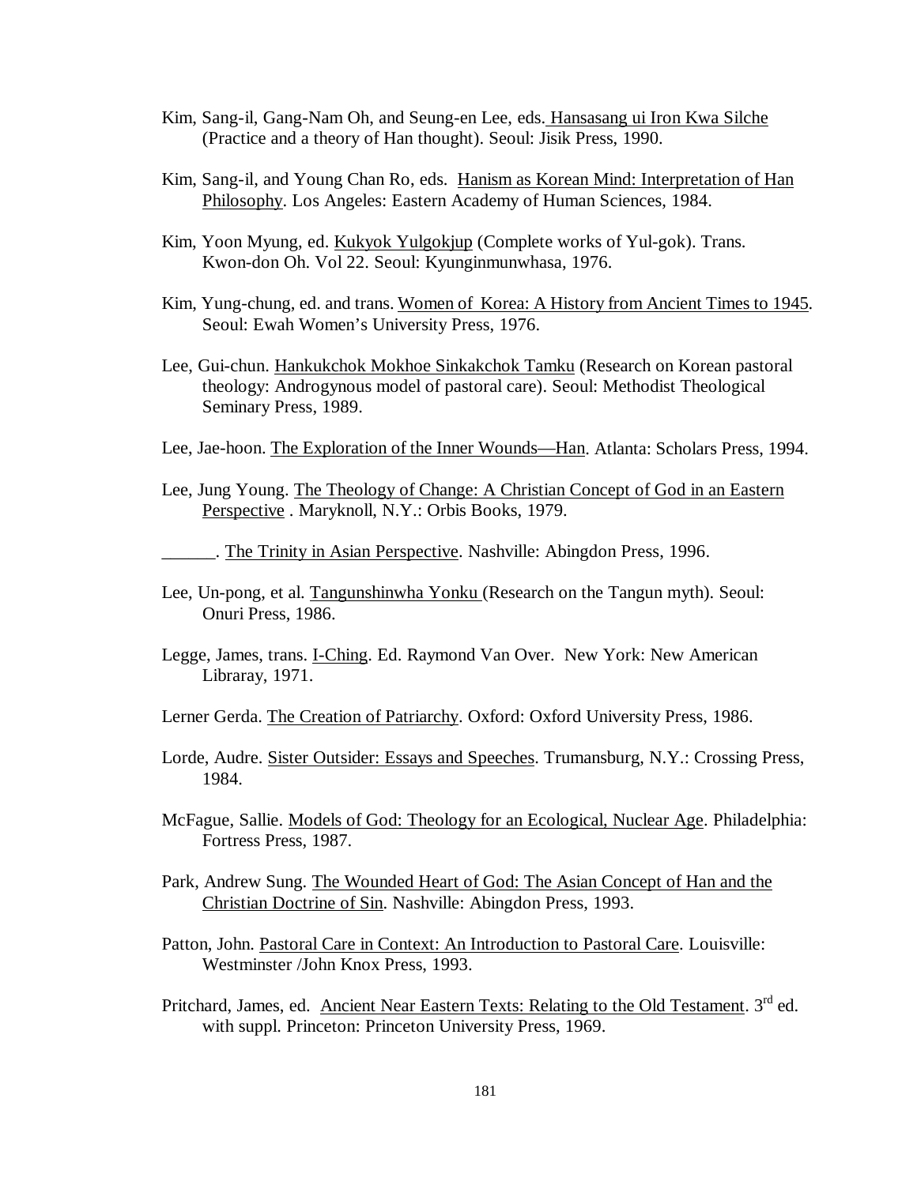Kim, Sang-il, Gang-Nam Oh, and Seung-en Lee, eds. Hansasang ui Iron Kwa Silche (Practice and a theory of Han thought). Seoul: Jisik Press, 1990.

Kim, Sang-il, and Young Chan Ro, eds. Hanism as Korean Mind: Interpretation of Han Philosophy. Los Angeles: Eastern Academy of Human Sciences, 1984.

Kim, Yoon Myung, ed. Kukyok Yulgokjup (Complete works of Yul-gok). Trans. Kwon-don Oh. Vol 22. Seoul: Kyunginmunwhasa, 1976.

Kim, Yung-chung, ed. and trans. Women of Korea: A History from Ancient Times to 1945. Seoul: Ewah Women's University Press, 1976.

Lee, Gui-chun. Hankukchok Mokhoe Sinkakchok Tamku (Research on Korean pastoral theology: Androgynous model of pastoral care). Seoul: Methodist Theological Seminary Press, 1989.

Lee, Jae-hoon. The Exploration of the Inner Wounds—Han. Atlanta: Scholars Press, 1994.

Lee, Jung Young. The Theology of Change: A Christian Concept of God in an Eastern Perspective . Maryknoll, N.Y.: Orbis Books, 1979.

______. The Trinity in Asian Perspective. Nashville: Abingdon Press, 1996.

Lee, Un-pong, et al. Tangunshinwha Yonku (Research on the Tangun myth). Seoul: Onuri Press, 1986.

Legge, James, trans. I-Ching. Ed. Raymond Van Over. New York: New American Libraray, 1971.

Lerner Gerda. The Creation of Patriarchy. Oxford: Oxford University Press, 1986.

Lorde, Audre. Sister Outsider: Essays and Speeches. Trumansburg, N.Y.: Crossing Press, 1984.

McFague, Sallie. Models of God: Theology for an Ecological, Nuclear Age. Philadelphia: Fortress Press, 1987.

Park, Andrew Sung. The Wounded Heart of God: The Asian Concept of Han and the Christian Doctrine of Sin. Nashville: Abingdon Press, 1993.

Patton, John. Pastoral Care in Context: An Introduction to Pastoral Care. Louisville: Westminster /John Knox Press, 1993.

Pritchard, James, ed. Ancient Near Eastern Texts: Relating to the Old Testament. 3rd ed. with suppl. Princeton: Princeton University Press, 1969.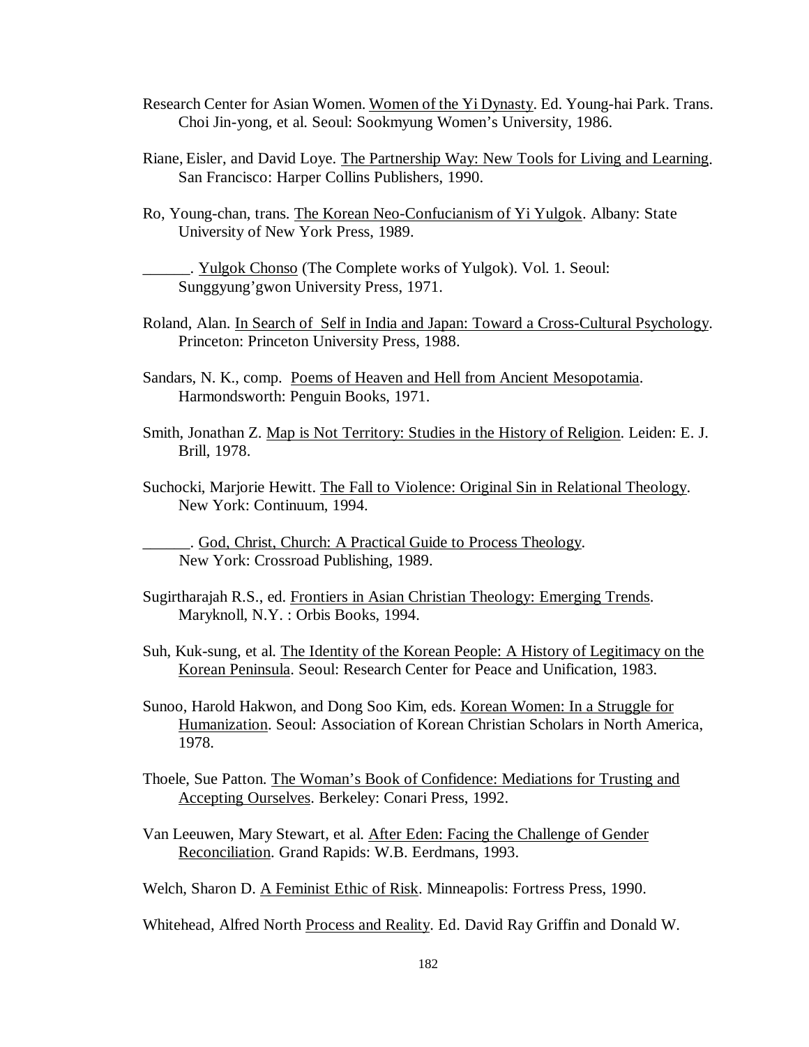Research Center for Asian Women. Women of the Yi Dynasty. Ed. Young-hai Park. Trans. Choi Jin-yong, et al. Seoul: Sookmyung Women's University, 1986.

Riane, Eisler, and David Loye. The Partnership Way: New Tools for Living and Learning. San Francisco: Harper Collins Publishers, 1990.

Ro, Young-chan, trans. The Korean Neo-Confucianism of Yi Yulgok. Albany: State University of New York Press, 1989.

______. Yulgok Chonso (The Complete works of Yulgok). Vol. 1. Seoul: Sunggyung'gwon University Press, 1971.

Roland, Alan. In Search of Self in India and Japan: Toward a Cross-Cultural Psychology. Princeton: Princeton University Press, 1988.

Sandars, N. K., comp. Poems of Heaven and Hell from Ancient Mesopotamia. Harmondsworth: Penguin Books, 1971.

Smith, Jonathan Z. Map is Not Territory: Studies in the History of Religion. Leiden: E. J. Brill, 1978.

Suchocki, Marjorie Hewitt. The Fall to Violence: Original Sin in Relational Theology. New York: Continuum, 1994.

______. God, Christ, Church: A Practical Guide to Process Theology. New York: Crossroad Publishing, 1989.

Sugirtharajah R.S., ed. Frontiers in Asian Christian Theology: Emerging Trends. Maryknoll, N.Y. : Orbis Books, 1994.

Suh, Kuk-sung, et al. The Identity of the Korean People: A History of Legitimacy on the Korean Peninsula. Seoul: Research Center for Peace and Unification, 1983.

Sunoo, Harold Hakwon, and Dong Soo Kim, eds. Korean Women: In a Struggle for Humanization. Seoul: Association of Korean Christian Scholars in North America, 1978.

Thoele, Sue Patton. The Woman's Book of Confidence: Mediations for Trusting and Accepting Ourselves. Berkeley: Conari Press, 1992.

Van Leeuwen, Mary Stewart, et al. After Eden: Facing the Challenge of Gender Reconciliation. Grand Rapids: W.B. Eerdmans, 1993.

Welch, Sharon D. A Feminist Ethic of Risk. Minneapolis: Fortress Press, 1990.

Whitehead, Alfred North Process and Reality. Ed. David Ray Griffin and Donald W.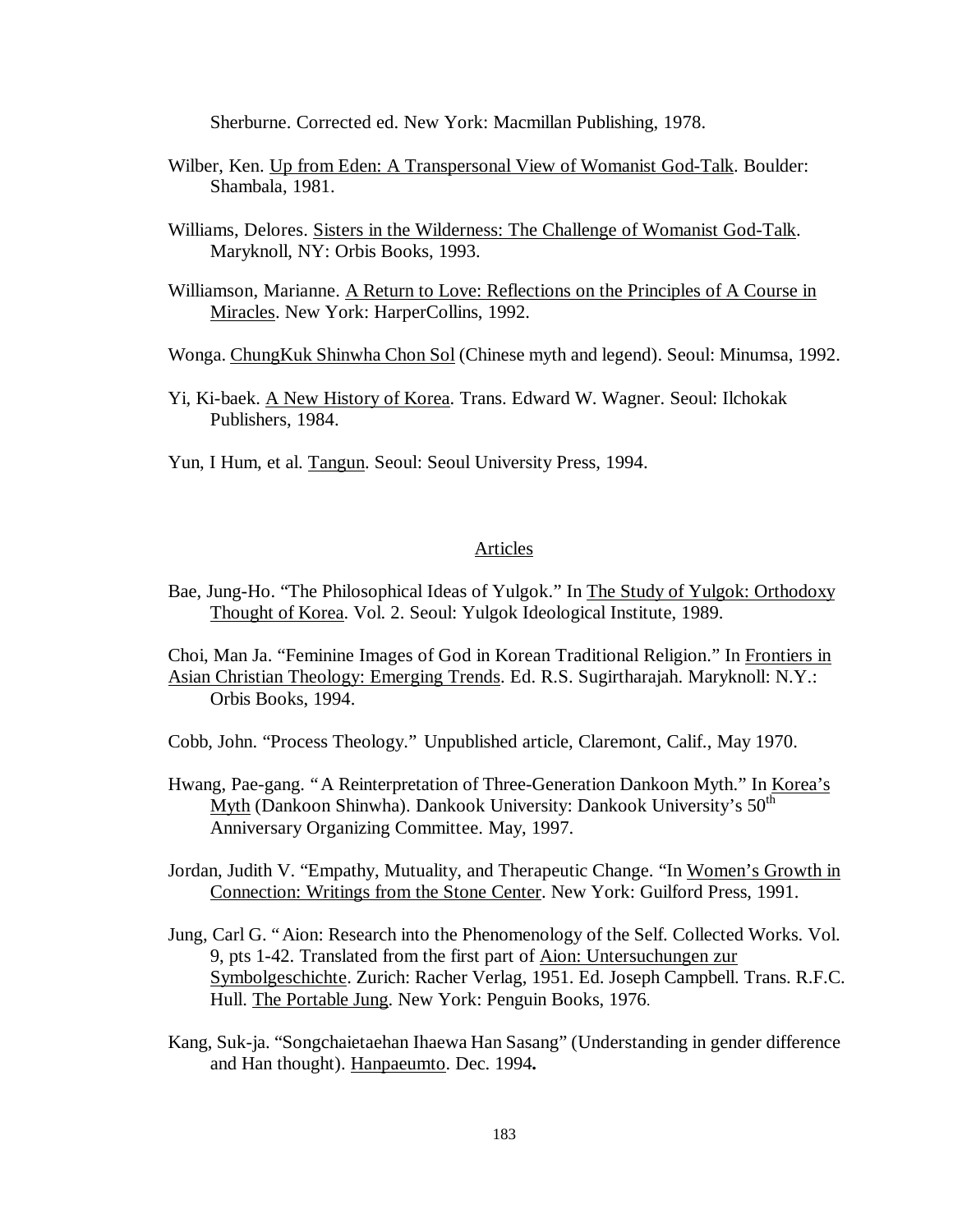Sherburne. Corrected ed. New York: Macmillan Publishing, 1978.

Wilber, Ken. Up from Eden: A Transpersonal View of Womanist God-Talk. Boulder: Shambala, 1981.

Williams, Delores. Sisters in the Wilderness: The Challenge of Womanist God-Talk. Maryknoll, NY: Orbis Books, 1993.

Williamson, Marianne. A Return to Love: Reflections on the Principles of A Course in Miracles. New York: HarperCollins, 1992.

Wonga. ChungKuk Shinwha Chon Sol (Chinese myth and legend). Seoul: Minumsa, 1992.

Yi, Ki-baek. A New History of Korea. Trans. Edward W. Wagner. Seoul: Ilchokak Publishers, 1984.

Yun, I Hum, et al. Tangun. Seoul: Seoul University Press, 1994.

## Articles

Bae, Jung-Ho. "The Philosophical Ideas of Yulgok." In The Study of Yulgok: Orthodoxy Thought of Korea. Vol. 2. Seoul: Yulgok Ideological Institute, 1989.

Choi, Man Ja. "Feminine Images of God in Korean Traditional Religion." In Frontiers in Asian Christian Theology: Emerging Trends. Ed. R.S. Sugirtharajah. Maryknoll: N.Y.: Orbis Books, 1994.

Cobb, John. "Process Theology." Unpublished article, Claremont, Calif., May 1970.

Hwang, Pae-gang. "A Reinterpretation of Three-Generation Dankoon Myth." In Korea's Myth (Dankoon Shinwha). Dankook University: Dankook University's 50th Anniversary Organizing Committee. May, 1997.

Jordan, Judith V. "Empathy, Mutuality, and Therapeutic Change. "In Women's Growth in Connection: Writings from the Stone Center. New York: Guilford Press, 1991.

Jung, Carl G. "Aion: Research into the Phenomenology of the Self. Collected Works. Vol. 9, pts 1-42. Translated from the first part of Aion: Untersuchungen zur Symbolgeschichte. Zurich: Racher Verlag, 1951. Ed. Joseph Campbell. Trans. R.F.C. Hull. The Portable Jung. New York: Penguin Books, 1976.

Kang, Suk-ja. "Songchaietaehan Ihaewa Han Sasang" (Understanding in gender difference and Han thought). Hanpaeumto. Dec. 1994.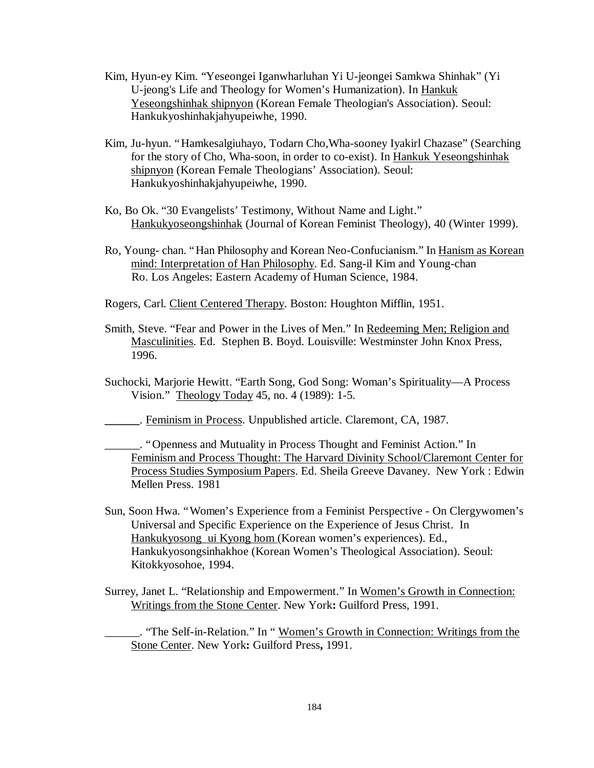Kim, Hyun-ey Kim. "Yeseongei Iganwharluhan Yi U-jeongei Samkwa Shinhak" (Yi U-jeong's Life and Theology for Women's Humanization). In Hankuk Yeseongshinhak shipnyon (Korean Female Theologian's Association). Seoul: Hankukyoshinhakjahyupeiwhe, 1990.

Kim, Ju-hyun. "Hamkesalgiuhayo, Todarn Cho,Wha-sooney Iyakirl Chazase" (Searching for the story of Cho, Wha-soon, in order to co-exist). In Hankuk Yeseongshinhak shipnyon (Korean Female Theologians' Association). Seoul: Hankukyoshinhakjahyupeiwhe, 1990.

Ko, Bo Ok. "30 Evangelists' Testimony, Without Name and Light." Hankukyoseongshinhak (Journal of Korean Feminist Theology), 40 (Winter 1999).

Ro, Young- chan. "Han Philosophy and Korean Neo-Confucianism." In Hanism as Korean mind: Interpretation of Han Philosophy. Ed. Sang-il Kim and Young-chan Ro. Los Angeles: Eastern Academy of Human Science, 1984.

Rogers, Carl. Client Centered Therapy. Boston: Houghton Mifflin, 1951.

Smith, Steve. "Fear and Power in the Lives of Men." In Redeeming Men; Religion and Masculinities. Ed. Stephen B. Boyd. Louisville: Westminster John Knox Press, 1996.

Suchocki, Marjorie Hewitt. "Earth Song, God Song: Woman's Spirituality—A Process Vision." Theology Today 45, no. 4 (1989): 1-5.

______. Feminism in Process. Unpublished article. Claremont, CA, 1987.

______. "Openness and Mutuality in Process Thought and Feminist Action." In Feminism and Process Thought: The Harvard Divinity School/Claremont Center for Process Studies Symposium Papers. Ed. Sheila Greeve Davaney. New York : Edwin Mellen Press. 1981

Sun, Soon Hwa. "Women's Experience from a Feminist Perspective - On Clergywomen's Universal and Specific Experience on the Experience of Jesus Christ. In Hankukyosong ui Kyong hom (Korean women's experiences). Ed., Hankukyosongsinhakhoe (Korean Women's Theological Association). Seoul: Kitokkyosohoe, 1994.

Surrey, Janet L. "Relationship and Empowerment." In Women's Growth in Connection: Writings from the Stone Center. New York**:** Guilford Press, 1991.

______. "The Self-in-Relation." In " Women's Growth in Connection: Writings from the Stone Center. New York**:** Guilford Press**,** 1991.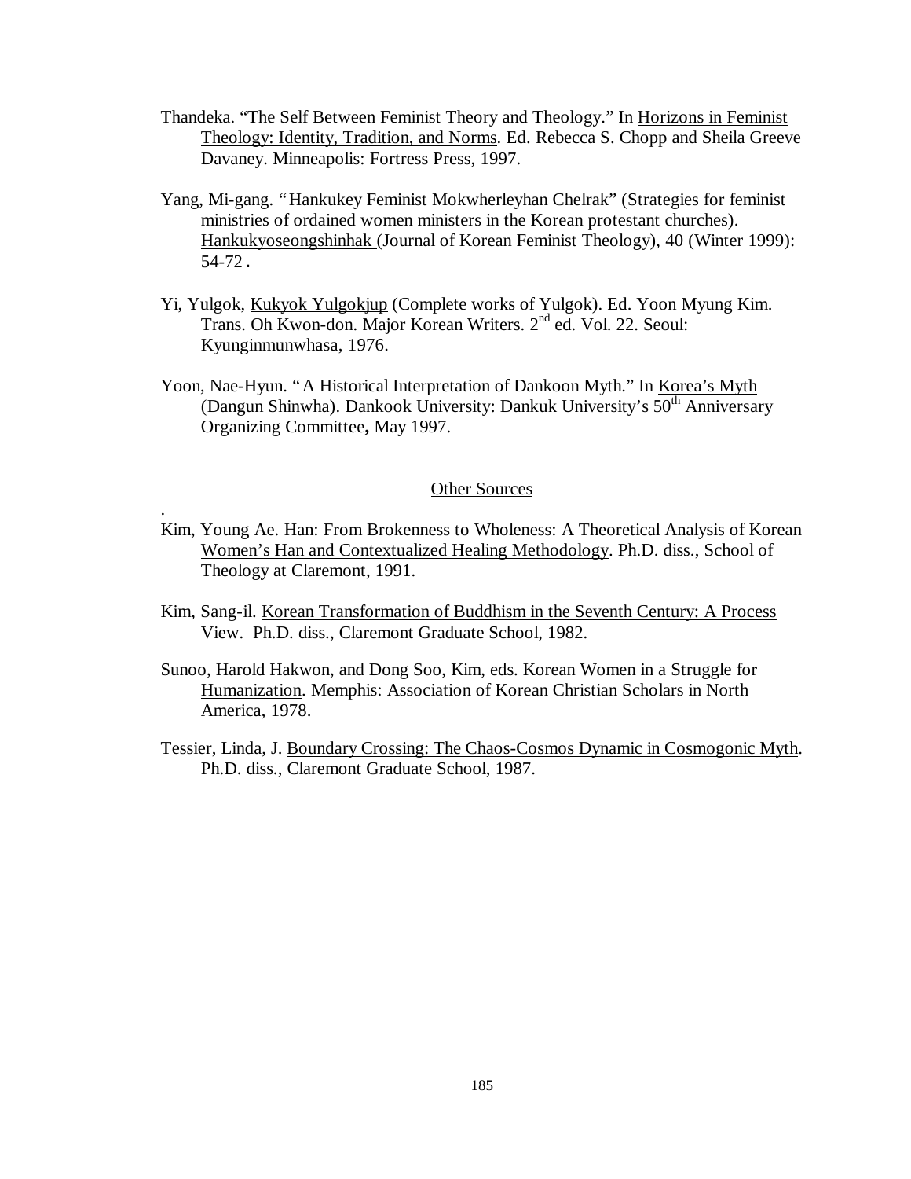Thandeka. "The Self Between Feminist Theory and Theology." In Horizons in Feminist Theology: Identity, Tradition, and Norms. Ed. Rebecca S. Chopp and Sheila Greeve Davaney. Minneapolis: Fortress Press, 1997.

Yang, Mi-gang. "Hankukey Feminist Mokwherleyhan Chelrak" (Strategies for feminist ministries of ordained women ministers in the Korean protestant churches). Hankukyoseongshinhak (Journal of Korean Feminist Theology), 40 (Winter 1999): 54-72.

Yi, Yulgok, Kukyok Yulgokjup (Complete works of Yulgok). Ed. Yoon Myung Kim. Trans. Oh Kwon-don. Major Korean Writers. 2nd ed. Vol. 22. Seoul: Kyunginmunwhasa, 1976.

Yoon, Nae-Hyun. "A Historical Interpretation of Dankoon Myth." In Korea's Myth (Dangun Shinwha). Dankook University: Dankuk University's 50th Anniversary Organizing Committee, May 1997.

## Other Sources

Kim, Young Ae. Han: From Brokenness to Wholeness: A Theoretical Analysis of Korean Women's Han and Contextualized Healing Methodology. Ph.D. diss., School of Theology at Claremont, 1991.

Kim, Sang-il. Korean Transformation of Buddhism in the Seventh Century: A Process View. Ph.D. diss., Claremont Graduate School, 1982.

Sunoo, Harold Hakwon, and Dong Soo, Kim, eds. Korean Women in a Struggle for Humanization. Memphis: Association of Korean Christian Scholars in North America, 1978.

Tessier, Linda, J. Boundary Crossing: The Chaos-Cosmos Dynamic in Cosmogonic Myth. Ph.D. diss., Claremont Graduate School, 1987.